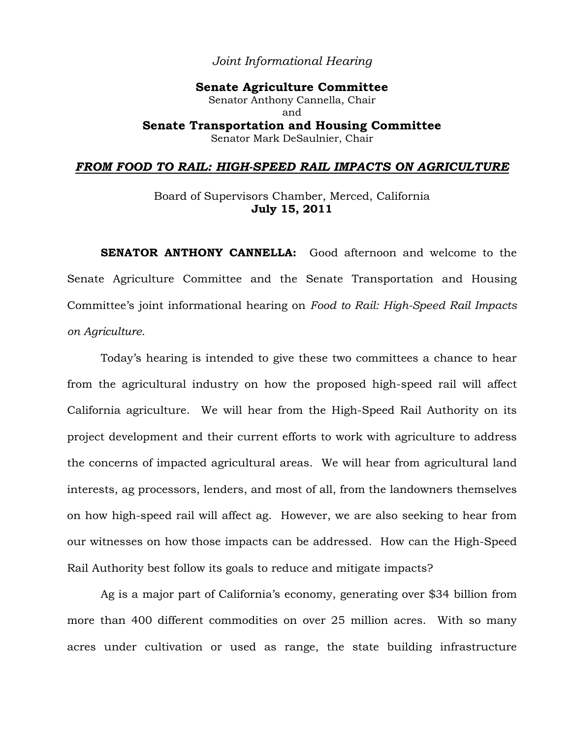*Joint Informational Hearing*

**Senate Agriculture Committee**
Senator Anthony Cannella, Chair
and
**Senate Transportation and Housing Committee**
Senator Mark DeSaulnier, Chair

## ***FROM FOOD TO RAIL: HIGH-SPEED RAIL IMPACTS ON AGRICULTURE***

Board of Supervisors Chamber, Merced, California
**July 15, 2011**

**SENATOR ANTHONY CANNELLA:** Good afternoon and welcome to the Senate Agriculture Committee and the Senate Transportation and Housing Committee's joint informational hearing on *Food to Rail: High-Speed Rail Impacts on Agriculture*.

Today's hearing is intended to give these two committees a chance to hear from the agricultural industry on how the proposed high-speed rail will affect California agriculture. We will hear from the High-Speed Rail Authority on its project development and their current efforts to work with agriculture to address the concerns of impacted agricultural areas. We will hear from agricultural land interests, ag processors, lenders, and most of all, from the landowners themselves on how high-speed rail will affect ag. However, we are also seeking to hear from our witnesses on how those impacts can be addressed. How can the High-Speed Rail Authority best follow its goals to reduce and mitigate impacts?

Ag is a major part of California's economy, generating over $34 billion from more than 400 different commodities on over 25 million acres. With so many acres under cultivation or used as range, the state building infrastructure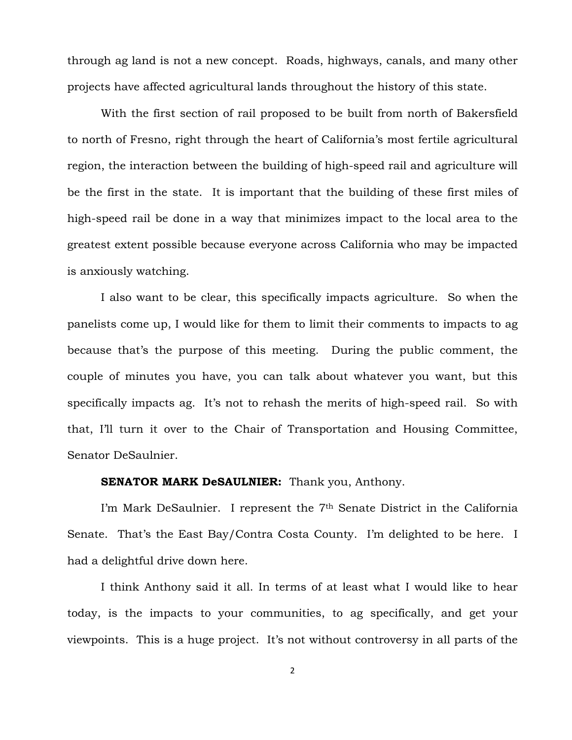through ag land is not a new concept. Roads, highways, canals, and many other projects have affected agricultural lands throughout the history of this state.

With the first section of rail proposed to be built from north of Bakersfield to north of Fresno, right through the heart of California's most fertile agricultural region, the interaction between the building of high-speed rail and agriculture will be the first in the state. It is important that the building of these first miles of high-speed rail be done in a way that minimizes impact to the local area to the greatest extent possible because everyone across California who may be impacted is anxiously watching.

I also want to be clear, this specifically impacts agriculture. So when the panelists come up, I would like for them to limit their comments to impacts to ag because that's the purpose of this meeting. During the public comment, the couple of minutes you have, you can talk about whatever you want, but this specifically impacts ag. It's not to rehash the merits of high-speed rail. So with that, I'll turn it over to the Chair of Transportation and Housing Committee, Senator DeSaulnier.

**SENATOR MARK DeSAULNIER:** Thank you, Anthony.

I'm Mark DeSaulnier. I represent the 7th Senate District in the California Senate. That's the East Bay/Contra Costa County. I'm delighted to be here. I had a delightful drive down here.

I think Anthony said it all. In terms of at least what I would like to hear today, is the impacts to your communities, to ag specifically, and get your viewpoints. This is a huge project. It's not without controversy in all parts of the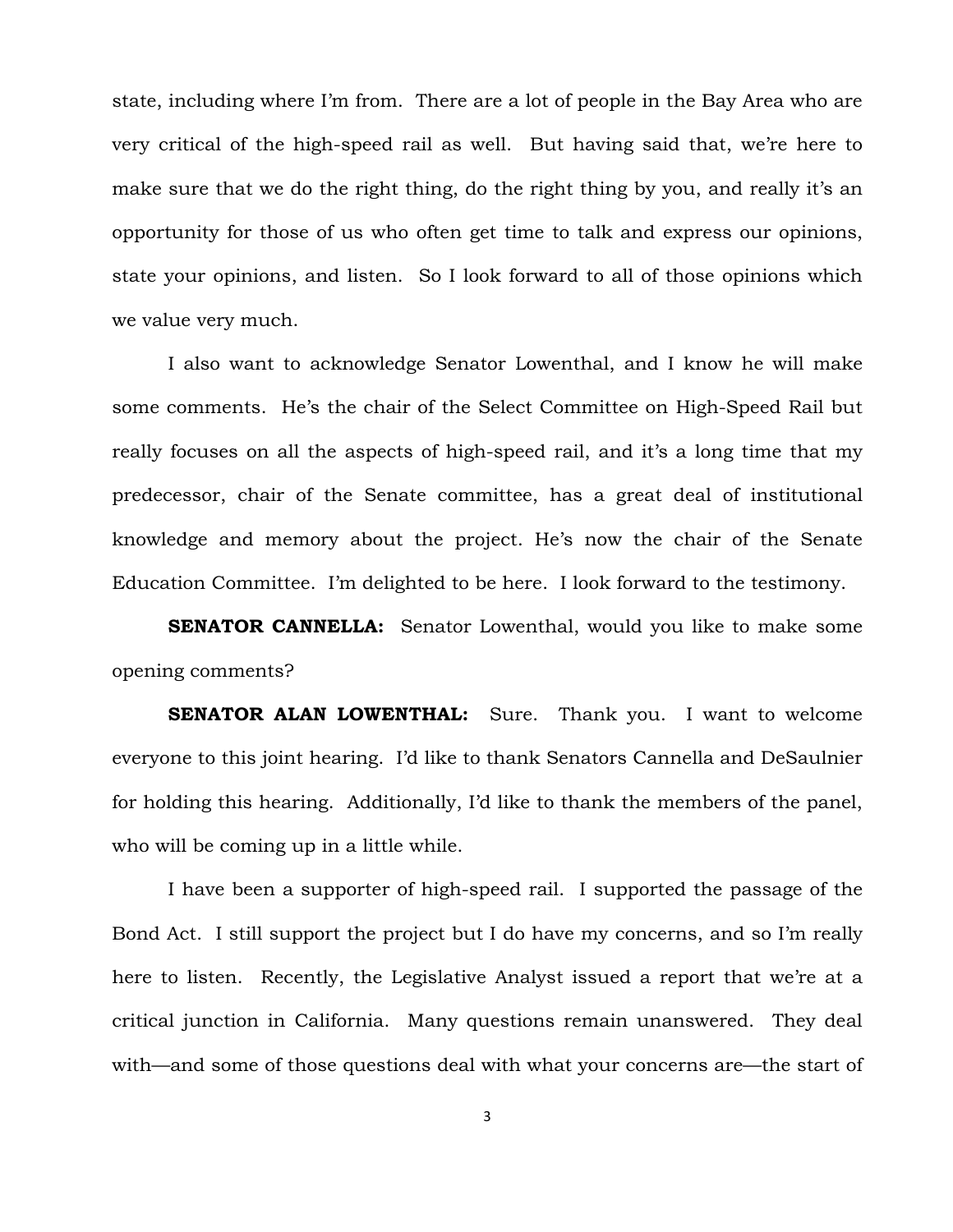state, including where I'm from. There are a lot of people in the Bay Area who are very critical of the high-speed rail as well. But having said that, we're here to make sure that we do the right thing, do the right thing by you, and really it's an opportunity for those of us who often get time to talk and express our opinions, state your opinions, and listen. So I look forward to all of those opinions which we value very much.

I also want to acknowledge Senator Lowenthal, and I know he will make some comments. He's the chair of the Select Committee on High-Speed Rail but really focuses on all the aspects of high-speed rail, and it's a long time that my predecessor, chair of the Senate committee, has a great deal of institutional knowledge and memory about the project. He's now the chair of the Senate Education Committee. I'm delighted to be here. I look forward to the testimony.

**SENATOR CANNELLA:** Senator Lowenthal, would you like to make some opening comments?

**SENATOR ALAN LOWENTHAL:** Sure. Thank you. I want to welcome everyone to this joint hearing. I'd like to thank Senators Cannella and DeSaulnier for holding this hearing. Additionally, I'd like to thank the members of the panel, who will be coming up in a little while.

I have been a supporter of high-speed rail. I supported the passage of the Bond Act. I still support the project but I do have my concerns, and so I'm really here to listen. Recently, the Legislative Analyst issued a report that we're at a critical junction in California. Many questions remain unanswered. They deal with—and some of those questions deal with what your concerns are—the start of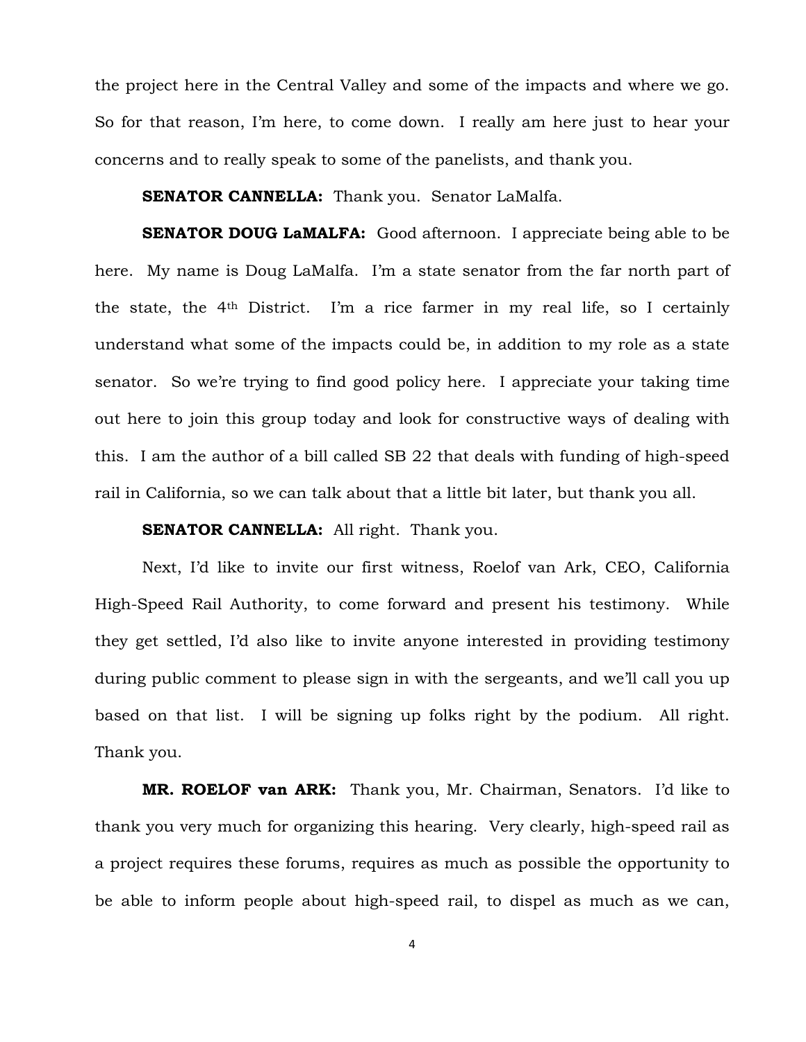the project here in the Central Valley and some of the impacts and where we go. So for that reason, I'm here, to come down. I really am here just to hear your concerns and to really speak to some of the panelists, and thank you.

**SENATOR CANNELLA:** Thank you. Senator LaMalfa.

**SENATOR DOUG LaMALFA:** Good afternoon. I appreciate being able to be here. My name is Doug LaMalfa. I'm a state senator from the far north part of the state, the 4th District. I'm a rice farmer in my real life, so I certainly understand what some of the impacts could be, in addition to my role as a state senator. So we're trying to find good policy here. I appreciate your taking time out here to join this group today and look for constructive ways of dealing with this. I am the author of a bill called SB 22 that deals with funding of high-speed rail in California, so we can talk about that a little bit later, but thank you all.

**SENATOR CANNELLA:** All right. Thank you.

Next, I'd like to invite our first witness, Roelof van Ark, CEO, California High-Speed Rail Authority, to come forward and present his testimony. While they get settled, I'd also like to invite anyone interested in providing testimony during public comment to please sign in with the sergeants, and we'll call you up based on that list. I will be signing up folks right by the podium. All right. Thank you.

**MR. ROELOF van ARK:** Thank you, Mr. Chairman, Senators. I'd like to thank you very much for organizing this hearing. Very clearly, high-speed rail as a project requires these forums, requires as much as possible the opportunity to be able to inform people about high-speed rail, to dispel as much as we can,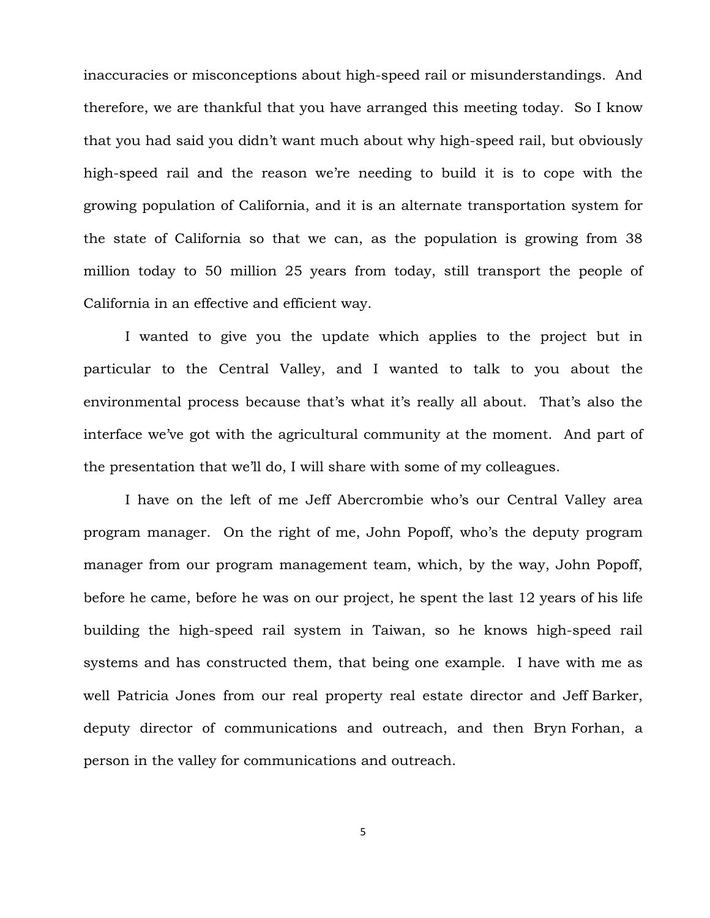inaccuracies or misconceptions about high-speed rail or misunderstandings. And therefore, we are thankful that you have arranged this meeting today. So I know that you had said you didn't want much about why high-speed rail, but obviously high-speed rail and the reason we're needing to build it is to cope with the growing population of California, and it is an alternate transportation system for the state of California so that we can, as the population is growing from 38 million today to 50 million 25 years from today, still transport the people of California in an effective and efficient way.

I wanted to give you the update which applies to the project but in particular to the Central Valley, and I wanted to talk to you about the environmental process because that's what it's really all about. That's also the interface we've got with the agricultural community at the moment. And part of the presentation that we'll do, I will share with some of my colleagues.

I have on the left of me Jeff Abercrombie who's our Central Valley area program manager. On the right of me, John Popoff, who's the deputy program manager from our program management team, which, by the way, John Popoff, before he came, before he was on our project, he spent the last 12 years of his life building the high-speed rail system in Taiwan, so he knows high-speed rail systems and has constructed them, that being one example. I have with me as well Patricia Jones from our real property real estate director and Jeff Barker, deputy director of communications and outreach, and then Bryn Forhan, a person in the valley for communications and outreach.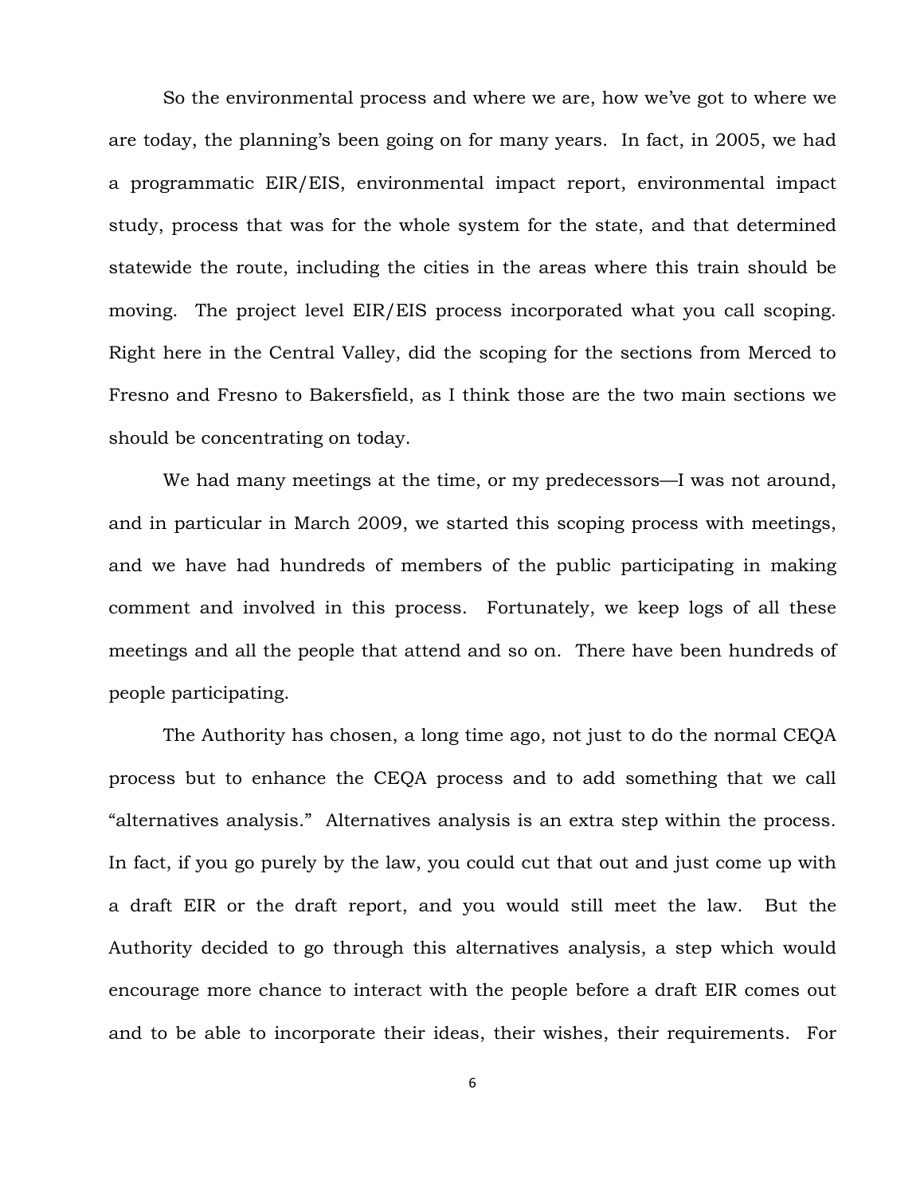So the environmental process and where we are, how we've got to where we are today, the planning's been going on for many years. In fact, in 2005, we had a programmatic EIR/EIS, environmental impact report, environmental impact study, process that was for the whole system for the state, and that determined statewide the route, including the cities in the areas where this train should be moving. The project level EIR/EIS process incorporated what you call scoping. Right here in the Central Valley, did the scoping for the sections from Merced to Fresno and Fresno to Bakersfield, as I think those are the two main sections we should be concentrating on today.

We had many meetings at the time, or my predecessors—I was not around, and in particular in March 2009, we started this scoping process with meetings, and we have had hundreds of members of the public participating in making comment and involved in this process. Fortunately, we keep logs of all these meetings and all the people that attend and so on. There have been hundreds of people participating.

The Authority has chosen, a long time ago, not just to do the normal CEQA process but to enhance the CEQA process and to add something that we call "alternatives analysis." Alternatives analysis is an extra step within the process. In fact, if you go purely by the law, you could cut that out and just come up with a draft EIR or the draft report, and you would still meet the law. But the Authority decided to go through this alternatives analysis, a step which would encourage more chance to interact with the people before a draft EIR comes out and to be able to incorporate their ideas, their wishes, their requirements. For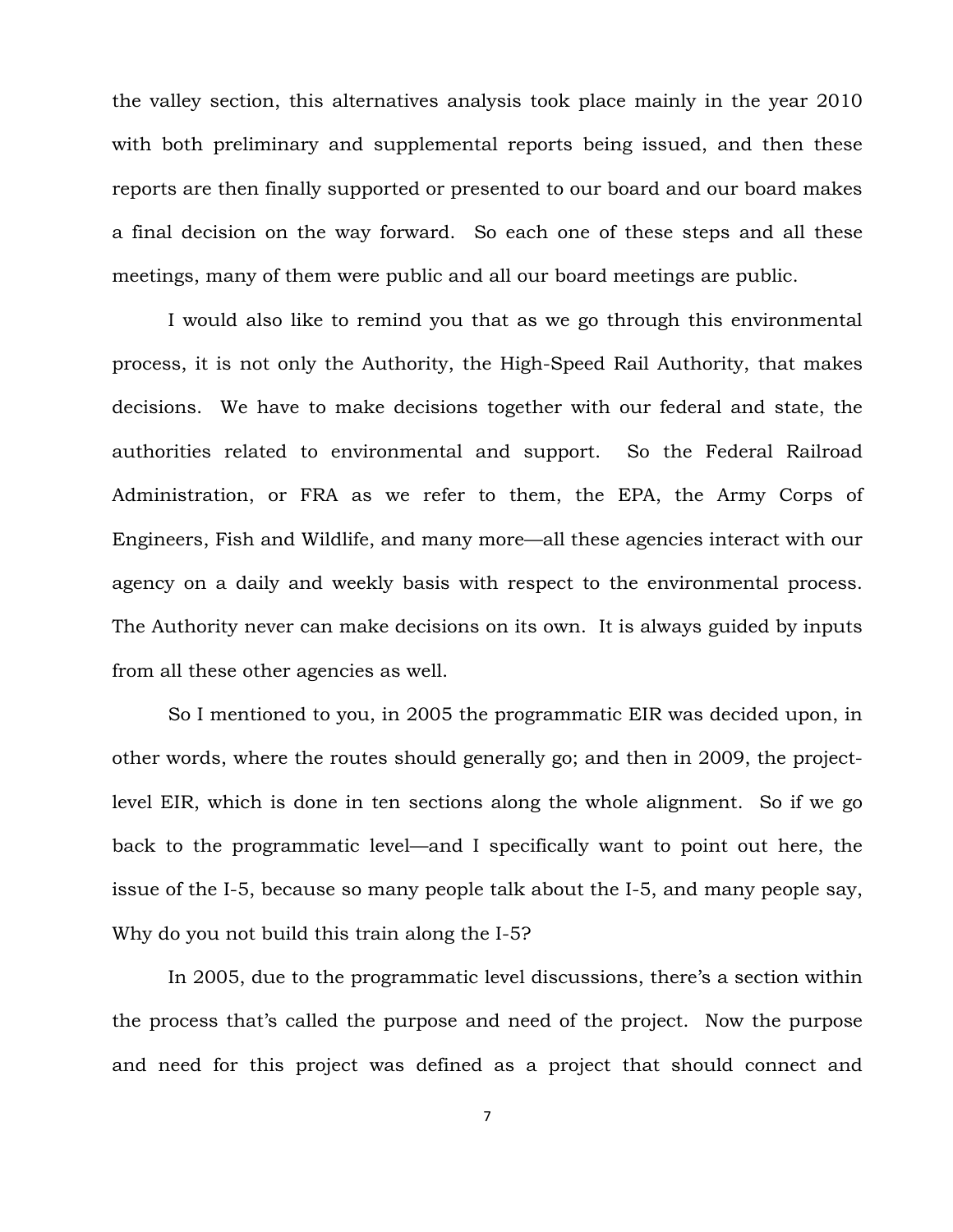the valley section, this alternatives analysis took place mainly in the year 2010 with both preliminary and supplemental reports being issued, and then these reports are then finally supported or presented to our board and our board makes a final decision on the way forward. So each one of these steps and all these meetings, many of them were public and all our board meetings are public.

I would also like to remind you that as we go through this environmental process, it is not only the Authority, the High-Speed Rail Authority, that makes decisions. We have to make decisions together with our federal and state, the authorities related to environmental and support. So the Federal Railroad Administration, or FRA as we refer to them, the EPA, the Army Corps of Engineers, Fish and Wildlife, and many more—all these agencies interact with our agency on a daily and weekly basis with respect to the environmental process. The Authority never can make decisions on its own. It is always guided by inputs from all these other agencies as well.

So I mentioned to you, in 2005 the programmatic EIR was decided upon, in other words, where the routes should generally go; and then in 2009, the project-level EIR, which is done in ten sections along the whole alignment. So if we go back to the programmatic level—and I specifically want to point out here, the issue of the I-5, because so many people talk about the I-5, and many people say, Why do you not build this train along the I-5?

In 2005, due to the programmatic level discussions, there's a section within the process that's called the purpose and need of the project. Now the purpose and need for this project was defined as a project that should connect and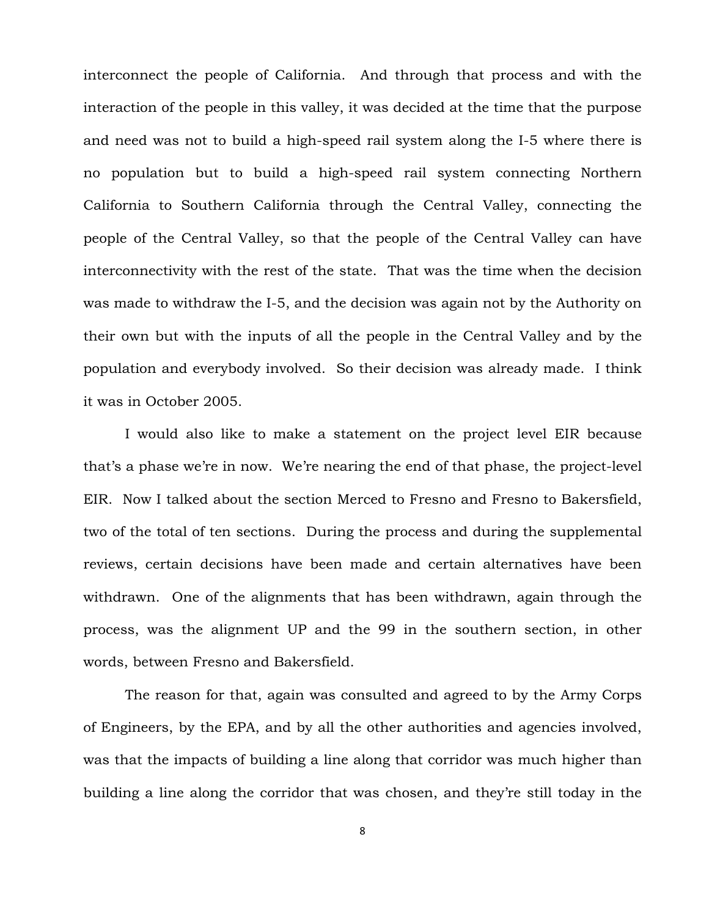interconnect the people of California. And through that process and with the interaction of the people in this valley, it was decided at the time that the purpose and need was not to build a high-speed rail system along the I-5 where there is no population but to build a high-speed rail system connecting Northern California to Southern California through the Central Valley, connecting the people of the Central Valley, so that the people of the Central Valley can have interconnectivity with the rest of the state. That was the time when the decision was made to withdraw the I-5, and the decision was again not by the Authority on their own but with the inputs of all the people in the Central Valley and by the population and everybody involved. So their decision was already made. I think it was in October 2005.

I would also like to make a statement on the project level EIR because that's a phase we're in now. We're nearing the end of that phase, the project-level EIR. Now I talked about the section Merced to Fresno and Fresno to Bakersfield, two of the total of ten sections. During the process and during the supplemental reviews, certain decisions have been made and certain alternatives have been withdrawn. One of the alignments that has been withdrawn, again through the process, was the alignment UP and the 99 in the southern section, in other words, between Fresno and Bakersfield.

The reason for that, again was consulted and agreed to by the Army Corps of Engineers, by the EPA, and by all the other authorities and agencies involved, was that the impacts of building a line along that corridor was much higher than building a line along the corridor that was chosen, and they're still today in the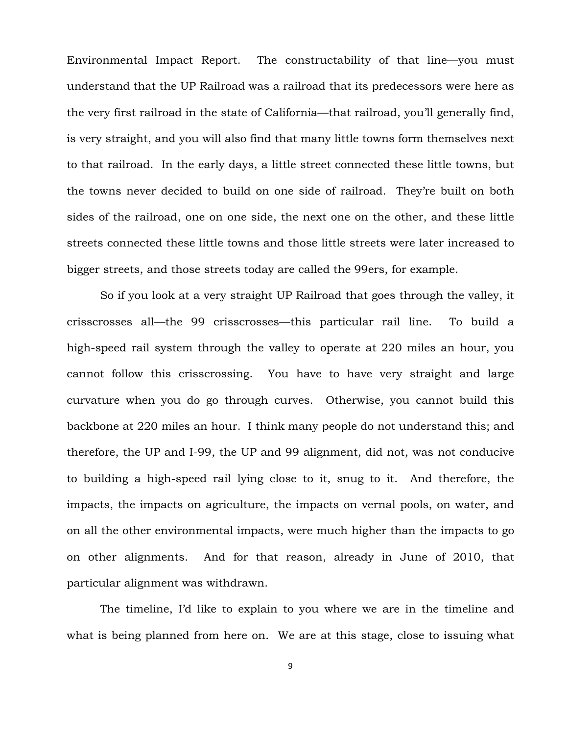Environmental Impact Report. The constructability of that line—you must understand that the UP Railroad was a railroad that its predecessors were here as the very first railroad in the state of California—that railroad, you'll generally find, is very straight, and you will also find that many little towns form themselves next to that railroad. In the early days, a little street connected these little towns, but the towns never decided to build on one side of railroad. They're built on both sides of the railroad, one on one side, the next one on the other, and these little streets connected these little towns and those little streets were later increased to bigger streets, and those streets today are called the 99ers, for example.

So if you look at a very straight UP Railroad that goes through the valley, it crisscrosses all—the 99 crisscrosses—this particular rail line. To build a high-speed rail system through the valley to operate at 220 miles an hour, you cannot follow this crisscrossing. You have to have very straight and large curvature when you do go through curves. Otherwise, you cannot build this backbone at 220 miles an hour. I think many people do not understand this; and therefore, the UP and I-99, the UP and 99 alignment, did not, was not conducive to building a high-speed rail lying close to it, snug to it. And therefore, the impacts, the impacts on agriculture, the impacts on vernal pools, on water, and on all the other environmental impacts, were much higher than the impacts to go on other alignments. And for that reason, already in June of 2010, that particular alignment was withdrawn.

The timeline, I'd like to explain to you where we are in the timeline and what is being planned from here on. We are at this stage, close to issuing what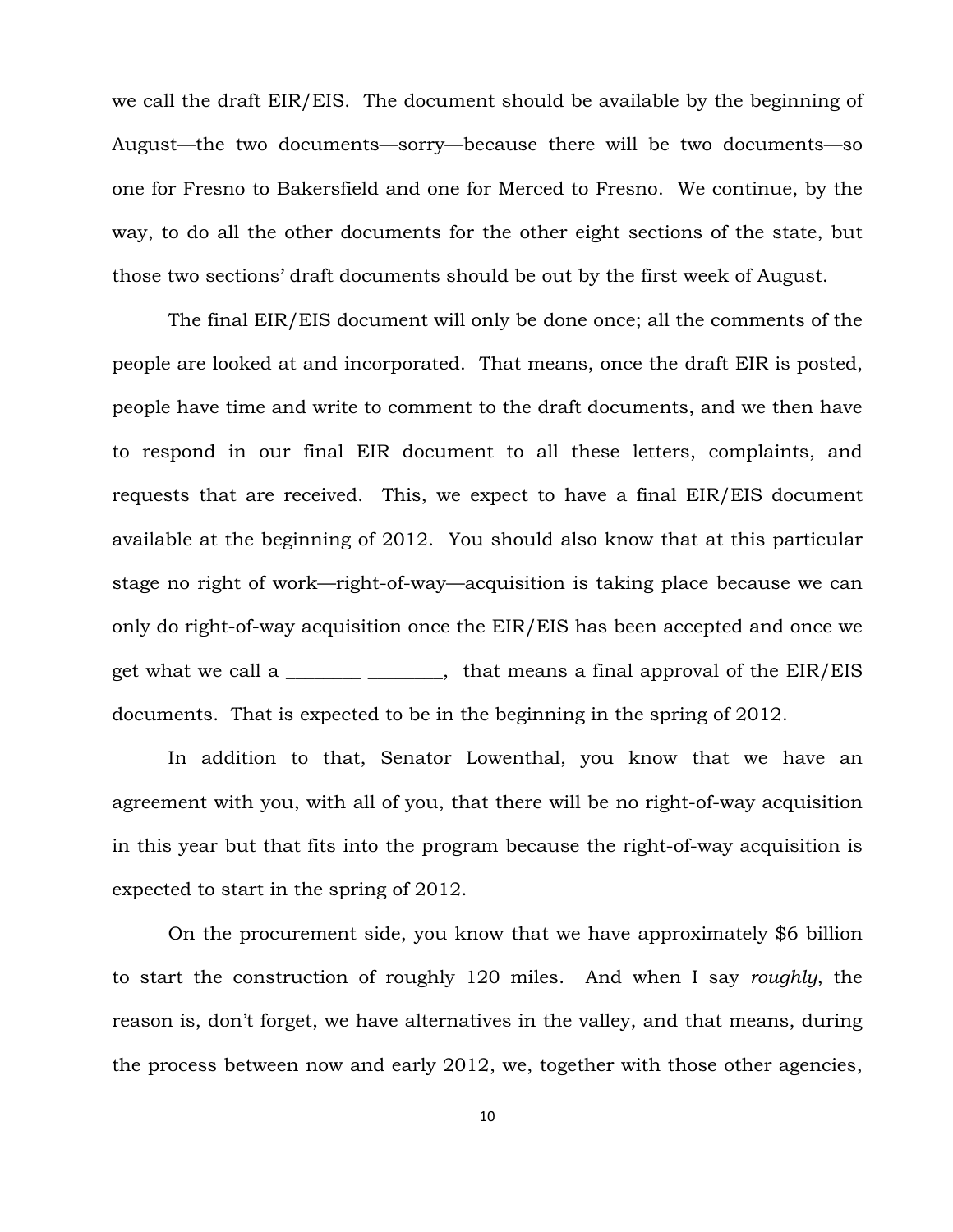we call the draft EIR/EIS. The document should be available by the beginning of August—the two documents—sorry—because there will be two documents—so one for Fresno to Bakersfield and one for Merced to Fresno. We continue, by the way, to do all the other documents for the other eight sections of the state, but those two sections' draft documents should be out by the first week of August.

The final EIR/EIS document will only be done once; all the comments of the people are looked at and incorporated. That means, once the draft EIR is posted, people have time and write to comment to the draft documents, and we then have to respond in our final EIR document to all these letters, complaints, and requests that are received. This, we expect to have a final EIR/EIS document available at the beginning of 2012. You should also know that at this particular stage no right of work—right-of-way—acquisition is taking place because we can only do right-of-way acquisition once the EIR/EIS has been accepted and once we get what we call a ________ ________, that means a final approval of the EIR/EIS documents. That is expected to be in the beginning in the spring of 2012.

In addition to that, Senator Lowenthal, you know that we have an agreement with you, with all of you, that there will be no right-of-way acquisition in this year but that fits into the program because the right-of-way acquisition is expected to start in the spring of 2012.

On the procurement side, you know that we have approximately $6 billion to start the construction of roughly 120 miles. And when I say *roughly*, the reason is, don't forget, we have alternatives in the valley, and that means, during the process between now and early 2012, we, together with those other agencies,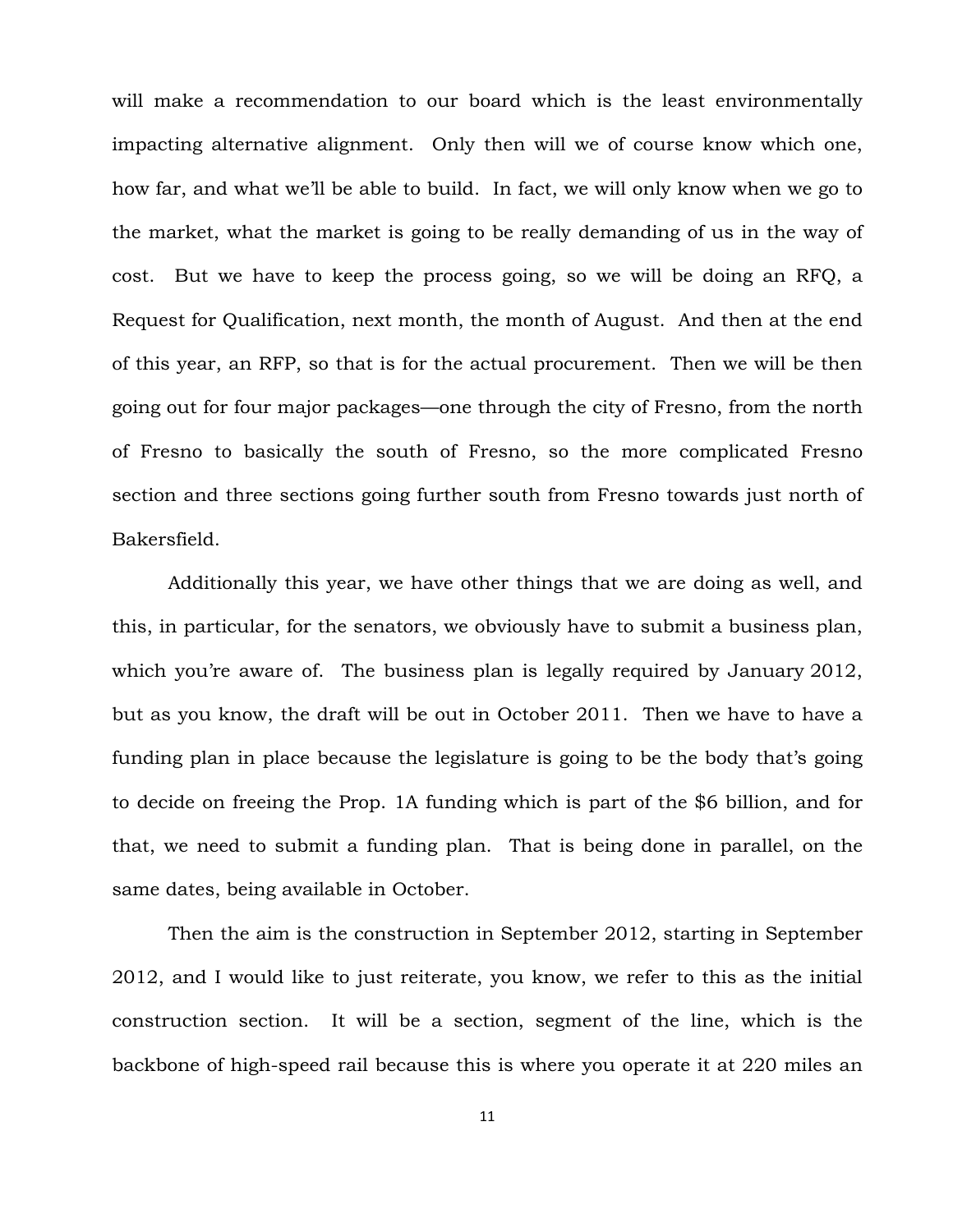will make a recommendation to our board which is the least environmentally impacting alternative alignment. Only then will we of course know which one, how far, and what we'll be able to build. In fact, we will only know when we go to the market, what the market is going to be really demanding of us in the way of cost. But we have to keep the process going, so we will be doing an RFQ, a Request for Qualification, next month, the month of August. And then at the end of this year, an RFP, so that is for the actual procurement. Then we will be then going out for four major packages—one through the city of Fresno, from the north of Fresno to basically the south of Fresno, so the more complicated Fresno section and three sections going further south from Fresno towards just north of Bakersfield.

Additionally this year, we have other things that we are doing as well, and this, in particular, for the senators, we obviously have to submit a business plan, which you're aware of. The business plan is legally required by January 2012, but as you know, the draft will be out in October 2011. Then we have to have a funding plan in place because the legislature is going to be the body that's going to decide on freeing the Prop. 1A funding which is part of the $6 billion, and for that, we need to submit a funding plan. That is being done in parallel, on the same dates, being available in October.

Then the aim is the construction in September 2012, starting in September 2012, and I would like to just reiterate, you know, we refer to this as the initial construction section. It will be a section, segment of the line, which is the backbone of high-speed rail because this is where you operate it at 220 miles an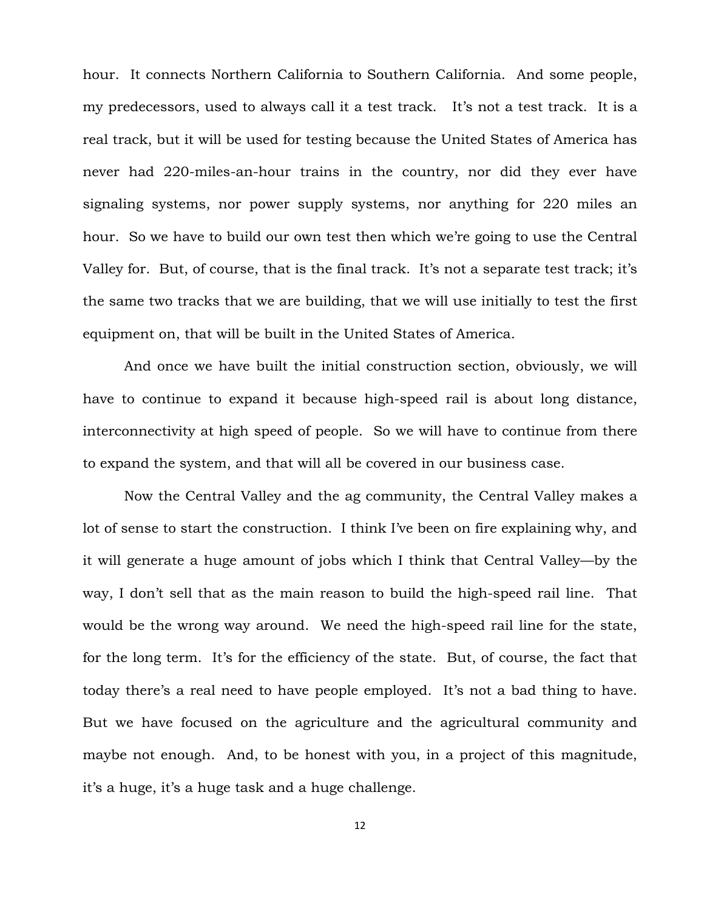hour. It connects Northern California to Southern California. And some people, my predecessors, used to always call it a test track. It's not a test track. It is a real track, but it will be used for testing because the United States of America has never had 220-miles-an-hour trains in the country, nor did they ever have signaling systems, nor power supply systems, nor anything for 220 miles an hour. So we have to build our own test then which we're going to use the Central Valley for. But, of course, that is the final track. It's not a separate test track; it's the same two tracks that we are building, that we will use initially to test the first equipment on, that will be built in the United States of America.

And once we have built the initial construction section, obviously, we will have to continue to expand it because high-speed rail is about long distance, interconnectivity at high speed of people. So we will have to continue from there to expand the system, and that will all be covered in our business case.

Now the Central Valley and the ag community, the Central Valley makes a lot of sense to start the construction. I think I've been on fire explaining why, and it will generate a huge amount of jobs which I think that Central Valley—by the way, I don't sell that as the main reason to build the high-speed rail line. That would be the wrong way around. We need the high-speed rail line for the state, for the long term. It's for the efficiency of the state. But, of course, the fact that today there's a real need to have people employed. It's not a bad thing to have. But we have focused on the agriculture and the agricultural community and maybe not enough. And, to be honest with you, in a project of this magnitude, it's a huge, it's a huge task and a huge challenge.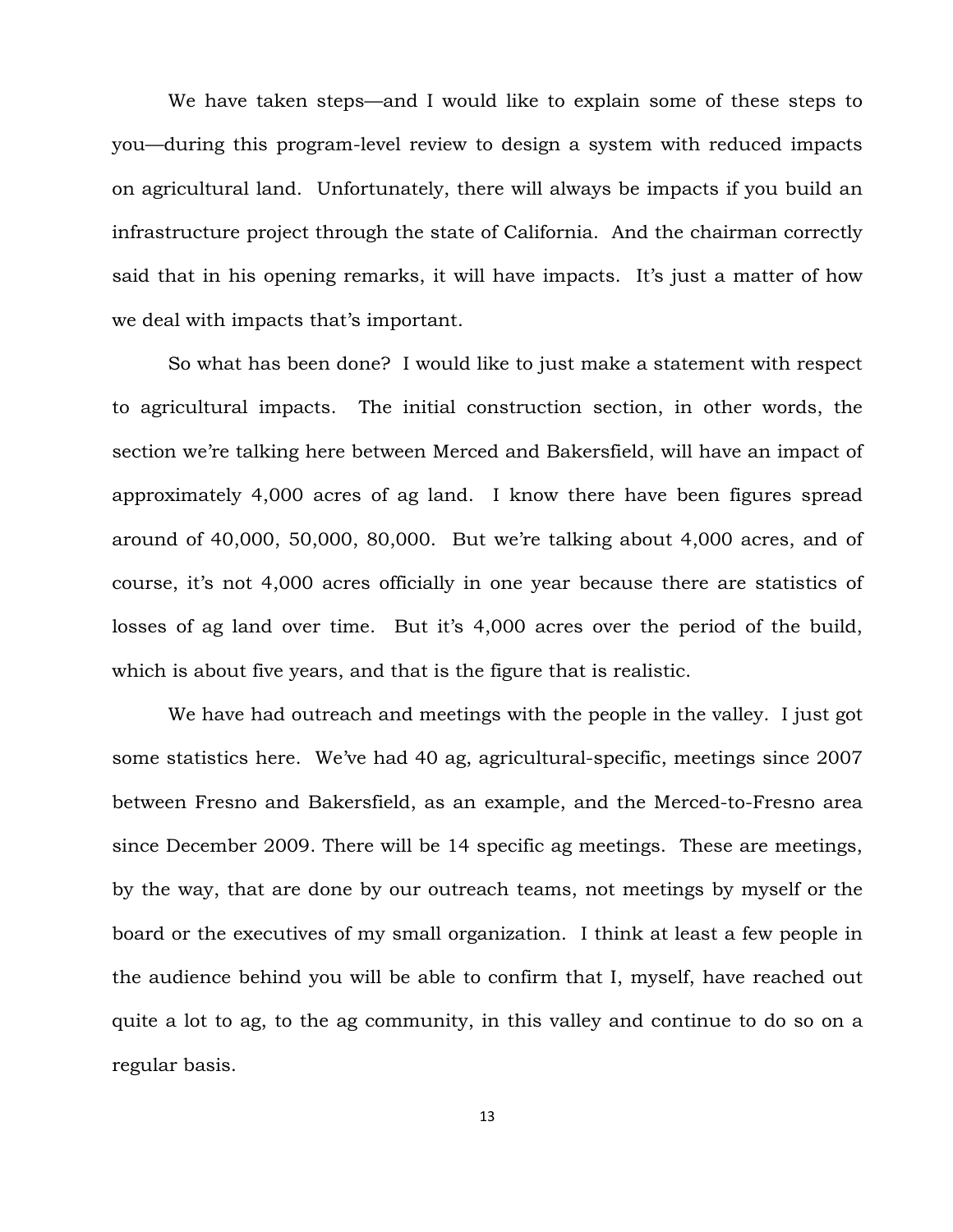We have taken steps—and I would like to explain some of these steps to you—during this program-level review to design a system with reduced impacts on agricultural land. Unfortunately, there will always be impacts if you build an infrastructure project through the state of California. And the chairman correctly said that in his opening remarks, it will have impacts. It's just a matter of how we deal with impacts that's important.

So what has been done? I would like to just make a statement with respect to agricultural impacts. The initial construction section, in other words, the section we're talking here between Merced and Bakersfield, will have an impact of approximately 4,000 acres of ag land. I know there have been figures spread around of 40,000, 50,000, 80,000. But we're talking about 4,000 acres, and of course, it's not 4,000 acres officially in one year because there are statistics of losses of ag land over time. But it's 4,000 acres over the period of the build, which is about five years, and that is the figure that is realistic.

We have had outreach and meetings with the people in the valley. I just got some statistics here. We've had 40 ag, agricultural-specific, meetings since 2007 between Fresno and Bakersfield, as an example, and the Merced-to-Fresno area since December 2009. There will be 14 specific ag meetings. These are meetings, by the way, that are done by our outreach teams, not meetings by myself or the board or the executives of my small organization. I think at least a few people in the audience behind you will be able to confirm that I, myself, have reached out quite a lot to ag, to the ag community, in this valley and continue to do so on a regular basis.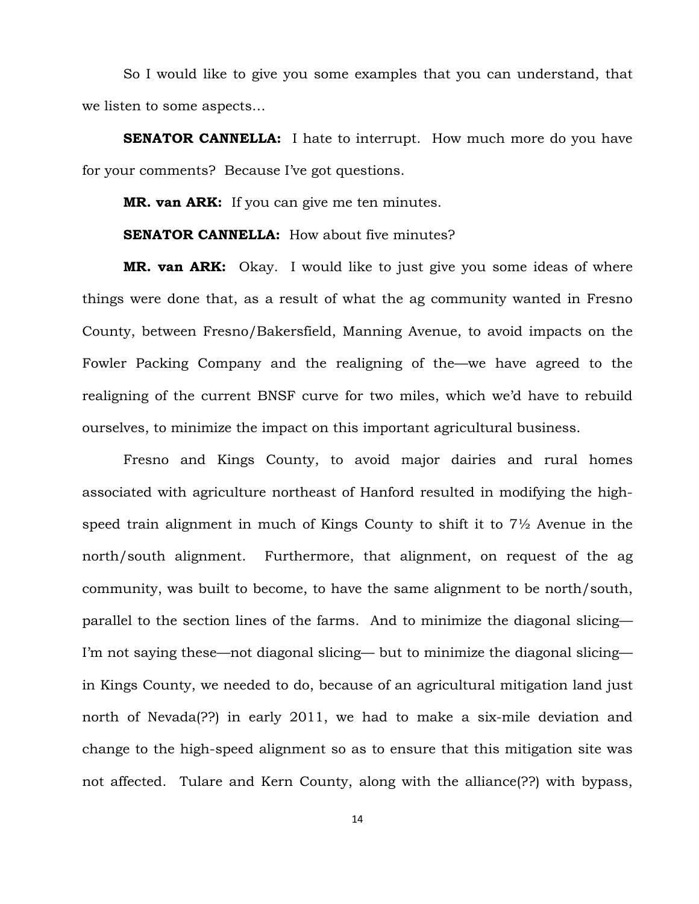So I would like to give you some examples that you can understand, that we listen to some aspects…

**SENATOR CANNELLA:** I hate to interrupt. How much more do you have for your comments? Because I've got questions.

**MR. van ARK:** If you can give me ten minutes.

**SENATOR CANNELLA:** How about five minutes?

**MR. van ARK:** Okay. I would like to just give you some ideas of where things were done that, as a result of what the ag community wanted in Fresno County, between Fresno/Bakersfield, Manning Avenue, to avoid impacts on the Fowler Packing Company and the realigning of the—we have agreed to the realigning of the current BNSF curve for two miles, which we'd have to rebuild ourselves, to minimize the impact on this important agricultural business.

Fresno and Kings County, to avoid major dairies and rural homes associated with agriculture northeast of Hanford resulted in modifying the high-speed train alignment in much of Kings County to shift it to 7½ Avenue in the north/south alignment. Furthermore, that alignment, on request of the ag community, was built to become, to have the same alignment to be north/south, parallel to the section lines of the farms. And to minimize the diagonal slicing—I'm not saying these—not diagonal slicing— but to minimize the diagonal slicing—in Kings County, we needed to do, because of an agricultural mitigation land just north of Nevada(??) in early 2011, we had to make a six-mile deviation and change to the high-speed alignment so as to ensure that this mitigation site was not affected. Tulare and Kern County, along with the alliance(??) with bypass,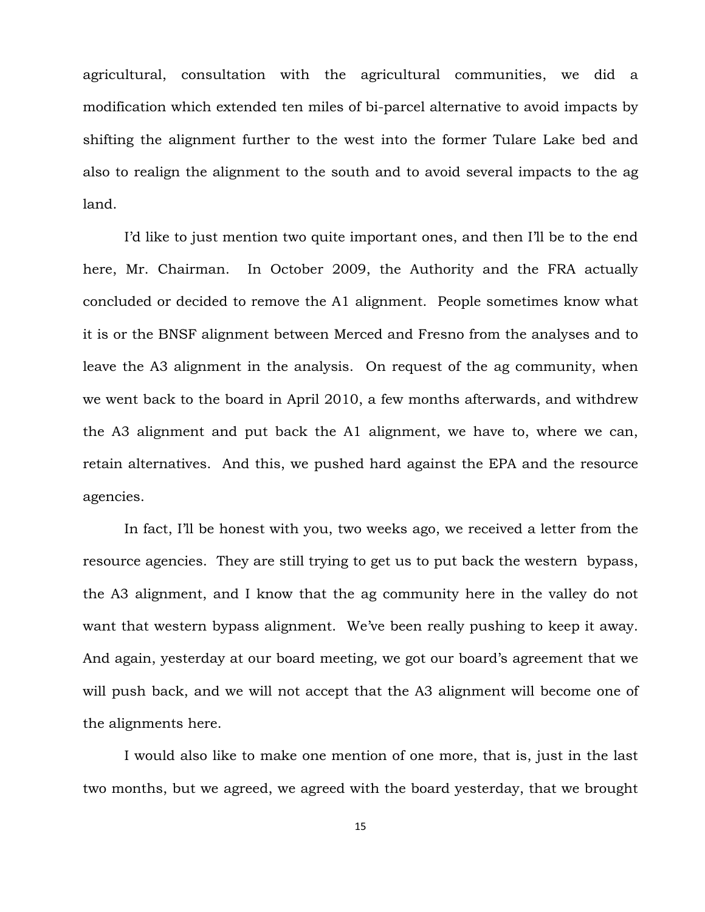agricultural, consultation with the agricultural communities, we did a modification which extended ten miles of bi-parcel alternative to avoid impacts by shifting the alignment further to the west into the former Tulare Lake bed and also to realign the alignment to the south and to avoid several impacts to the ag land.

I'd like to just mention two quite important ones, and then I'll be to the end here, Mr. Chairman. In October 2009, the Authority and the FRA actually concluded or decided to remove the A1 alignment. People sometimes know what it is or the BNSF alignment between Merced and Fresno from the analyses and to leave the A3 alignment in the analysis. On request of the ag community, when we went back to the board in April 2010, a few months afterwards, and withdrew the A3 alignment and put back the A1 alignment, we have to, where we can, retain alternatives. And this, we pushed hard against the EPA and the resource agencies.

In fact, I'll be honest with you, two weeks ago, we received a letter from the resource agencies. They are still trying to get us to put back the western bypass, the A3 alignment, and I know that the ag community here in the valley do not want that western bypass alignment. We've been really pushing to keep it away. And again, yesterday at our board meeting, we got our board's agreement that we will push back, and we will not accept that the A3 alignment will become one of the alignments here.

I would also like to make one mention of one more, that is, just in the last two months, but we agreed, we agreed with the board yesterday, that we brought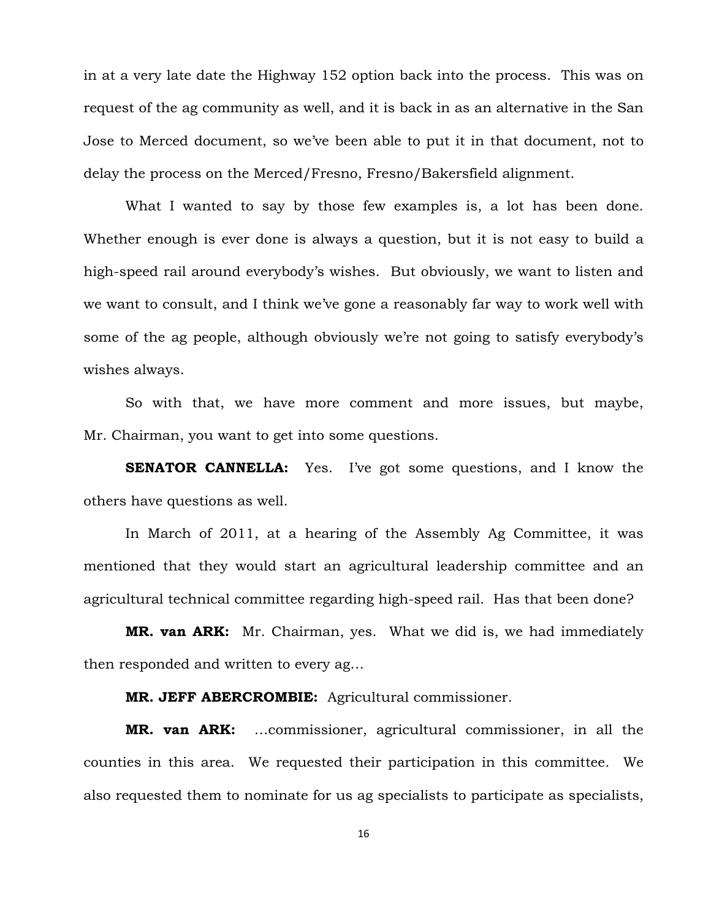in at a very late date the Highway 152 option back into the process. This was on request of the ag community as well, and it is back in as an alternative in the San Jose to Merced document, so we've been able to put it in that document, not to delay the process on the Merced/Fresno, Fresno/Bakersfield alignment.

What I wanted to say by those few examples is, a lot has been done. Whether enough is ever done is always a question, but it is not easy to build a high-speed rail around everybody's wishes. But obviously, we want to listen and we want to consult, and I think we've gone a reasonably far way to work well with some of the ag people, although obviously we're not going to satisfy everybody's wishes always.

So with that, we have more comment and more issues, but maybe, Mr. Chairman, you want to get into some questions.

**SENATOR CANNELLA:** Yes. I've got some questions, and I know the others have questions as well.

In March of 2011, at a hearing of the Assembly Ag Committee, it was mentioned that they would start an agricultural leadership committee and an agricultural technical committee regarding high-speed rail. Has that been done?

**MR. van ARK:** Mr. Chairman, yes. What we did is, we had immediately then responded and written to every ag…

**MR. JEFF ABERCROMBIE:** Agricultural commissioner.

**MR. van ARK:** …commissioner, agricultural commissioner, in all the counties in this area. We requested their participation in this committee. We also requested them to nominate for us ag specialists to participate as specialists,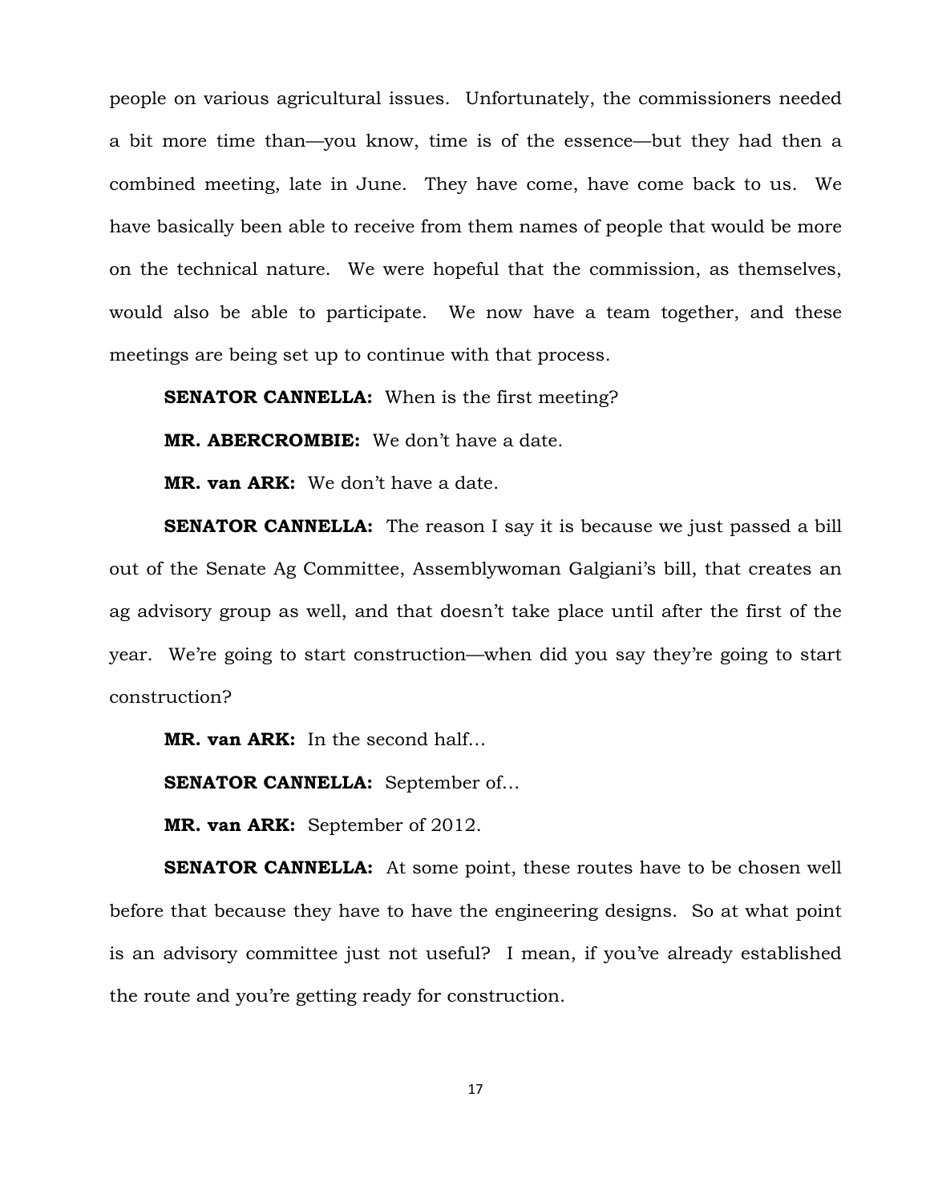people on various agricultural issues. Unfortunately, the commissioners needed a bit more time than—you know, time is of the essence—but they had then a combined meeting, late in June. They have come, have come back to us. We have basically been able to receive from them names of people that would be more on the technical nature. We were hopeful that the commission, as themselves, would also be able to participate. We now have a team together, and these meetings are being set up to continue with that process.

**SENATOR CANNELLA:** When is the first meeting?

**MR. ABERCROMBIE:** We don't have a date.

**MR. van ARK:** We don't have a date.

**SENATOR CANNELLA:** The reason I say it is because we just passed a bill out of the Senate Ag Committee, Assemblywoman Galgiani's bill, that creates an ag advisory group as well, and that doesn't take place until after the first of the year. We're going to start construction—when did you say they're going to start construction?

**MR. van ARK:** In the second half…

**SENATOR CANNELLA:** September of…

**MR. van ARK:** September of 2012.

**SENATOR CANNELLA:** At some point, these routes have to be chosen well before that because they have to have the engineering designs. So at what point is an advisory committee just not useful? I mean, if you've already established the route and you're getting ready for construction.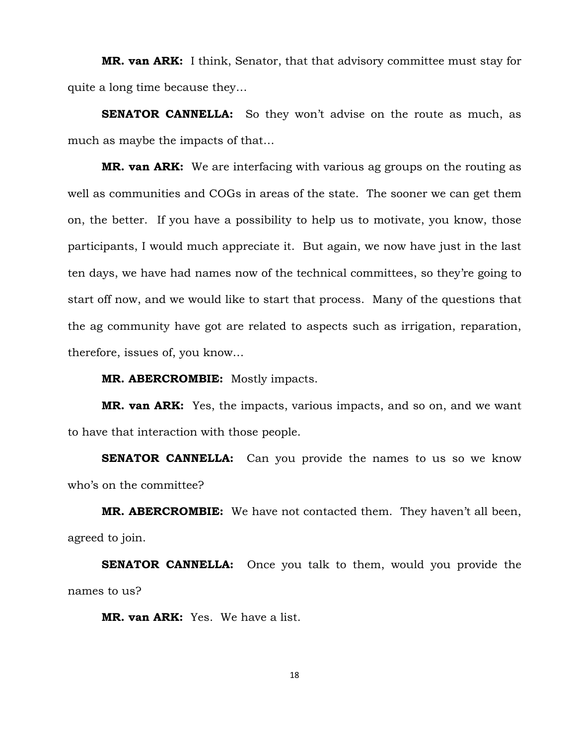**MR. van ARK:** I think, Senator, that that advisory committee must stay for quite a long time because they…

**SENATOR CANNELLA:** So they won't advise on the route as much, as much as maybe the impacts of that…

**MR. van ARK:** We are interfacing with various ag groups on the routing as well as communities and COGs in areas of the state. The sooner we can get them on, the better. If you have a possibility to help us to motivate, you know, those participants, I would much appreciate it. But again, we now have just in the last ten days, we have had names now of the technical committees, so they're going to start off now, and we would like to start that process. Many of the questions that the ag community have got are related to aspects such as irrigation, reparation, therefore, issues of, you know…

**MR. ABERCROMBIE:** Mostly impacts.

**MR. van ARK:** Yes, the impacts, various impacts, and so on, and we want to have that interaction with those people.

**SENATOR CANNELLA:** Can you provide the names to us so we know who's on the committee?

**MR. ABERCROMBIE:** We have not contacted them. They haven't all been, agreed to join.

**SENATOR CANNELLA:** Once you talk to them, would you provide the names to us?

**MR. van ARK:** Yes. We have a list.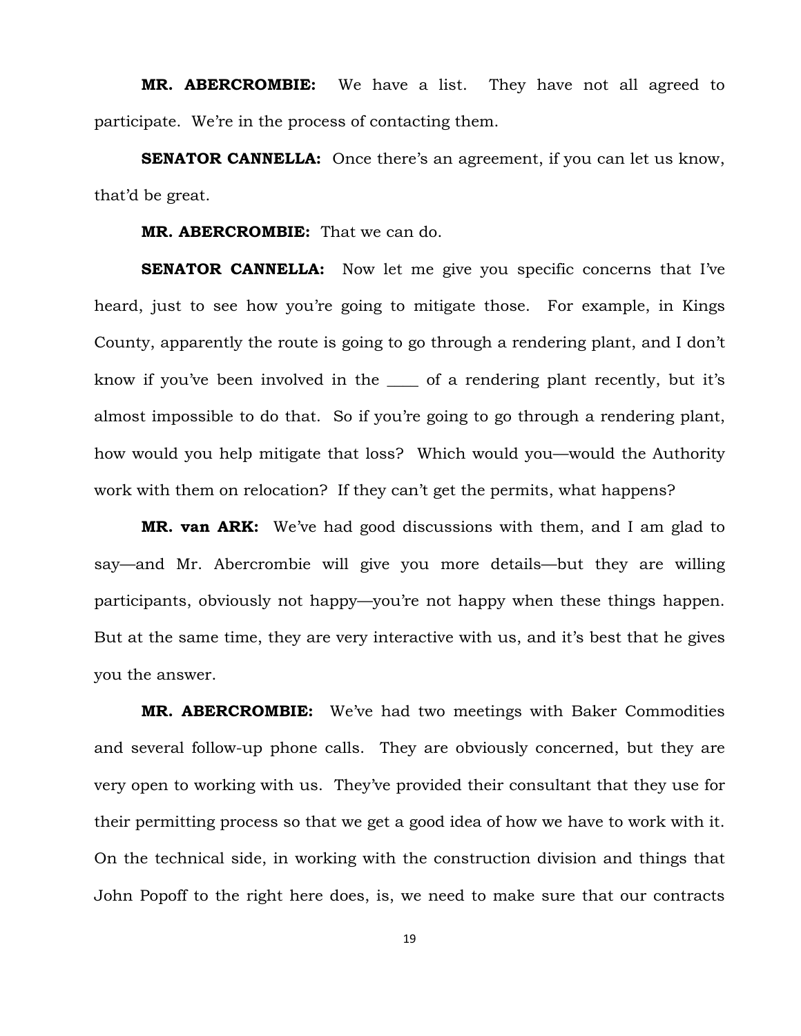**MR. ABERCROMBIE:** We have a list. They have not all agreed to participate. We're in the process of contacting them.

**SENATOR CANNELLA:** Once there's an agreement, if you can let us know, that'd be great.

**MR. ABERCROMBIE:** That we can do.

**SENATOR CANNELLA:** Now let me give you specific concerns that I've heard, just to see how you're going to mitigate those. For example, in Kings County, apparently the route is going to go through a rendering plant, and I don't know if you've been involved in the ____ of a rendering plant recently, but it's almost impossible to do that. So if you're going to go through a rendering plant, how would you help mitigate that loss? Which would you—would the Authority work with them on relocation? If they can't get the permits, what happens?

**MR. van ARK:** We've had good discussions with them, and I am glad to say—and Mr. Abercrombie will give you more details—but they are willing participants, obviously not happy—you're not happy when these things happen. But at the same time, they are very interactive with us, and it's best that he gives you the answer.

**MR. ABERCROMBIE:** We've had two meetings with Baker Commodities and several follow-up phone calls. They are obviously concerned, but they are very open to working with us. They've provided their consultant that they use for their permitting process so that we get a good idea of how we have to work with it. On the technical side, in working with the construction division and things that John Popoff to the right here does, is, we need to make sure that our contracts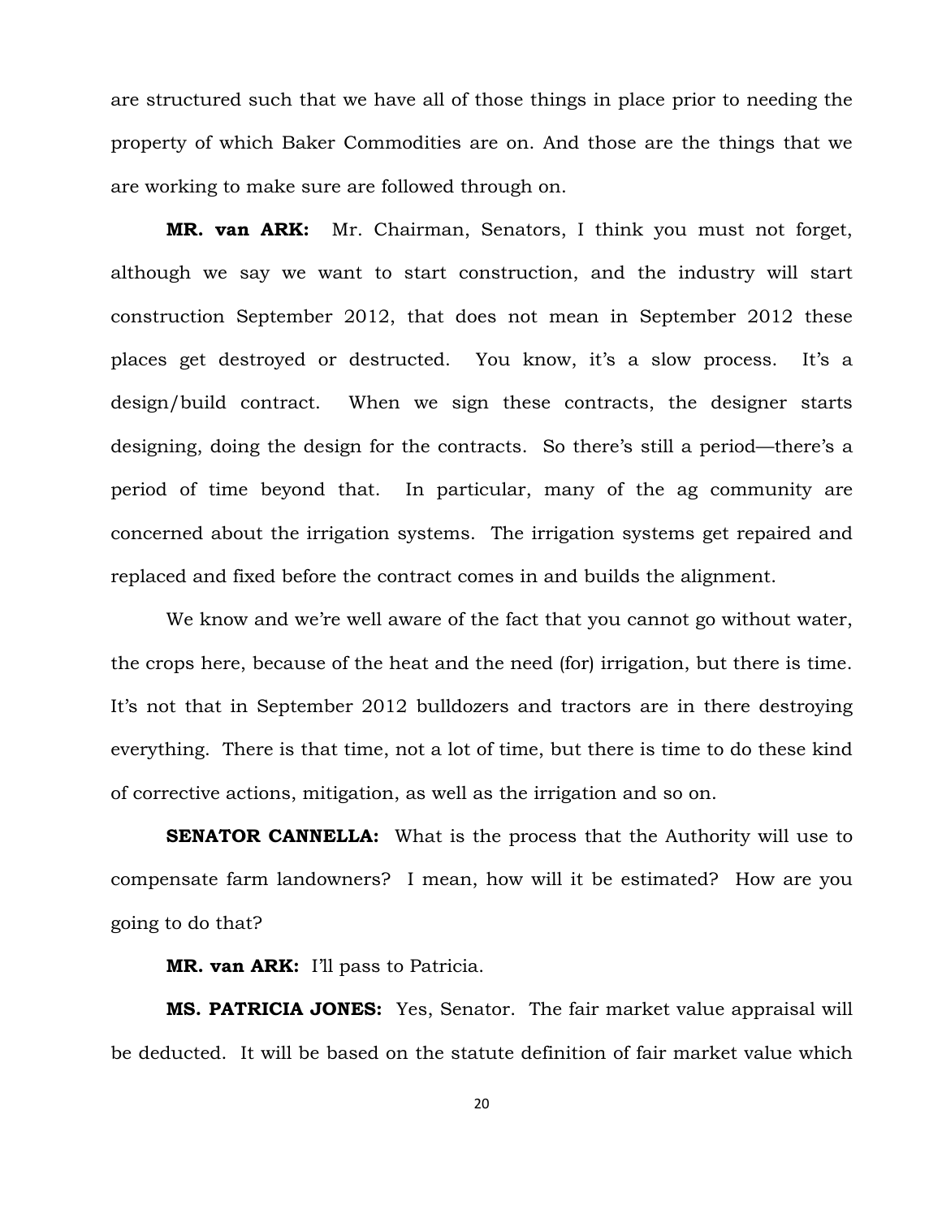are structured such that we have all of those things in place prior to needing the property of which Baker Commodities are on. And those are the things that we are working to make sure are followed through on.

**MR. van ARK:** Mr. Chairman, Senators, I think you must not forget, although we say we want to start construction, and the industry will start construction September 2012, that does not mean in September 2012 these places get destroyed or destructed. You know, it's a slow process. It's a design/build contract. When we sign these contracts, the designer starts designing, doing the design for the contracts. So there's still a period—there's a period of time beyond that. In particular, many of the ag community are concerned about the irrigation systems. The irrigation systems get repaired and replaced and fixed before the contract comes in and builds the alignment.

We know and we're well aware of the fact that you cannot go without water, the crops here, because of the heat and the need (for) irrigation, but there is time. It's not that in September 2012 bulldozers and tractors are in there destroying everything. There is that time, not a lot of time, but there is time to do these kind of corrective actions, mitigation, as well as the irrigation and so on.

**SENATOR CANNELLA:** What is the process that the Authority will use to compensate farm landowners? I mean, how will it be estimated? How are you going to do that?

**MR. van ARK:** I'll pass to Patricia.

**MS. PATRICIA JONES:** Yes, Senator. The fair market value appraisal will be deducted. It will be based on the statute definition of fair market value which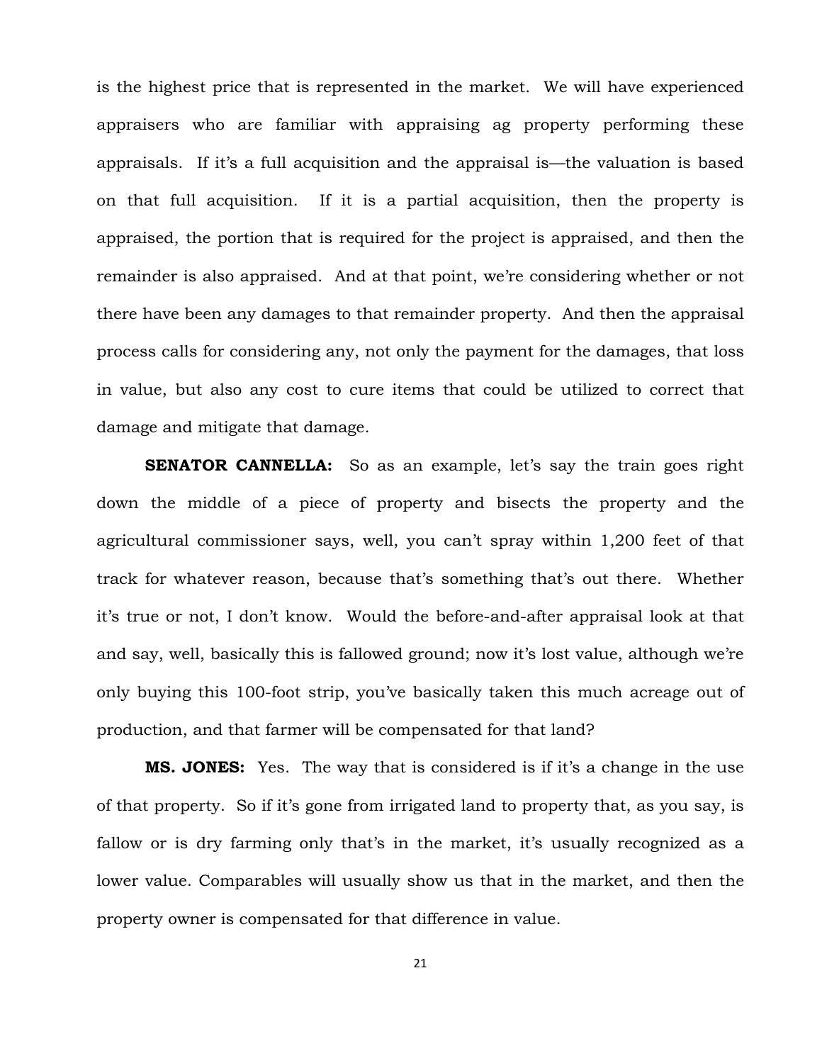is the highest price that is represented in the market. We will have experienced appraisers who are familiar with appraising ag property performing these appraisals. If it's a full acquisition and the appraisal is—the valuation is based on that full acquisition. If it is a partial acquisition, then the property is appraised, the portion that is required for the project is appraised, and then the remainder is also appraised. And at that point, we're considering whether or not there have been any damages to that remainder property. And then the appraisal process calls for considering any, not only the payment for the damages, that loss in value, but also any cost to cure items that could be utilized to correct that damage and mitigate that damage.

**SENATOR CANNELLA:** So as an example, let's say the train goes right down the middle of a piece of property and bisects the property and the agricultural commissioner says, well, you can't spray within 1,200 feet of that track for whatever reason, because that's something that's out there. Whether it's true or not, I don't know. Would the before-and-after appraisal look at that and say, well, basically this is fallowed ground; now it's lost value, although we're only buying this 100-foot strip, you've basically taken this much acreage out of production, and that farmer will be compensated for that land?

**MS. JONES:** Yes. The way that is considered is if it's a change in the use of that property. So if it's gone from irrigated land to property that, as you say, is fallow or is dry farming only that's in the market, it's usually recognized as a lower value. Comparables will usually show us that in the market, and then the property owner is compensated for that difference in value.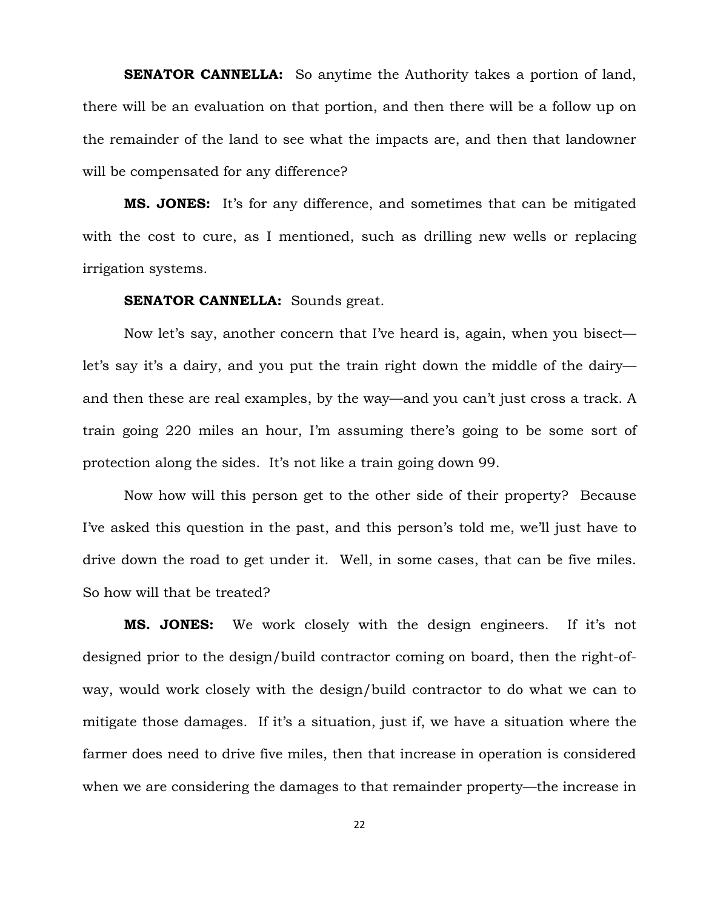**SENATOR CANNELLA:** So anytime the Authority takes a portion of land, there will be an evaluation on that portion, and then there will be a follow up on the remainder of the land to see what the impacts are, and then that landowner will be compensated for any difference?

**MS. JONES:** It's for any difference, and sometimes that can be mitigated with the cost to cure, as I mentioned, such as drilling new wells or replacing irrigation systems.

**SENATOR CANNELLA:** Sounds great.

Now let's say, another concern that I've heard is, again, when you bisect—let's say it's a dairy, and you put the train right down the middle of the dairy—and then these are real examples, by the way—and you can't just cross a track. A train going 220 miles an hour, I'm assuming there's going to be some sort of protection along the sides. It's not like a train going down 99.

Now how will this person get to the other side of their property? Because I've asked this question in the past, and this person's told me, we'll just have to drive down the road to get under it. Well, in some cases, that can be five miles. So how will that be treated?

**MS. JONES:** We work closely with the design engineers. If it's not designed prior to the design/build contractor coming on board, then the right-of-way, would work closely with the design/build contractor to do what we can to mitigate those damages. If it's a situation, just if, we have a situation where the farmer does need to drive five miles, then that increase in operation is considered when we are considering the damages to that remainder property—the increase in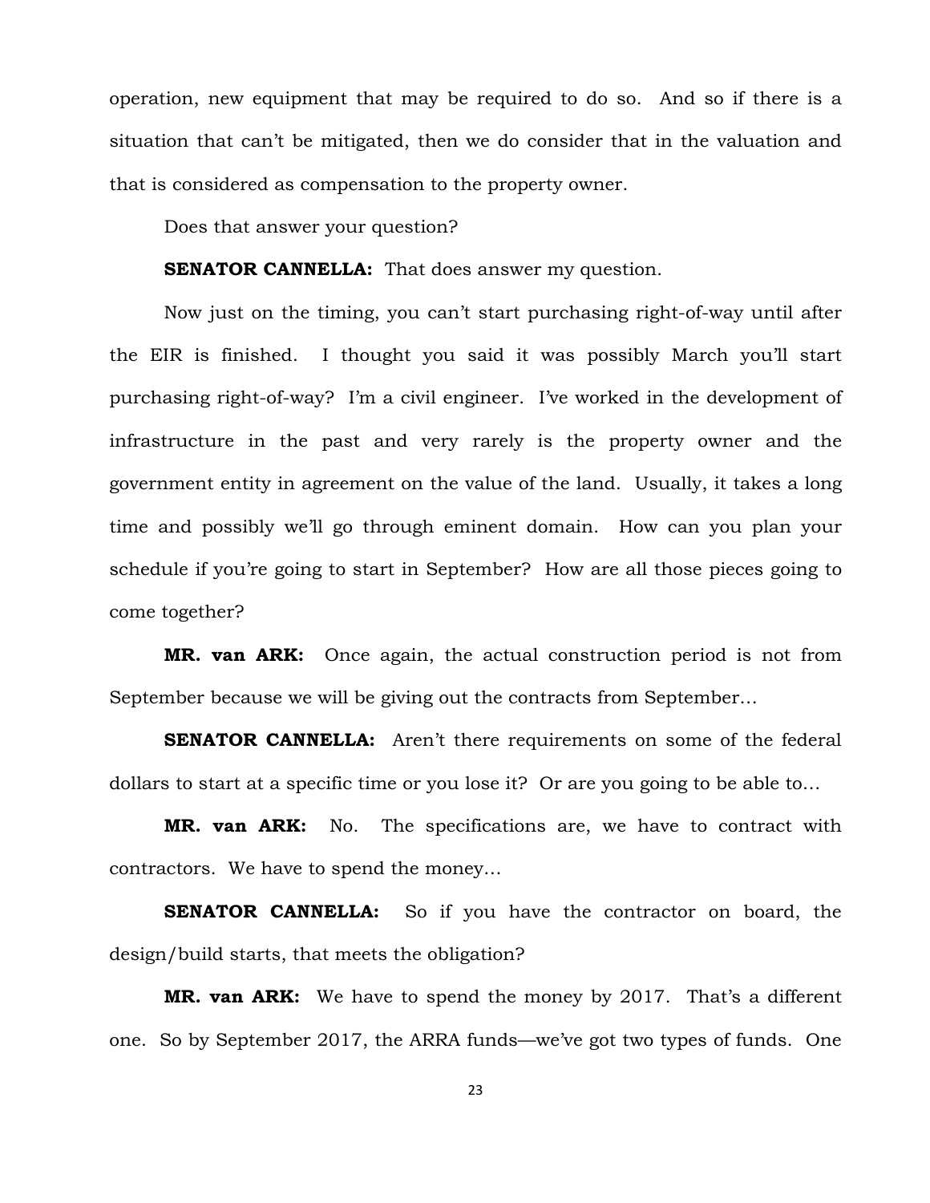operation, new equipment that may be required to do so. And so if there is a situation that can't be mitigated, then we do consider that in the valuation and that is considered as compensation to the property owner.

Does that answer your question?

**SENATOR CANNELLA:** That does answer my question.

Now just on the timing, you can't start purchasing right-of-way until after the EIR is finished. I thought you said it was possibly March you'll start purchasing right-of-way? I'm a civil engineer. I've worked in the development of infrastructure in the past and very rarely is the property owner and the government entity in agreement on the value of the land. Usually, it takes a long time and possibly we'll go through eminent domain. How can you plan your schedule if you're going to start in September? How are all those pieces going to come together?

**MR. van ARK:** Once again, the actual construction period is not from September because we will be giving out the contracts from September…

**SENATOR CANNELLA:** Aren't there requirements on some of the federal dollars to start at a specific time or you lose it? Or are you going to be able to…

**MR. van ARK:** No. The specifications are, we have to contract with contractors. We have to spend the money…

**SENATOR CANNELLA:** So if you have the contractor on board, the design/build starts, that meets the obligation?

**MR. van ARK:** We have to spend the money by 2017. That's a different one. So by September 2017, the ARRA funds—we've got two types of funds. One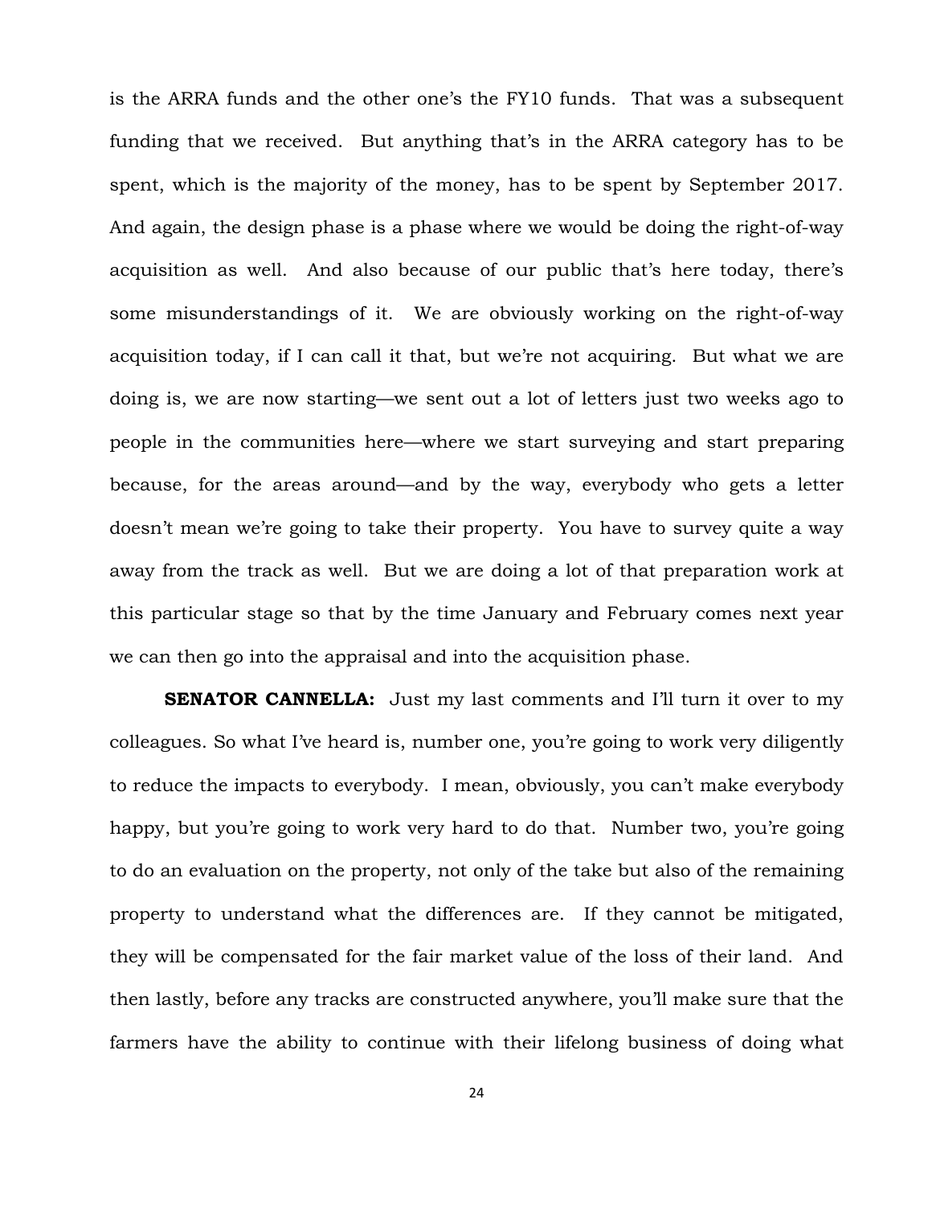is the ARRA funds and the other one's the FY10 funds. That was a subsequent funding that we received. But anything that's in the ARRA category has to be spent, which is the majority of the money, has to be spent by September 2017. And again, the design phase is a phase where we would be doing the right-of-way acquisition as well. And also because of our public that's here today, there's some misunderstandings of it. We are obviously working on the right-of-way acquisition today, if I can call it that, but we're not acquiring. But what we are doing is, we are now starting—we sent out a lot of letters just two weeks ago to people in the communities here—where we start surveying and start preparing because, for the areas around—and by the way, everybody who gets a letter doesn't mean we're going to take their property. You have to survey quite a way away from the track as well. But we are doing a lot of that preparation work at this particular stage so that by the time January and February comes next year we can then go into the appraisal and into the acquisition phase.

**SENATOR CANNELLA:** Just my last comments and I'll turn it over to my colleagues. So what I've heard is, number one, you're going to work very diligently to reduce the impacts to everybody. I mean, obviously, you can't make everybody happy, but you're going to work very hard to do that. Number two, you're going to do an evaluation on the property, not only of the take but also of the remaining property to understand what the differences are. If they cannot be mitigated, they will be compensated for the fair market value of the loss of their land. And then lastly, before any tracks are constructed anywhere, you'll make sure that the farmers have the ability to continue with their lifelong business of doing what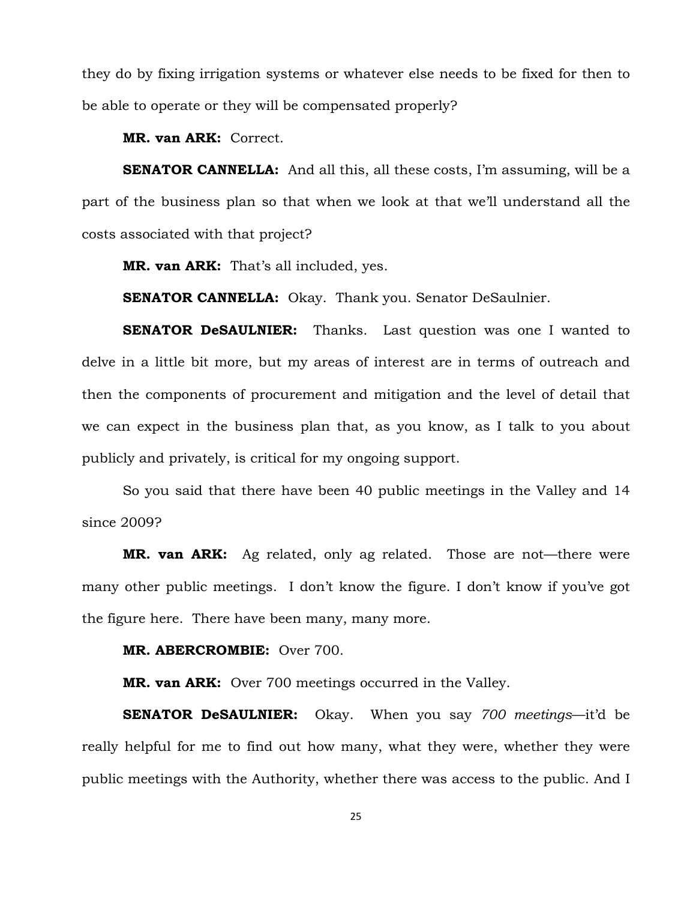they do by fixing irrigation systems or whatever else needs to be fixed for then to be able to operate or they will be compensated properly?

**MR. van ARK:** Correct.

**SENATOR CANNELLA:** And all this, all these costs, I'm assuming, will be a part of the business plan so that when we look at that we'll understand all the costs associated with that project?

**MR. van ARK:** That's all included, yes.

**SENATOR CANNELLA:** Okay. Thank you. Senator DeSaulnier.

**SENATOR DeSAULNIER:** Thanks. Last question was one I wanted to delve in a little bit more, but my areas of interest are in terms of outreach and then the components of procurement and mitigation and the level of detail that we can expect in the business plan that, as you know, as I talk to you about publicly and privately, is critical for my ongoing support.

So you said that there have been 40 public meetings in the Valley and 14 since 2009?

**MR. van ARK:** Ag related, only ag related. Those are not—there were many other public meetings. I don't know the figure. I don't know if you've got the figure here. There have been many, many more.

**MR. ABERCROMBIE:** Over 700.

**MR. van ARK:** Over 700 meetings occurred in the Valley.

**SENATOR DeSAULNIER:** Okay. When you say *700 meetings*—it'd be really helpful for me to find out how many, what they were, whether they were public meetings with the Authority, whether there was access to the public. And I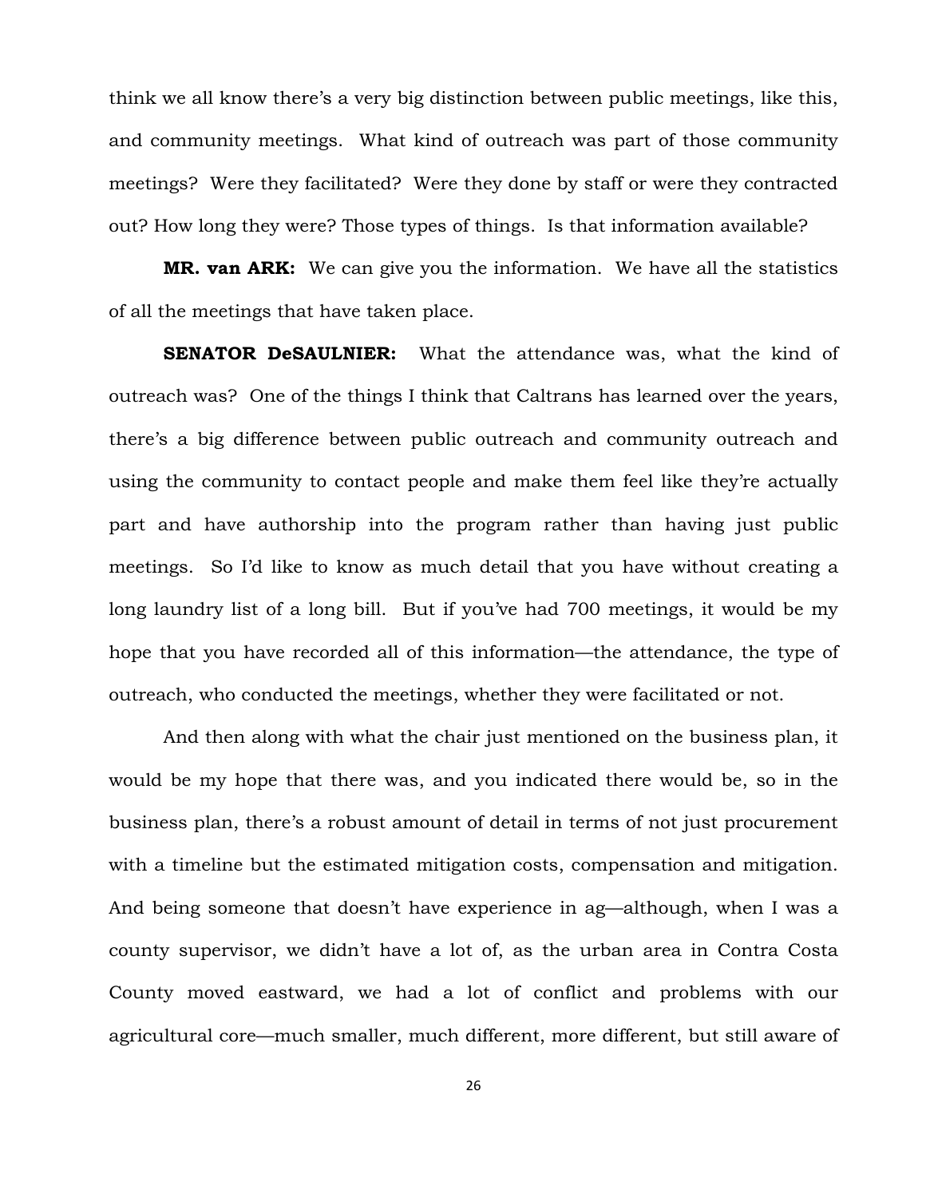think we all know there's a very big distinction between public meetings, like this, and community meetings. What kind of outreach was part of those community meetings? Were they facilitated? Were they done by staff or were they contracted out? How long they were? Those types of things. Is that information available?

**MR. van ARK:** We can give you the information. We have all the statistics of all the meetings that have taken place.

**SENATOR DeSAULNIER:** What the attendance was, what the kind of outreach was? One of the things I think that Caltrans has learned over the years, there's a big difference between public outreach and community outreach and using the community to contact people and make them feel like they're actually part and have authorship into the program rather than having just public meetings. So I'd like to know as much detail that you have without creating a long laundry list of a long bill. But if you've had 700 meetings, it would be my hope that you have recorded all of this information—the attendance, the type of outreach, who conducted the meetings, whether they were facilitated or not.

And then along with what the chair just mentioned on the business plan, it would be my hope that there was, and you indicated there would be, so in the business plan, there's a robust amount of detail in terms of not just procurement with a timeline but the estimated mitigation costs, compensation and mitigation. And being someone that doesn't have experience in ag—although, when I was a county supervisor, we didn't have a lot of, as the urban area in Contra Costa County moved eastward, we had a lot of conflict and problems with our agricultural core—much smaller, much different, more different, but still aware of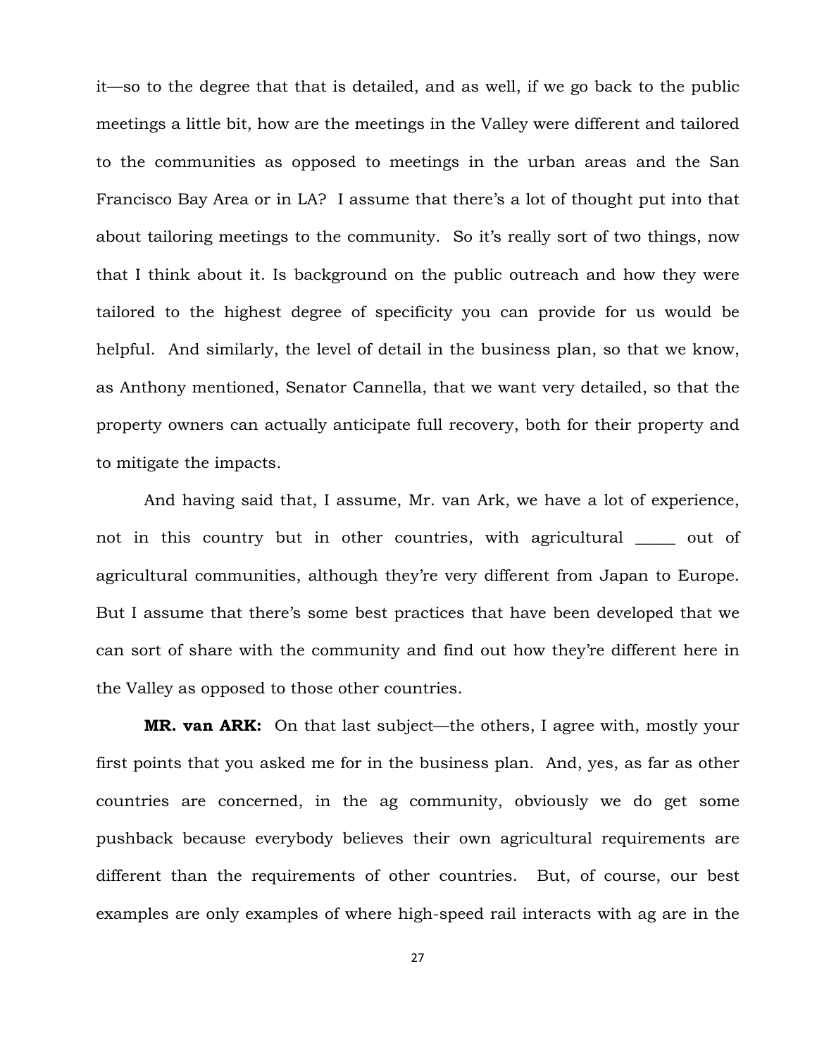it—so to the degree that that is detailed, and as well, if we go back to the public meetings a little bit, how are the meetings in the Valley were different and tailored to the communities as opposed to meetings in the urban areas and the San Francisco Bay Area or in LA? I assume that there's a lot of thought put into that about tailoring meetings to the community. So it's really sort of two things, now that I think about it. Is background on the public outreach and how they were tailored to the highest degree of specificity you can provide for us would be helpful. And similarly, the level of detail in the business plan, so that we know, as Anthony mentioned, Senator Cannella, that we want very detailed, so that the property owners can actually anticipate full recovery, both for their property and to mitigate the impacts.

And having said that, I assume, Mr. van Ark, we have a lot of experience, not in this country but in other countries, with agricultural _____ out of agricultural communities, although they're very different from Japan to Europe. But I assume that there's some best practices that have been developed that we can sort of share with the community and find out how they're different here in the Valley as opposed to those other countries.

**MR. van ARK:** On that last subject—the others, I agree with, mostly your first points that you asked me for in the business plan. And, yes, as far as other countries are concerned, in the ag community, obviously we do get some pushback because everybody believes their own agricultural requirements are different than the requirements of other countries. But, of course, our best examples are only examples of where high-speed rail interacts with ag are in the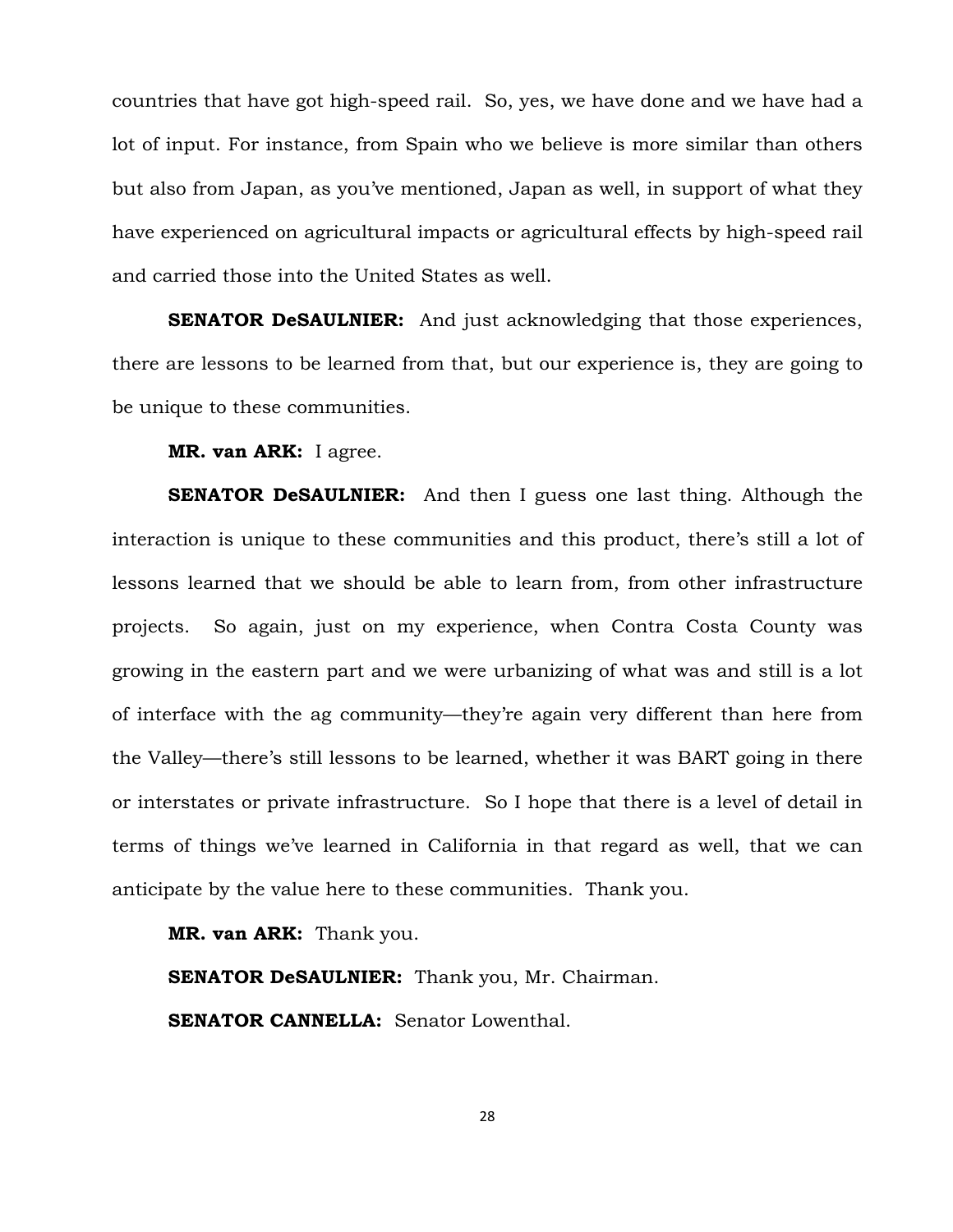countries that have got high-speed rail. So, yes, we have done and we have had a lot of input. For instance, from Spain who we believe is more similar than others but also from Japan, as you've mentioned, Japan as well, in support of what they have experienced on agricultural impacts or agricultural effects by high-speed rail and carried those into the United States as well.

**SENATOR DeSAULNIER:** And just acknowledging that those experiences, there are lessons to be learned from that, but our experience is, they are going to be unique to these communities.

**MR. van ARK:** I agree.

**SENATOR DeSAULNIER:** And then I guess one last thing. Although the interaction is unique to these communities and this product, there's still a lot of lessons learned that we should be able to learn from, from other infrastructure projects. So again, just on my experience, when Contra Costa County was growing in the eastern part and we were urbanizing of what was and still is a lot of interface with the ag community—they're again very different than here from the Valley—there's still lessons to be learned, whether it was BART going in there or interstates or private infrastructure. So I hope that there is a level of detail in terms of things we've learned in California in that regard as well, that we can anticipate by the value here to these communities. Thank you.

**MR. van ARK:** Thank you.

**SENATOR DeSAULNIER:** Thank you, Mr. Chairman.

**SENATOR CANNELLA:** Senator Lowenthal.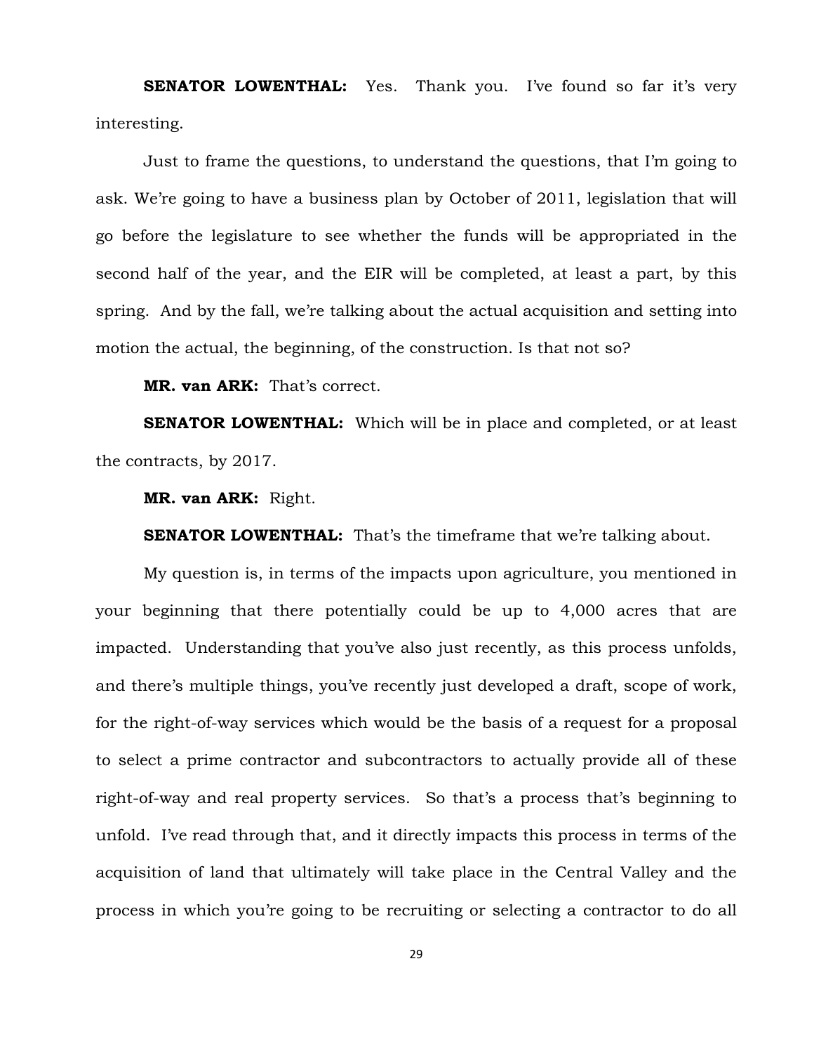**SENATOR LOWENTHAL:** Yes. Thank you. I've found so far it's very interesting.

Just to frame the questions, to understand the questions, that I'm going to ask. We're going to have a business plan by October of 2011, legislation that will go before the legislature to see whether the funds will be appropriated in the second half of the year, and the EIR will be completed, at least a part, by this spring. And by the fall, we're talking about the actual acquisition and setting into motion the actual, the beginning, of the construction. Is that not so?

**MR. van ARK:** That's correct.

**SENATOR LOWENTHAL:** Which will be in place and completed, or at least the contracts, by 2017.

**MR. van ARK:** Right.

**SENATOR LOWENTHAL:** That's the timeframe that we're talking about.

My question is, in terms of the impacts upon agriculture, you mentioned in your beginning that there potentially could be up to 4,000 acres that are impacted. Understanding that you've also just recently, as this process unfolds, and there's multiple things, you've recently just developed a draft, scope of work, for the right-of-way services which would be the basis of a request for a proposal to select a prime contractor and subcontractors to actually provide all of these right-of-way and real property services. So that's a process that's beginning to unfold. I've read through that, and it directly impacts this process in terms of the acquisition of land that ultimately will take place in the Central Valley and the process in which you're going to be recruiting or selecting a contractor to do all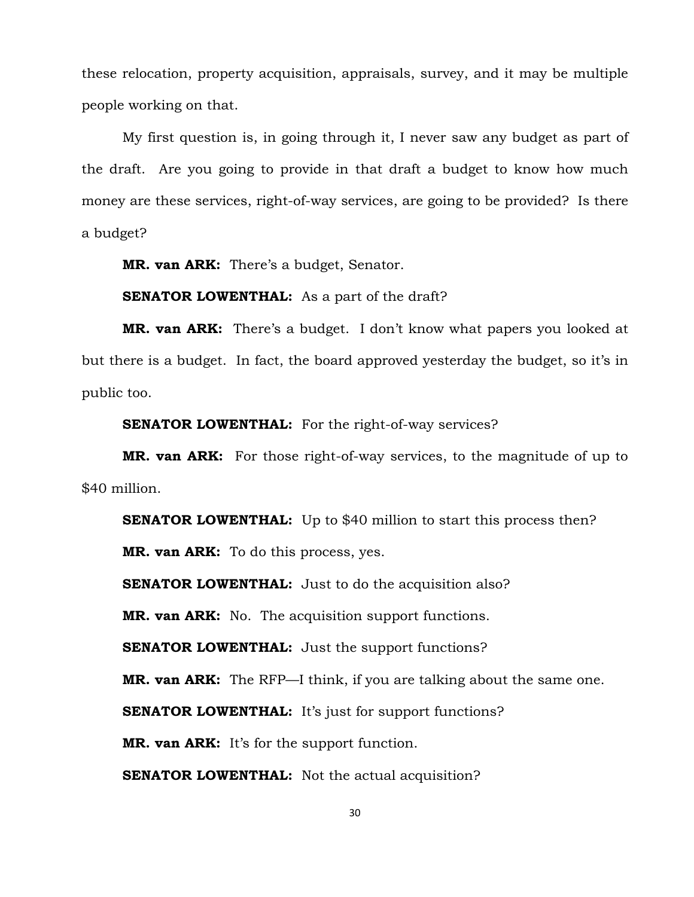these relocation, property acquisition, appraisals, survey, and it may be multiple people working on that.

My first question is, in going through it, I never saw any budget as part of the draft. Are you going to provide in that draft a budget to know how much money are these services, right-of-way services, are going to be provided? Is there a budget?

**MR. van ARK:** There's a budget, Senator.

**SENATOR LOWENTHAL:** As a part of the draft?

**MR. van ARK:** There's a budget. I don't know what papers you looked at but there is a budget. In fact, the board approved yesterday the budget, so it's in public too.

**SENATOR LOWENTHAL:** For the right-of-way services?

**MR. van ARK:** For those right-of-way services, to the magnitude of up to $40 million.

**SENATOR LOWENTHAL:** Up to $40 million to start this process then?

**MR. van ARK:** To do this process, yes.

**SENATOR LOWENTHAL:** Just to do the acquisition also?

**MR. van ARK:** No. The acquisition support functions.

**SENATOR LOWENTHAL:** Just the support functions?

**MR. van ARK:** The RFP—I think, if you are talking about the same one.

**SENATOR LOWENTHAL:** It's just for support functions?

**MR. van ARK:** It's for the support function.

**SENATOR LOWENTHAL:** Not the actual acquisition?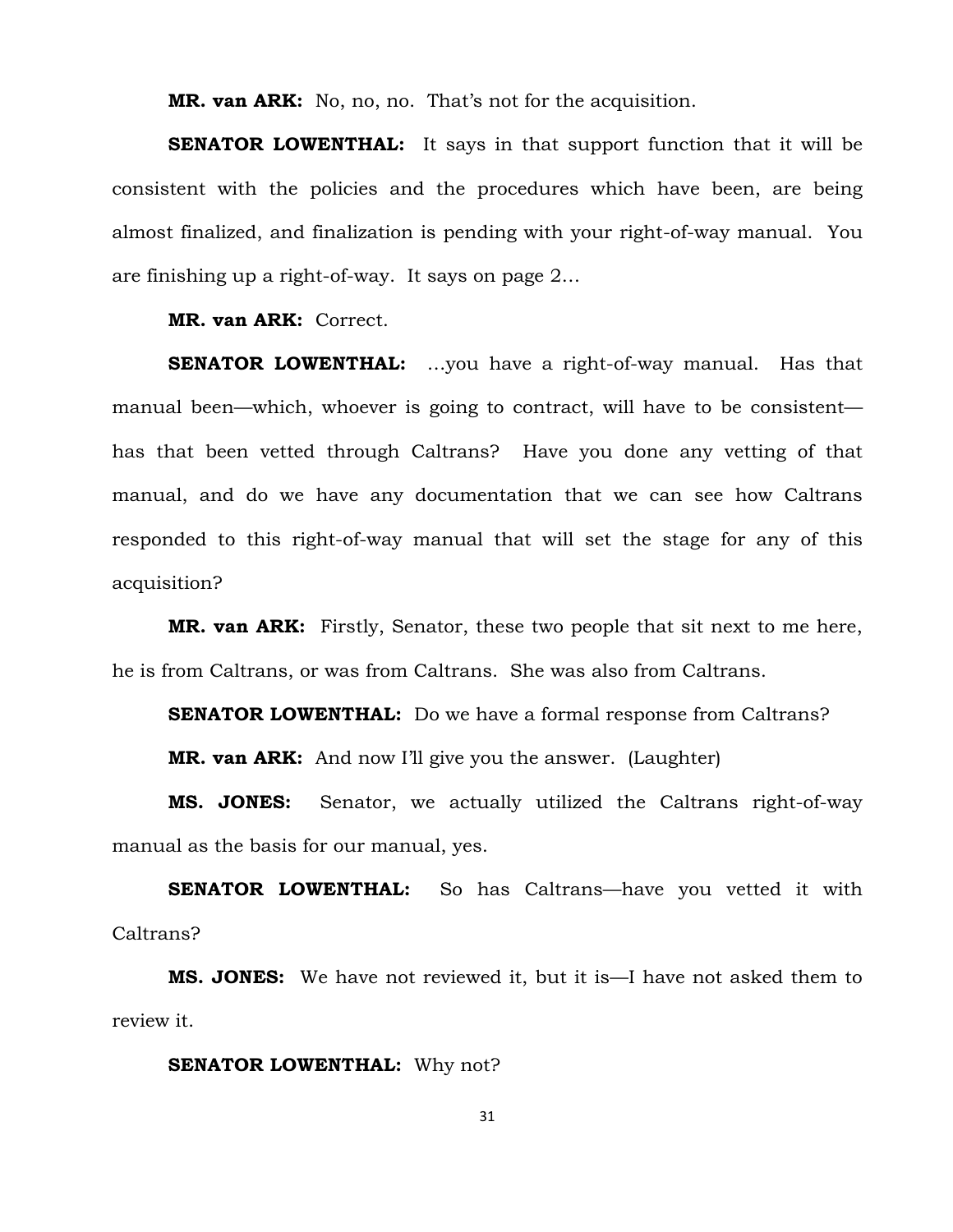**MR. van ARK:** No, no, no. That's not for the acquisition.

**SENATOR LOWENTHAL:** It says in that support function that it will be consistent with the policies and the procedures which have been, are being almost finalized, and finalization is pending with your right-of-way manual. You are finishing up a right-of-way. It says on page 2…

**MR. van ARK:** Correct.

**SENATOR LOWENTHAL:** …you have a right-of-way manual. Has that manual been—which, whoever is going to contract, will have to be consistent—has that been vetted through Caltrans? Have you done any vetting of that manual, and do we have any documentation that we can see how Caltrans responded to this right-of-way manual that will set the stage for any of this acquisition?

**MR. van ARK:** Firstly, Senator, these two people that sit next to me here, he is from Caltrans, or was from Caltrans. She was also from Caltrans.

**SENATOR LOWENTHAL:** Do we have a formal response from Caltrans?

**MR. van ARK:** And now I'll give you the answer. (Laughter)

**MS. JONES:** Senator, we actually utilized the Caltrans right-of-way manual as the basis for our manual, yes.

**SENATOR LOWENTHAL:** So has Caltrans—have you vetted it with Caltrans?

**MS. JONES:** We have not reviewed it, but it is—I have not asked them to review it.

**SENATOR LOWENTHAL:** Why not?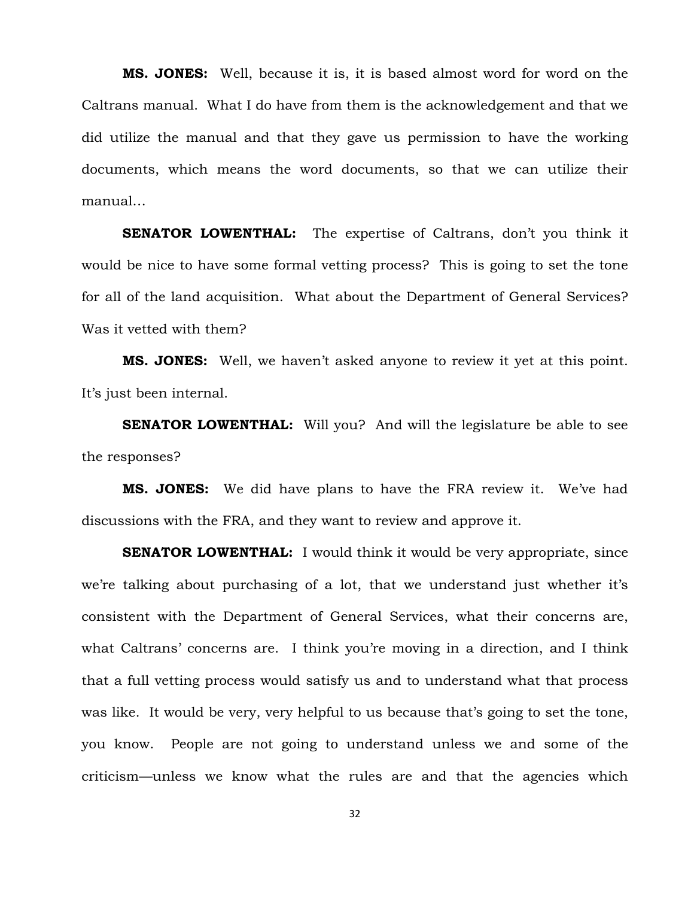**MS. JONES:** Well, because it is, it is based almost word for word on the Caltrans manual. What I do have from them is the acknowledgement and that we did utilize the manual and that they gave us permission to have the working documents, which means the word documents, so that we can utilize their manual…

**SENATOR LOWENTHAL:** The expertise of Caltrans, don't you think it would be nice to have some formal vetting process? This is going to set the tone for all of the land acquisition. What about the Department of General Services? Was it vetted with them?

**MS. JONES:** Well, we haven't asked anyone to review it yet at this point. It's just been internal.

**SENATOR LOWENTHAL:** Will you? And will the legislature be able to see the responses?

**MS. JONES:** We did have plans to have the FRA review it. We've had discussions with the FRA, and they want to review and approve it.

**SENATOR LOWENTHAL:** I would think it would be very appropriate, since we're talking about purchasing of a lot, that we understand just whether it's consistent with the Department of General Services, what their concerns are, what Caltrans' concerns are. I think you're moving in a direction, and I think that a full vetting process would satisfy us and to understand what that process was like. It would be very, very helpful to us because that's going to set the tone, you know. People are not going to understand unless we and some of the criticism—unless we know what the rules are and that the agencies which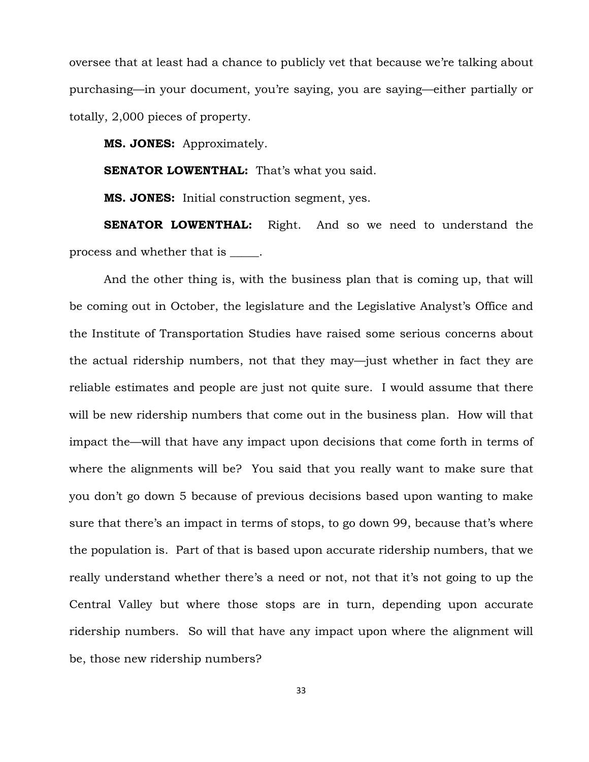oversee that at least had a chance to publicly vet that because we're talking about purchasing—in your document, you're saying, you are saying—either partially or totally, 2,000 pieces of property.

**MS. JONES:** Approximately.

**SENATOR LOWENTHAL:** That's what you said.

**MS. JONES:** Initial construction segment, yes.

**SENATOR LOWENTHAL:** Right. And so we need to understand the process and whether that is _____.

And the other thing is, with the business plan that is coming up, that will be coming out in October, the legislature and the Legislative Analyst's Office and the Institute of Transportation Studies have raised some serious concerns about the actual ridership numbers, not that they may—just whether in fact they are reliable estimates and people are just not quite sure. I would assume that there will be new ridership numbers that come out in the business plan. How will that impact the—will that have any impact upon decisions that come forth in terms of where the alignments will be? You said that you really want to make sure that you don't go down 5 because of previous decisions based upon wanting to make sure that there's an impact in terms of stops, to go down 99, because that's where the population is. Part of that is based upon accurate ridership numbers, that we really understand whether there's a need or not, not that it's not going to up the Central Valley but where those stops are in turn, depending upon accurate ridership numbers. So will that have any impact upon where the alignment will be, those new ridership numbers?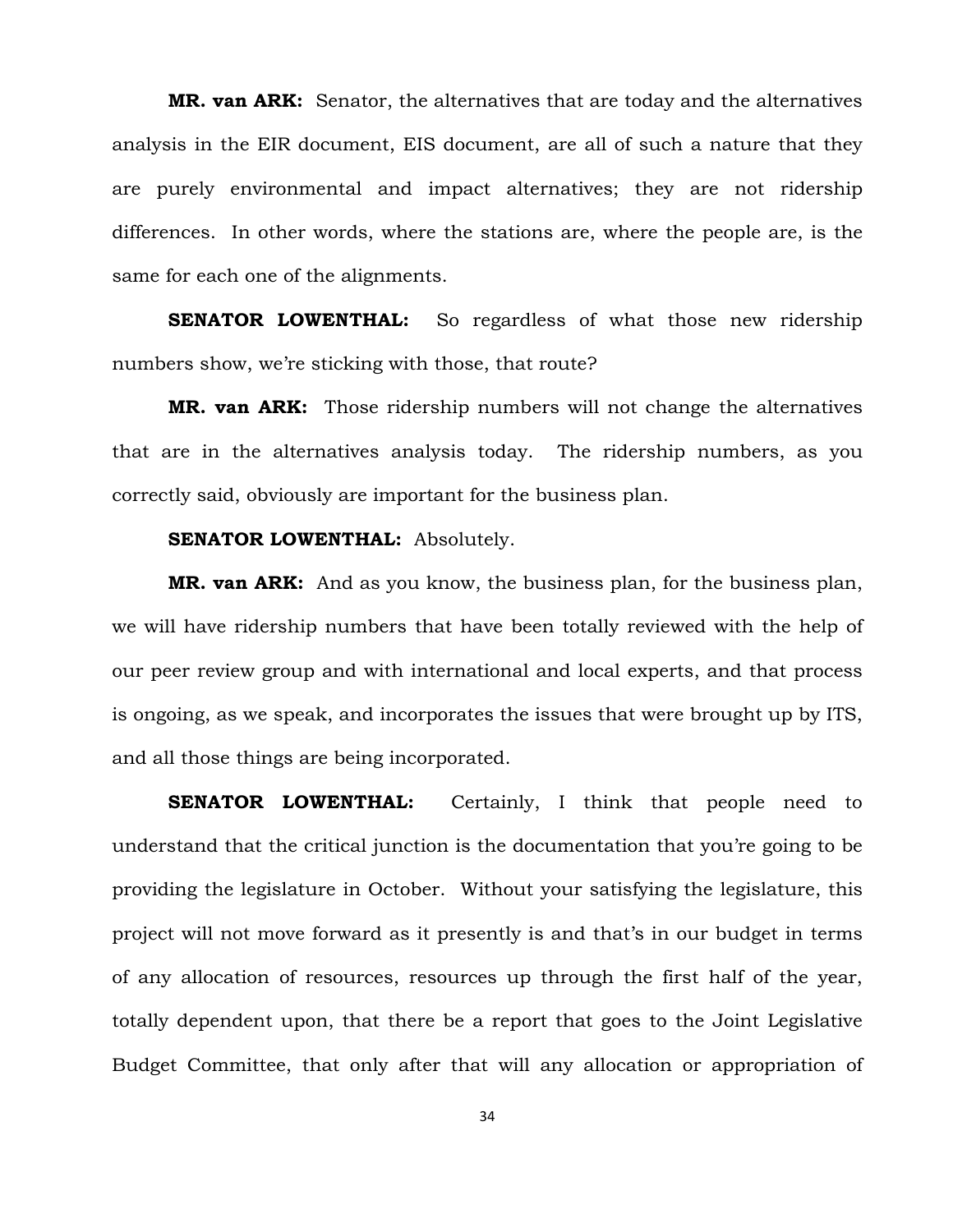**MR. van ARK:** Senator, the alternatives that are today and the alternatives analysis in the EIR document, EIS document, are all of such a nature that they are purely environmental and impact alternatives; they are not ridership differences. In other words, where the stations are, where the people are, is the same for each one of the alignments.

**SENATOR LOWENTHAL:** So regardless of what those new ridership numbers show, we're sticking with those, that route?

**MR. van ARK:** Those ridership numbers will not change the alternatives that are in the alternatives analysis today. The ridership numbers, as you correctly said, obviously are important for the business plan.

**SENATOR LOWENTHAL:** Absolutely.

**MR. van ARK:** And as you know, the business plan, for the business plan, we will have ridership numbers that have been totally reviewed with the help of our peer review group and with international and local experts, and that process is ongoing, as we speak, and incorporates the issues that were brought up by ITS, and all those things are being incorporated.

**SENATOR LOWENTHAL:** Certainly, I think that people need to understand that the critical junction is the documentation that you're going to be providing the legislature in October. Without your satisfying the legislature, this project will not move forward as it presently is and that's in our budget in terms of any allocation of resources, resources up through the first half of the year, totally dependent upon, that there be a report that goes to the Joint Legislative Budget Committee, that only after that will any allocation or appropriation of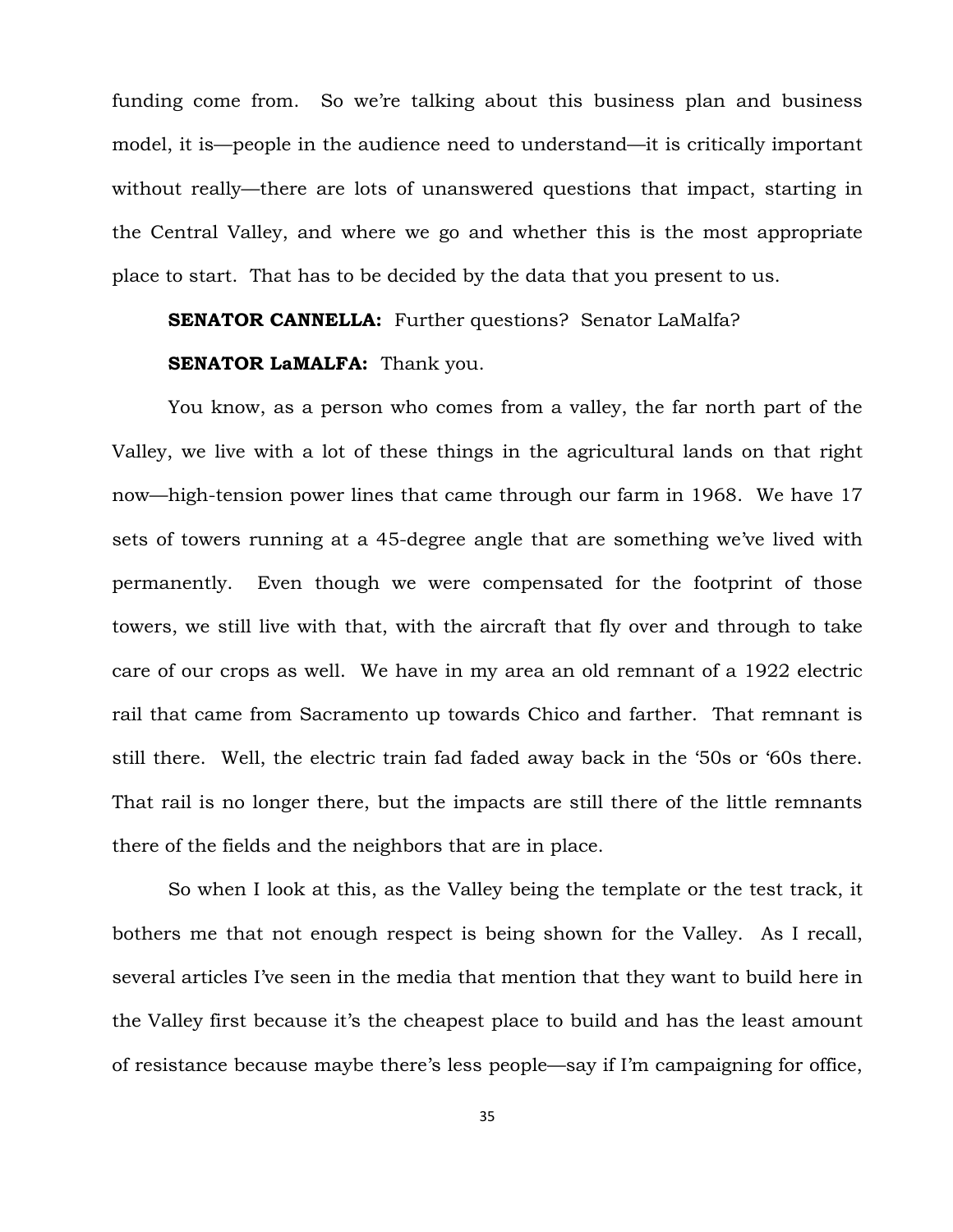funding come from. So we're talking about this business plan and business model, it is—people in the audience need to understand—it is critically important without really—there are lots of unanswered questions that impact, starting in the Central Valley, and where we go and whether this is the most appropriate place to start. That has to be decided by the data that you present to us.

**SENATOR CANNELLA:** Further questions? Senator LaMalfa?

**SENATOR LaMALFA:** Thank you.

You know, as a person who comes from a valley, the far north part of the Valley, we live with a lot of these things in the agricultural lands on that right now—high-tension power lines that came through our farm in 1968. We have 17 sets of towers running at a 45-degree angle that are something we've lived with permanently. Even though we were compensated for the footprint of those towers, we still live with that, with the aircraft that fly over and through to take care of our crops as well. We have in my area an old remnant of a 1922 electric rail that came from Sacramento up towards Chico and farther. That remnant is still there. Well, the electric train fad faded away back in the '50s or '60s there. That rail is no longer there, but the impacts are still there of the little remnants there of the fields and the neighbors that are in place.

So when I look at this, as the Valley being the template or the test track, it bothers me that not enough respect is being shown for the Valley. As I recall, several articles I've seen in the media that mention that they want to build here in the Valley first because it's the cheapest place to build and has the least amount of resistance because maybe there's less people—say if I'm campaigning for office,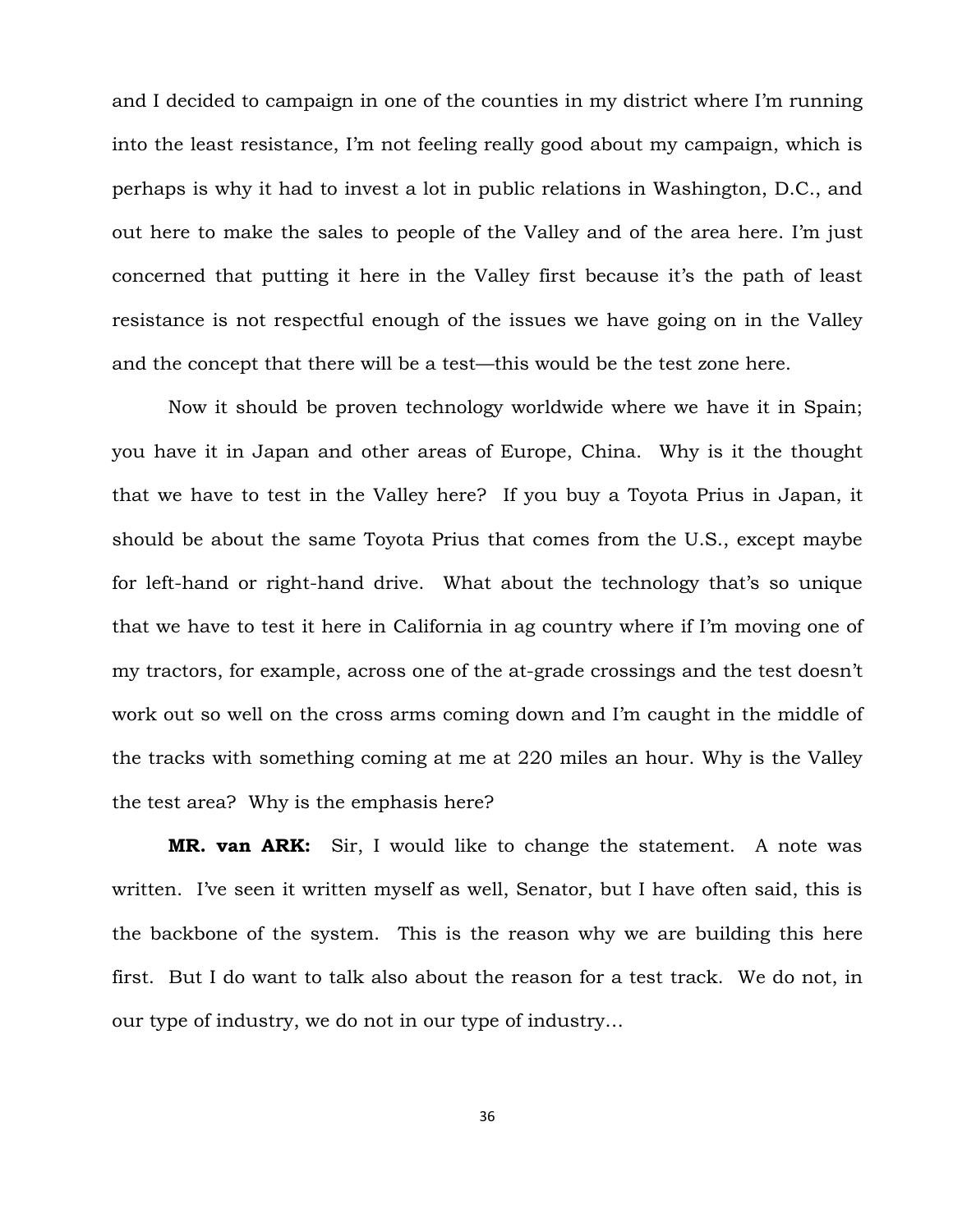and I decided to campaign in one of the counties in my district where I'm running into the least resistance, I'm not feeling really good about my campaign, which is perhaps is why it had to invest a lot in public relations in Washington, D.C., and out here to make the sales to people of the Valley and of the area here. I'm just concerned that putting it here in the Valley first because it's the path of least resistance is not respectful enough of the issues we have going on in the Valley and the concept that there will be a test—this would be the test zone here.

Now it should be proven technology worldwide where we have it in Spain; you have it in Japan and other areas of Europe, China. Why is it the thought that we have to test in the Valley here? If you buy a Toyota Prius in Japan, it should be about the same Toyota Prius that comes from the U.S., except maybe for left-hand or right-hand drive. What about the technology that's so unique that we have to test it here in California in ag country where if I'm moving one of my tractors, for example, across one of the at-grade crossings and the test doesn't work out so well on the cross arms coming down and I'm caught in the middle of the tracks with something coming at me at 220 miles an hour. Why is the Valley the test area? Why is the emphasis here?

**MR. van ARK:** Sir, I would like to change the statement. A note was written. I've seen it written myself as well, Senator, but I have often said, this is the backbone of the system. This is the reason why we are building this here first. But I do want to talk also about the reason for a test track. We do not, in our type of industry, we do not in our type of industry…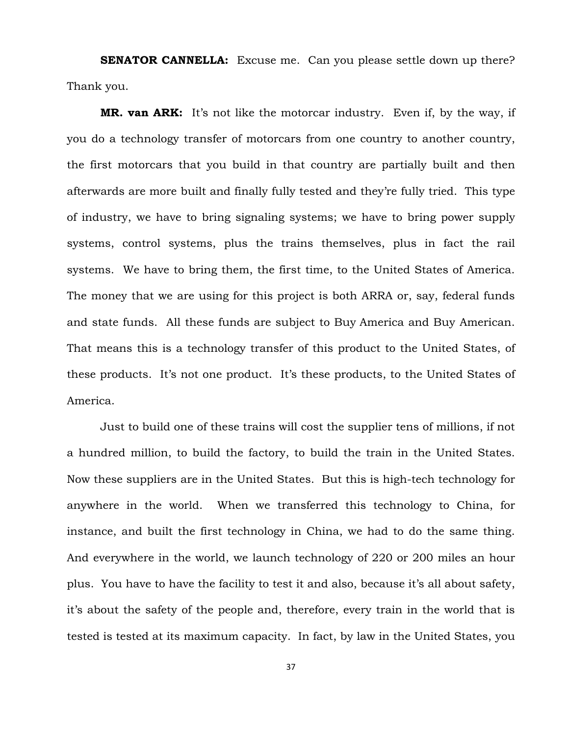**SENATOR CANNELLA:** Excuse me. Can you please settle down up there? Thank you.

**MR. van ARK:** It's not like the motorcar industry. Even if, by the way, if you do a technology transfer of motorcars from one country to another country, the first motorcars that you build in that country are partially built and then afterwards are more built and finally fully tested and they're fully tried. This type of industry, we have to bring signaling systems; we have to bring power supply systems, control systems, plus the trains themselves, plus in fact the rail systems. We have to bring them, the first time, to the United States of America. The money that we are using for this project is both ARRA or, say, federal funds and state funds. All these funds are subject to Buy America and Buy American. That means this is a technology transfer of this product to the United States, of these products. It's not one product. It's these products, to the United States of America.

Just to build one of these trains will cost the supplier tens of millions, if not a hundred million, to build the factory, to build the train in the United States. Now these suppliers are in the United States. But this is high-tech technology for anywhere in the world. When we transferred this technology to China, for instance, and built the first technology in China, we had to do the same thing. And everywhere in the world, we launch technology of 220 or 200 miles an hour plus. You have to have the facility to test it and also, because it's all about safety, it's about the safety of the people and, therefore, every train in the world that is tested is tested at its maximum capacity. In fact, by law in the United States, you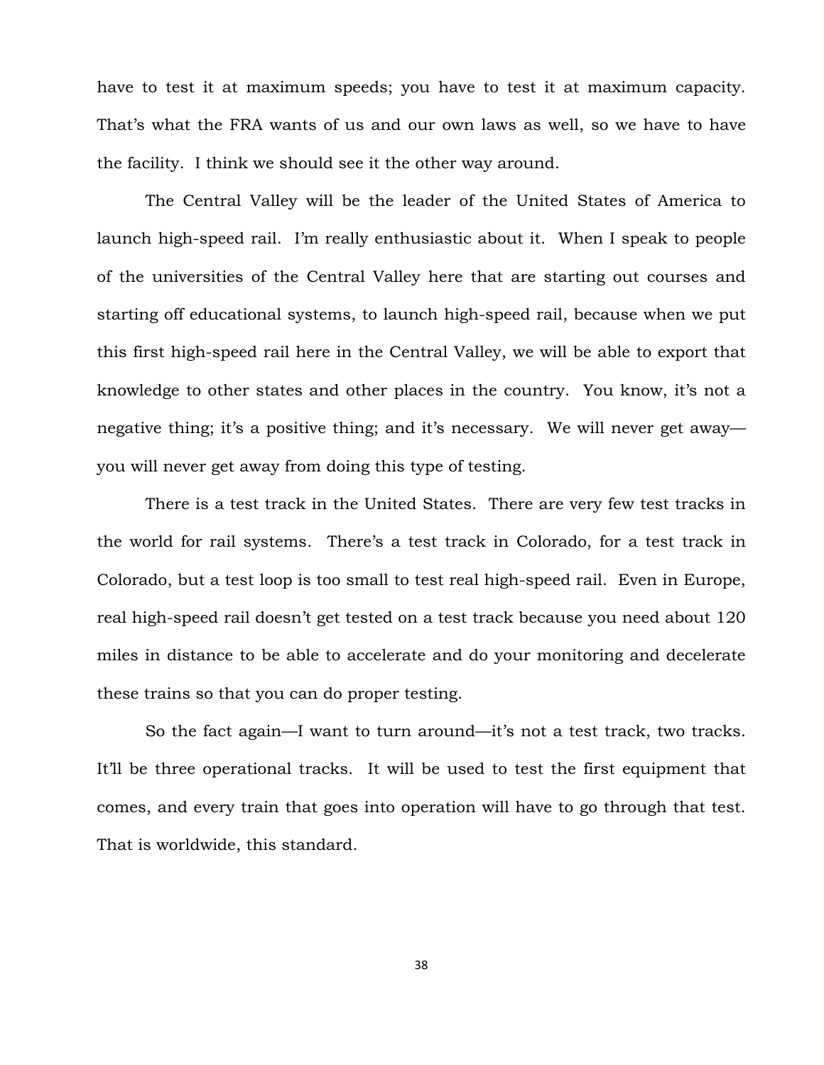have to test it at maximum speeds; you have to test it at maximum capacity. That's what the FRA wants of us and our own laws as well, so we have to have the facility. I think we should see it the other way around.

The Central Valley will be the leader of the United States of America to launch high-speed rail. I'm really enthusiastic about it. When I speak to people of the universities of the Central Valley here that are starting out courses and starting off educational systems, to launch high-speed rail, because when we put this first high-speed rail here in the Central Valley, we will be able to export that knowledge to other states and other places in the country. You know, it's not a negative thing; it's a positive thing; and it's necessary. We will never get away—you will never get away from doing this type of testing.

There is a test track in the United States. There are very few test tracks in the world for rail systems. There's a test track in Colorado, for a test track in Colorado, but a test loop is too small to test real high-speed rail. Even in Europe, real high-speed rail doesn't get tested on a test track because you need about 120 miles in distance to be able to accelerate and do your monitoring and decelerate these trains so that you can do proper testing.

So the fact again—I want to turn around—it's not a test track, two tracks. It'll be three operational tracks. It will be used to test the first equipment that comes, and every train that goes into operation will have to go through that test. That is worldwide, this standard.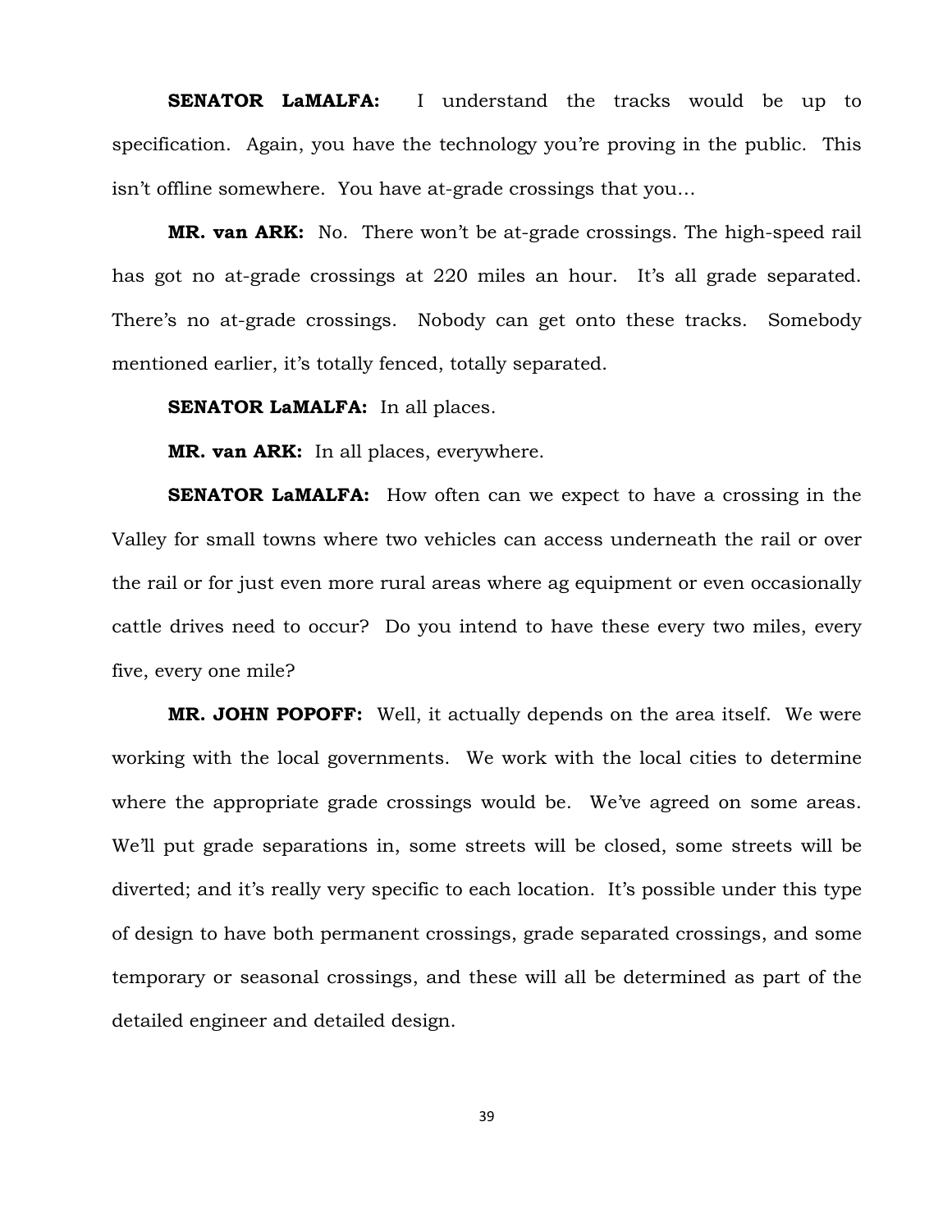**SENATOR LaMALFA:** I understand the tracks would be up to specification. Again, you have the technology you're proving in the public. This isn't offline somewhere. You have at-grade crossings that you…

**MR. van ARK:** No. There won't be at-grade crossings. The high-speed rail has got no at-grade crossings at 220 miles an hour. It's all grade separated. There's no at-grade crossings. Nobody can get onto these tracks. Somebody mentioned earlier, it's totally fenced, totally separated.

**SENATOR LaMALFA:** In all places.

**MR. van ARK:** In all places, everywhere.

**SENATOR LaMALFA:** How often can we expect to have a crossing in the Valley for small towns where two vehicles can access underneath the rail or over the rail or for just even more rural areas where ag equipment or even occasionally cattle drives need to occur? Do you intend to have these every two miles, every five, every one mile?

**MR. JOHN POPOFF:** Well, it actually depends on the area itself. We were working with the local governments. We work with the local cities to determine where the appropriate grade crossings would be. We've agreed on some areas. We'll put grade separations in, some streets will be closed, some streets will be diverted; and it's really very specific to each location. It's possible under this type of design to have both permanent crossings, grade separated crossings, and some temporary or seasonal crossings, and these will all be determined as part of the detailed engineer and detailed design.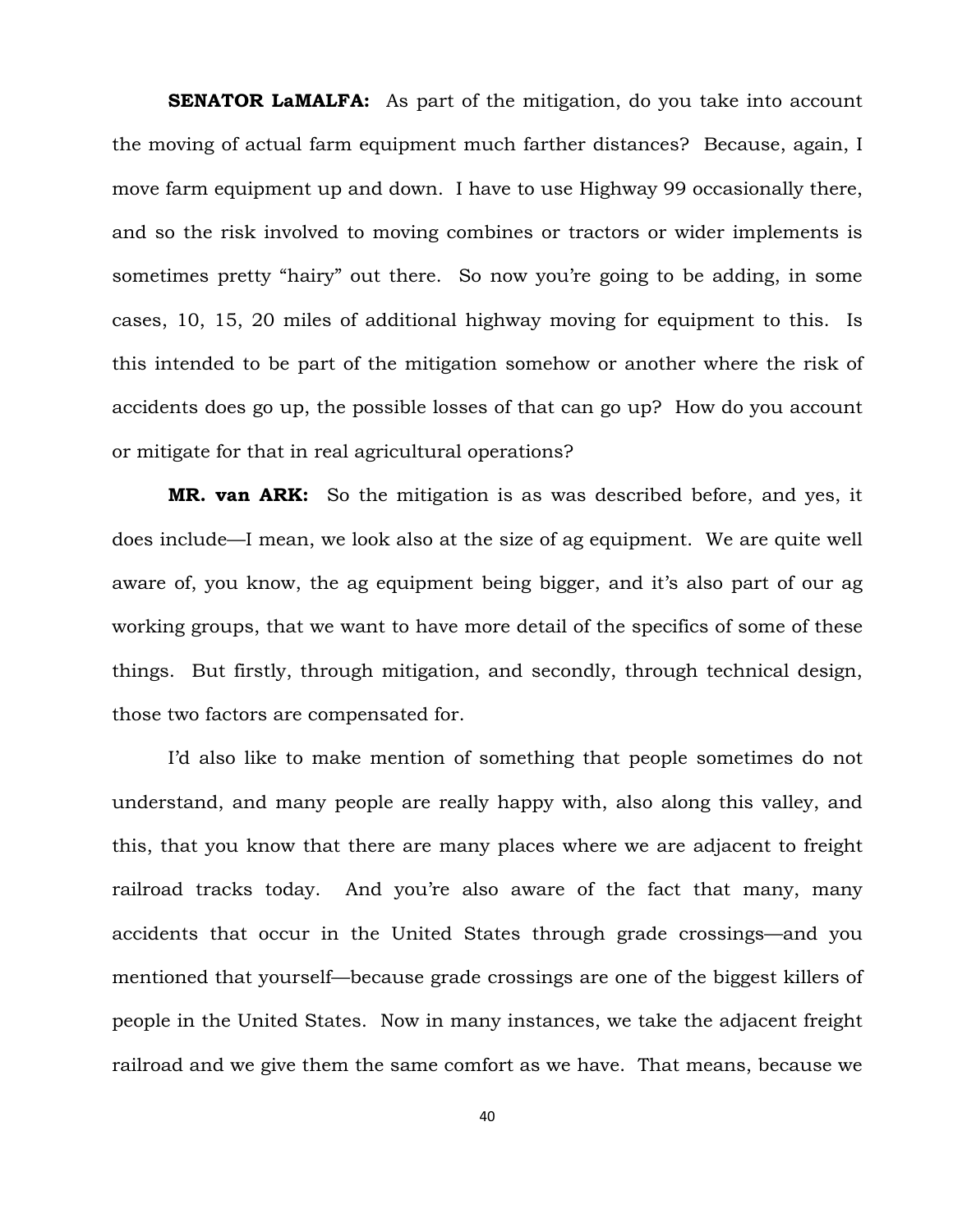**SENATOR LaMALFA:** As part of the mitigation, do you take into account the moving of actual farm equipment much farther distances? Because, again, I move farm equipment up and down. I have to use Highway 99 occasionally there, and so the risk involved to moving combines or tractors or wider implements is sometimes pretty "hairy" out there. So now you're going to be adding, in some cases, 10, 15, 20 miles of additional highway moving for equipment to this. Is this intended to be part of the mitigation somehow or another where the risk of accidents does go up, the possible losses of that can go up? How do you account or mitigate for that in real agricultural operations?

**MR. van ARK:** So the mitigation is as was described before, and yes, it does include—I mean, we look also at the size of ag equipment. We are quite well aware of, you know, the ag equipment being bigger, and it's also part of our ag working groups, that we want to have more detail of the specifics of some of these things. But firstly, through mitigation, and secondly, through technical design, those two factors are compensated for.

I'd also like to make mention of something that people sometimes do not understand, and many people are really happy with, also along this valley, and this, that you know that there are many places where we are adjacent to freight railroad tracks today. And you're also aware of the fact that many, many accidents that occur in the United States through grade crossings—and you mentioned that yourself—because grade crossings are one of the biggest killers of people in the United States. Now in many instances, we take the adjacent freight railroad and we give them the same comfort as we have. That means, because we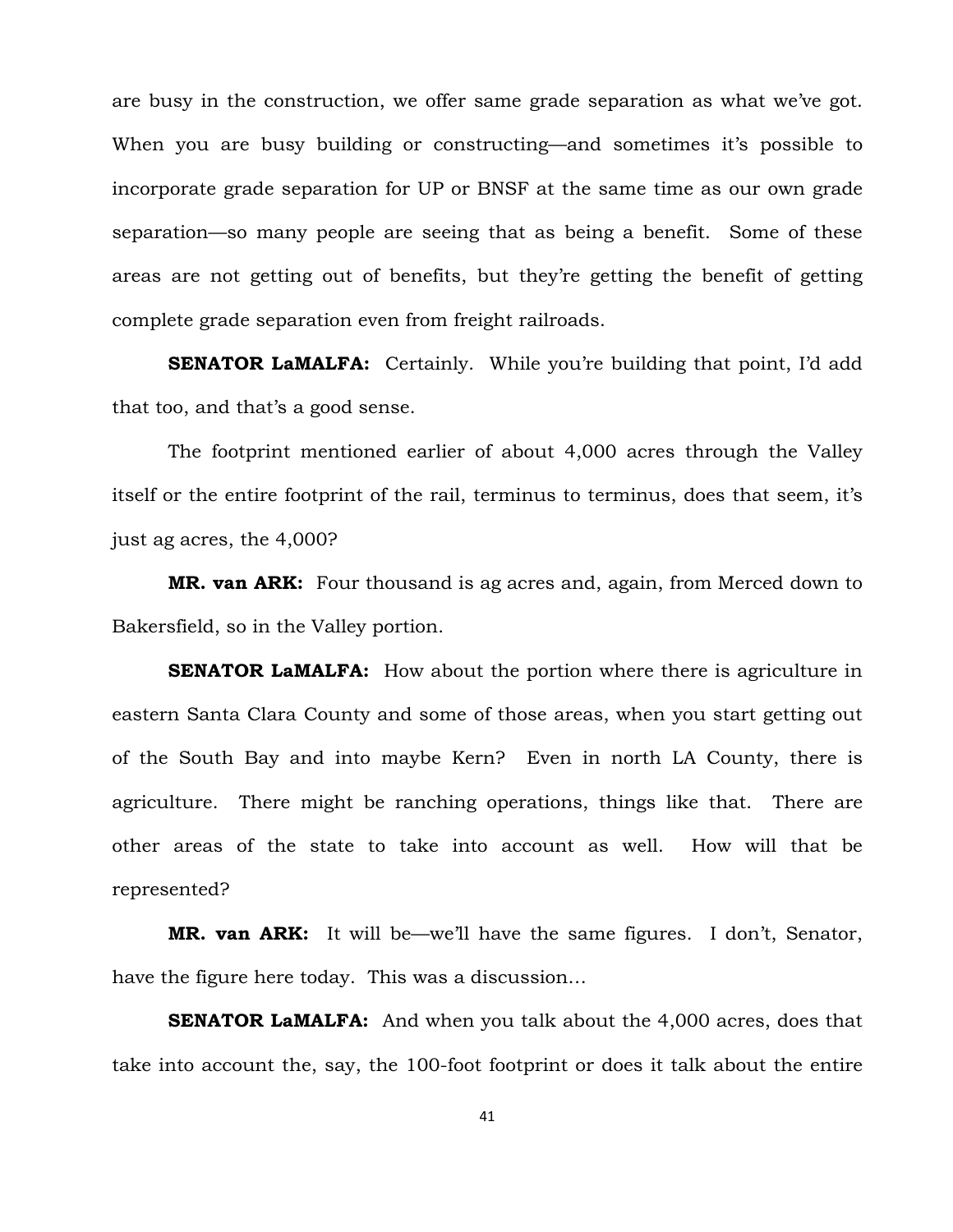are busy in the construction, we offer same grade separation as what we've got. When you are busy building or constructing—and sometimes it's possible to incorporate grade separation for UP or BNSF at the same time as our own grade separation—so many people are seeing that as being a benefit. Some of these areas are not getting out of benefits, but they're getting the benefit of getting complete grade separation even from freight railroads.

**SENATOR LaMALFA:** Certainly. While you're building that point, I'd add that too, and that's a good sense.

The footprint mentioned earlier of about 4,000 acres through the Valley itself or the entire footprint of the rail, terminus to terminus, does that seem, it's just ag acres, the 4,000?

**MR. van ARK:** Four thousand is ag acres and, again, from Merced down to Bakersfield, so in the Valley portion.

**SENATOR LaMALFA:** How about the portion where there is agriculture in eastern Santa Clara County and some of those areas, when you start getting out of the South Bay and into maybe Kern? Even in north LA County, there is agriculture. There might be ranching operations, things like that. There are other areas of the state to take into account as well. How will that be represented?

**MR. van ARK:** It will be—we'll have the same figures. I don't, Senator, have the figure here today. This was a discussion…

**SENATOR LaMALFA:** And when you talk about the 4,000 acres, does that take into account the, say, the 100-foot footprint or does it talk about the entire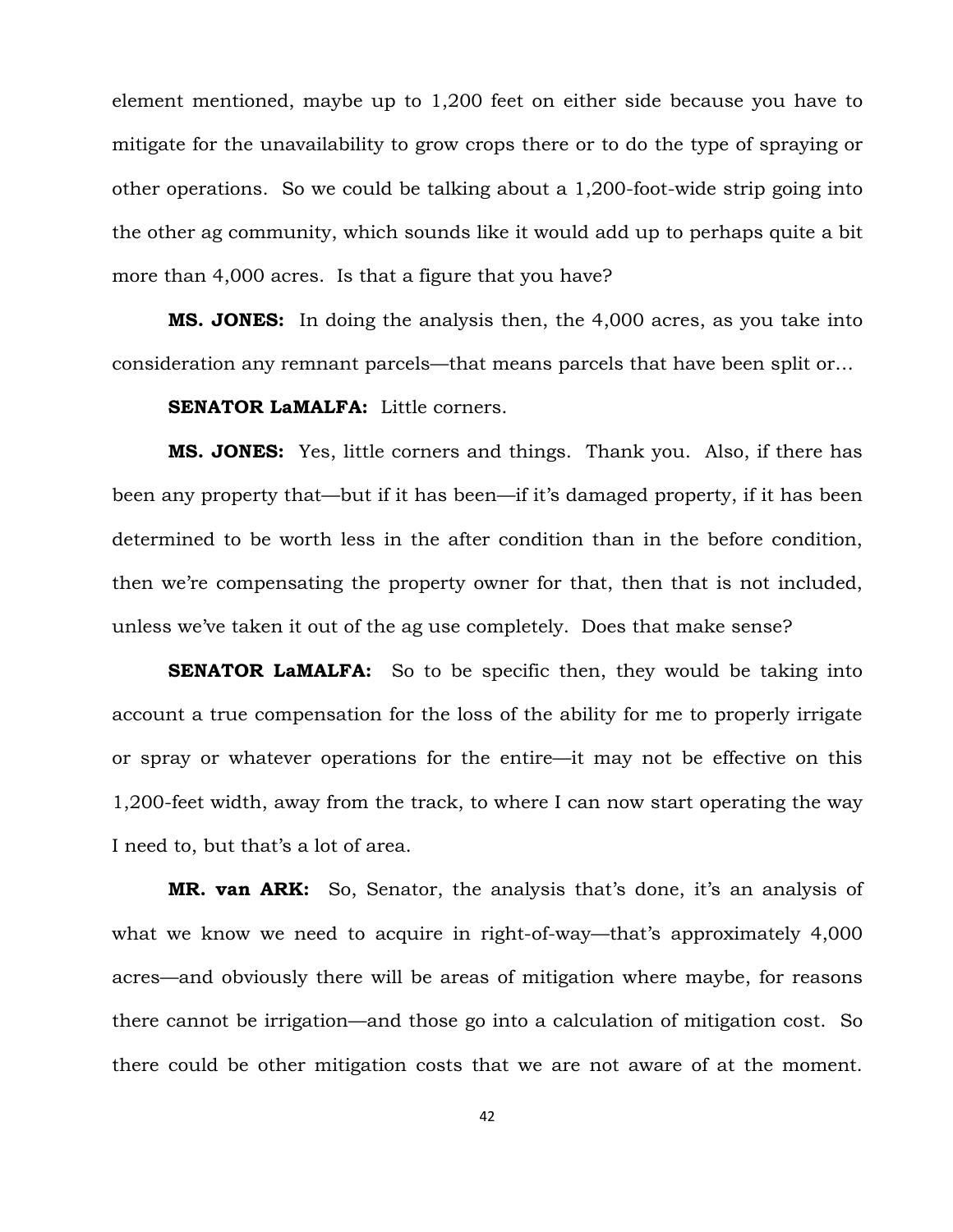element mentioned, maybe up to 1,200 feet on either side because you have to mitigate for the unavailability to grow crops there or to do the type of spraying or other operations. So we could be talking about a 1,200-foot-wide strip going into the other ag community, which sounds like it would add up to perhaps quite a bit more than 4,000 acres. Is that a figure that you have?

**MS. JONES:** In doing the analysis then, the 4,000 acres, as you take into consideration any remnant parcels—that means parcels that have been split or…

**SENATOR LaMALFA:** Little corners.

**MS. JONES:** Yes, little corners and things. Thank you. Also, if there has been any property that—but if it has been—if it's damaged property, if it has been determined to be worth less in the after condition than in the before condition, then we're compensating the property owner for that, then that is not included, unless we've taken it out of the ag use completely. Does that make sense?

**SENATOR LaMALFA:** So to be specific then, they would be taking into account a true compensation for the loss of the ability for me to properly irrigate or spray or whatever operations for the entire—it may not be effective on this 1,200-feet width, away from the track, to where I can now start operating the way I need to, but that's a lot of area.

**MR. van ARK:** So, Senator, the analysis that's done, it's an analysis of what we know we need to acquire in right-of-way—that's approximately 4,000 acres—and obviously there will be areas of mitigation where maybe, for reasons there cannot be irrigation—and those go into a calculation of mitigation cost. So there could be other mitigation costs that we are not aware of at the moment.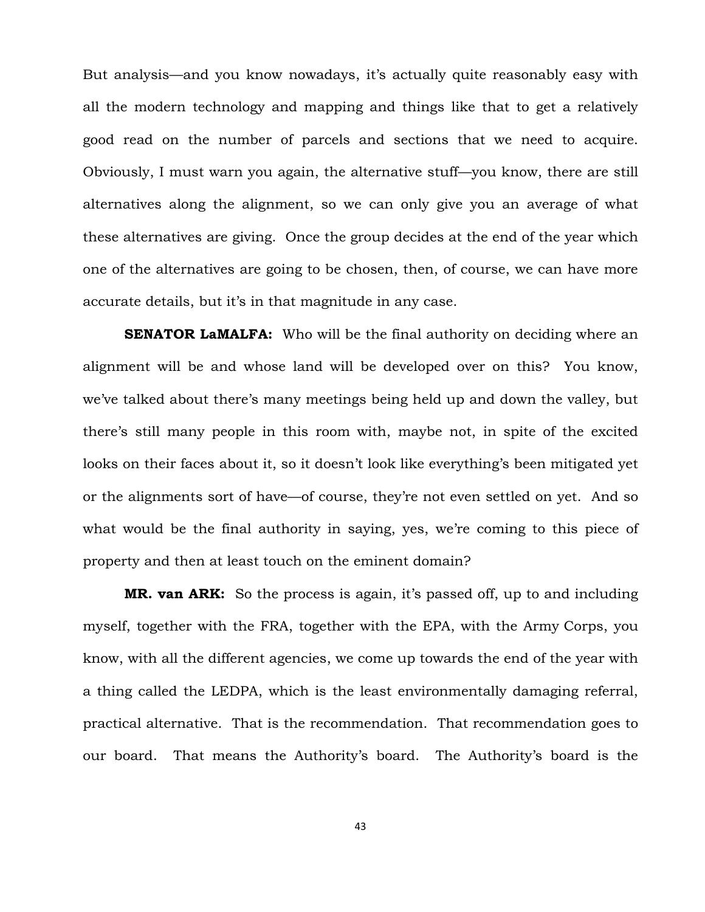But analysis—and you know nowadays, it's actually quite reasonably easy with all the modern technology and mapping and things like that to get a relatively good read on the number of parcels and sections that we need to acquire. Obviously, I must warn you again, the alternative stuff—you know, there are still alternatives along the alignment, so we can only give you an average of what these alternatives are giving. Once the group decides at the end of the year which one of the alternatives are going to be chosen, then, of course, we can have more accurate details, but it's in that magnitude in any case.

**SENATOR LaMALFA:** Who will be the final authority on deciding where an alignment will be and whose land will be developed over on this? You know, we've talked about there's many meetings being held up and down the valley, but there's still many people in this room with, maybe not, in spite of the excited looks on their faces about it, so it doesn't look like everything's been mitigated yet or the alignments sort of have—of course, they're not even settled on yet. And so what would be the final authority in saying, yes, we're coming to this piece of property and then at least touch on the eminent domain?

**MR. van ARK:** So the process is again, it's passed off, up to and including myself, together with the FRA, together with the EPA, with the Army Corps, you know, with all the different agencies, we come up towards the end of the year with a thing called the LEDPA, which is the least environmentally damaging referral, practical alternative. That is the recommendation. That recommendation goes to our board. That means the Authority's board. The Authority's board is the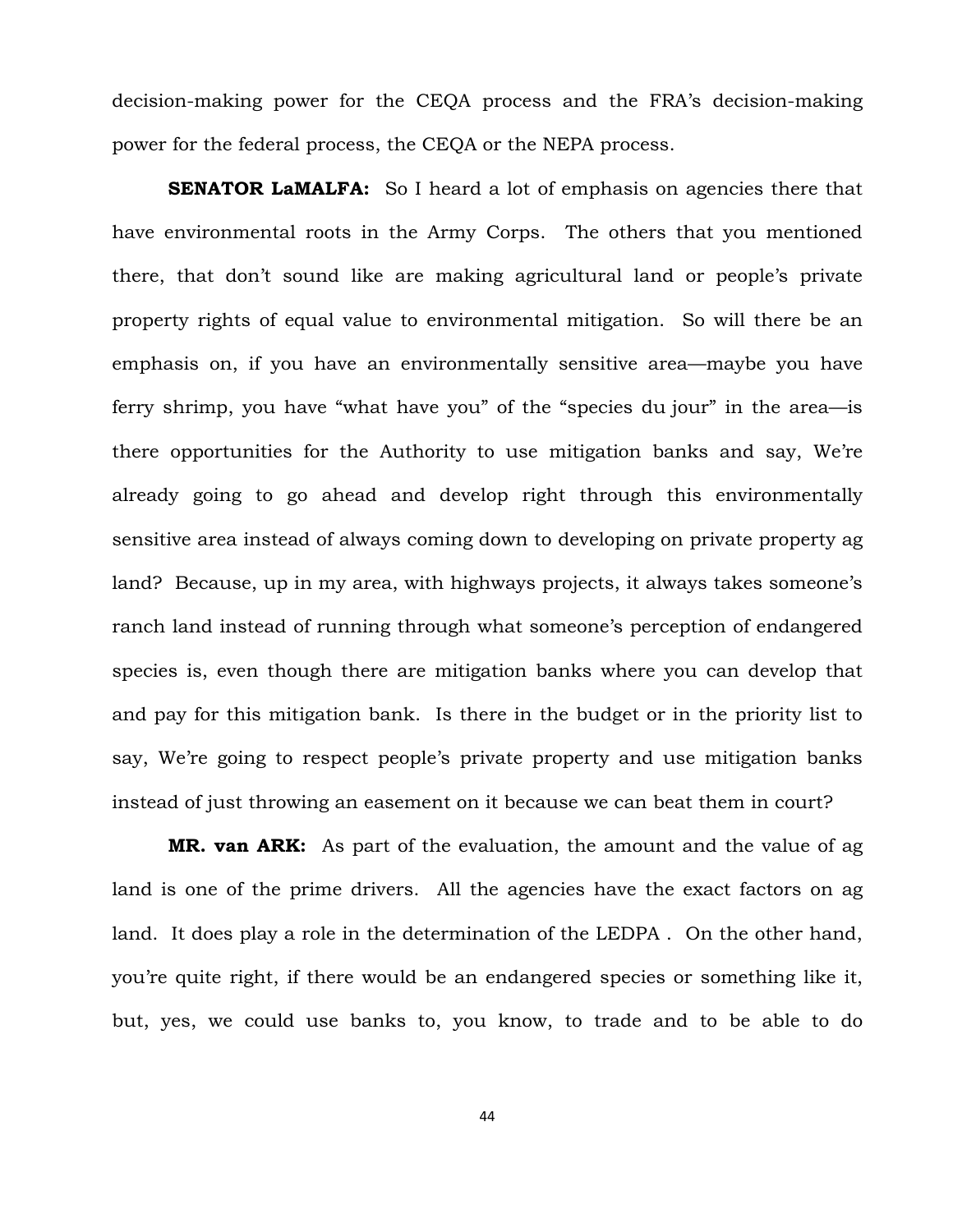decision-making power for the CEQA process and the FRA's decision-making power for the federal process, the CEQA or the NEPA process.

**SENATOR LaMALFA:** So I heard a lot of emphasis on agencies there that have environmental roots in the Army Corps. The others that you mentioned there, that don't sound like are making agricultural land or people's private property rights of equal value to environmental mitigation. So will there be an emphasis on, if you have an environmentally sensitive area—maybe you have ferry shrimp, you have "what have you" of the "species du jour" in the area—is there opportunities for the Authority to use mitigation banks and say, We're already going to go ahead and develop right through this environmentally sensitive area instead of always coming down to developing on private property ag land? Because, up in my area, with highways projects, it always takes someone's ranch land instead of running through what someone's perception of endangered species is, even though there are mitigation banks where you can develop that and pay for this mitigation bank. Is there in the budget or in the priority list to say, We're going to respect people's private property and use mitigation banks instead of just throwing an easement on it because we can beat them in court?

**MR. van ARK:** As part of the evaluation, the amount and the value of ag land is one of the prime drivers. All the agencies have the exact factors on ag land. It does play a role in the determination of the LEDPA . On the other hand, you're quite right, if there would be an endangered species or something like it, but, yes, we could use banks to, you know, to trade and to be able to do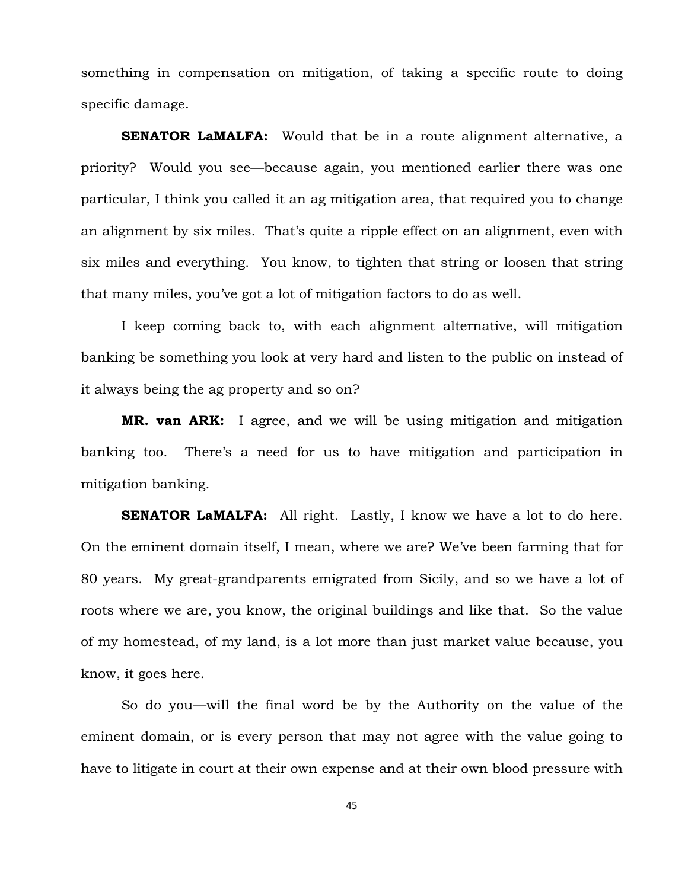something in compensation on mitigation, of taking a specific route to doing specific damage.

**SENATOR LaMALFA:** Would that be in a route alignment alternative, a priority? Would you see—because again, you mentioned earlier there was one particular, I think you called it an ag mitigation area, that required you to change an alignment by six miles. That's quite a ripple effect on an alignment, even with six miles and everything. You know, to tighten that string or loosen that string that many miles, you've got a lot of mitigation factors to do as well.

I keep coming back to, with each alignment alternative, will mitigation banking be something you look at very hard and listen to the public on instead of it always being the ag property and so on?

**MR. van ARK:** I agree, and we will be using mitigation and mitigation banking too. There's a need for us to have mitigation and participation in mitigation banking.

**SENATOR LaMALFA:** All right. Lastly, I know we have a lot to do here. On the eminent domain itself, I mean, where we are? We've been farming that for 80 years. My great-grandparents emigrated from Sicily, and so we have a lot of roots where we are, you know, the original buildings and like that. So the value of my homestead, of my land, is a lot more than just market value because, you know, it goes here.

So do you—will the final word be by the Authority on the value of the eminent domain, or is every person that may not agree with the value going to have to litigate in court at their own expense and at their own blood pressure with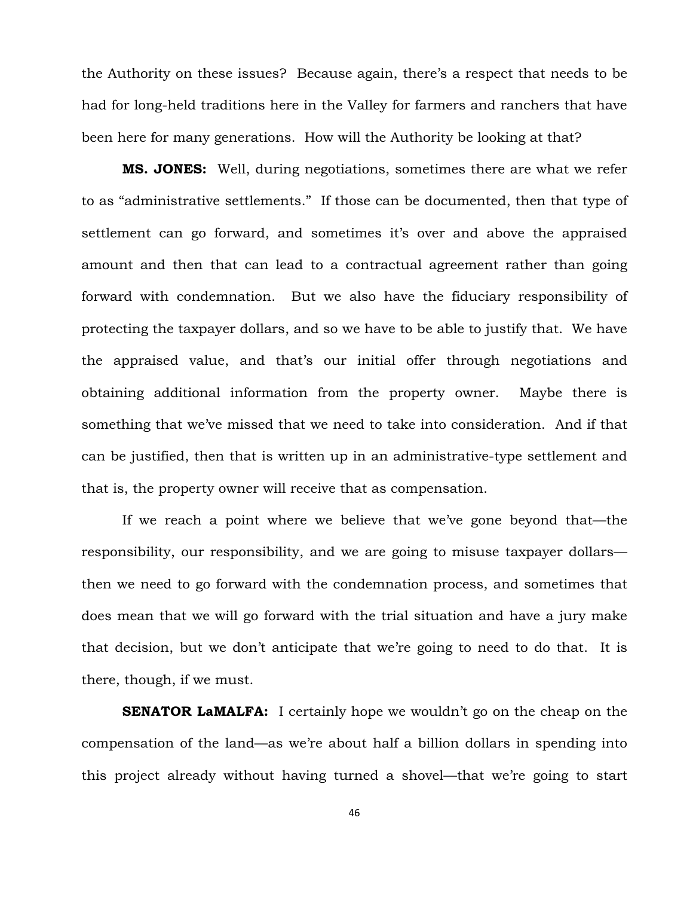the Authority on these issues? Because again, there's a respect that needs to be had for long-held traditions here in the Valley for farmers and ranchers that have been here for many generations. How will the Authority be looking at that?

**MS. JONES:** Well, during negotiations, sometimes there are what we refer to as "administrative settlements." If those can be documented, then that type of settlement can go forward, and sometimes it's over and above the appraised amount and then that can lead to a contractual agreement rather than going forward with condemnation. But we also have the fiduciary responsibility of protecting the taxpayer dollars, and so we have to be able to justify that. We have the appraised value, and that's our initial offer through negotiations and obtaining additional information from the property owner. Maybe there is something that we've missed that we need to take into consideration. And if that can be justified, then that is written up in an administrative-type settlement and that is, the property owner will receive that as compensation.

If we reach a point where we believe that we've gone beyond that—the responsibility, our responsibility, and we are going to misuse taxpayer dollars—then we need to go forward with the condemnation process, and sometimes that does mean that we will go forward with the trial situation and have a jury make that decision, but we don't anticipate that we're going to need to do that. It is there, though, if we must.

**SENATOR LaMALFA:** I certainly hope we wouldn't go on the cheap on the compensation of the land—as we're about half a billion dollars in spending into this project already without having turned a shovel—that we're going to start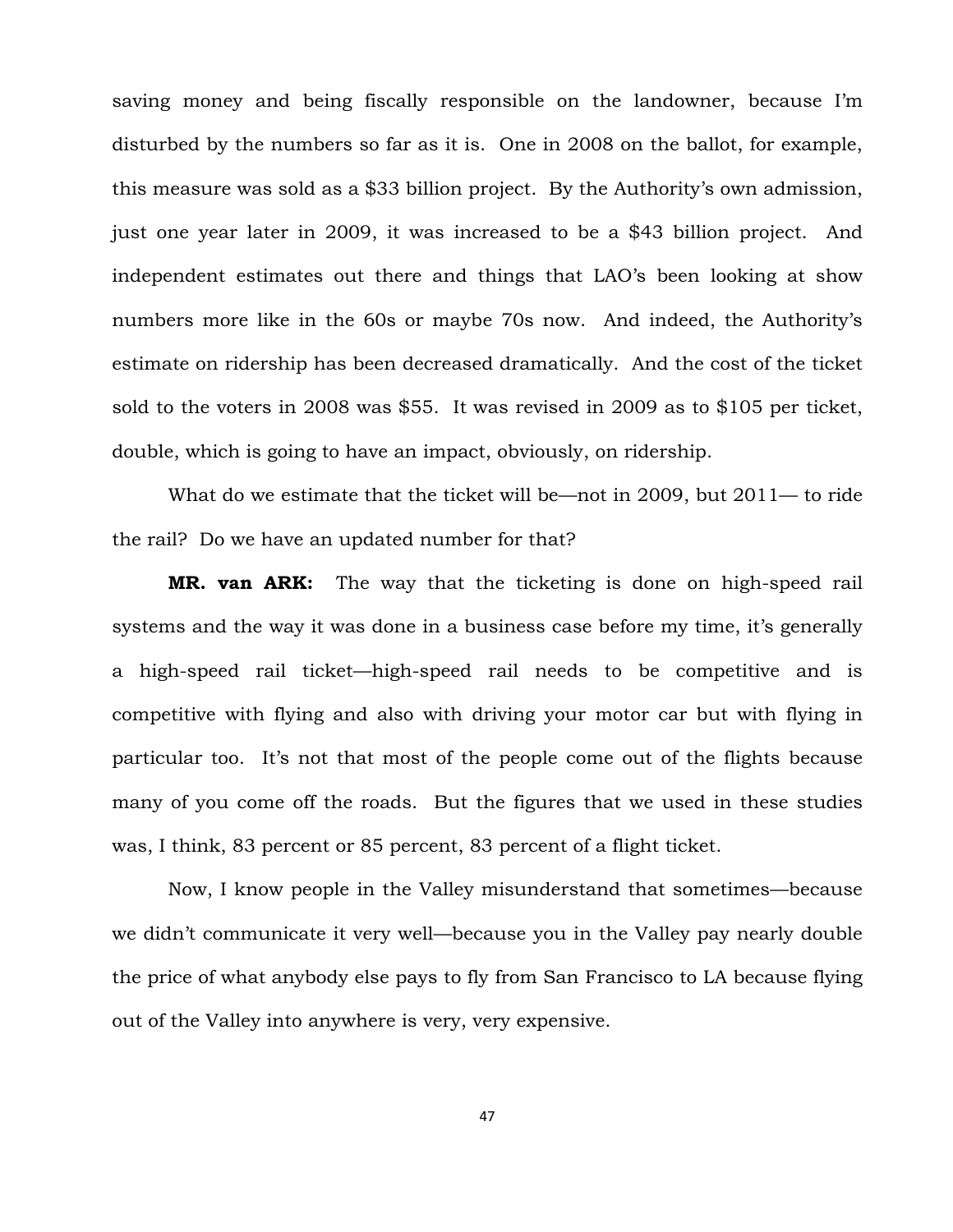saving money and being fiscally responsible on the landowner, because I'm disturbed by the numbers so far as it is. One in 2008 on the ballot, for example, this measure was sold as a $33 billion project. By the Authority's own admission, just one year later in 2009, it was increased to be a $43 billion project. And independent estimates out there and things that LAO's been looking at show numbers more like in the 60s or maybe 70s now. And indeed, the Authority's estimate on ridership has been decreased dramatically. And the cost of the ticket sold to the voters in 2008 was $55. It was revised in 2009 as to $105 per ticket, double, which is going to have an impact, obviously, on ridership.

What do we estimate that the ticket will be—not in 2009, but 2011— to ride the rail? Do we have an updated number for that?

**MR. van ARK:** The way that the ticketing is done on high-speed rail systems and the way it was done in a business case before my time, it's generally a high-speed rail ticket—high-speed rail needs to be competitive and is competitive with flying and also with driving your motor car but with flying in particular too. It's not that most of the people come out of the flights because many of you come off the roads. But the figures that we used in these studies was, I think, 83 percent or 85 percent, 83 percent of a flight ticket.

Now, I know people in the Valley misunderstand that sometimes—because we didn't communicate it very well—because you in the Valley pay nearly double the price of what anybody else pays to fly from San Francisco to LA because flying out of the Valley into anywhere is very, very expensive.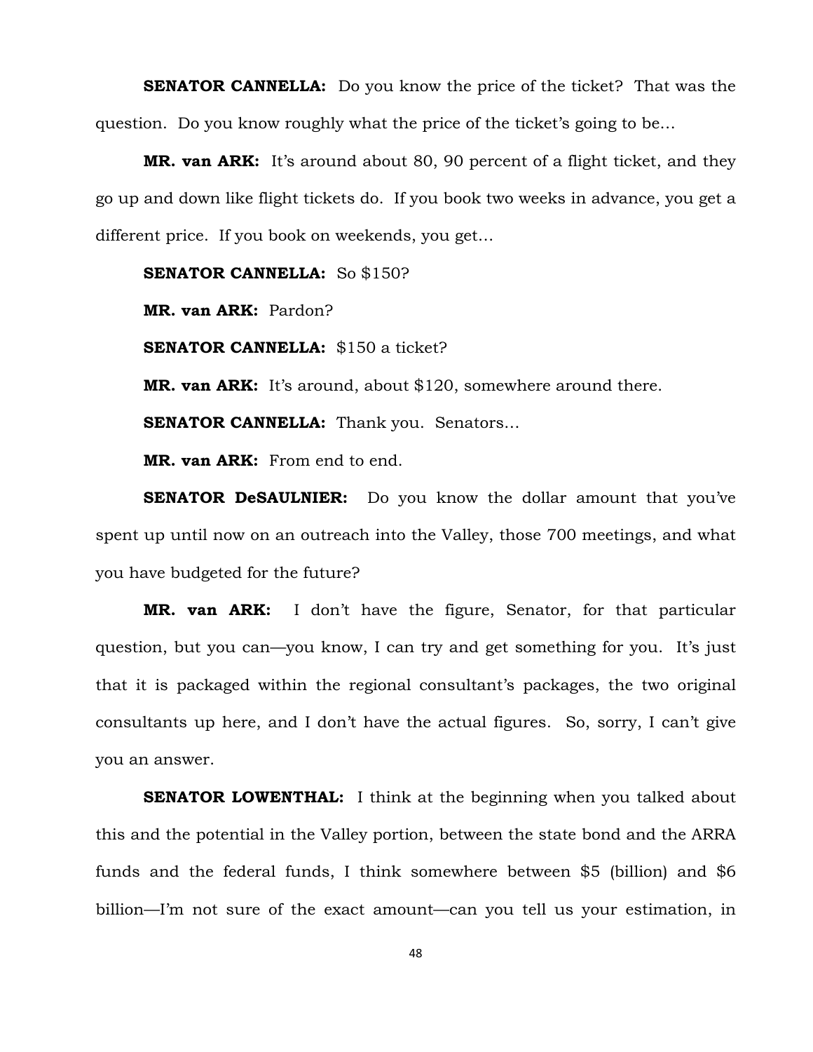**SENATOR CANNELLA:** Do you know the price of the ticket? That was the question. Do you know roughly what the price of the ticket's going to be…

**MR. van ARK:** It's around about 80, 90 percent of a flight ticket, and they go up and down like flight tickets do. If you book two weeks in advance, you get a different price. If you book on weekends, you get…

**SENATOR CANNELLA:** So $150?

**MR. van ARK:** Pardon?

**SENATOR CANNELLA:** $150 a ticket?

**MR. van ARK:** It's around, about $120, somewhere around there.

**SENATOR CANNELLA:** Thank you. Senators…

**MR. van ARK:** From end to end.

**SENATOR DeSAULNIER:** Do you know the dollar amount that you've spent up until now on an outreach into the Valley, those 700 meetings, and what you have budgeted for the future?

**MR. van ARK:** I don't have the figure, Senator, for that particular question, but you can—you know, I can try and get something for you. It's just that it is packaged within the regional consultant's packages, the two original consultants up here, and I don't have the actual figures. So, sorry, I can't give you an answer.

**SENATOR LOWENTHAL:** I think at the beginning when you talked about this and the potential in the Valley portion, between the state bond and the ARRA funds and the federal funds, I think somewhere between $5 (billion) and $6 billion—I'm not sure of the exact amount—can you tell us your estimation, in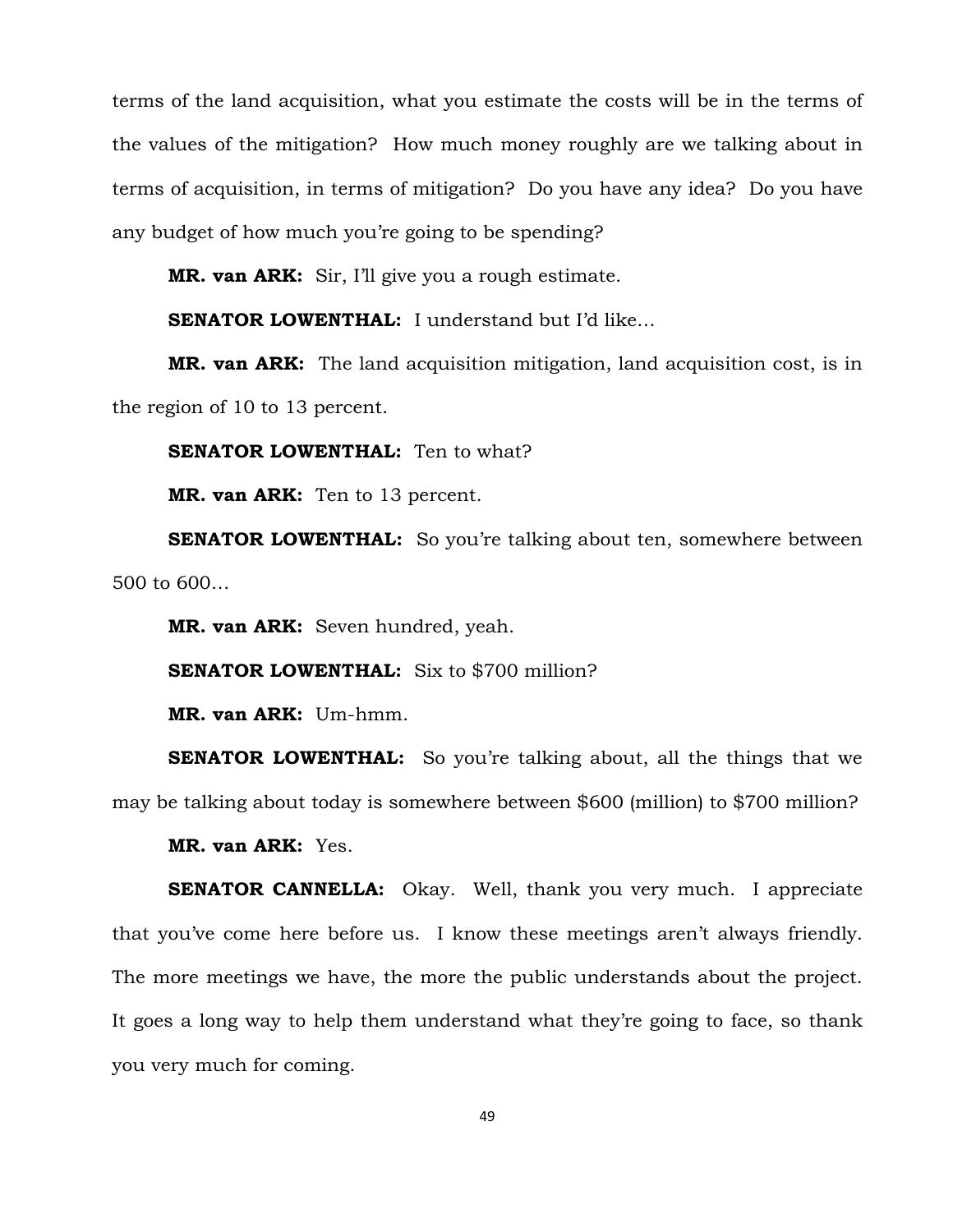terms of the land acquisition, what you estimate the costs will be in the terms of the values of the mitigation? How much money roughly are we talking about in terms of acquisition, in terms of mitigation? Do you have any idea? Do you have any budget of how much you're going to be spending?

**MR. van ARK:** Sir, I'll give you a rough estimate.

**SENATOR LOWENTHAL:** I understand but I'd like…

**MR. van ARK:** The land acquisition mitigation, land acquisition cost, is in the region of 10 to 13 percent.

**SENATOR LOWENTHAL:** Ten to what?

**MR. van ARK:** Ten to 13 percent.

**SENATOR LOWENTHAL:** So you're talking about ten, somewhere between 500 to 600…

**MR. van ARK:** Seven hundred, yeah.

**SENATOR LOWENTHAL:** Six to $700 million?

**MR. van ARK:** Um-hmm.

**SENATOR LOWENTHAL:** So you're talking about, all the things that we may be talking about today is somewhere between $600 (million) to $700 million?

**MR. van ARK:** Yes.

**SENATOR CANNELLA:** Okay. Well, thank you very much. I appreciate that you've come here before us. I know these meetings aren't always friendly. The more meetings we have, the more the public understands about the project. It goes a long way to help them understand what they're going to face, so thank you very much for coming.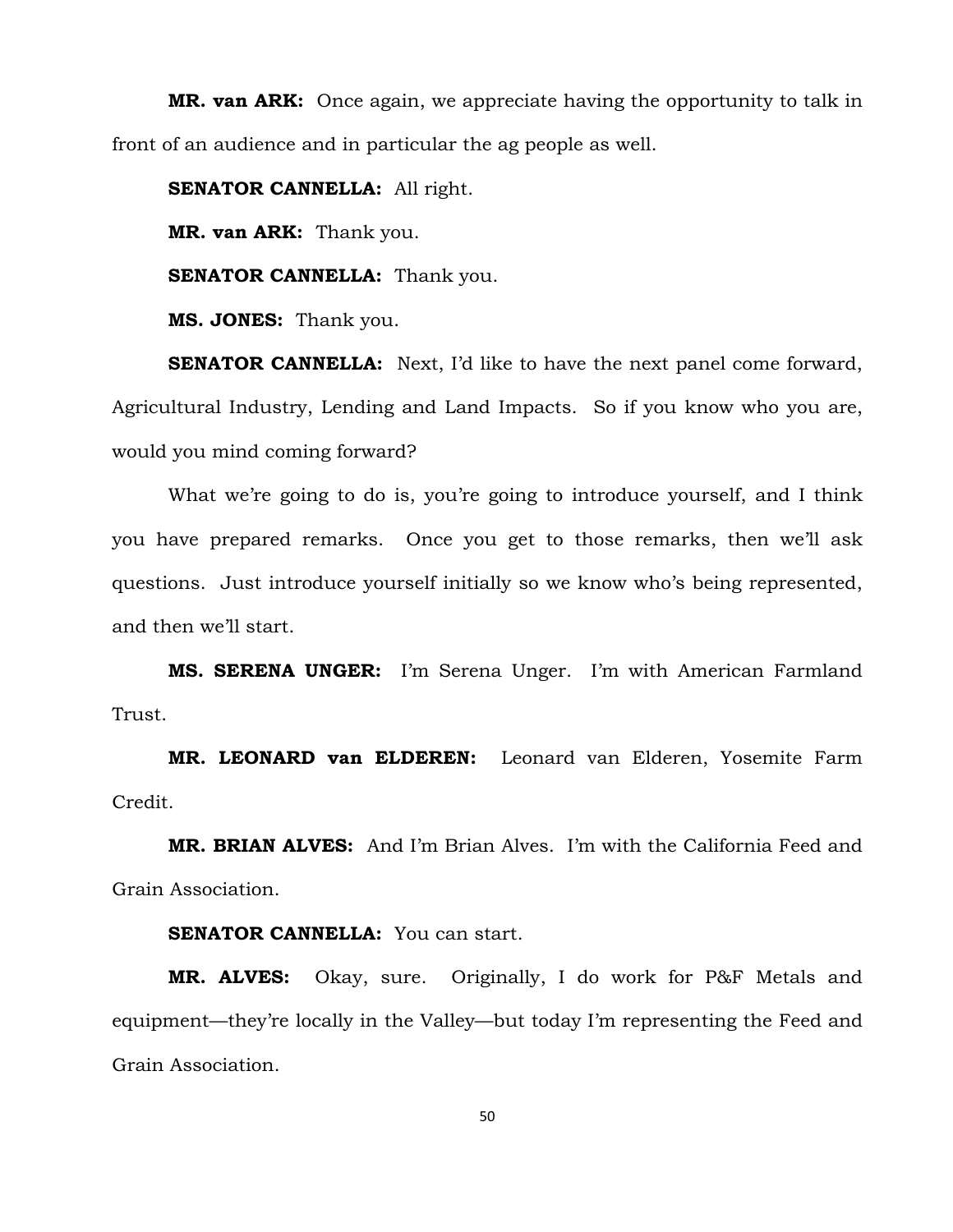**MR. van ARK:** Once again, we appreciate having the opportunity to talk in front of an audience and in particular the ag people as well.

**SENATOR CANNELLA:** All right.

**MR. van ARK:** Thank you.

**SENATOR CANNELLA:** Thank you.

**MS. JONES:** Thank you.

**SENATOR CANNELLA:** Next, I'd like to have the next panel come forward, Agricultural Industry, Lending and Land Impacts. So if you know who you are, would you mind coming forward?

What we're going to do is, you're going to introduce yourself, and I think you have prepared remarks. Once you get to those remarks, then we'll ask questions. Just introduce yourself initially so we know who's being represented, and then we'll start.

**MS. SERENA UNGER:** I'm Serena Unger. I'm with American Farmland Trust.

**MR. LEONARD van ELDEREN:** Leonard van Elderen, Yosemite Farm Credit.

**MR. BRIAN ALVES:** And I'm Brian Alves. I'm with the California Feed and Grain Association.

**SENATOR CANNELLA:** You can start.

**MR. ALVES:** Okay, sure. Originally, I do work for P&F Metals and equipment—they're locally in the Valley—but today I'm representing the Feed and Grain Association.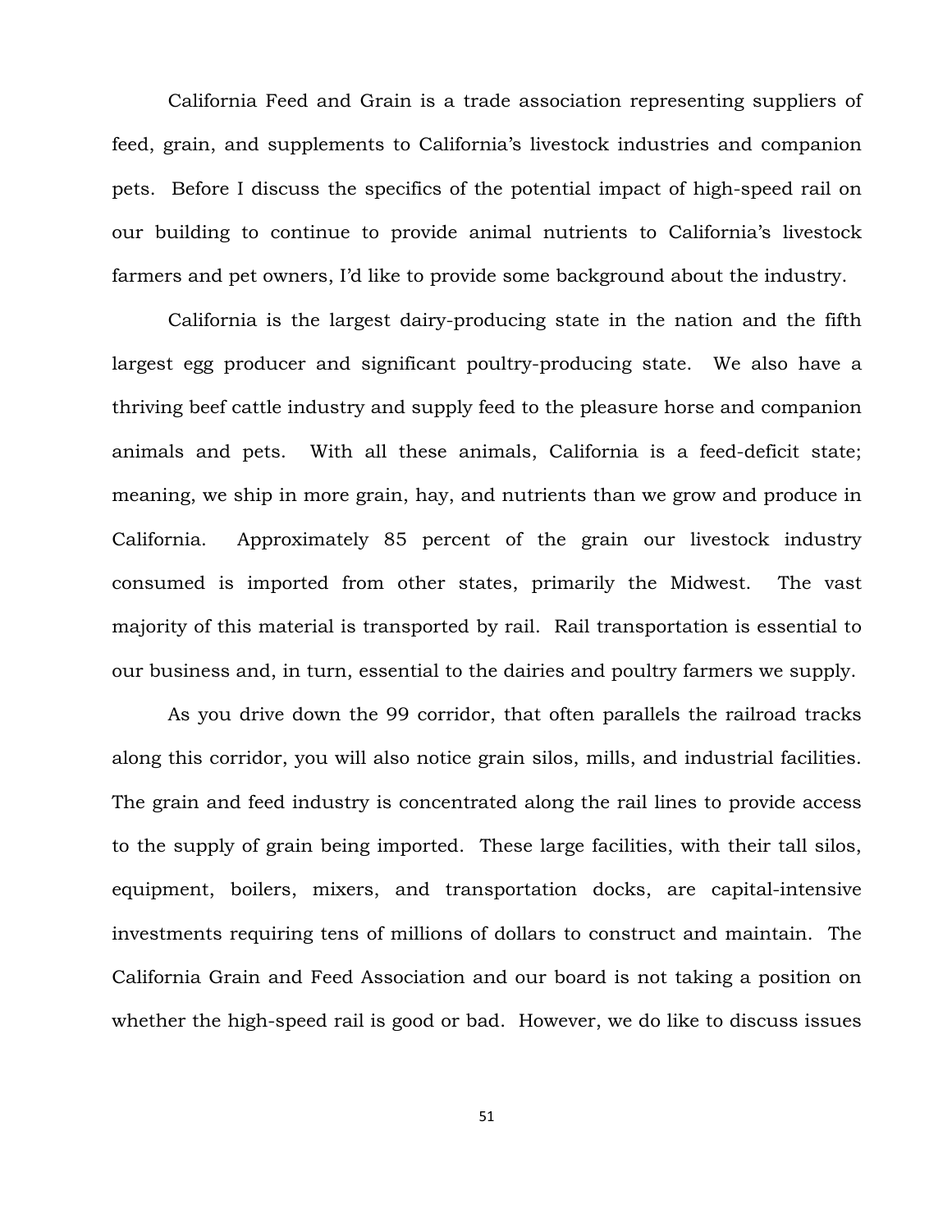California Feed and Grain is a trade association representing suppliers of feed, grain, and supplements to California's livestock industries and companion pets. Before I discuss the specifics of the potential impact of high-speed rail on our building to continue to provide animal nutrients to California's livestock farmers and pet owners, I'd like to provide some background about the industry.

California is the largest dairy-producing state in the nation and the fifth largest egg producer and significant poultry-producing state. We also have a thriving beef cattle industry and supply feed to the pleasure horse and companion animals and pets. With all these animals, California is a feed-deficit state; meaning, we ship in more grain, hay, and nutrients than we grow and produce in California. Approximately 85 percent of the grain our livestock industry consumed is imported from other states, primarily the Midwest. The vast majority of this material is transported by rail. Rail transportation is essential to our business and, in turn, essential to the dairies and poultry farmers we supply.

As you drive down the 99 corridor, that often parallels the railroad tracks along this corridor, you will also notice grain silos, mills, and industrial facilities. The grain and feed industry is concentrated along the rail lines to provide access to the supply of grain being imported. These large facilities, with their tall silos, equipment, boilers, mixers, and transportation docks, are capital-intensive investments requiring tens of millions of dollars to construct and maintain. The California Grain and Feed Association and our board is not taking a position on whether the high-speed rail is good or bad. However, we do like to discuss issues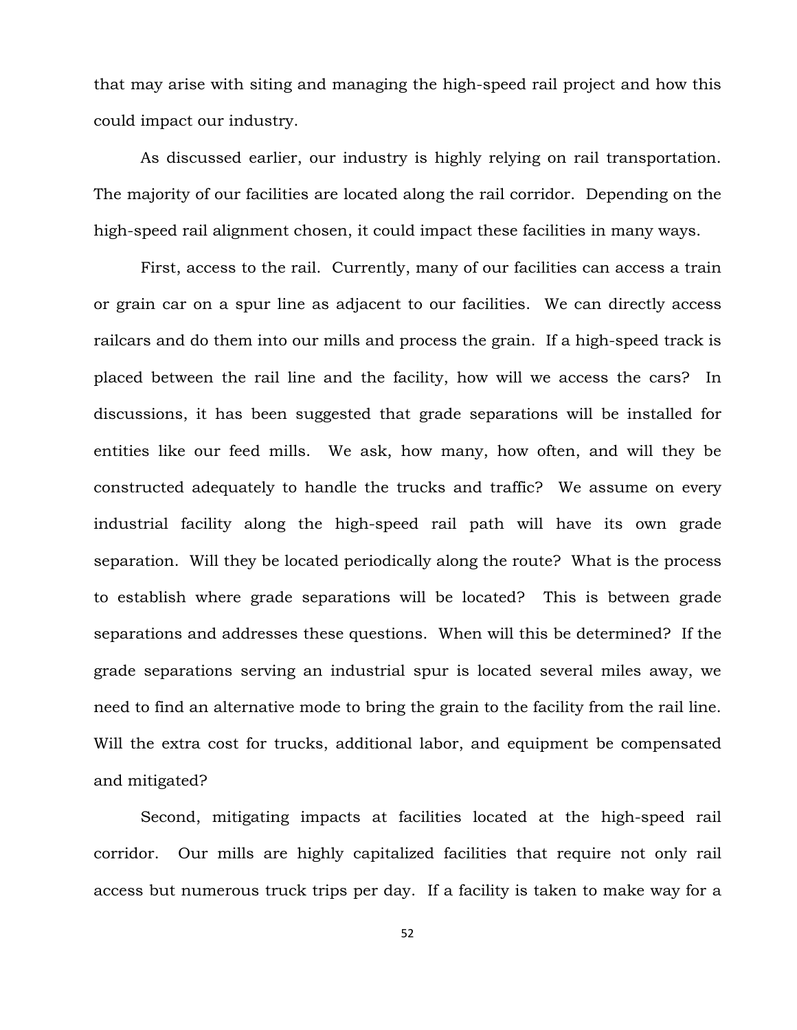that may arise with siting and managing the high-speed rail project and how this could impact our industry.

As discussed earlier, our industry is highly relying on rail transportation. The majority of our facilities are located along the rail corridor. Depending on the high-speed rail alignment chosen, it could impact these facilities in many ways.

First, access to the rail. Currently, many of our facilities can access a train or grain car on a spur line as adjacent to our facilities. We can directly access railcars and do them into our mills and process the grain. If a high-speed track is placed between the rail line and the facility, how will we access the cars? In discussions, it has been suggested that grade separations will be installed for entities like our feed mills. We ask, how many, how often, and will they be constructed adequately to handle the trucks and traffic? We assume on every industrial facility along the high-speed rail path will have its own grade separation. Will they be located periodically along the route? What is the process to establish where grade separations will be located? This is between grade separations and addresses these questions. When will this be determined? If the grade separations serving an industrial spur is located several miles away, we need to find an alternative mode to bring the grain to the facility from the rail line. Will the extra cost for trucks, additional labor, and equipment be compensated and mitigated?

Second, mitigating impacts at facilities located at the high-speed rail corridor. Our mills are highly capitalized facilities that require not only rail access but numerous truck trips per day. If a facility is taken to make way for a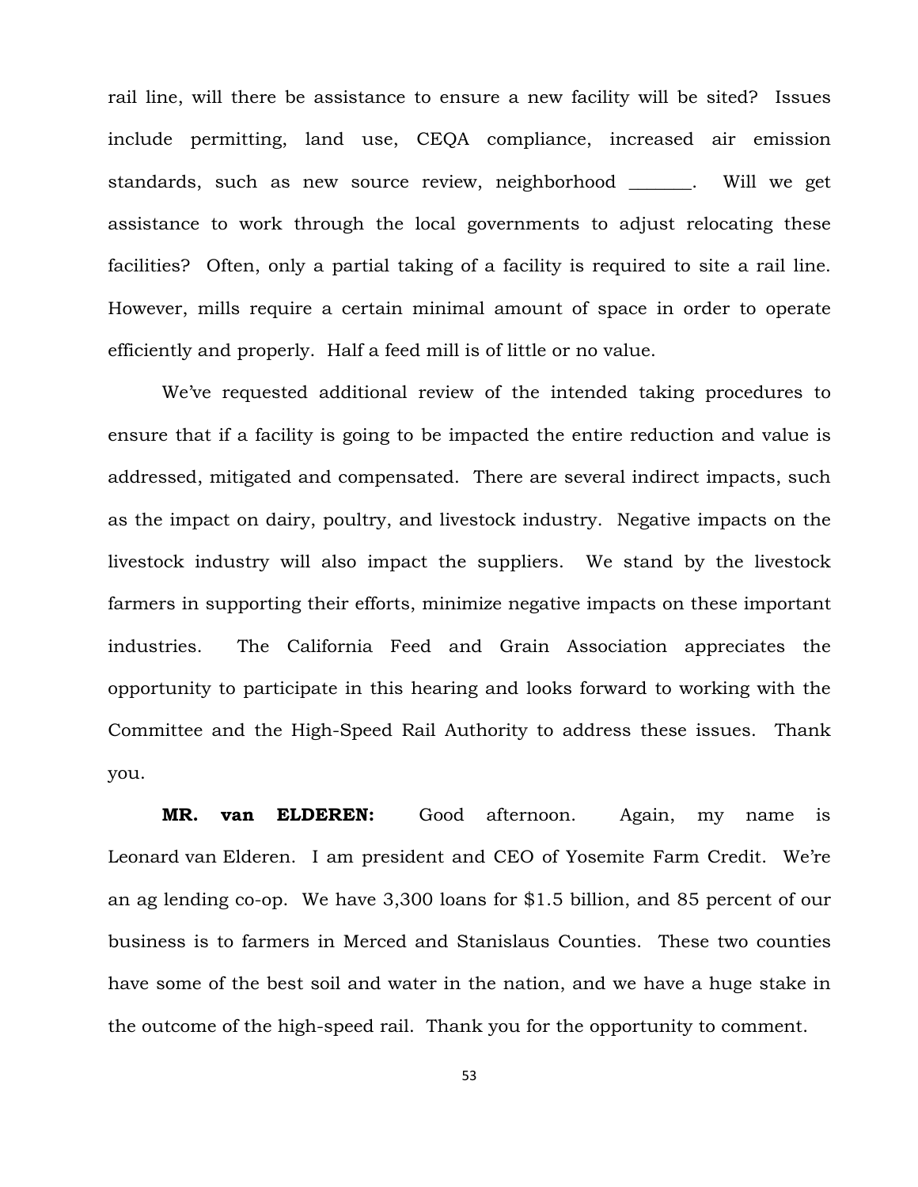rail line, will there be assistance to ensure a new facility will be sited? Issues include permitting, land use, CEQA compliance, increased air emission standards, such as new source review, neighborhood _______. Will we get assistance to work through the local governments to adjust relocating these facilities? Often, only a partial taking of a facility is required to site a rail line. However, mills require a certain minimal amount of space in order to operate efficiently and properly. Half a feed mill is of little or no value.

We've requested additional review of the intended taking procedures to ensure that if a facility is going to be impacted the entire reduction and value is addressed, mitigated and compensated. There are several indirect impacts, such as the impact on dairy, poultry, and livestock industry. Negative impacts on the livestock industry will also impact the suppliers. We stand by the livestock farmers in supporting their efforts, minimize negative impacts on these important industries. The California Feed and Grain Association appreciates the opportunity to participate in this hearing and looks forward to working with the Committee and the High-Speed Rail Authority to address these issues. Thank you.

**MR. van ELDEREN:** Good afternoon. Again, my name is Leonard van Elderen. I am president and CEO of Yosemite Farm Credit. We're an ag lending co-op. We have 3,300 loans for $1.5 billion, and 85 percent of our business is to farmers in Merced and Stanislaus Counties. These two counties have some of the best soil and water in the nation, and we have a huge stake in the outcome of the high-speed rail. Thank you for the opportunity to comment.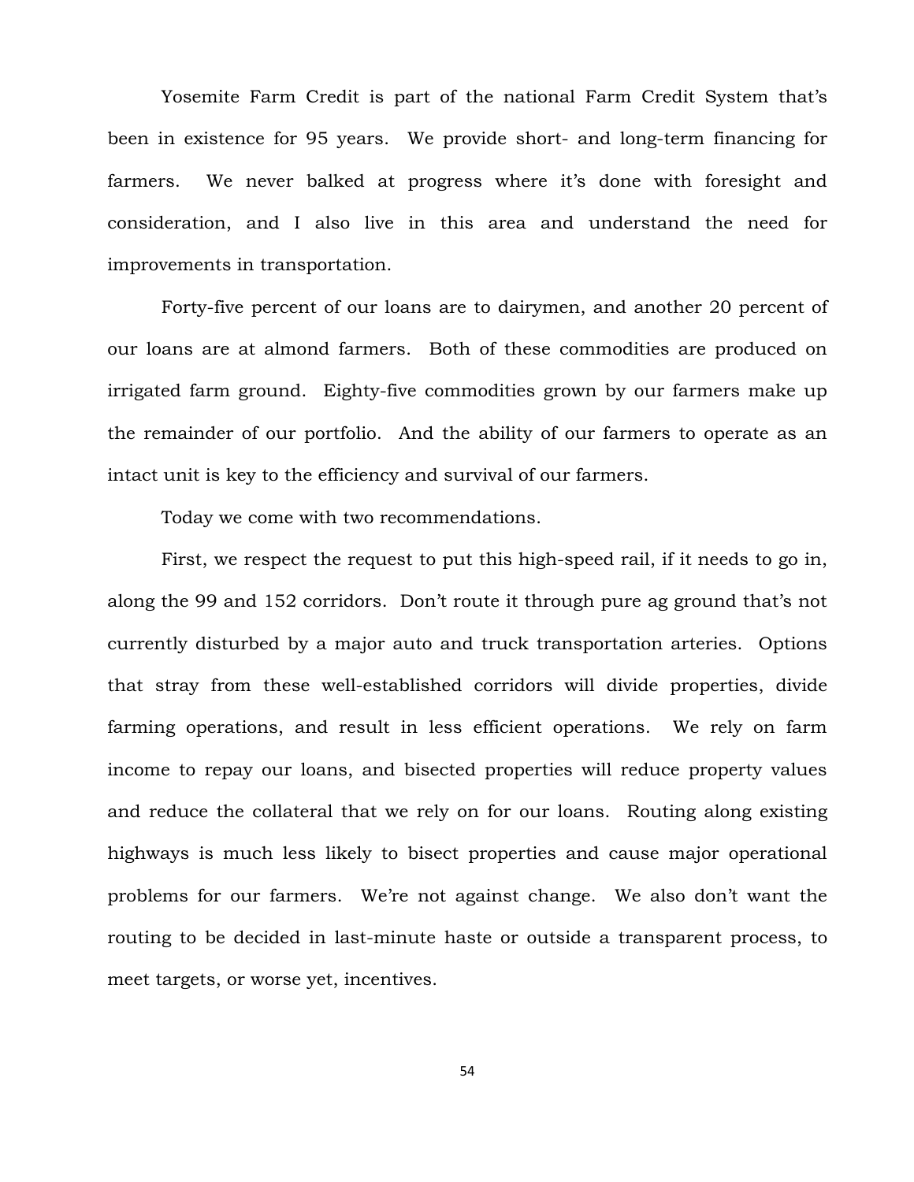Yosemite Farm Credit is part of the national Farm Credit System that's been in existence for 95 years. We provide short- and long-term financing for farmers. We never balked at progress where it's done with foresight and consideration, and I also live in this area and understand the need for improvements in transportation.

Forty-five percent of our loans are to dairymen, and another 20 percent of our loans are at almond farmers. Both of these commodities are produced on irrigated farm ground. Eighty-five commodities grown by our farmers make up the remainder of our portfolio. And the ability of our farmers to operate as an intact unit is key to the efficiency and survival of our farmers.

Today we come with two recommendations.

First, we respect the request to put this high-speed rail, if it needs to go in, along the 99 and 152 corridors. Don't route it through pure ag ground that's not currently disturbed by a major auto and truck transportation arteries. Options that stray from these well-established corridors will divide properties, divide farming operations, and result in less efficient operations. We rely on farm income to repay our loans, and bisected properties will reduce property values and reduce the collateral that we rely on for our loans. Routing along existing highways is much less likely to bisect properties and cause major operational problems for our farmers. We're not against change. We also don't want the routing to be decided in last-minute haste or outside a transparent process, to meet targets, or worse yet, incentives.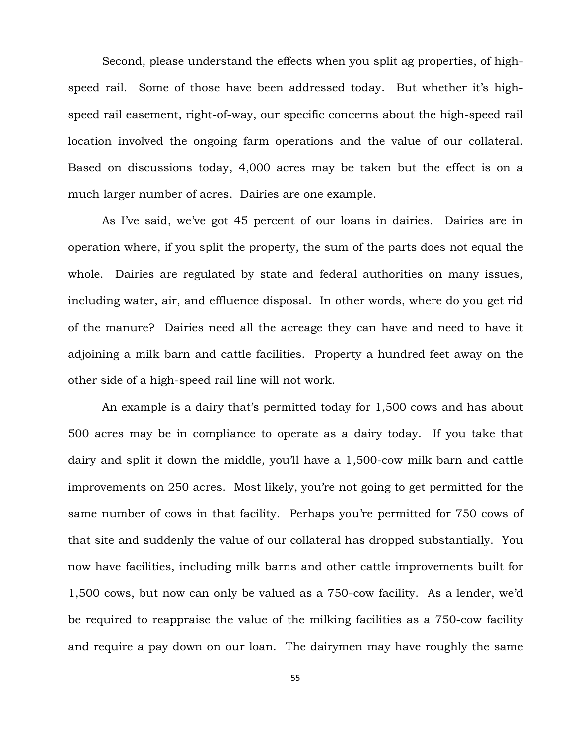Second, please understand the effects when you split ag properties, of high-speed rail. Some of those have been addressed today. But whether it's high-speed rail easement, right-of-way, our specific concerns about the high-speed rail location involved the ongoing farm operations and the value of our collateral. Based on discussions today, 4,000 acres may be taken but the effect is on a much larger number of acres. Dairies are one example.

As I've said, we've got 45 percent of our loans in dairies. Dairies are in operation where, if you split the property, the sum of the parts does not equal the whole. Dairies are regulated by state and federal authorities on many issues, including water, air, and effluence disposal. In other words, where do you get rid of the manure? Dairies need all the acreage they can have and need to have it adjoining a milk barn and cattle facilities. Property a hundred feet away on the other side of a high-speed rail line will not work.

An example is a dairy that's permitted today for 1,500 cows and has about 500 acres may be in compliance to operate as a dairy today. If you take that dairy and split it down the middle, you'll have a 1,500-cow milk barn and cattle improvements on 250 acres. Most likely, you're not going to get permitted for the same number of cows in that facility. Perhaps you're permitted for 750 cows of that site and suddenly the value of our collateral has dropped substantially. You now have facilities, including milk barns and other cattle improvements built for 1,500 cows, but now can only be valued as a 750-cow facility. As a lender, we'd be required to reappraise the value of the milking facilities as a 750-cow facility and require a pay down on our loan. The dairymen may have roughly the same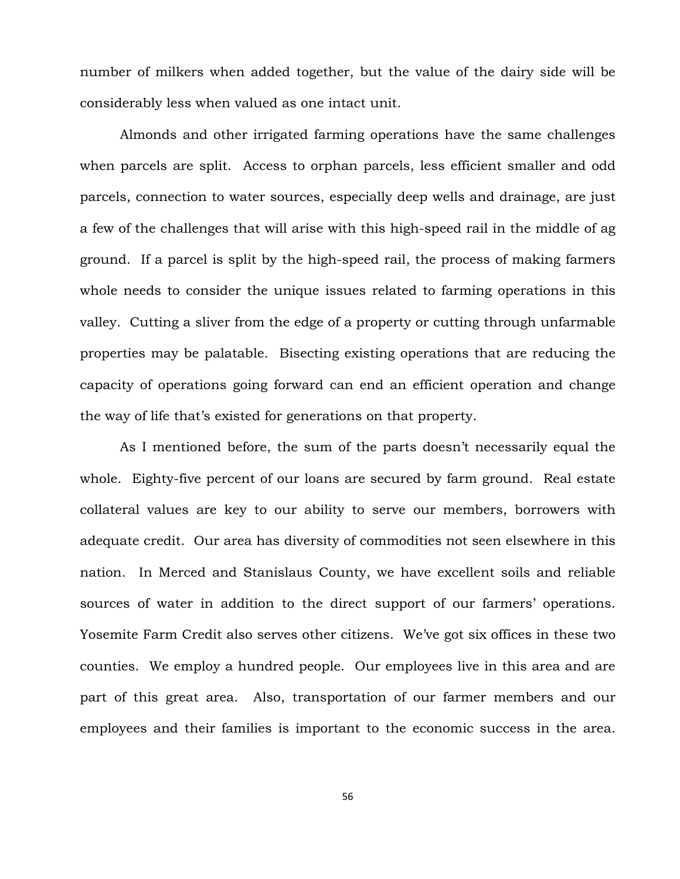number of milkers when added together, but the value of the dairy side will be considerably less when valued as one intact unit.

Almonds and other irrigated farming operations have the same challenges when parcels are split. Access to orphan parcels, less efficient smaller and odd parcels, connection to water sources, especially deep wells and drainage, are just a few of the challenges that will arise with this high-speed rail in the middle of ag ground. If a parcel is split by the high-speed rail, the process of making farmers whole needs to consider the unique issues related to farming operations in this valley. Cutting a sliver from the edge of a property or cutting through unfarmable properties may be palatable. Bisecting existing operations that are reducing the capacity of operations going forward can end an efficient operation and change the way of life that's existed for generations on that property.

As I mentioned before, the sum of the parts doesn't necessarily equal the whole. Eighty-five percent of our loans are secured by farm ground. Real estate collateral values are key to our ability to serve our members, borrowers with adequate credit. Our area has diversity of commodities not seen elsewhere in this nation. In Merced and Stanislaus County, we have excellent soils and reliable sources of water in addition to the direct support of our farmers' operations. Yosemite Farm Credit also serves other citizens. We've got six offices in these two counties. We employ a hundred people. Our employees live in this area and are part of this great area. Also, transportation of our farmer members and our employees and their families is important to the economic success in the area.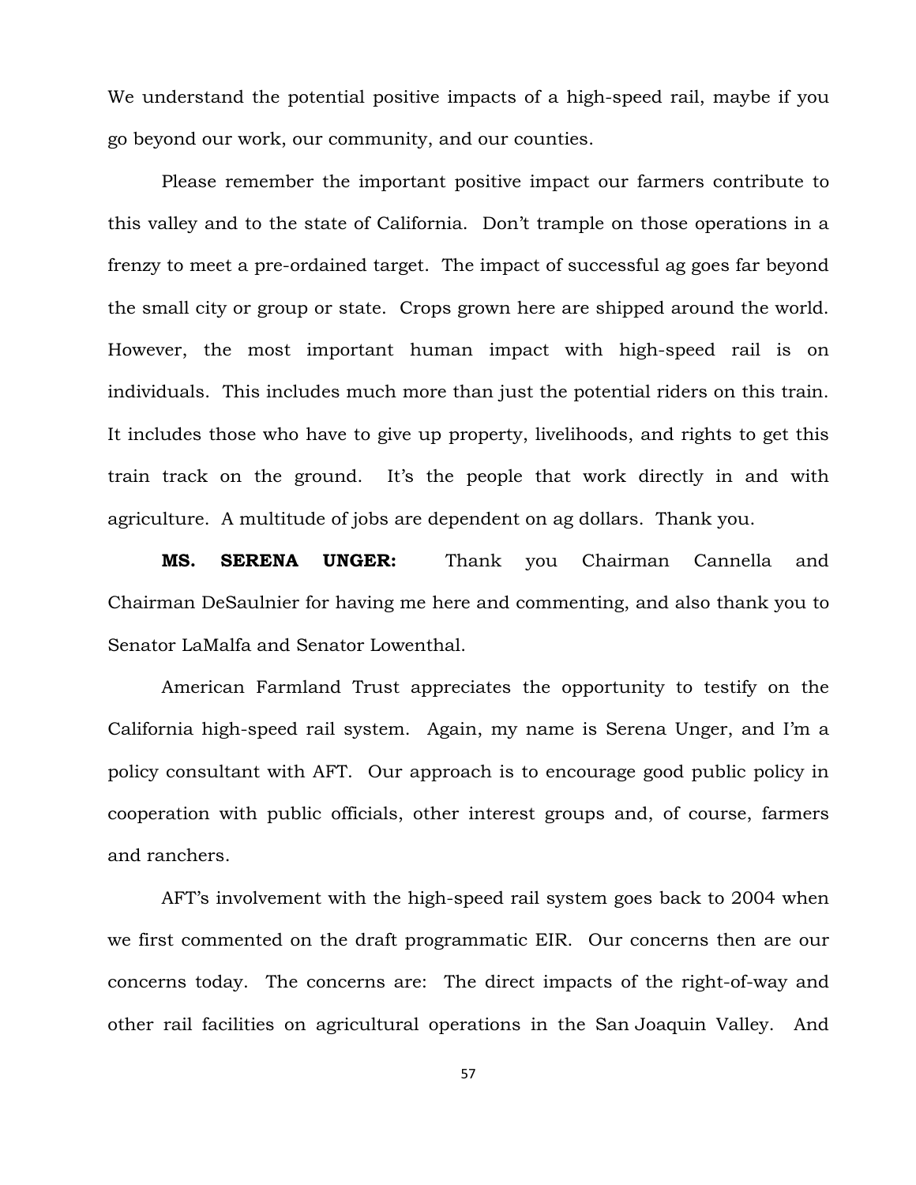We understand the potential positive impacts of a high-speed rail, maybe if you go beyond our work, our community, and our counties.

Please remember the important positive impact our farmers contribute to this valley and to the state of California. Don't trample on those operations in a frenzy to meet a pre-ordained target. The impact of successful ag goes far beyond the small city or group or state. Crops grown here are shipped around the world. However, the most important human impact with high-speed rail is on individuals. This includes much more than just the potential riders on this train. It includes those who have to give up property, livelihoods, and rights to get this train track on the ground. It's the people that work directly in and with agriculture. A multitude of jobs are dependent on ag dollars. Thank you.

**MS. SERENA UNGER:** Thank you Chairman Cannella and Chairman DeSaulnier for having me here and commenting, and also thank you to Senator LaMalfa and Senator Lowenthal.

American Farmland Trust appreciates the opportunity to testify on the California high-speed rail system. Again, my name is Serena Unger, and I'm a policy consultant with AFT. Our approach is to encourage good public policy in cooperation with public officials, other interest groups and, of course, farmers and ranchers.

AFT's involvement with the high-speed rail system goes back to 2004 when we first commented on the draft programmatic EIR. Our concerns then are our concerns today. The concerns are: The direct impacts of the right-of-way and other rail facilities on agricultural operations in the San Joaquin Valley. And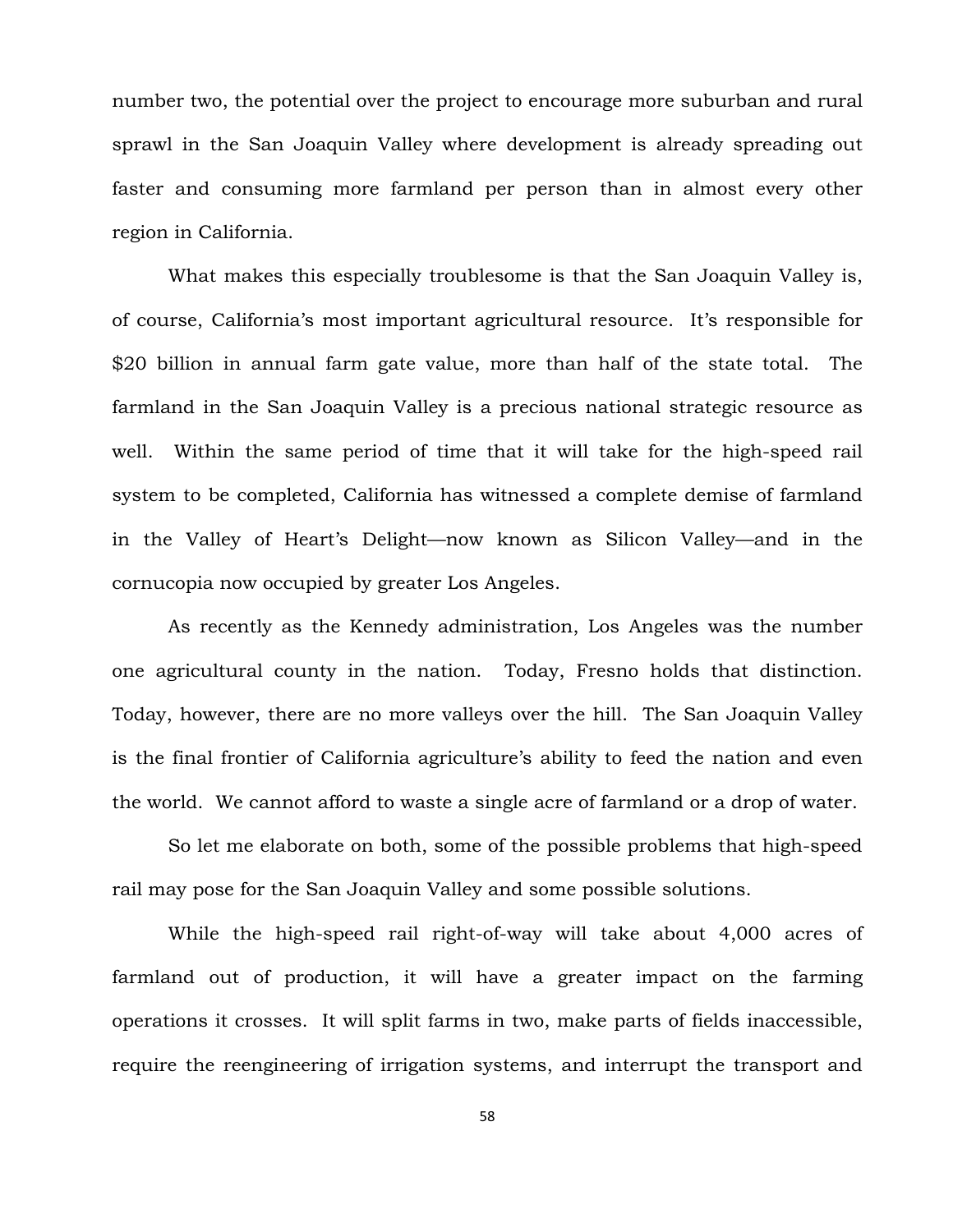number two, the potential over the project to encourage more suburban and rural sprawl in the San Joaquin Valley where development is already spreading out faster and consuming more farmland per person than in almost every other region in California.

What makes this especially troublesome is that the San Joaquin Valley is, of course, California's most important agricultural resource. It's responsible for $20 billion in annual farm gate value, more than half of the state total. The farmland in the San Joaquin Valley is a precious national strategic resource as well. Within the same period of time that it will take for the high-speed rail system to be completed, California has witnessed a complete demise of farmland in the Valley of Heart's Delight—now known as Silicon Valley—and in the cornucopia now occupied by greater Los Angeles.

As recently as the Kennedy administration, Los Angeles was the number one agricultural county in the nation. Today, Fresno holds that distinction. Today, however, there are no more valleys over the hill. The San Joaquin Valley is the final frontier of California agriculture's ability to feed the nation and even the world. We cannot afford to waste a single acre of farmland or a drop of water.

So let me elaborate on both, some of the possible problems that high-speed rail may pose for the San Joaquin Valley and some possible solutions.

While the high-speed rail right-of-way will take about 4,000 acres of farmland out of production, it will have a greater impact on the farming operations it crosses. It will split farms in two, make parts of fields inaccessible, require the reengineering of irrigation systems, and interrupt the transport and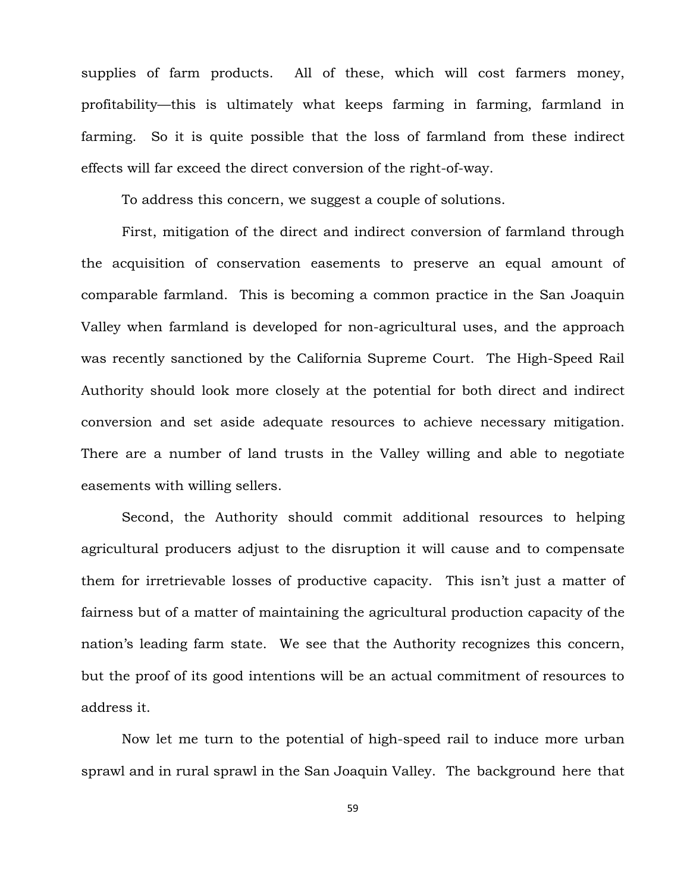supplies of farm products. All of these, which will cost farmers money, profitability—this is ultimately what keeps farming in farming, farmland in farming. So it is quite possible that the loss of farmland from these indirect effects will far exceed the direct conversion of the right-of-way.

To address this concern, we suggest a couple of solutions.

First, mitigation of the direct and indirect conversion of farmland through the acquisition of conservation easements to preserve an equal amount of comparable farmland. This is becoming a common practice in the San Joaquin Valley when farmland is developed for non-agricultural uses, and the approach was recently sanctioned by the California Supreme Court. The High-Speed Rail Authority should look more closely at the potential for both direct and indirect conversion and set aside adequate resources to achieve necessary mitigation. There are a number of land trusts in the Valley willing and able to negotiate easements with willing sellers.

Second, the Authority should commit additional resources to helping agricultural producers adjust to the disruption it will cause and to compensate them for irretrievable losses of productive capacity. This isn't just a matter of fairness but of a matter of maintaining the agricultural production capacity of the nation's leading farm state. We see that the Authority recognizes this concern, but the proof of its good intentions will be an actual commitment of resources to address it.

Now let me turn to the potential of high-speed rail to induce more urban sprawl and in rural sprawl in the San Joaquin Valley. The background here that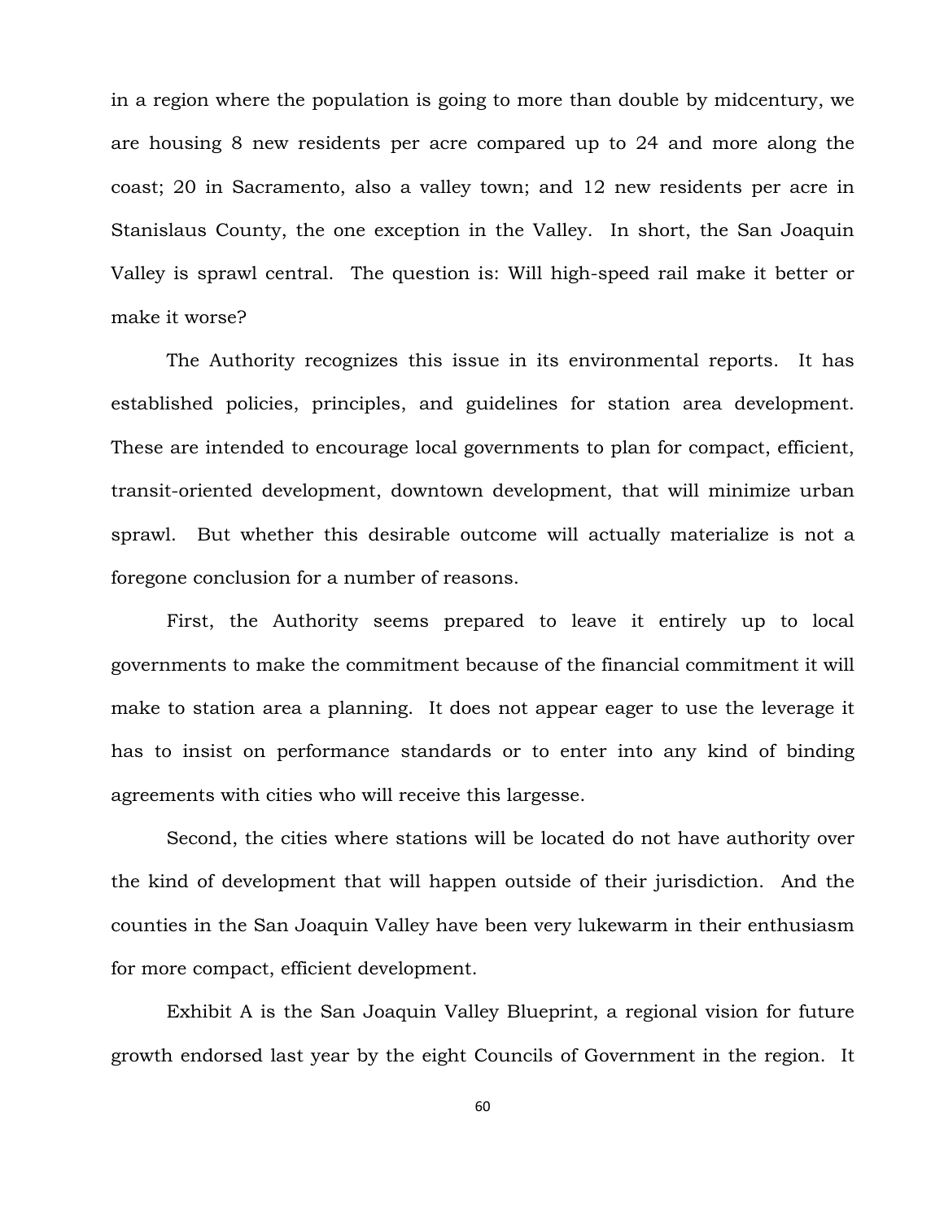in a region where the population is going to more than double by midcentury, we are housing 8 new residents per acre compared up to 24 and more along the coast; 20 in Sacramento, also a valley town; and 12 new residents per acre in Stanislaus County, the one exception in the Valley. In short, the San Joaquin Valley is sprawl central. The question is: Will high-speed rail make it better or make it worse?

The Authority recognizes this issue in its environmental reports. It has established policies, principles, and guidelines for station area development. These are intended to encourage local governments to plan for compact, efficient, transit-oriented development, downtown development, that will minimize urban sprawl. But whether this desirable outcome will actually materialize is not a foregone conclusion for a number of reasons.

First, the Authority seems prepared to leave it entirely up to local governments to make the commitment because of the financial commitment it will make to station area a planning. It does not appear eager to use the leverage it has to insist on performance standards or to enter into any kind of binding agreements with cities who will receive this largesse.

Second, the cities where stations will be located do not have authority over the kind of development that will happen outside of their jurisdiction. And the counties in the San Joaquin Valley have been very lukewarm in their enthusiasm for more compact, efficient development.

Exhibit A is the San Joaquin Valley Blueprint, a regional vision for future growth endorsed last year by the eight Councils of Government in the region. It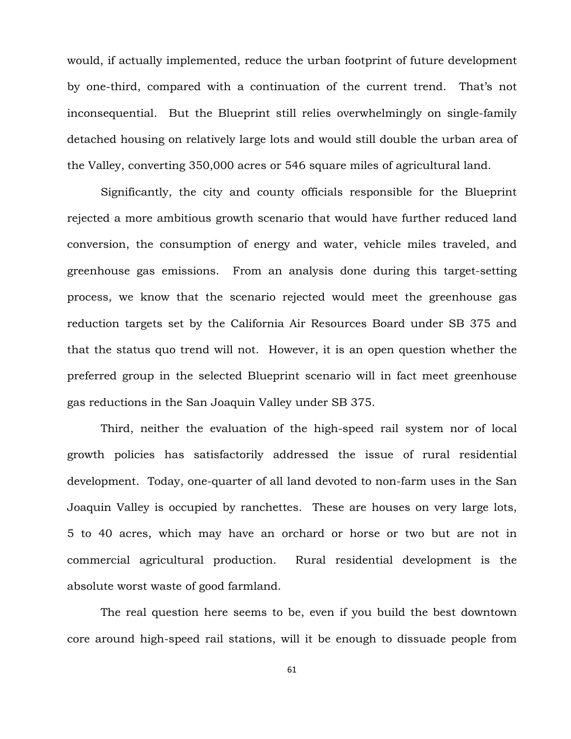would, if actually implemented, reduce the urban footprint of future development by one-third, compared with a continuation of the current trend. That's not inconsequential. But the Blueprint still relies overwhelmingly on single-family detached housing on relatively large lots and would still double the urban area of the Valley, converting 350,000 acres or 546 square miles of agricultural land.

Significantly, the city and county officials responsible for the Blueprint rejected a more ambitious growth scenario that would have further reduced land conversion, the consumption of energy and water, vehicle miles traveled, and greenhouse gas emissions. From an analysis done during this target-setting process, we know that the scenario rejected would meet the greenhouse gas reduction targets set by the California Air Resources Board under SB 375 and that the status quo trend will not. However, it is an open question whether the preferred group in the selected Blueprint scenario will in fact meet greenhouse gas reductions in the San Joaquin Valley under SB 375.

Third, neither the evaluation of the high-speed rail system nor of local growth policies has satisfactorily addressed the issue of rural residential development. Today, one-quarter of all land devoted to non-farm uses in the San Joaquin Valley is occupied by ranchettes. These are houses on very large lots, 5 to 40 acres, which may have an orchard or horse or two but are not in commercial agricultural production. Rural residential development is the absolute worst waste of good farmland.

The real question here seems to be, even if you build the best downtown core around high-speed rail stations, will it be enough to dissuade people from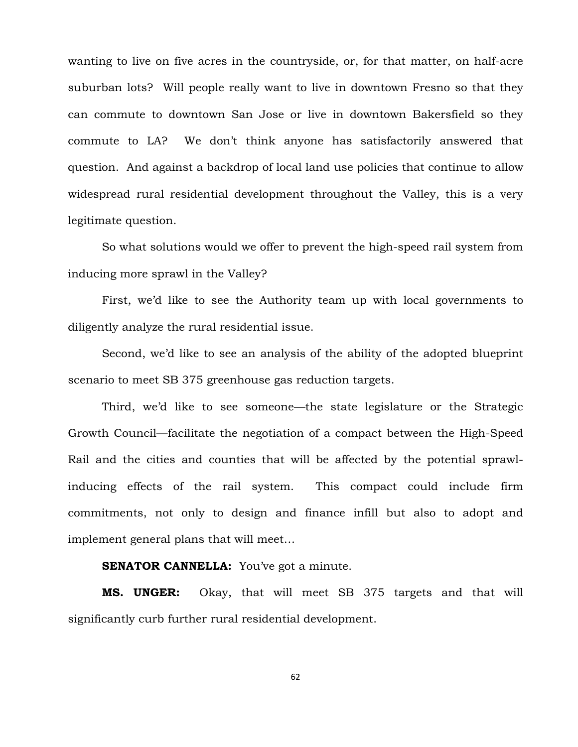wanting to live on five acres in the countryside, or, for that matter, on half-acre suburban lots? Will people really want to live in downtown Fresno so that they can commute to downtown San Jose or live in downtown Bakersfield so they commute to LA? We don't think anyone has satisfactorily answered that question. And against a backdrop of local land use policies that continue to allow widespread rural residential development throughout the Valley, this is a very legitimate question.

So what solutions would we offer to prevent the high-speed rail system from inducing more sprawl in the Valley?

First, we'd like to see the Authority team up with local governments to diligently analyze the rural residential issue.

Second, we'd like to see an analysis of the ability of the adopted blueprint scenario to meet SB 375 greenhouse gas reduction targets.

Third, we'd like to see someone—the state legislature or the Strategic Growth Council—facilitate the negotiation of a compact between the High-Speed Rail and the cities and counties that will be affected by the potential sprawl-inducing effects of the rail system. This compact could include firm commitments, not only to design and finance infill but also to adopt and implement general plans that will meet…

**SENATOR CANNELLA:** You've got a minute.

**MS. UNGER:** Okay, that will meet SB 375 targets and that will significantly curb further rural residential development.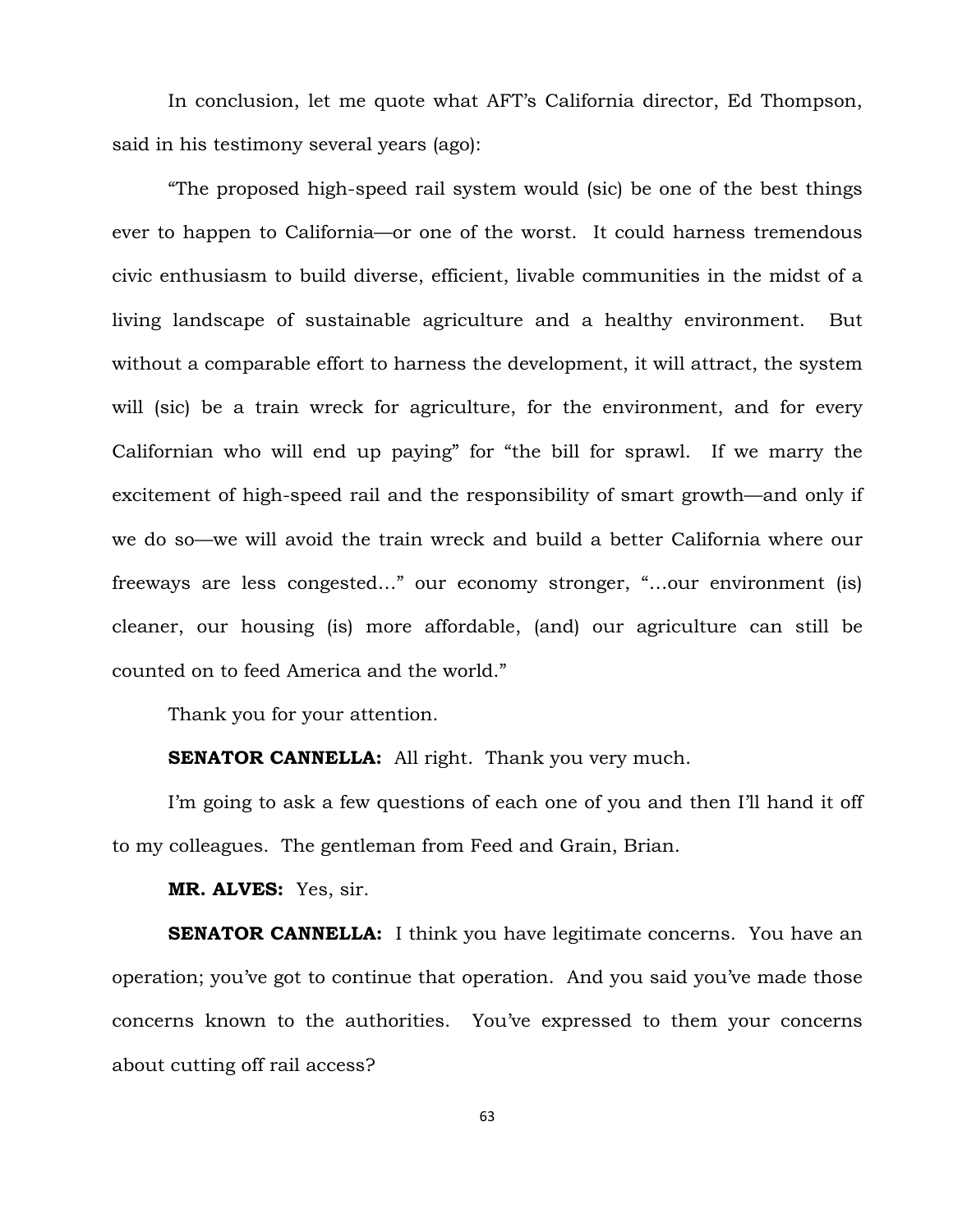In conclusion, let me quote what AFT's California director, Ed Thompson, said in his testimony several years (ago):

"The proposed high-speed rail system would (sic) be one of the best things ever to happen to California—or one of the worst. It could harness tremendous civic enthusiasm to build diverse, efficient, livable communities in the midst of a living landscape of sustainable agriculture and a healthy environment. But without a comparable effort to harness the development, it will attract, the system will (sic) be a train wreck for agriculture, for the environment, and for every Californian who will end up paying" for "the bill for sprawl. If we marry the excitement of high-speed rail and the responsibility of smart growth—and only if we do so—we will avoid the train wreck and build a better California where our freeways are less congested..." our economy stronger, "...our environment (is) cleaner, our housing (is) more affordable, (and) our agriculture can still be counted on to feed America and the world."

Thank you for your attention.

**SENATOR CANNELLA:** All right. Thank you very much.

I'm going to ask a few questions of each one of you and then I'll hand it off to my colleagues. The gentleman from Feed and Grain, Brian.

**MR. ALVES:** Yes, sir.

**SENATOR CANNELLA:** I think you have legitimate concerns. You have an operation; you've got to continue that operation. And you said you've made those concerns known to the authorities. You've expressed to them your concerns about cutting off rail access?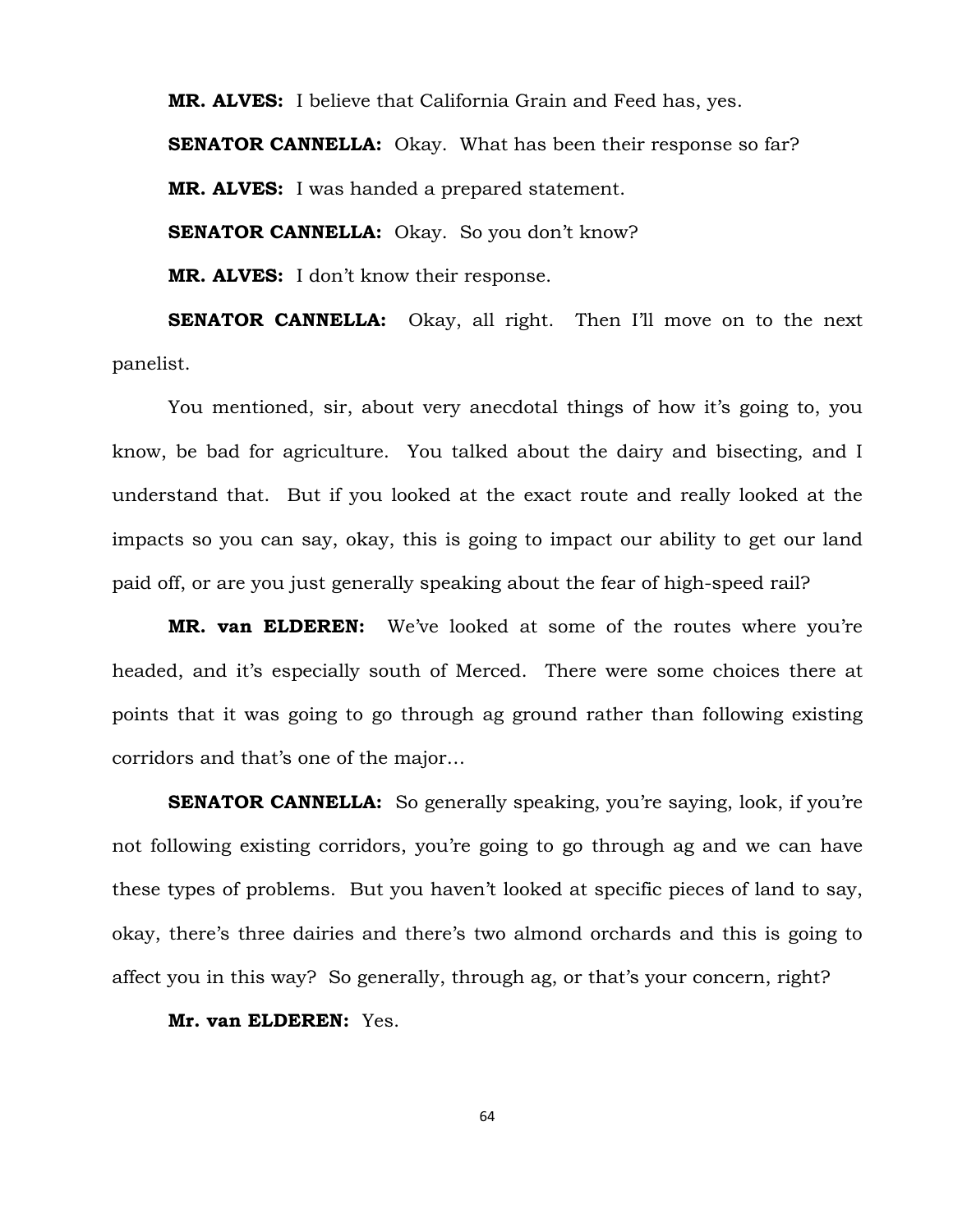**MR. ALVES:** I believe that California Grain and Feed has, yes.

**SENATOR CANNELLA:** Okay. What has been their response so far?

**MR. ALVES:** I was handed a prepared statement.

**SENATOR CANNELLA:** Okay. So you don't know?

**MR. ALVES:** I don't know their response.

**SENATOR CANNELLA:** Okay, all right. Then I'll move on to the next panelist.

You mentioned, sir, about very anecdotal things of how it's going to, you know, be bad for agriculture. You talked about the dairy and bisecting, and I understand that. But if you looked at the exact route and really looked at the impacts so you can say, okay, this is going to impact our ability to get our land paid off, or are you just generally speaking about the fear of high-speed rail?

**MR. van ELDEREN:** We've looked at some of the routes where you're headed, and it's especially south of Merced. There were some choices there at points that it was going to go through ag ground rather than following existing corridors and that's one of the major…

**SENATOR CANNELLA:** So generally speaking, you're saying, look, if you're not following existing corridors, you're going to go through ag and we can have these types of problems. But you haven't looked at specific pieces of land to say, okay, there's three dairies and there's two almond orchards and this is going to affect you in this way? So generally, through ag, or that's your concern, right?

**Mr. van ELDEREN:** Yes.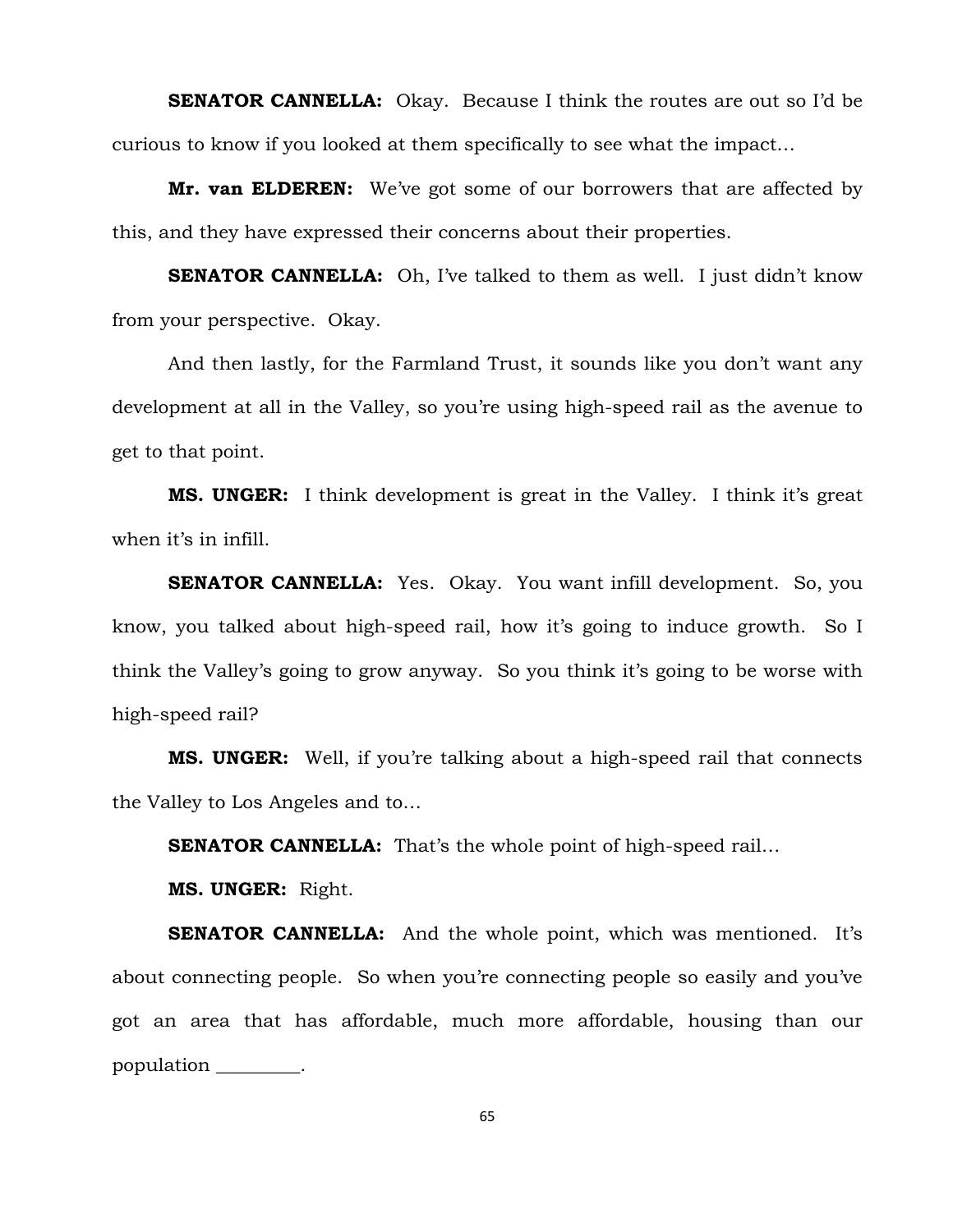**SENATOR CANNELLA:** Okay. Because I think the routes are out so I'd be curious to know if you looked at them specifically to see what the impact…

**Mr. van ELDEREN:** We've got some of our borrowers that are affected by this, and they have expressed their concerns about their properties.

**SENATOR CANNELLA:** Oh, I've talked to them as well. I just didn't know from your perspective. Okay.

And then lastly, for the Farmland Trust, it sounds like you don't want any development at all in the Valley, so you're using high-speed rail as the avenue to get to that point.

**MS. UNGER:** I think development is great in the Valley. I think it's great when it's in infill.

**SENATOR CANNELLA:** Yes. Okay. You want infill development. So, you know, you talked about high-speed rail, how it's going to induce growth. So I think the Valley's going to grow anyway. So you think it's going to be worse with high-speed rail?

**MS. UNGER:** Well, if you're talking about a high-speed rail that connects the Valley to Los Angeles and to…

**SENATOR CANNELLA:** That's the whole point of high-speed rail…

**MS. UNGER:** Right.

**SENATOR CANNELLA:** And the whole point, which was mentioned. It's about connecting people. So when you're connecting people so easily and you've got an area that has affordable, much more affordable, housing than our population _________.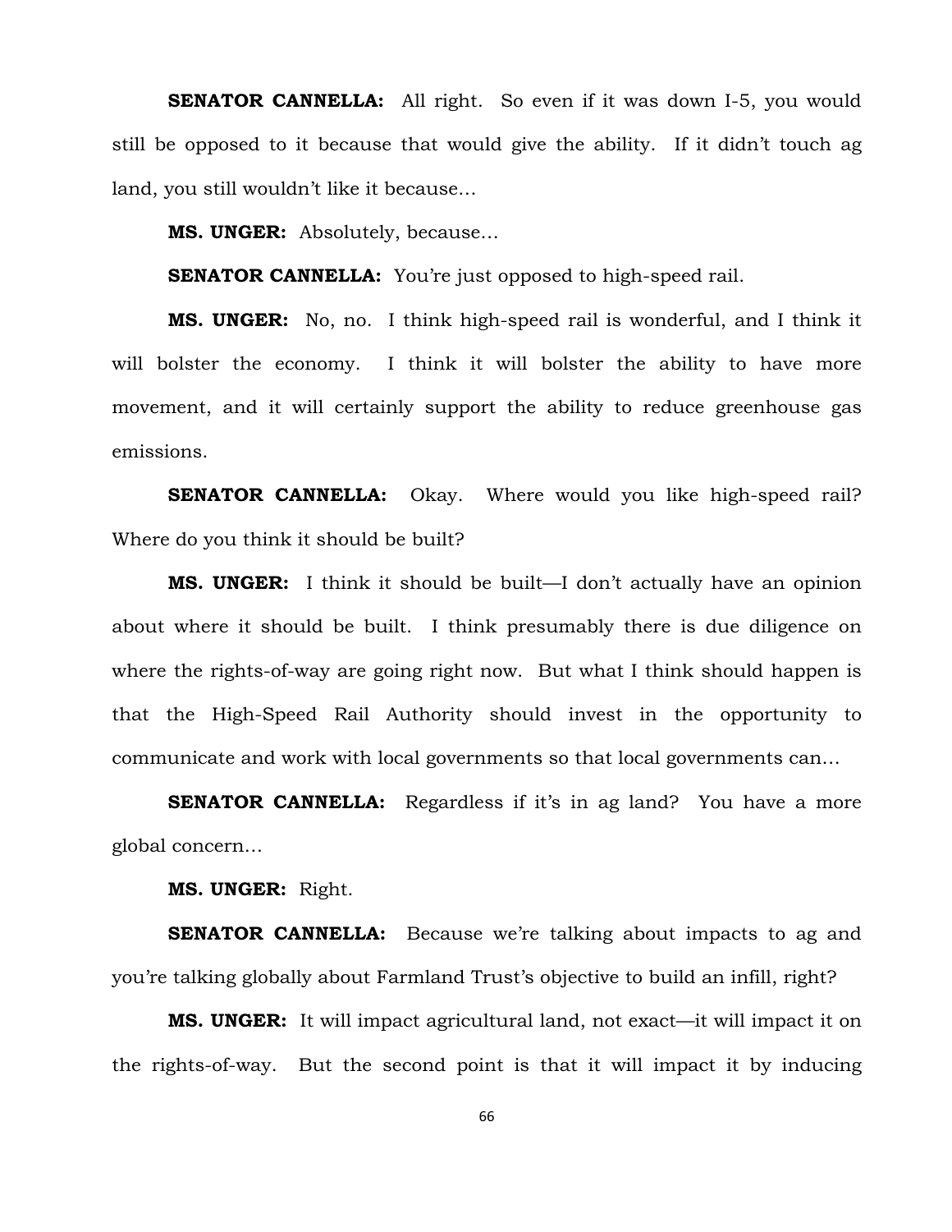**SENATOR CANNELLA:** All right. So even if it was down I-5, you would still be opposed to it because that would give the ability. If it didn't touch ag land, you still wouldn't like it because…

**MS. UNGER:** Absolutely, because…

**SENATOR CANNELLA:** You're just opposed to high-speed rail.

**MS. UNGER:** No, no. I think high-speed rail is wonderful, and I think it will bolster the economy. I think it will bolster the ability to have more movement, and it will certainly support the ability to reduce greenhouse gas emissions.

**SENATOR CANNELLA:** Okay. Where would you like high-speed rail? Where do you think it should be built?

**MS. UNGER:** I think it should be built—I don't actually have an opinion about where it should be built. I think presumably there is due diligence on where the rights-of-way are going right now. But what I think should happen is that the High-Speed Rail Authority should invest in the opportunity to communicate and work with local governments so that local governments can…

**SENATOR CANNELLA:** Regardless if it's in ag land? You have a more global concern…

**MS. UNGER:** Right.

**SENATOR CANNELLA:** Because we're talking about impacts to ag and you're talking globally about Farmland Trust's objective to build an infill, right?

**MS. UNGER:** It will impact agricultural land, not exact—it will impact it on the rights-of-way. But the second point is that it will impact it by inducing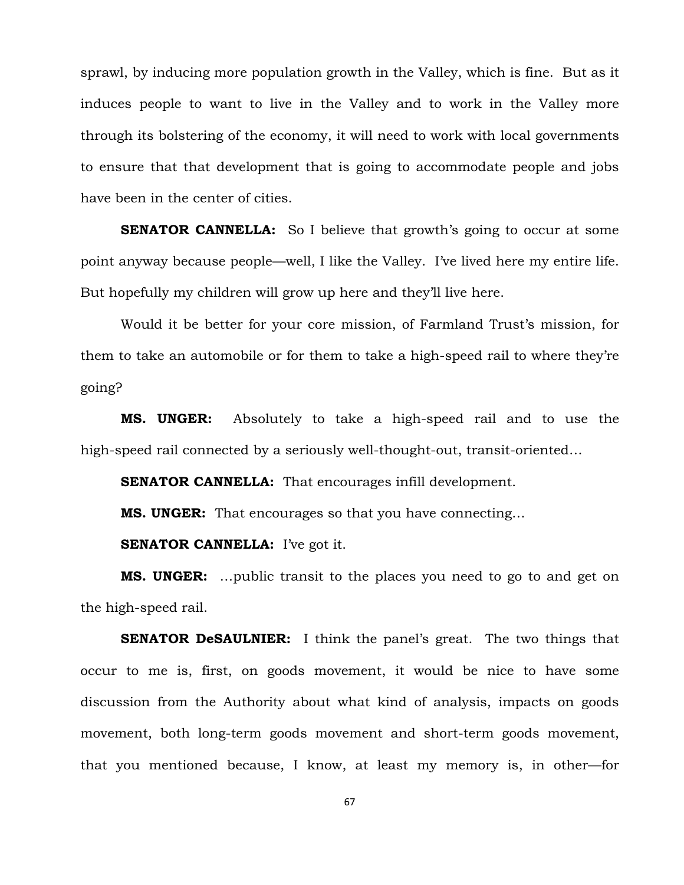sprawl, by inducing more population growth in the Valley, which is fine. But as it induces people to want to live in the Valley and to work in the Valley more through its bolstering of the economy, it will need to work with local governments to ensure that that development that is going to accommodate people and jobs have been in the center of cities.

**SENATOR CANNELLA:** So I believe that growth's going to occur at some point anyway because people—well, I like the Valley. I've lived here my entire life. But hopefully my children will grow up here and they'll live here.

Would it be better for your core mission, of Farmland Trust's mission, for them to take an automobile or for them to take a high-speed rail to where they're going?

**MS. UNGER:** Absolutely to take a high-speed rail and to use the high-speed rail connected by a seriously well-thought-out, transit-oriented…

**SENATOR CANNELLA:** That encourages infill development.

**MS. UNGER:** That encourages so that you have connecting…

**SENATOR CANNELLA:** I've got it.

**MS. UNGER:** …public transit to the places you need to go to and get on the high-speed rail.

**SENATOR DeSAULNIER:** I think the panel's great. The two things that occur to me is, first, on goods movement, it would be nice to have some discussion from the Authority about what kind of analysis, impacts on goods movement, both long-term goods movement and short-term goods movement, that you mentioned because, I know, at least my memory is, in other—for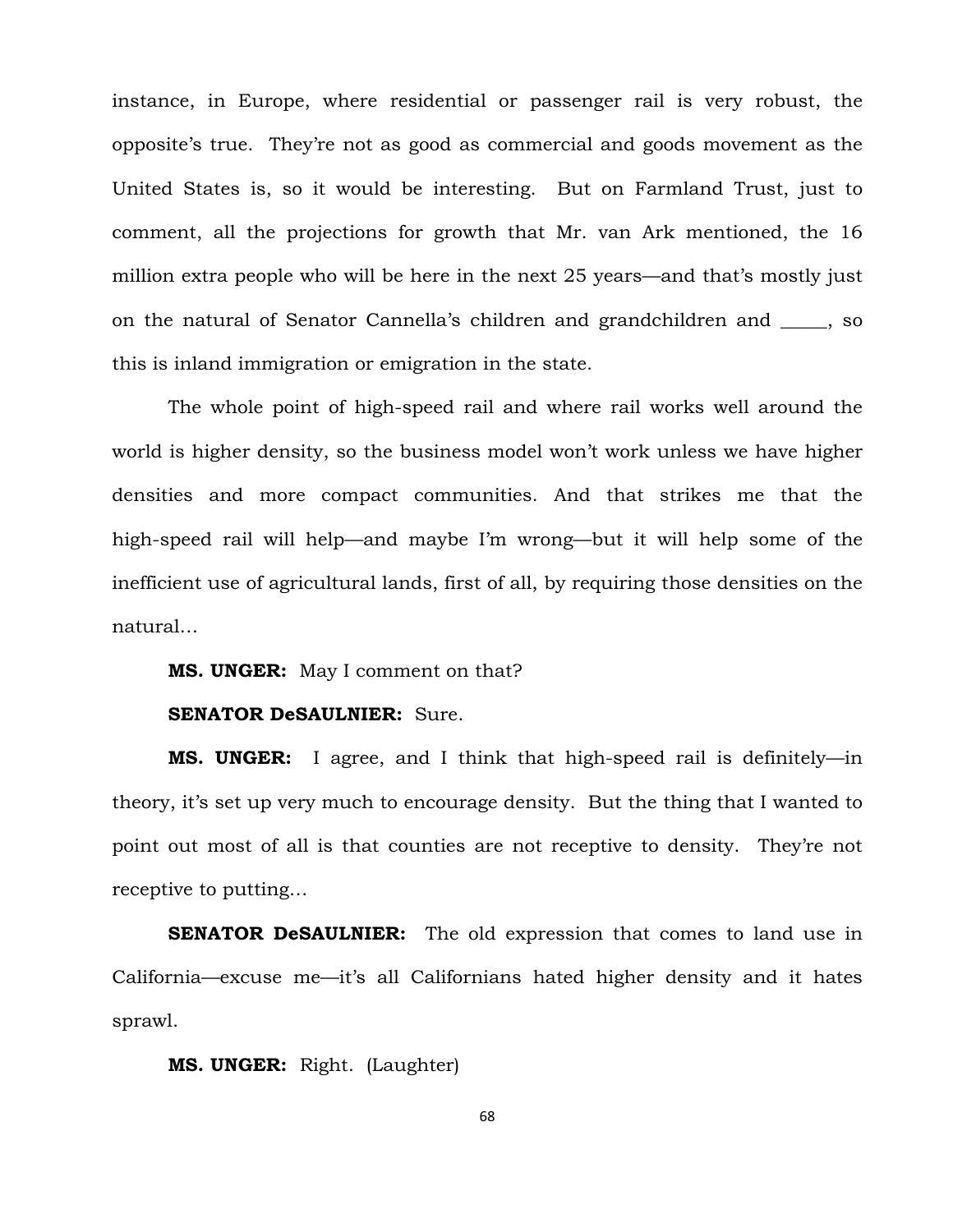instance, in Europe, where residential or passenger rail is very robust, the opposite's true. They're not as good as commercial and goods movement as the United States is, so it would be interesting. But on Farmland Trust, just to comment, all the projections for growth that Mr. van Ark mentioned, the 16 million extra people who will be here in the next 25 years—and that's mostly just on the natural of Senator Cannella's children and grandchildren and _____, so this is inland immigration or emigration in the state.

The whole point of high-speed rail and where rail works well around the world is higher density, so the business model won't work unless we have higher densities and more compact communities. And that strikes me that the high-speed rail will help—and maybe I'm wrong—but it will help some of the inefficient use of agricultural lands, first of all, by requiring those densities on the natural…

**MS. UNGER:** May I comment on that?

**SENATOR DeSAULNIER:** Sure.

**MS. UNGER:** I agree, and I think that high-speed rail is definitely—in theory, it's set up very much to encourage density. But the thing that I wanted to point out most of all is that counties are not receptive to density. They're not receptive to putting…

**SENATOR DeSAULNIER:** The old expression that comes to land use in California—excuse me—it's all Californians hated higher density and it hates sprawl.

**MS. UNGER:** Right. (Laughter)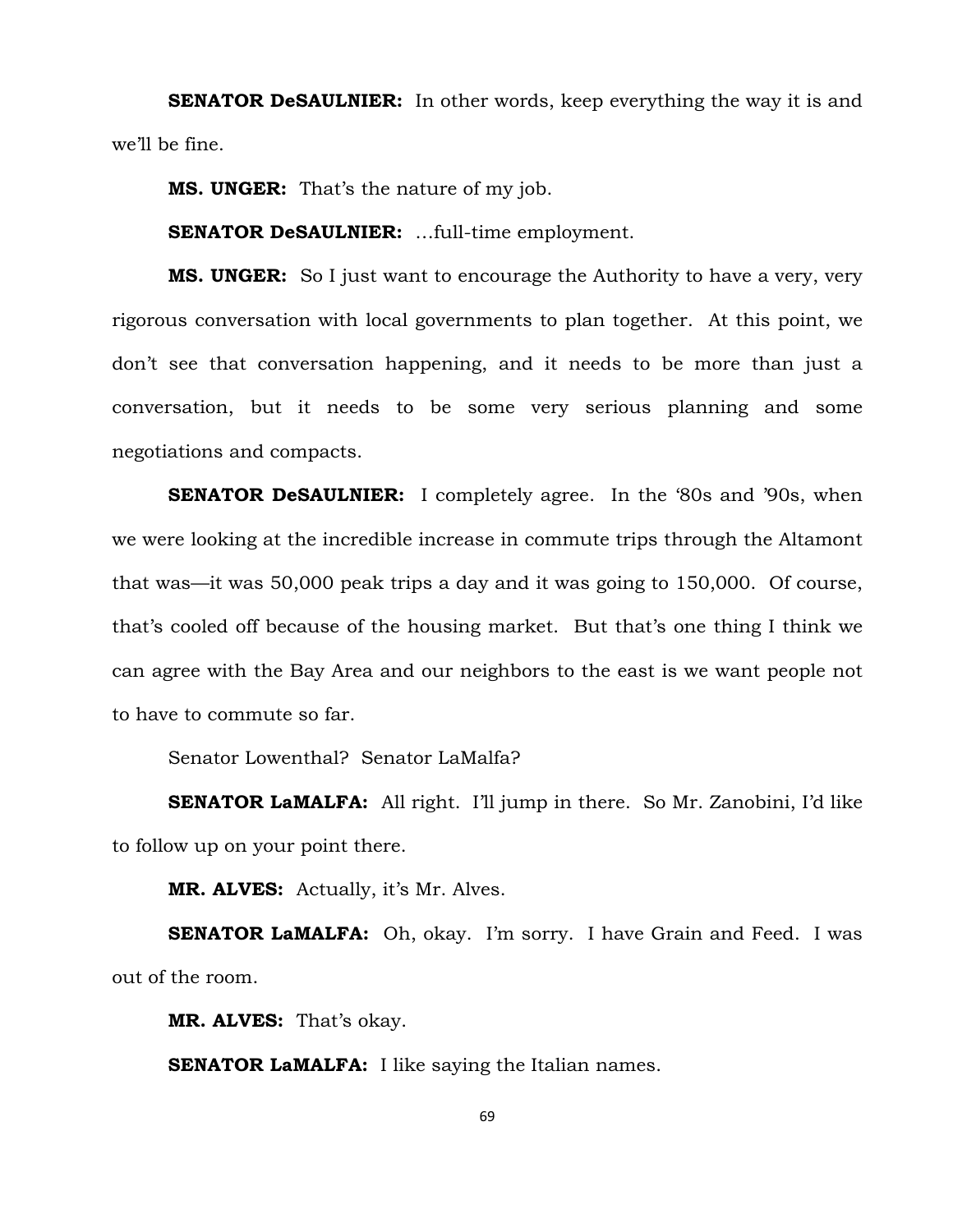**SENATOR DeSAULNIER:** In other words, keep everything the way it is and we'll be fine.

**MS. UNGER:** That's the nature of my job.

**SENATOR DeSAULNIER:** …full-time employment.

**MS. UNGER:** So I just want to encourage the Authority to have a very, very rigorous conversation with local governments to plan together. At this point, we don't see that conversation happening, and it needs to be more than just a conversation, but it needs to be some very serious planning and some negotiations and compacts.

**SENATOR DeSAULNIER:** I completely agree. In the '80s and '90s, when we were looking at the incredible increase in commute trips through the Altamont that was—it was 50,000 peak trips a day and it was going to 150,000. Of course, that's cooled off because of the housing market. But that's one thing I think we can agree with the Bay Area and our neighbors to the east is we want people not to have to commute so far.

Senator Lowenthal? Senator LaMalfa?

**SENATOR LaMALFA:** All right. I'll jump in there. So Mr. Zanobini, I'd like to follow up on your point there.

**MR. ALVES:** Actually, it's Mr. Alves.

**SENATOR LaMALFA:** Oh, okay. I'm sorry. I have Grain and Feed. I was out of the room.

**MR. ALVES:** That's okay.

**SENATOR LaMALFA:** I like saying the Italian names.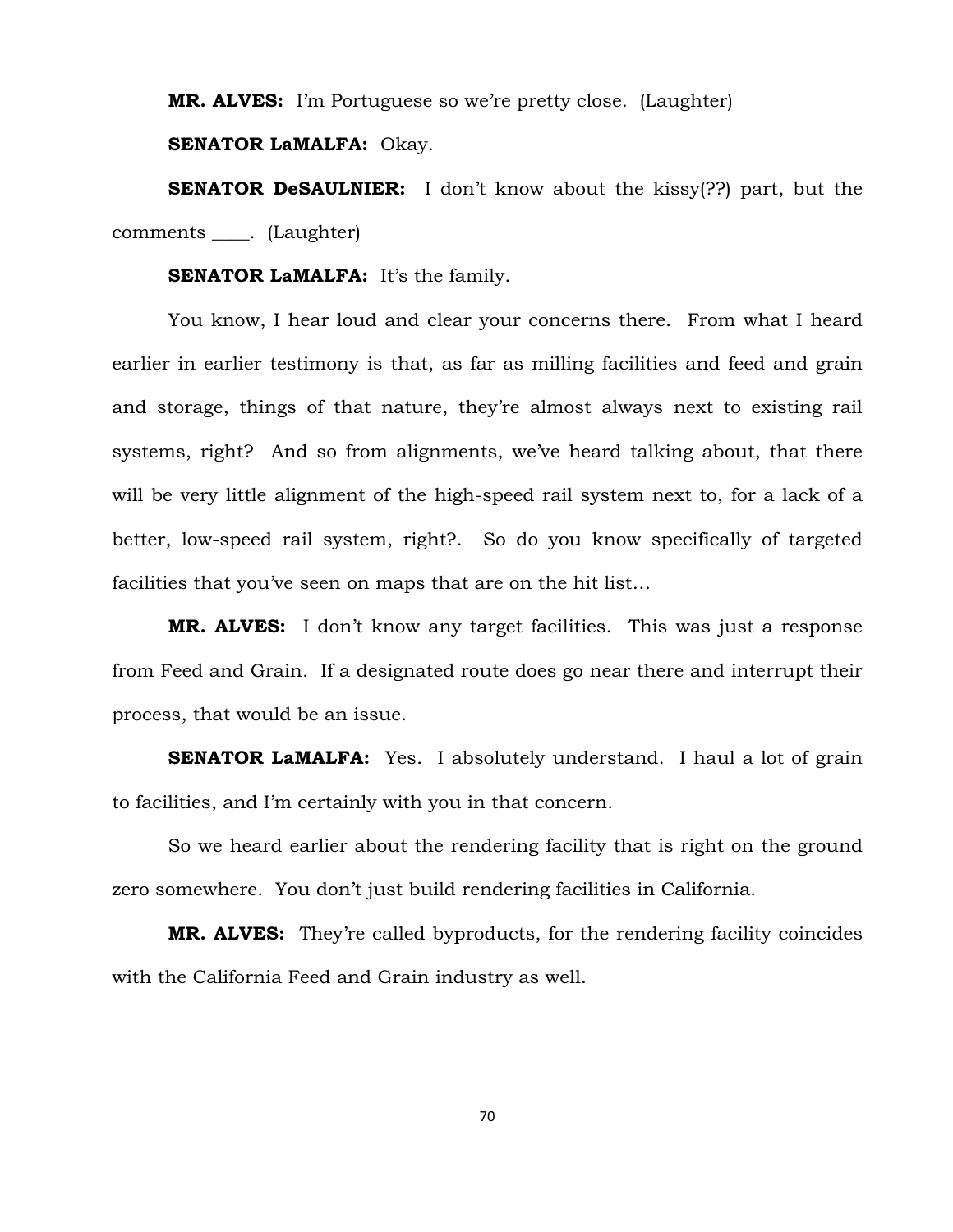**MR. ALVES:** I'm Portuguese so we're pretty close. (Laughter)

**SENATOR LaMALFA:** Okay.

**SENATOR DeSAULNIER:** I don't know about the kissy(??) part, but the comments ____. (Laughter)

**SENATOR LaMALFA:** It's the family.

You know, I hear loud and clear your concerns there. From what I heard earlier in earlier testimony is that, as far as milling facilities and feed and grain and storage, things of that nature, they're almost always next to existing rail systems, right? And so from alignments, we've heard talking about, that there will be very little alignment of the high-speed rail system next to, for a lack of a better, low-speed rail system, right?. So do you know specifically of targeted facilities that you've seen on maps that are on the hit list…

**MR. ALVES:** I don't know any target facilities. This was just a response from Feed and Grain. If a designated route does go near there and interrupt their process, that would be an issue.

**SENATOR LaMALFA:** Yes. I absolutely understand. I haul a lot of grain to facilities, and I'm certainly with you in that concern.

So we heard earlier about the rendering facility that is right on the ground zero somewhere. You don't just build rendering facilities in California.

**MR. ALVES:** They're called byproducts, for the rendering facility coincides with the California Feed and Grain industry as well.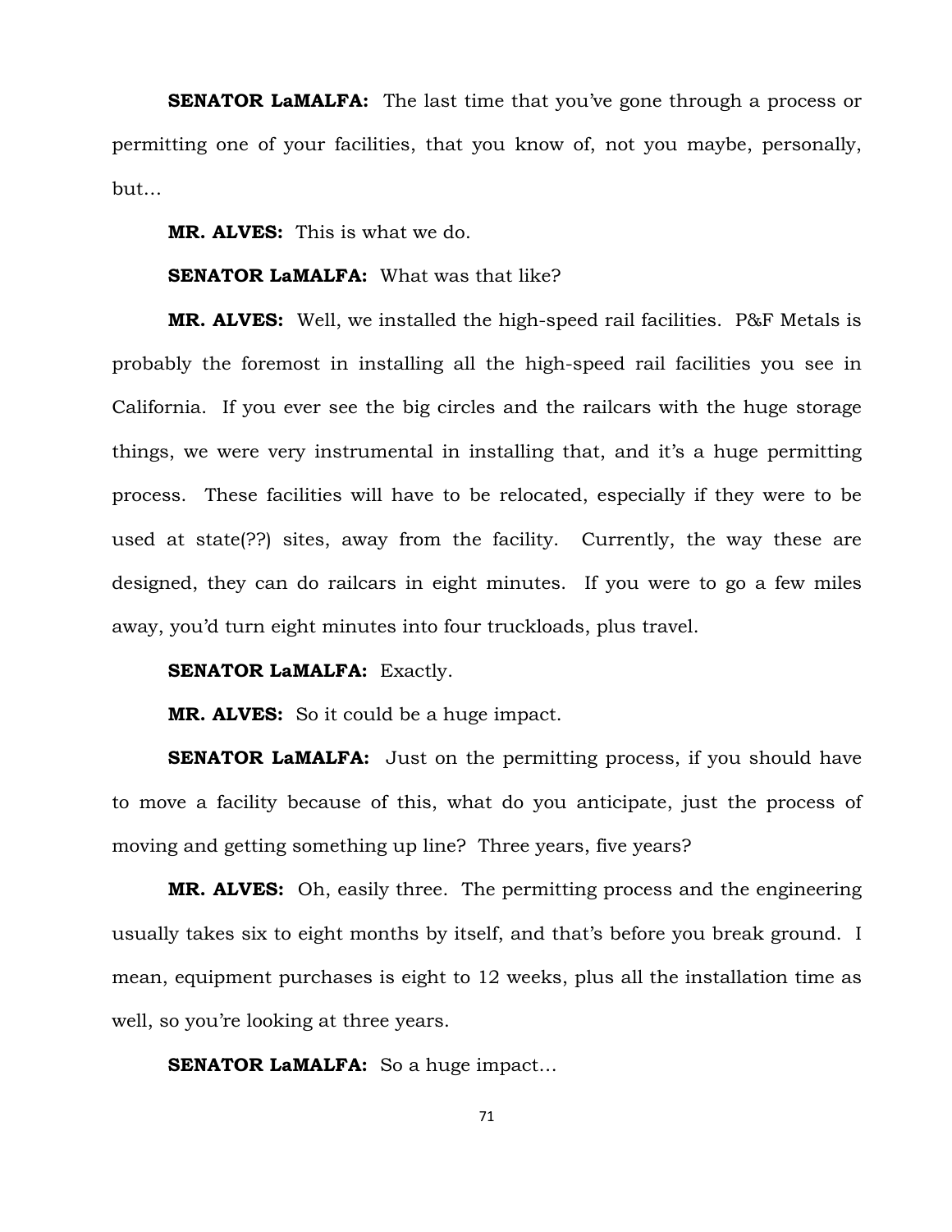**SENATOR LaMALFA:** The last time that you've gone through a process or permitting one of your facilities, that you know of, not you maybe, personally, but…

**MR. ALVES:** This is what we do.

**SENATOR LaMALFA:** What was that like?

**MR. ALVES:** Well, we installed the high-speed rail facilities. P&F Metals is probably the foremost in installing all the high-speed rail facilities you see in California. If you ever see the big circles and the railcars with the huge storage things, we were very instrumental in installing that, and it's a huge permitting process. These facilities will have to be relocated, especially if they were to be used at state(??) sites, away from the facility. Currently, the way these are designed, they can do railcars in eight minutes. If you were to go a few miles away, you'd turn eight minutes into four truckloads, plus travel.

**SENATOR LaMALFA:** Exactly.

**MR. ALVES:** So it could be a huge impact.

**SENATOR LaMALFA:** Just on the permitting process, if you should have to move a facility because of this, what do you anticipate, just the process of moving and getting something up line? Three years, five years?

**MR. ALVES:** Oh, easily three. The permitting process and the engineering usually takes six to eight months by itself, and that's before you break ground. I mean, equipment purchases is eight to 12 weeks, plus all the installation time as well, so you're looking at three years.

**SENATOR LaMALFA:** So a huge impact…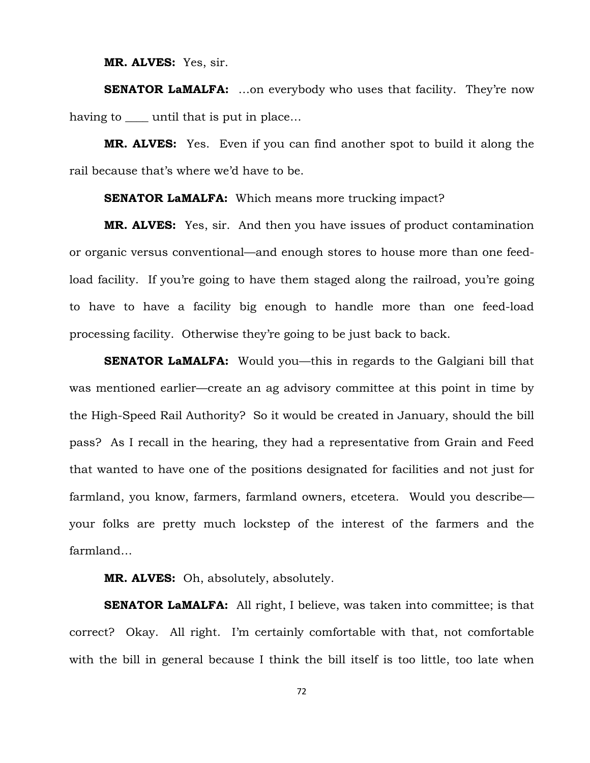**MR. ALVES:** Yes, sir.

**SENATOR LaMALFA:** …on everybody who uses that facility. They're now having to ____ until that is put in place…

**MR. ALVES:** Yes. Even if you can find another spot to build it along the rail because that's where we'd have to be.

**SENATOR LaMALFA:** Which means more trucking impact?

**MR. ALVES:** Yes, sir. And then you have issues of product contamination or organic versus conventional—and enough stores to house more than one feed-load facility. If you're going to have them staged along the railroad, you're going to have to have a facility big enough to handle more than one feed-load processing facility. Otherwise they're going to be just back to back.

**SENATOR LaMALFA:** Would you—this in regards to the Galgiani bill that was mentioned earlier—create an ag advisory committee at this point in time by the High-Speed Rail Authority? So it would be created in January, should the bill pass? As I recall in the hearing, they had a representative from Grain and Feed that wanted to have one of the positions designated for facilities and not just for farmland, you know, farmers, farmland owners, etcetera. Would you describe—your folks are pretty much lockstep of the interest of the farmers and the farmland…

**MR. ALVES:** Oh, absolutely, absolutely.

**SENATOR LaMALFA:** All right, I believe, was taken into committee; is that correct? Okay. All right. I'm certainly comfortable with that, not comfortable with the bill in general because I think the bill itself is too little, too late when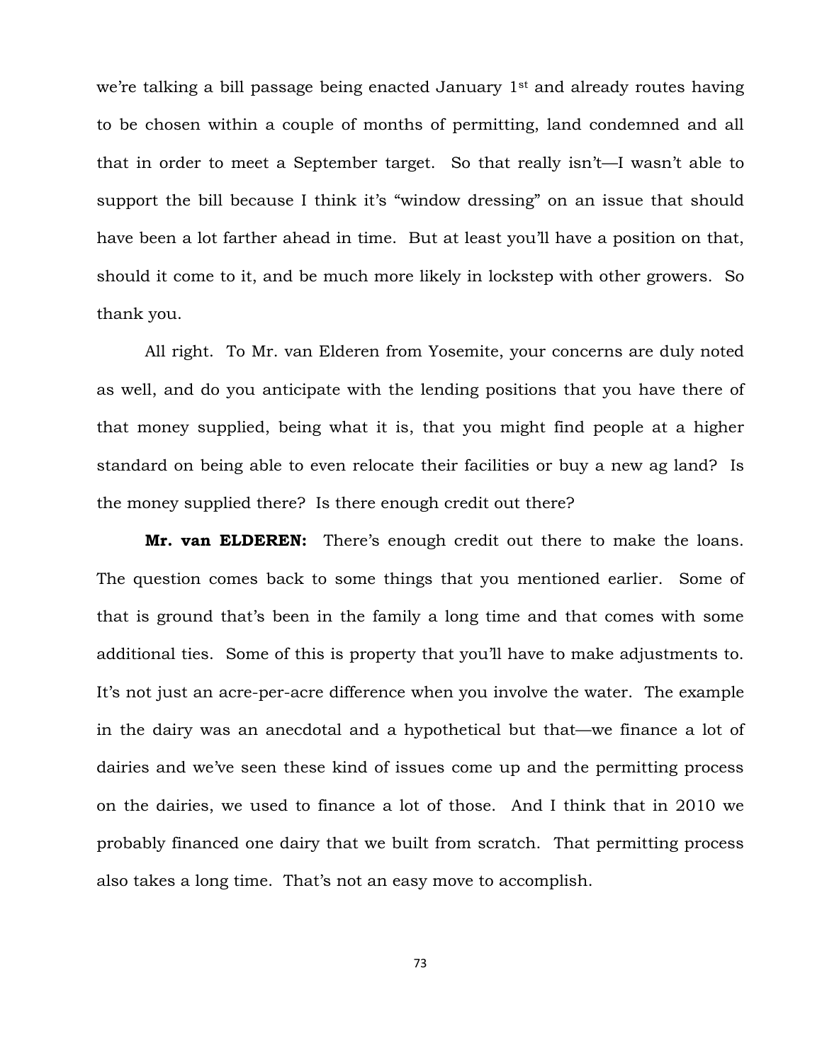we're talking a bill passage being enacted January 1st and already routes having to be chosen within a couple of months of permitting, land condemned and all that in order to meet a September target. So that really isn't—I wasn't able to support the bill because I think it's "window dressing" on an issue that should have been a lot farther ahead in time. But at least you'll have a position on that, should it come to it, and be much more likely in lockstep with other growers. So thank you.

All right. To Mr. van Elderen from Yosemite, your concerns are duly noted as well, and do you anticipate with the lending positions that you have there of that money supplied, being what it is, that you might find people at a higher standard on being able to even relocate their facilities or buy a new ag land? Is the money supplied there? Is there enough credit out there?

**Mr. van ELDEREN:** There's enough credit out there to make the loans. The question comes back to some things that you mentioned earlier. Some of that is ground that's been in the family a long time and that comes with some additional ties. Some of this is property that you'll have to make adjustments to. It's not just an acre-per-acre difference when you involve the water. The example in the dairy was an anecdotal and a hypothetical but that—we finance a lot of dairies and we've seen these kind of issues come up and the permitting process on the dairies, we used to finance a lot of those. And I think that in 2010 we probably financed one dairy that we built from scratch. That permitting process also takes a long time. That's not an easy move to accomplish.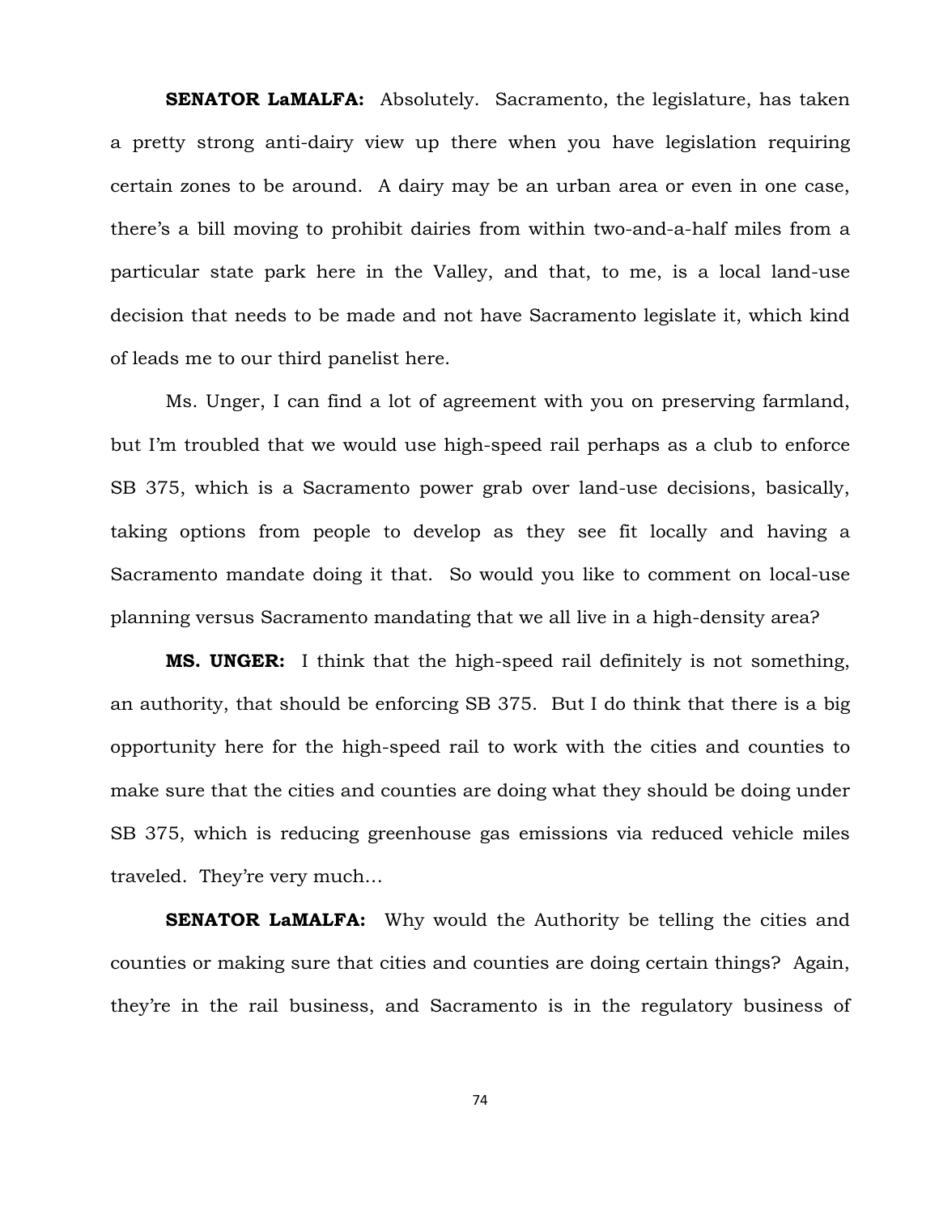**SENATOR LaMALFA:** Absolutely. Sacramento, the legislature, has taken a pretty strong anti-dairy view up there when you have legislation requiring certain zones to be around. A dairy may be an urban area or even in one case, there's a bill moving to prohibit dairies from within two-and-a-half miles from a particular state park here in the Valley, and that, to me, is a local land-use decision that needs to be made and not have Sacramento legislate it, which kind of leads me to our third panelist here.

Ms. Unger, I can find a lot of agreement with you on preserving farmland, but I'm troubled that we would use high-speed rail perhaps as a club to enforce SB 375, which is a Sacramento power grab over land-use decisions, basically, taking options from people to develop as they see fit locally and having a Sacramento mandate doing it that. So would you like to comment on local-use planning versus Sacramento mandating that we all live in a high-density area?

**MS. UNGER:** I think that the high-speed rail definitely is not something, an authority, that should be enforcing SB 375. But I do think that there is a big opportunity here for the high-speed rail to work with the cities and counties to make sure that the cities and counties are doing what they should be doing under SB 375, which is reducing greenhouse gas emissions via reduced vehicle miles traveled. They're very much…

**SENATOR LaMALFA:** Why would the Authority be telling the cities and counties or making sure that cities and counties are doing certain things? Again, they're in the rail business, and Sacramento is in the regulatory business of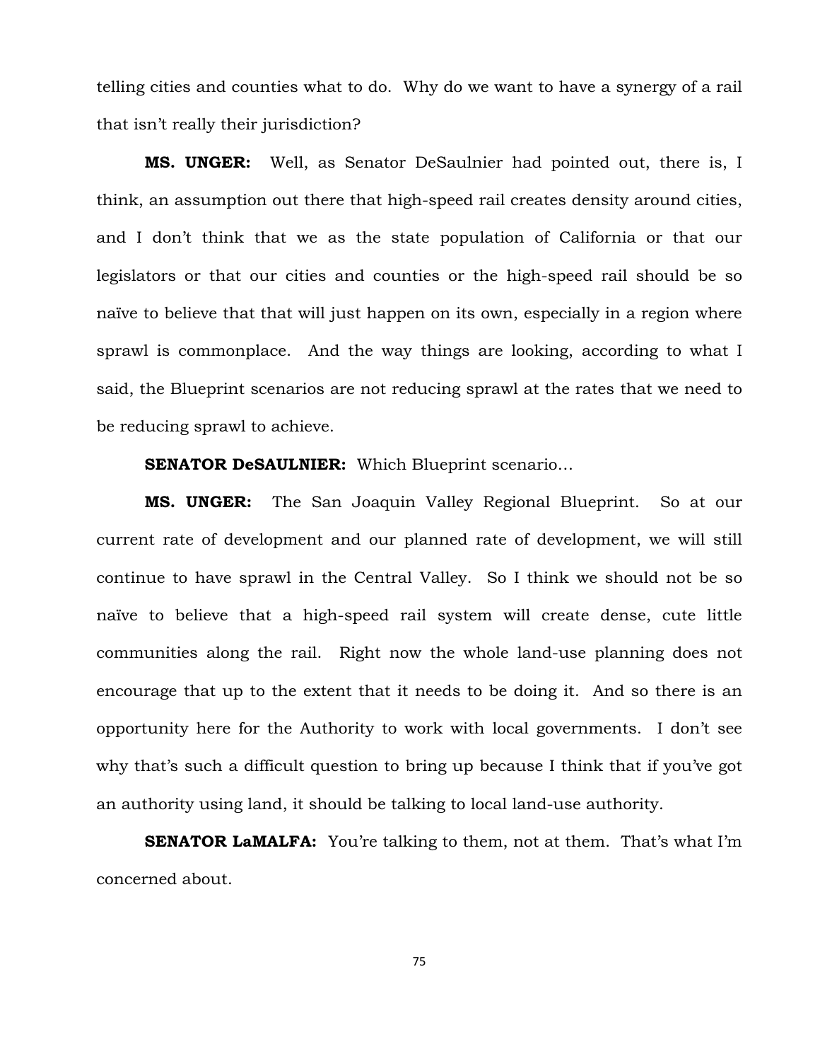telling cities and counties what to do. Why do we want to have a synergy of a rail that isn't really their jurisdiction?

**MS. UNGER:** Well, as Senator DeSaulnier had pointed out, there is, I think, an assumption out there that high-speed rail creates density around cities, and I don't think that we as the state population of California or that our legislators or that our cities and counties or the high-speed rail should be so naïve to believe that that will just happen on its own, especially in a region where sprawl is commonplace. And the way things are looking, according to what I said, the Blueprint scenarios are not reducing sprawl at the rates that we need to be reducing sprawl to achieve.

**SENATOR DeSAULNIER:** Which Blueprint scenario…

**MS. UNGER:** The San Joaquin Valley Regional Blueprint. So at our current rate of development and our planned rate of development, we will still continue to have sprawl in the Central Valley. So I think we should not be so naïve to believe that a high-speed rail system will create dense, cute little communities along the rail. Right now the whole land-use planning does not encourage that up to the extent that it needs to be doing it. And so there is an opportunity here for the Authority to work with local governments. I don't see why that's such a difficult question to bring up because I think that if you've got an authority using land, it should be talking to local land-use authority.

**SENATOR LaMALFA:** You're talking to them, not at them. That's what I'm concerned about.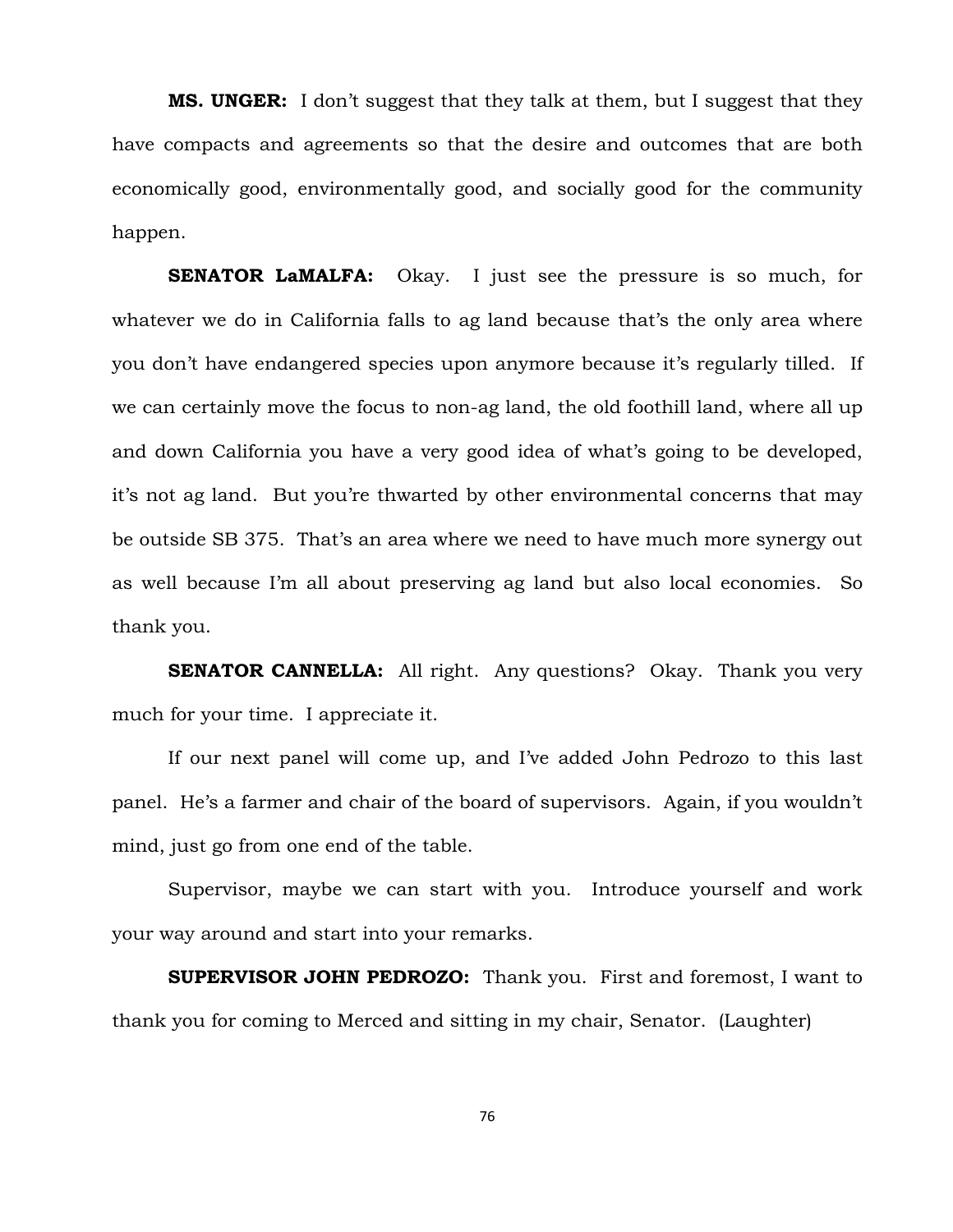**MS. UNGER:** I don't suggest that they talk at them, but I suggest that they have compacts and agreements so that the desire and outcomes that are both economically good, environmentally good, and socially good for the community happen.

**SENATOR LaMALFA:** Okay. I just see the pressure is so much, for whatever we do in California falls to ag land because that's the only area where you don't have endangered species upon anymore because it's regularly tilled. If we can certainly move the focus to non-ag land, the old foothill land, where all up and down California you have a very good idea of what's going to be developed, it's not ag land. But you're thwarted by other environmental concerns that may be outside SB 375. That's an area where we need to have much more synergy out as well because I'm all about preserving ag land but also local economies. So thank you.

**SENATOR CANNELLA:** All right. Any questions? Okay. Thank you very much for your time. I appreciate it.

If our next panel will come up, and I've added John Pedrozo to this last panel. He's a farmer and chair of the board of supervisors. Again, if you wouldn't mind, just go from one end of the table.

Supervisor, maybe we can start with you. Introduce yourself and work your way around and start into your remarks.

**SUPERVISOR JOHN PEDROZO:** Thank you. First and foremost, I want to thank you for coming to Merced and sitting in my chair, Senator. (Laughter)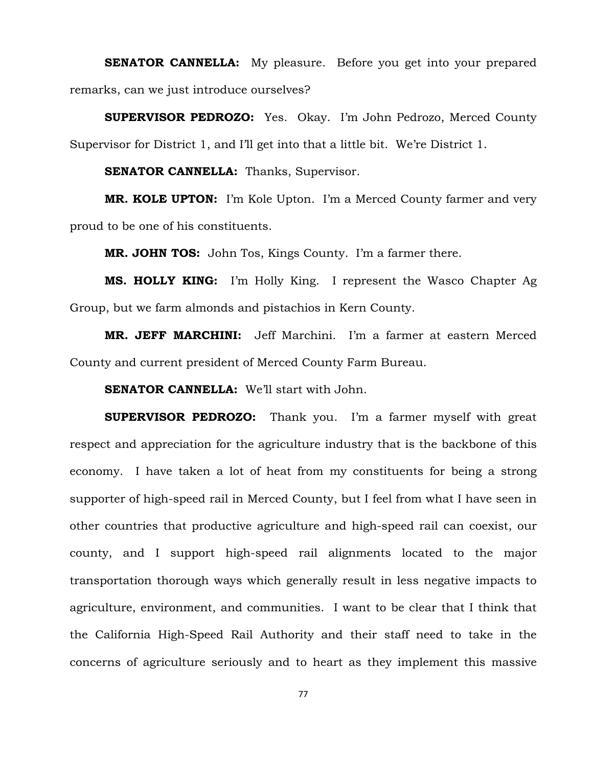**SENATOR CANNELLA:** My pleasure. Before you get into your prepared remarks, can we just introduce ourselves?

**SUPERVISOR PEDROZO:** Yes. Okay. I'm John Pedrozo, Merced County Supervisor for District 1, and I'll get into that a little bit. We're District 1.

**SENATOR CANNELLA:** Thanks, Supervisor.

**MR. KOLE UPTON:** I'm Kole Upton. I'm a Merced County farmer and very proud to be one of his constituents.

**MR. JOHN TOS:** John Tos, Kings County. I'm a farmer there.

**MS. HOLLY KING:** I'm Holly King. I represent the Wasco Chapter Ag Group, but we farm almonds and pistachios in Kern County.

**MR. JEFF MARCHINI:** Jeff Marchini. I'm a farmer at eastern Merced County and current president of Merced County Farm Bureau.

**SENATOR CANNELLA:** We'll start with John.

**SUPERVISOR PEDROZO:** Thank you. I'm a farmer myself with great respect and appreciation for the agriculture industry that is the backbone of this economy. I have taken a lot of heat from my constituents for being a strong supporter of high-speed rail in Merced County, but I feel from what I have seen in other countries that productive agriculture and high-speed rail can coexist, our county, and I support high-speed rail alignments located to the major transportation thorough ways which generally result in less negative impacts to agriculture, environment, and communities. I want to be clear that I think that the California High-Speed Rail Authority and their staff need to take in the concerns of agriculture seriously and to heart as they implement this massive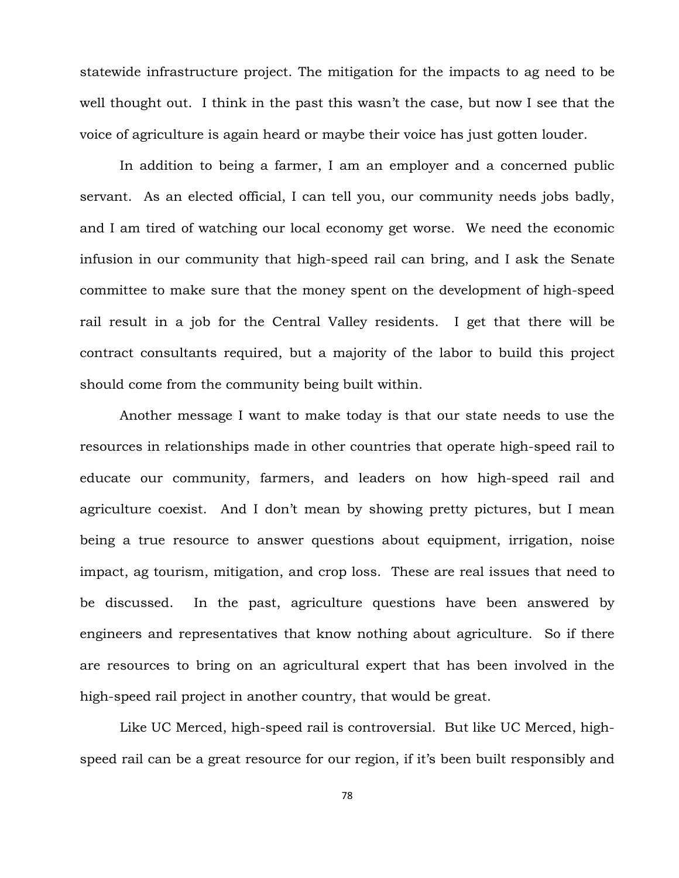statewide infrastructure project. The mitigation for the impacts to ag need to be well thought out. I think in the past this wasn't the case, but now I see that the voice of agriculture is again heard or maybe their voice has just gotten louder.

In addition to being a farmer, I am an employer and a concerned public servant. As an elected official, I can tell you, our community needs jobs badly, and I am tired of watching our local economy get worse. We need the economic infusion in our community that high-speed rail can bring, and I ask the Senate committee to make sure that the money spent on the development of high-speed rail result in a job for the Central Valley residents. I get that there will be contract consultants required, but a majority of the labor to build this project should come from the community being built within.

Another message I want to make today is that our state needs to use the resources in relationships made in other countries that operate high-speed rail to educate our community, farmers, and leaders on how high-speed rail and agriculture coexist. And I don't mean by showing pretty pictures, but I mean being a true resource to answer questions about equipment, irrigation, noise impact, ag tourism, mitigation, and crop loss. These are real issues that need to be discussed. In the past, agriculture questions have been answered by engineers and representatives that know nothing about agriculture. So if there are resources to bring on an agricultural expert that has been involved in the high-speed rail project in another country, that would be great.

Like UC Merced, high-speed rail is controversial. But like UC Merced, high-speed rail can be a great resource for our region, if it's been built responsibly and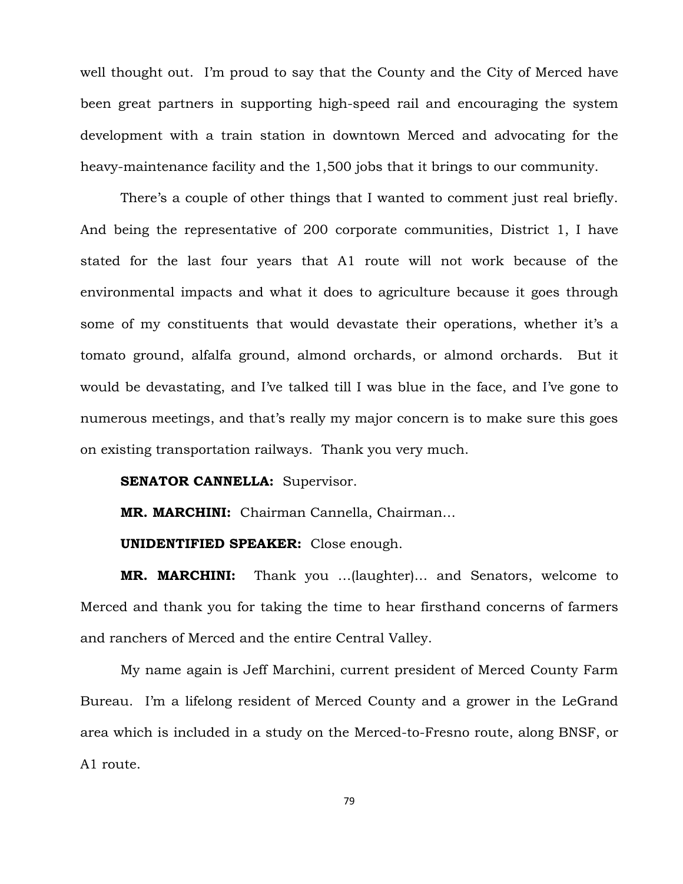well thought out. I'm proud to say that the County and the City of Merced have been great partners in supporting high-speed rail and encouraging the system development with a train station in downtown Merced and advocating for the heavy-maintenance facility and the 1,500 jobs that it brings to our community.

There's a couple of other things that I wanted to comment just real briefly. And being the representative of 200 corporate communities, District 1, I have stated for the last four years that A1 route will not work because of the environmental impacts and what it does to agriculture because it goes through some of my constituents that would devastate their operations, whether it's a tomato ground, alfalfa ground, almond orchards, or almond orchards. But it would be devastating, and I've talked till I was blue in the face, and I've gone to numerous meetings, and that's really my major concern is to make sure this goes on existing transportation railways. Thank you very much.

**SENATOR CANNELLA:** Supervisor.

**MR. MARCHINI:** Chairman Cannella, Chairman…

**UNIDENTIFIED SPEAKER:** Close enough.

**MR. MARCHINI:** Thank you …(laughter)… and Senators, welcome to Merced and thank you for taking the time to hear firsthand concerns of farmers and ranchers of Merced and the entire Central Valley.

My name again is Jeff Marchini, current president of Merced County Farm Bureau. I'm a lifelong resident of Merced County and a grower in the LeGrand area which is included in a study on the Merced-to-Fresno route, along BNSF, or A1 route.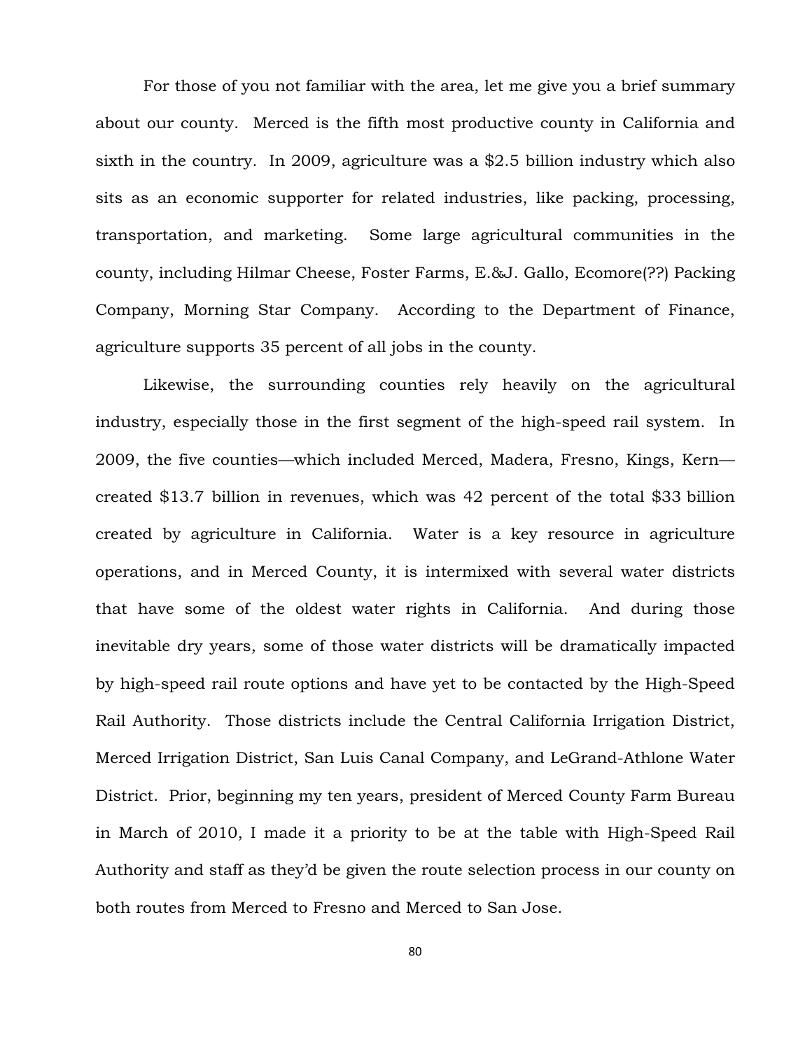For those of you not familiar with the area, let me give you a brief summary about our county. Merced is the fifth most productive county in California and sixth in the country. In 2009, agriculture was a $2.5 billion industry which also sits as an economic supporter for related industries, like packing, processing, transportation, and marketing. Some large agricultural communities in the county, including Hilmar Cheese, Foster Farms, E.&J. Gallo, Ecomore(??) Packing Company, Morning Star Company. According to the Department of Finance, agriculture supports 35 percent of all jobs in the county.

Likewise, the surrounding counties rely heavily on the agricultural industry, especially those in the first segment of the high-speed rail system. In 2009, the five counties—which included Merced, Madera, Fresno, Kings, Kern—created $13.7 billion in revenues, which was 42 percent of the total $33 billion created by agriculture in California. Water is a key resource in agriculture operations, and in Merced County, it is intermixed with several water districts that have some of the oldest water rights in California. And during those inevitable dry years, some of those water districts will be dramatically impacted by high-speed rail route options and have yet to be contacted by the High-Speed Rail Authority. Those districts include the Central California Irrigation District, Merced Irrigation District, San Luis Canal Company, and LeGrand-Athlone Water District. Prior, beginning my ten years, president of Merced County Farm Bureau in March of 2010, I made it a priority to be at the table with High-Speed Rail Authority and staff as they'd be given the route selection process in our county on both routes from Merced to Fresno and Merced to San Jose.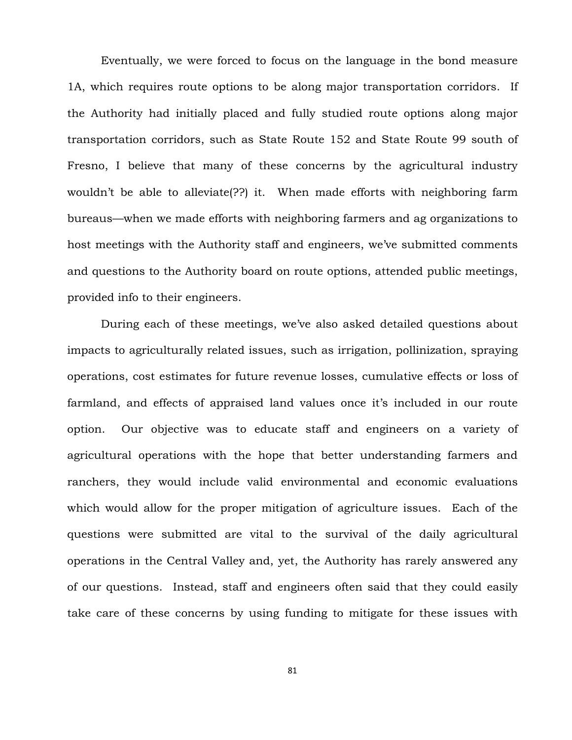Eventually, we were forced to focus on the language in the bond measure 1A, which requires route options to be along major transportation corridors. If the Authority had initially placed and fully studied route options along major transportation corridors, such as State Route 152 and State Route 99 south of Fresno, I believe that many of these concerns by the agricultural industry wouldn't be able to alleviate(??) it. When made efforts with neighboring farm bureaus—when we made efforts with neighboring farmers and ag organizations to host meetings with the Authority staff and engineers, we've submitted comments and questions to the Authority board on route options, attended public meetings, provided info to their engineers.

During each of these meetings, we've also asked detailed questions about impacts to agriculturally related issues, such as irrigation, pollinization, spraying operations, cost estimates for future revenue losses, cumulative effects or loss of farmland, and effects of appraised land values once it's included in our route option. Our objective was to educate staff and engineers on a variety of agricultural operations with the hope that better understanding farmers and ranchers, they would include valid environmental and economic evaluations which would allow for the proper mitigation of agriculture issues. Each of the questions were submitted are vital to the survival of the daily agricultural operations in the Central Valley and, yet, the Authority has rarely answered any of our questions. Instead, staff and engineers often said that they could easily take care of these concerns by using funding to mitigate for these issues with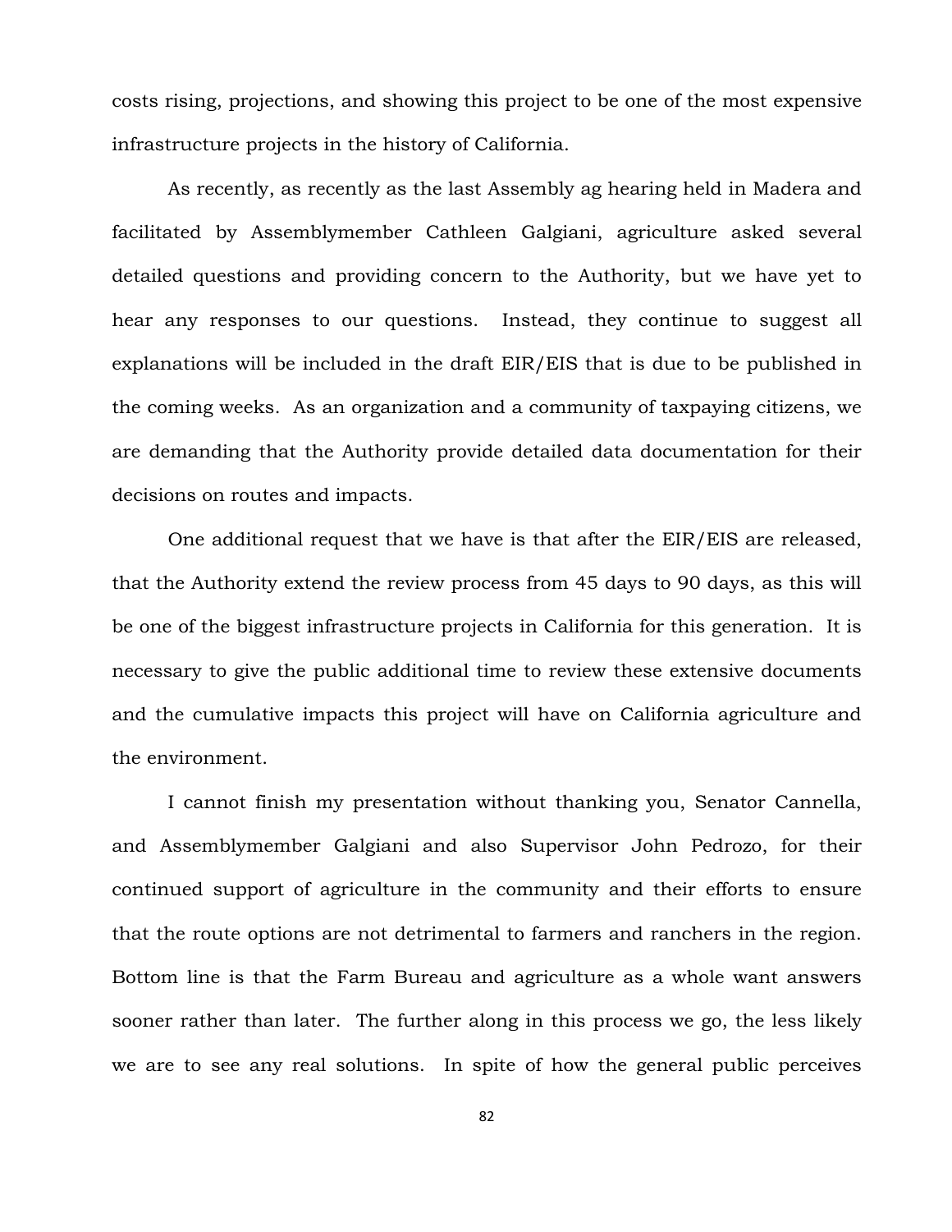costs rising, projections, and showing this project to be one of the most expensive infrastructure projects in the history of California.

As recently, as recently as the last Assembly ag hearing held in Madera and facilitated by Assemblymember Cathleen Galgiani, agriculture asked several detailed questions and providing concern to the Authority, but we have yet to hear any responses to our questions. Instead, they continue to suggest all explanations will be included in the draft EIR/EIS that is due to be published in the coming weeks. As an organization and a community of taxpaying citizens, we are demanding that the Authority provide detailed data documentation for their decisions on routes and impacts.

One additional request that we have is that after the EIR/EIS are released, that the Authority extend the review process from 45 days to 90 days, as this will be one of the biggest infrastructure projects in California for this generation. It is necessary to give the public additional time to review these extensive documents and the cumulative impacts this project will have on California agriculture and the environment.

I cannot finish my presentation without thanking you, Senator Cannella, and Assemblymember Galgiani and also Supervisor John Pedrozo, for their continued support of agriculture in the community and their efforts to ensure that the route options are not detrimental to farmers and ranchers in the region. Bottom line is that the Farm Bureau and agriculture as a whole want answers sooner rather than later. The further along in this process we go, the less likely we are to see any real solutions. In spite of how the general public perceives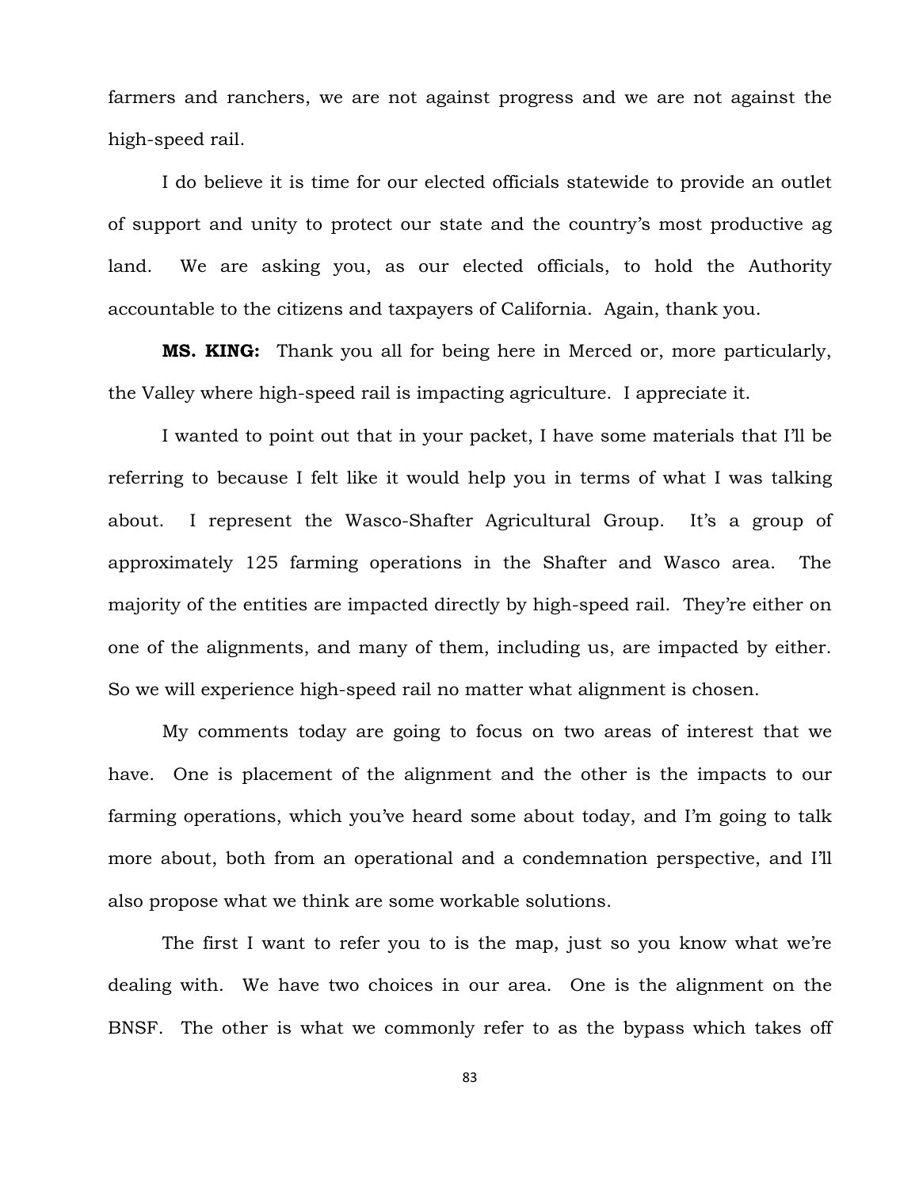farmers and ranchers, we are not against progress and we are not against the high-speed rail.

I do believe it is time for our elected officials statewide to provide an outlet of support and unity to protect our state and the country's most productive ag land. We are asking you, as our elected officials, to hold the Authority accountable to the citizens and taxpayers of California. Again, thank you.

**MS. KING:** Thank you all for being here in Merced or, more particularly, the Valley where high-speed rail is impacting agriculture. I appreciate it.

I wanted to point out that in your packet, I have some materials that I'll be referring to because I felt like it would help you in terms of what I was talking about. I represent the Wasco-Shafter Agricultural Group. It's a group of approximately 125 farming operations in the Shafter and Wasco area. The majority of the entities are impacted directly by high-speed rail. They're either on one of the alignments, and many of them, including us, are impacted by either. So we will experience high-speed rail no matter what alignment is chosen.

My comments today are going to focus on two areas of interest that we have. One is placement of the alignment and the other is the impacts to our farming operations, which you've heard some about today, and I'm going to talk more about, both from an operational and a condemnation perspective, and I'll also propose what we think are some workable solutions.

The first I want to refer you to is the map, just so you know what we're dealing with. We have two choices in our area. One is the alignment on the BNSF. The other is what we commonly refer to as the bypass which takes off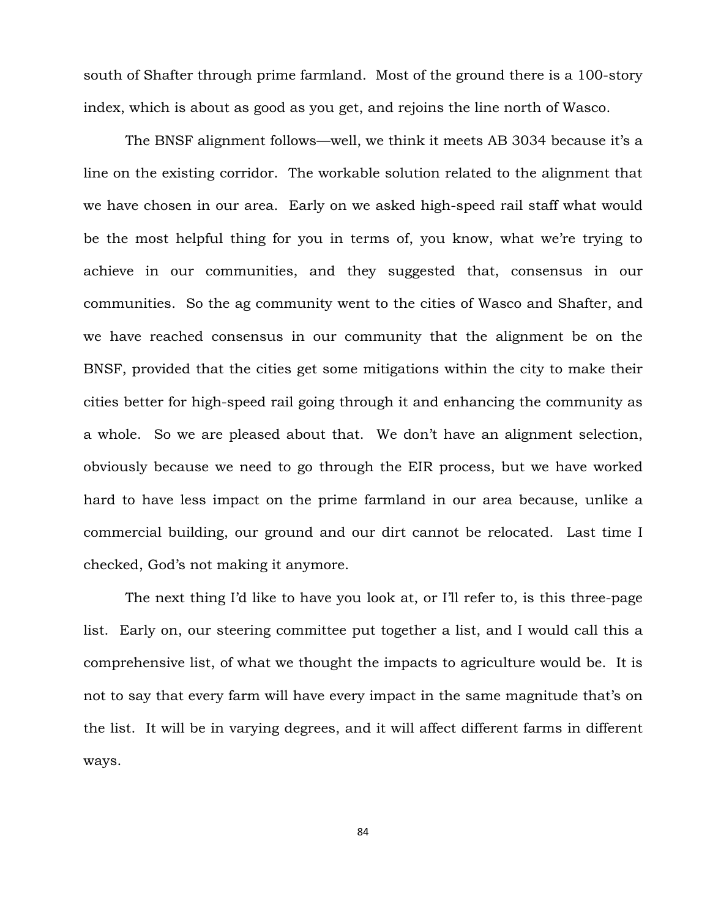south of Shafter through prime farmland. Most of the ground there is a 100-story index, which is about as good as you get, and rejoins the line north of Wasco.

The BNSF alignment follows—well, we think it meets AB 3034 because it's a line on the existing corridor. The workable solution related to the alignment that we have chosen in our area. Early on we asked high-speed rail staff what would be the most helpful thing for you in terms of, you know, what we're trying to achieve in our communities, and they suggested that, consensus in our communities. So the ag community went to the cities of Wasco and Shafter, and we have reached consensus in our community that the alignment be on the BNSF, provided that the cities get some mitigations within the city to make their cities better for high-speed rail going through it and enhancing the community as a whole. So we are pleased about that. We don't have an alignment selection, obviously because we need to go through the EIR process, but we have worked hard to have less impact on the prime farmland in our area because, unlike a commercial building, our ground and our dirt cannot be relocated. Last time I checked, God's not making it anymore.

The next thing I'd like to have you look at, or I'll refer to, is this three-page list. Early on, our steering committee put together a list, and I would call this a comprehensive list, of what we thought the impacts to agriculture would be. It is not to say that every farm will have every impact in the same magnitude that's on the list. It will be in varying degrees, and it will affect different farms in different ways.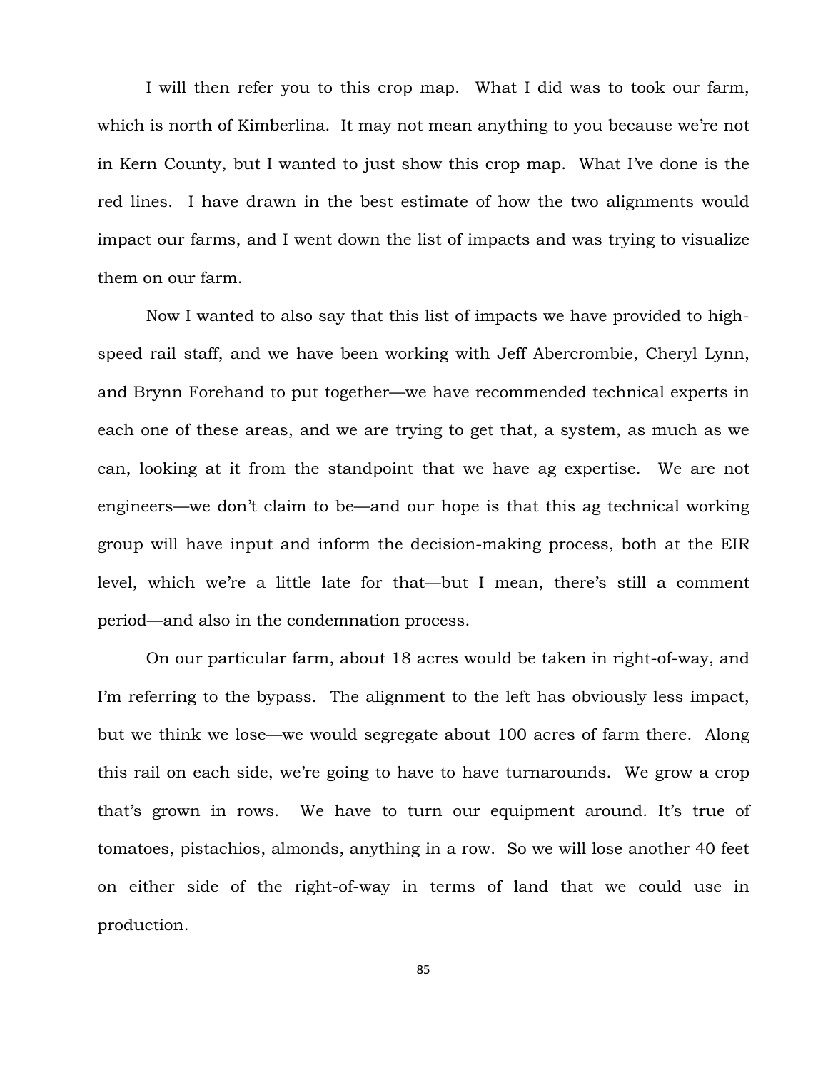I will then refer you to this crop map. What I did was to took our farm, which is north of Kimberlina. It may not mean anything to you because we're not in Kern County, but I wanted to just show this crop map. What I've done is the red lines. I have drawn in the best estimate of how the two alignments would impact our farms, and I went down the list of impacts and was trying to visualize them on our farm.

Now I wanted to also say that this list of impacts we have provided to high-speed rail staff, and we have been working with Jeff Abercrombie, Cheryl Lynn, and Brynn Forehand to put together—we have recommended technical experts in each one of these areas, and we are trying to get that, a system, as much as we can, looking at it from the standpoint that we have ag expertise. We are not engineers—we don't claim to be—and our hope is that this ag technical working group will have input and inform the decision-making process, both at the EIR level, which we're a little late for that—but I mean, there's still a comment period—and also in the condemnation process.

On our particular farm, about 18 acres would be taken in right-of-way, and I'm referring to the bypass. The alignment to the left has obviously less impact, but we think we lose—we would segregate about 100 acres of farm there. Along this rail on each side, we're going to have to have turnarounds. We grow a crop that's grown in rows. We have to turn our equipment around. It's true of tomatoes, pistachios, almonds, anything in a row. So we will lose another 40 feet on either side of the right-of-way in terms of land that we could use in production.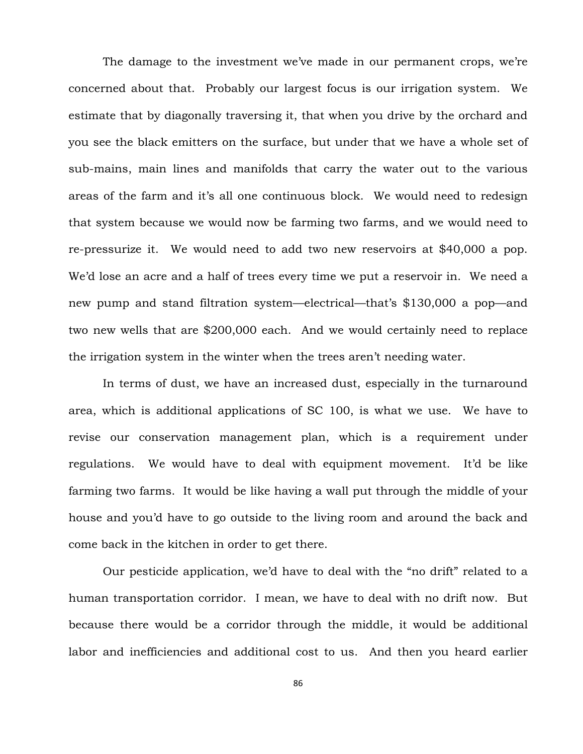The damage to the investment we've made in our permanent crops, we're concerned about that. Probably our largest focus is our irrigation system. We estimate that by diagonally traversing it, that when you drive by the orchard and you see the black emitters on the surface, but under that we have a whole set of sub-mains, main lines and manifolds that carry the water out to the various areas of the farm and it's all one continuous block. We would need to redesign that system because we would now be farming two farms, and we would need to re-pressurize it. We would need to add two new reservoirs at $40,000 a pop. We'd lose an acre and a half of trees every time we put a reservoir in. We need a new pump and stand filtration system—electrical—that's $130,000 a pop—and two new wells that are $200,000 each. And we would certainly need to replace the irrigation system in the winter when the trees aren't needing water.

In terms of dust, we have an increased dust, especially in the turnaround area, which is additional applications of SC 100, is what we use. We have to revise our conservation management plan, which is a requirement under regulations. We would have to deal with equipment movement. It'd be like farming two farms. It would be like having a wall put through the middle of your house and you'd have to go outside to the living room and around the back and come back in the kitchen in order to get there.

Our pesticide application, we'd have to deal with the "no drift" related to a human transportation corridor. I mean, we have to deal with no drift now. But because there would be a corridor through the middle, it would be additional labor and inefficiencies and additional cost to us. And then you heard earlier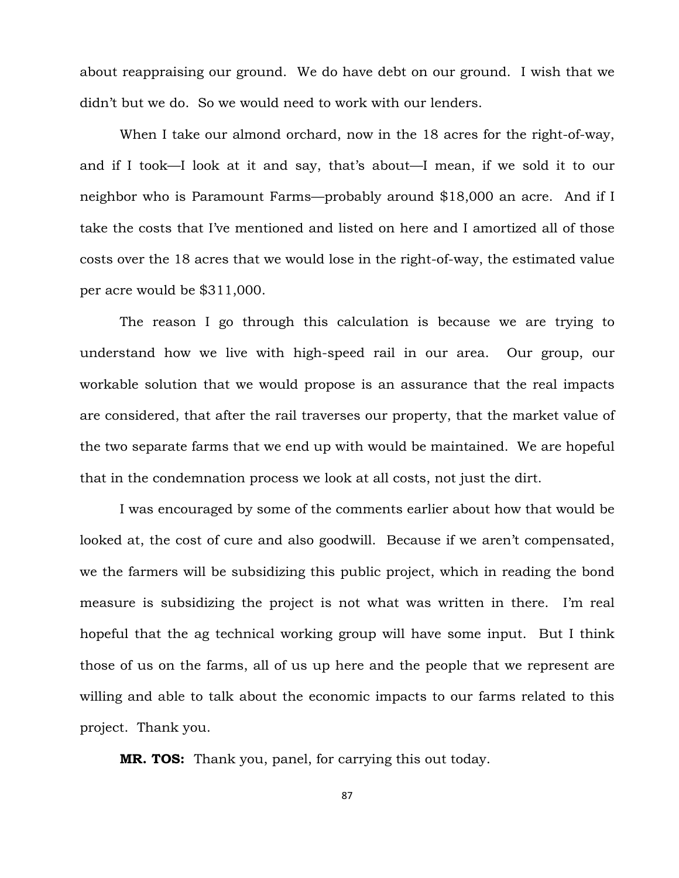about reappraising our ground. We do have debt on our ground. I wish that we didn't but we do. So we would need to work with our lenders.

When I take our almond orchard, now in the 18 acres for the right-of-way, and if I took—I look at it and say, that's about—I mean, if we sold it to our neighbor who is Paramount Farms—probably around $18,000 an acre. And if I take the costs that I've mentioned and listed on here and I amortized all of those costs over the 18 acres that we would lose in the right-of-way, the estimated value per acre would be $311,000.

The reason I go through this calculation is because we are trying to understand how we live with high-speed rail in our area. Our group, our workable solution that we would propose is an assurance that the real impacts are considered, that after the rail traverses our property, that the market value of the two separate farms that we end up with would be maintained. We are hopeful that in the condemnation process we look at all costs, not just the dirt.

I was encouraged by some of the comments earlier about how that would be looked at, the cost of cure and also goodwill. Because if we aren't compensated, we the farmers will be subsidizing this public project, which in reading the bond measure is subsidizing the project is not what was written in there. I'm real hopeful that the ag technical working group will have some input. But I think those of us on the farms, all of us up here and the people that we represent are willing and able to talk about the economic impacts to our farms related to this project. Thank you.

**MR. TOS:** Thank you, panel, for carrying this out today.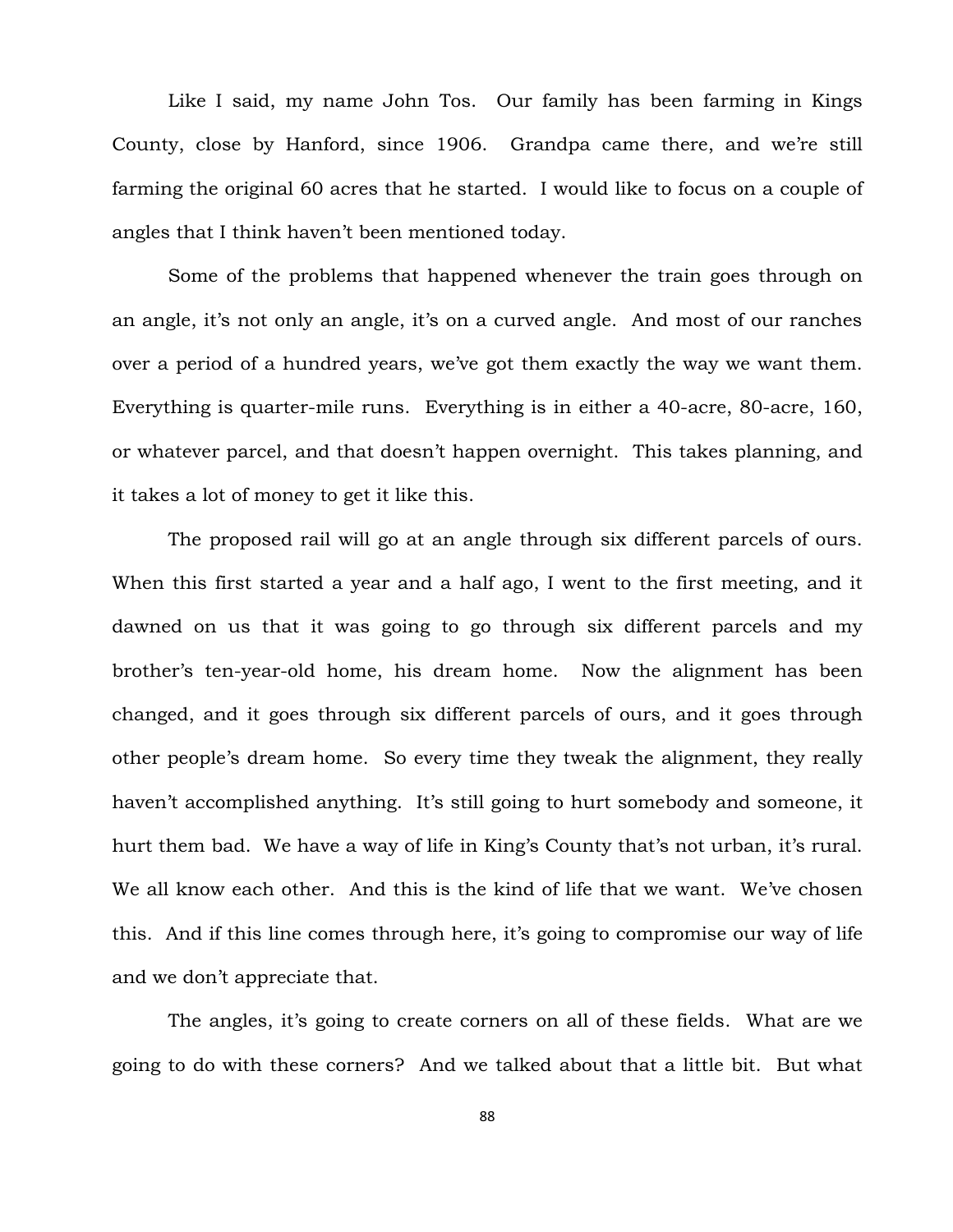Like I said, my name John Tos. Our family has been farming in Kings County, close by Hanford, since 1906. Grandpa came there, and we're still farming the original 60 acres that he started. I would like to focus on a couple of angles that I think haven't been mentioned today.

Some of the problems that happened whenever the train goes through on an angle, it's not only an angle, it's on a curved angle. And most of our ranches over a period of a hundred years, we've got them exactly the way we want them. Everything is quarter-mile runs. Everything is in either a 40-acre, 80-acre, 160, or whatever parcel, and that doesn't happen overnight. This takes planning, and it takes a lot of money to get it like this.

The proposed rail will go at an angle through six different parcels of ours. When this first started a year and a half ago, I went to the first meeting, and it dawned on us that it was going to go through six different parcels and my brother's ten-year-old home, his dream home. Now the alignment has been changed, and it goes through six different parcels of ours, and it goes through other people's dream home. So every time they tweak the alignment, they really haven't accomplished anything. It's still going to hurt somebody and someone, it hurt them bad. We have a way of life in King's County that's not urban, it's rural. We all know each other. And this is the kind of life that we want. We've chosen this. And if this line comes through here, it's going to compromise our way of life and we don't appreciate that.

The angles, it's going to create corners on all of these fields. What are we going to do with these corners? And we talked about that a little bit. But what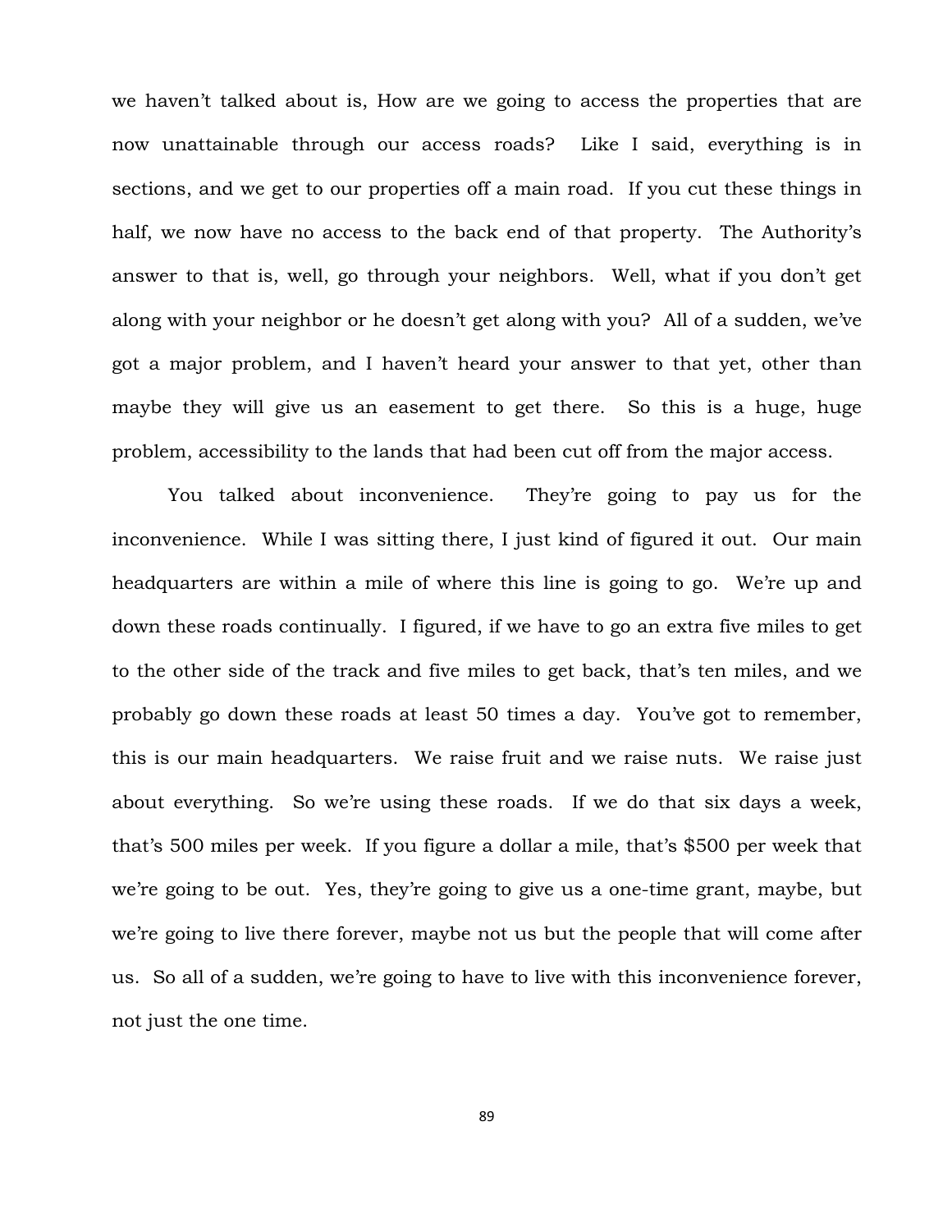we haven't talked about is, How are we going to access the properties that are now unattainable through our access roads? Like I said, everything is in sections, and we get to our properties off a main road. If you cut these things in half, we now have no access to the back end of that property. The Authority's answer to that is, well, go through your neighbors. Well, what if you don't get along with your neighbor or he doesn't get along with you? All of a sudden, we've got a major problem, and I haven't heard your answer to that yet, other than maybe they will give us an easement to get there. So this is a huge, huge problem, accessibility to the lands that had been cut off from the major access.

You talked about inconvenience. They're going to pay us for the inconvenience. While I was sitting there, I just kind of figured it out. Our main headquarters are within a mile of where this line is going to go. We're up and down these roads continually. I figured, if we have to go an extra five miles to get to the other side of the track and five miles to get back, that's ten miles, and we probably go down these roads at least 50 times a day. You've got to remember, this is our main headquarters. We raise fruit and we raise nuts. We raise just about everything. So we're using these roads. If we do that six days a week, that's 500 miles per week. If you figure a dollar a mile, that's $500 per week that we're going to be out. Yes, they're going to give us a one-time grant, maybe, but we're going to live there forever, maybe not us but the people that will come after us. So all of a sudden, we're going to have to live with this inconvenience forever, not just the one time.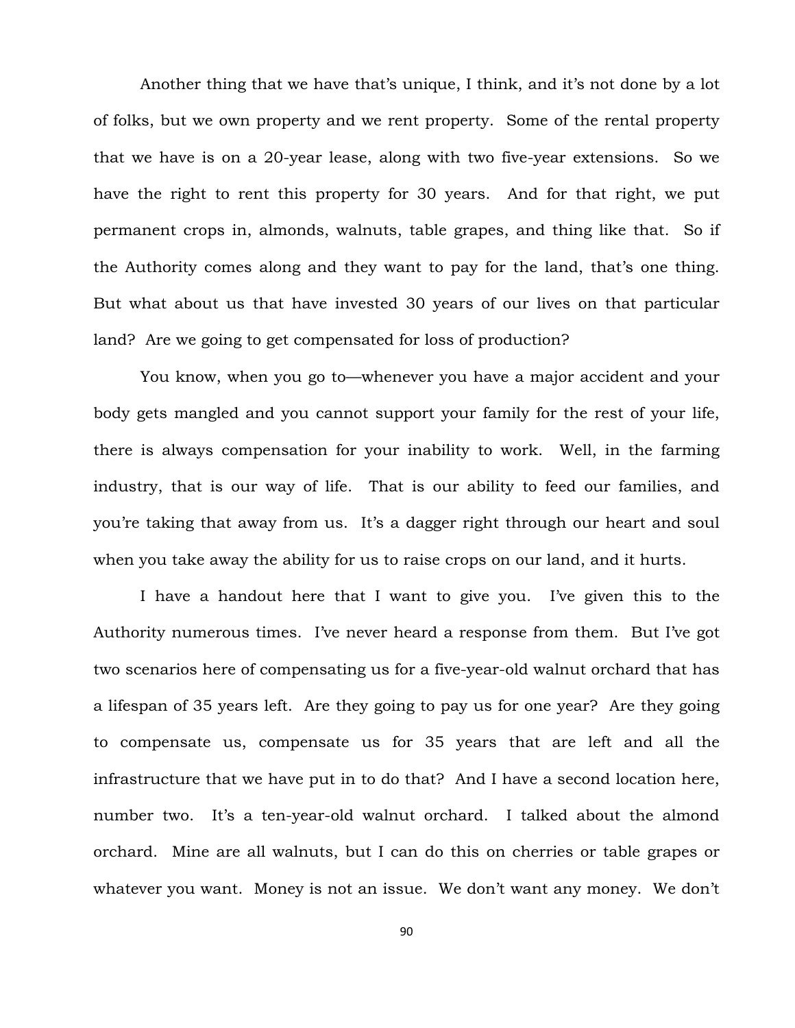Another thing that we have that's unique, I think, and it's not done by a lot of folks, but we own property and we rent property. Some of the rental property that we have is on a 20-year lease, along with two five-year extensions. So we have the right to rent this property for 30 years. And for that right, we put permanent crops in, almonds, walnuts, table grapes, and thing like that. So if the Authority comes along and they want to pay for the land, that's one thing. But what about us that have invested 30 years of our lives on that particular land? Are we going to get compensated for loss of production?

You know, when you go to—whenever you have a major accident and your body gets mangled and you cannot support your family for the rest of your life, there is always compensation for your inability to work. Well, in the farming industry, that is our way of life. That is our ability to feed our families, and you're taking that away from us. It's a dagger right through our heart and soul when you take away the ability for us to raise crops on our land, and it hurts.

I have a handout here that I want to give you. I've given this to the Authority numerous times. I've never heard a response from them. But I've got two scenarios here of compensating us for a five-year-old walnut orchard that has a lifespan of 35 years left. Are they going to pay us for one year? Are they going to compensate us, compensate us for 35 years that are left and all the infrastructure that we have put in to do that? And I have a second location here, number two. It's a ten-year-old walnut orchard. I talked about the almond orchard. Mine are all walnuts, but I can do this on cherries or table grapes or whatever you want. Money is not an issue. We don't want any money. We don't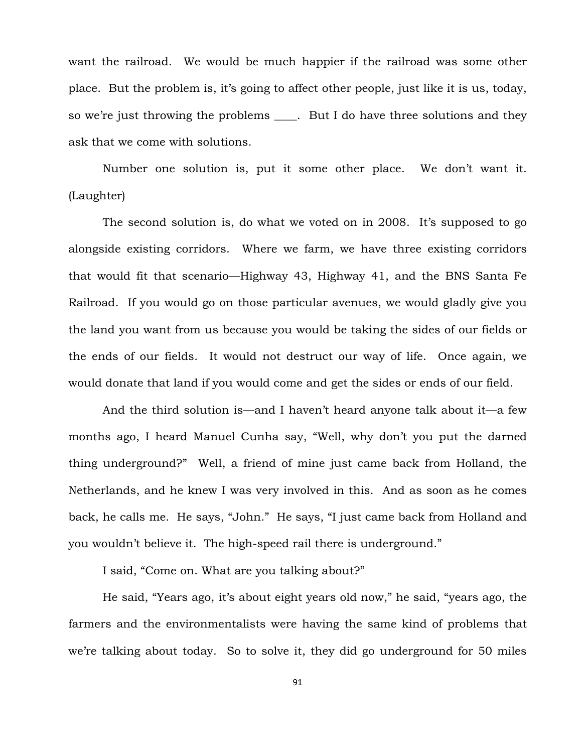want the railroad. We would be much happier if the railroad was some other place. But the problem is, it's going to affect other people, just like it is us, today, so we're just throwing the problems ____. But I do have three solutions and they ask that we come with solutions.

Number one solution is, put it some other place. We don't want it. (Laughter)

The second solution is, do what we voted on in 2008. It's supposed to go alongside existing corridors. Where we farm, we have three existing corridors that would fit that scenario—Highway 43, Highway 41, and the BNS Santa Fe Railroad. If you would go on those particular avenues, we would gladly give you the land you want from us because you would be taking the sides of our fields or the ends of our fields. It would not destruct our way of life. Once again, we would donate that land if you would come and get the sides or ends of our field.

And the third solution is—and I haven't heard anyone talk about it—a few months ago, I heard Manuel Cunha say, "Well, why don't you put the darned thing underground?" Well, a friend of mine just came back from Holland, the Netherlands, and he knew I was very involved in this. And as soon as he comes back, he calls me. He says, "John." He says, "I just came back from Holland and you wouldn't believe it. The high-speed rail there is underground."

I said, "Come on. What are you talking about?"

He said, "Years ago, it's about eight years old now," he said, "years ago, the farmers and the environmentalists were having the same kind of problems that we're talking about today. So to solve it, they did go underground for 50 miles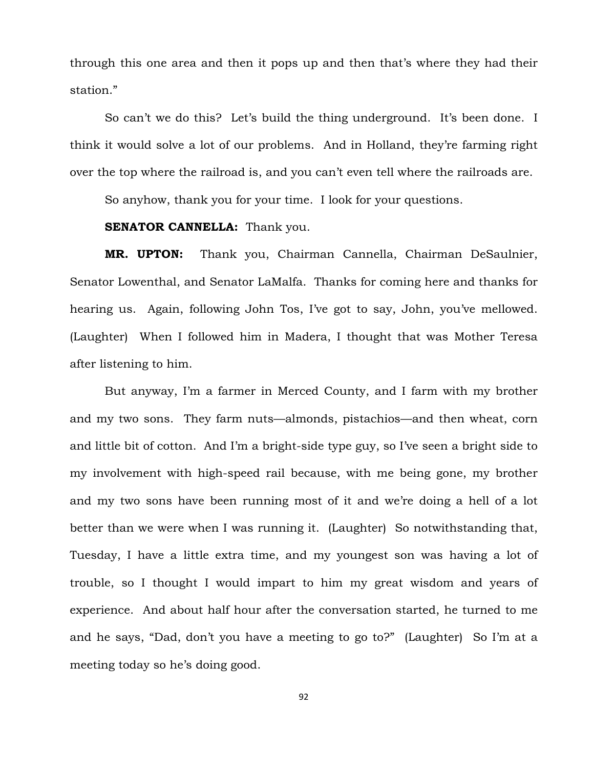through this one area and then it pops up and then that's where they had their station."

So can't we do this? Let's build the thing underground. It's been done. I think it would solve a lot of our problems. And in Holland, they're farming right over the top where the railroad is, and you can't even tell where the railroads are.

So anyhow, thank you for your time. I look for your questions.

**SENATOR CANNELLA:** Thank you.

**MR. UPTON:** Thank you, Chairman Cannella, Chairman DeSaulnier, Senator Lowenthal, and Senator LaMalfa. Thanks for coming here and thanks for hearing us. Again, following John Tos, I've got to say, John, you've mellowed. (Laughter) When I followed him in Madera, I thought that was Mother Teresa after listening to him.

But anyway, I'm a farmer in Merced County, and I farm with my brother and my two sons. They farm nuts—almonds, pistachios—and then wheat, corn and little bit of cotton. And I'm a bright-side type guy, so I've seen a bright side to my involvement with high-speed rail because, with me being gone, my brother and my two sons have been running most of it and we're doing a hell of a lot better than we were when I was running it. (Laughter) So notwithstanding that, Tuesday, I have a little extra time, and my youngest son was having a lot of trouble, so I thought I would impart to him my great wisdom and years of experience. And about half hour after the conversation started, he turned to me and he says, "Dad, don't you have a meeting to go to?" (Laughter) So I'm at a meeting today so he's doing good.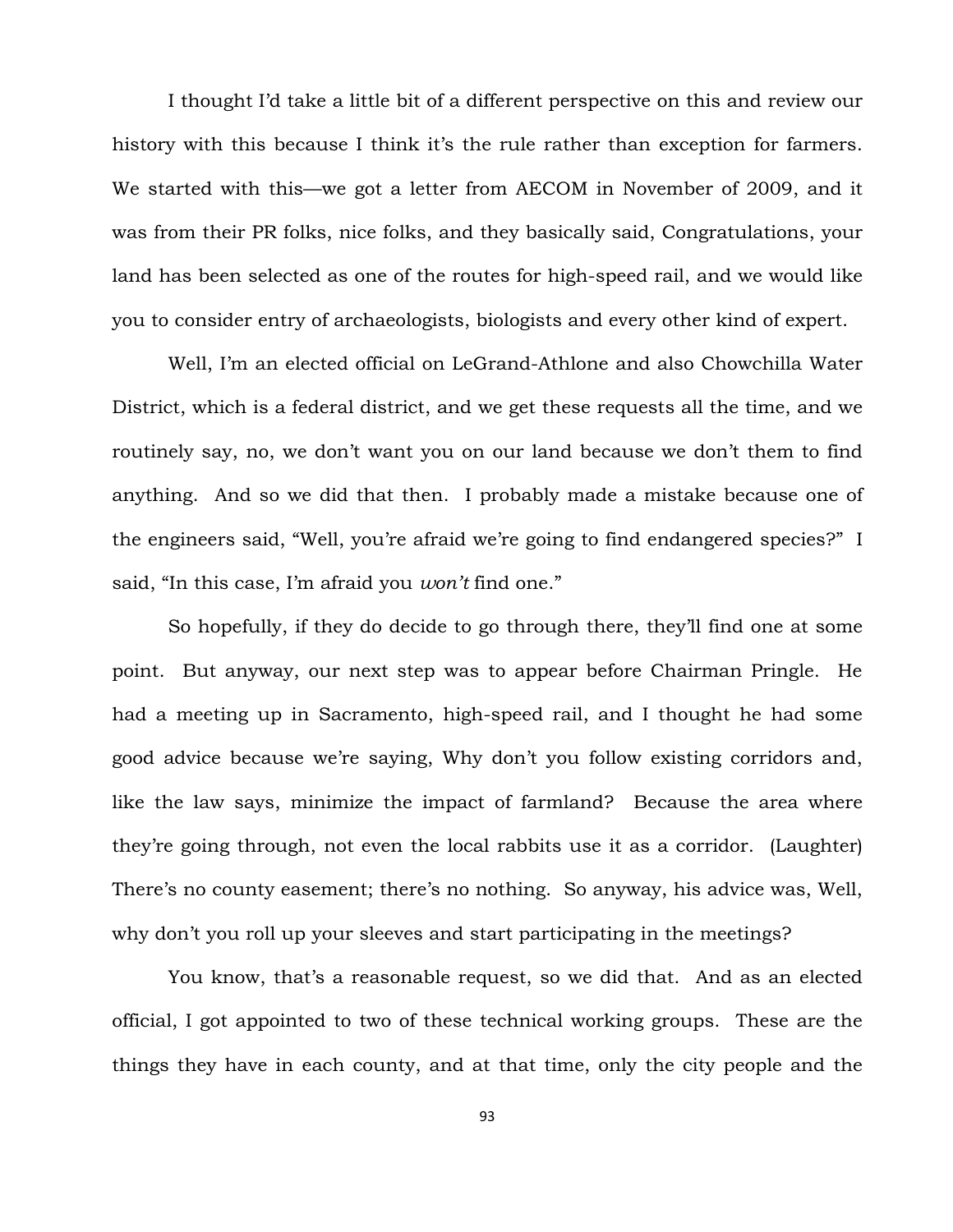I thought I'd take a little bit of a different perspective on this and review our history with this because I think it's the rule rather than exception for farmers. We started with this—we got a letter from AECOM in November of 2009, and it was from their PR folks, nice folks, and they basically said, Congratulations, your land has been selected as one of the routes for high-speed rail, and we would like you to consider entry of archaeologists, biologists and every other kind of expert.

Well, I'm an elected official on LeGrand-Athlone and also Chowchilla Water District, which is a federal district, and we get these requests all the time, and we routinely say, no, we don't want you on our land because we don't them to find anything. And so we did that then. I probably made a mistake because one of the engineers said, "Well, you're afraid we're going to find endangered species?" I said, "In this case, I'm afraid you *won't* find one."

So hopefully, if they do decide to go through there, they'll find one at some point. But anyway, our next step was to appear before Chairman Pringle. He had a meeting up in Sacramento, high-speed rail, and I thought he had some good advice because we're saying, Why don't you follow existing corridors and, like the law says, minimize the impact of farmland? Because the area where they're going through, not even the local rabbits use it as a corridor. (Laughter) There's no county easement; there's no nothing. So anyway, his advice was, Well, why don't you roll up your sleeves and start participating in the meetings?

You know, that's a reasonable request, so we did that. And as an elected official, I got appointed to two of these technical working groups. These are the things they have in each county, and at that time, only the city people and the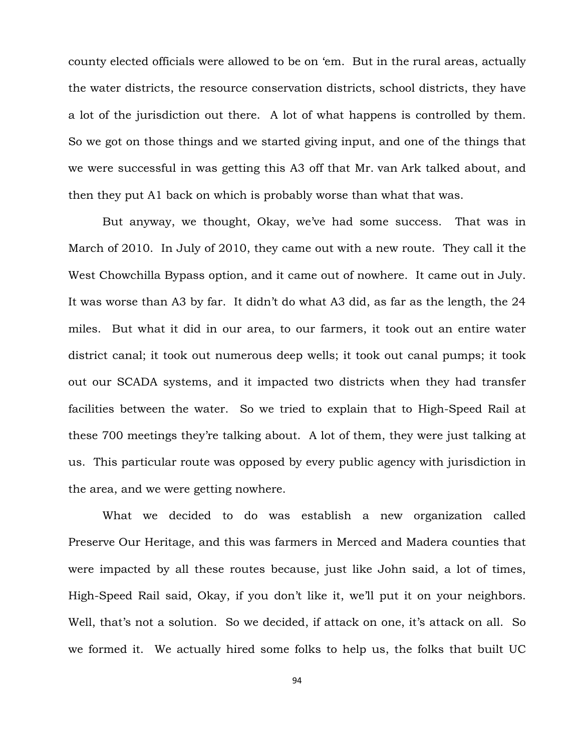county elected officials were allowed to be on 'em. But in the rural areas, actually the water districts, the resource conservation districts, school districts, they have a lot of the jurisdiction out there. A lot of what happens is controlled by them. So we got on those things and we started giving input, and one of the things that we were successful in was getting this A3 off that Mr. van Ark talked about, and then they put A1 back on which is probably worse than what that was.

But anyway, we thought, Okay, we've had some success. That was in March of 2010. In July of 2010, they came out with a new route. They call it the West Chowchilla Bypass option, and it came out of nowhere. It came out in July. It was worse than A3 by far. It didn't do what A3 did, as far as the length, the 24 miles. But what it did in our area, to our farmers, it took out an entire water district canal; it took out numerous deep wells; it took out canal pumps; it took out our SCADA systems, and it impacted two districts when they had transfer facilities between the water. So we tried to explain that to High-Speed Rail at these 700 meetings they're talking about. A lot of them, they were just talking at us. This particular route was opposed by every public agency with jurisdiction in the area, and we were getting nowhere.

What we decided to do was establish a new organization called Preserve Our Heritage, and this was farmers in Merced and Madera counties that were impacted by all these routes because, just like John said, a lot of times, High-Speed Rail said, Okay, if you don't like it, we'll put it on your neighbors. Well, that's not a solution. So we decided, if attack on one, it's attack on all. So we formed it. We actually hired some folks to help us, the folks that built UC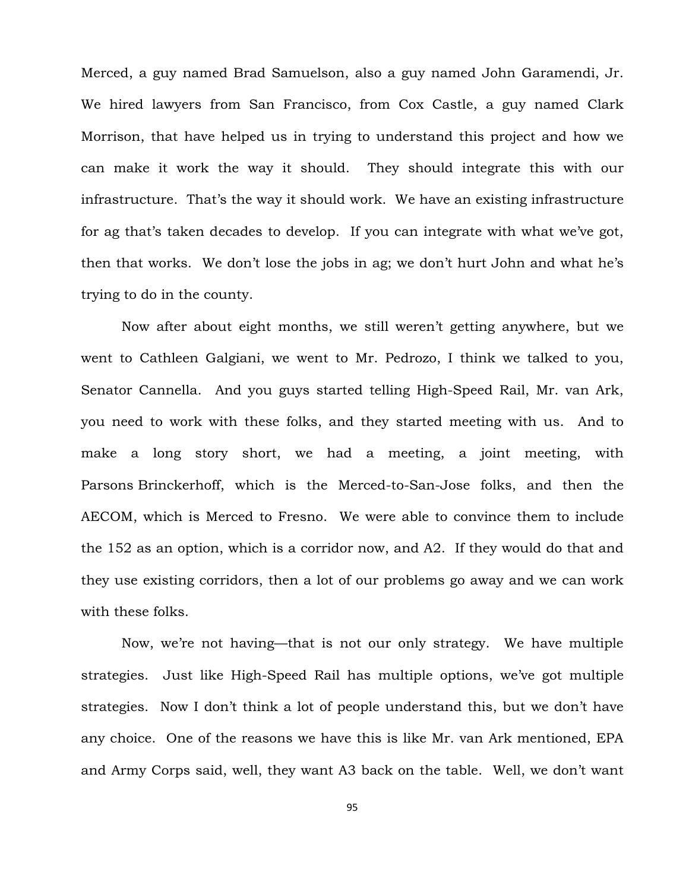Merced, a guy named Brad Samuelson, also a guy named John Garamendi, Jr. We hired lawyers from San Francisco, from Cox Castle, a guy named Clark Morrison, that have helped us in trying to understand this project and how we can make it work the way it should. They should integrate this with our infrastructure. That's the way it should work. We have an existing infrastructure for ag that's taken decades to develop. If you can integrate with what we've got, then that works. We don't lose the jobs in ag; we don't hurt John and what he's trying to do in the county.

Now after about eight months, we still weren't getting anywhere, but we went to Cathleen Galgiani, we went to Mr. Pedrozo, I think we talked to you, Senator Cannella. And you guys started telling High-Speed Rail, Mr. van Ark, you need to work with these folks, and they started meeting with us. And to make a long story short, we had a meeting, a joint meeting, with Parsons Brinckerhoff, which is the Merced-to-San-Jose folks, and then the AECOM, which is Merced to Fresno. We were able to convince them to include the 152 as an option, which is a corridor now, and A2. If they would do that and they use existing corridors, then a lot of our problems go away and we can work with these folks.

Now, we're not having—that is not our only strategy. We have multiple strategies. Just like High-Speed Rail has multiple options, we've got multiple strategies. Now I don't think a lot of people understand this, but we don't have any choice. One of the reasons we have this is like Mr. van Ark mentioned, EPA and Army Corps said, well, they want A3 back on the table. Well, we don't want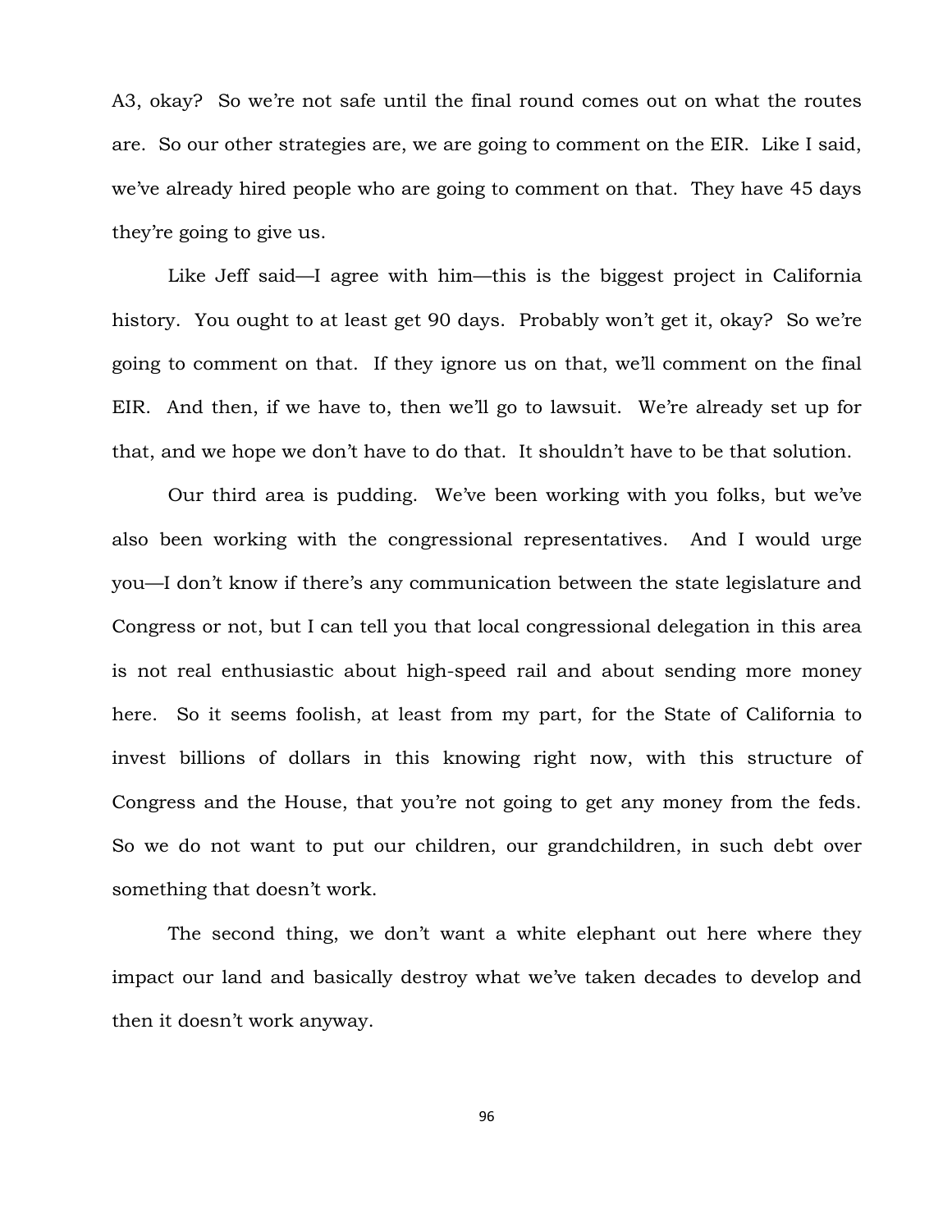A3, okay? So we're not safe until the final round comes out on what the routes are. So our other strategies are, we are going to comment on the EIR. Like I said, we've already hired people who are going to comment on that. They have 45 days they're going to give us.

Like Jeff said—I agree with him—this is the biggest project in California history. You ought to at least get 90 days. Probably won't get it, okay? So we're going to comment on that. If they ignore us on that, we'll comment on the final EIR. And then, if we have to, then we'll go to lawsuit. We're already set up for that, and we hope we don't have to do that. It shouldn't have to be that solution.

Our third area is pudding. We've been working with you folks, but we've also been working with the congressional representatives. And I would urge you—I don't know if there's any communication between the state legislature and Congress or not, but I can tell you that local congressional delegation in this area is not real enthusiastic about high-speed rail and about sending more money here. So it seems foolish, at least from my part, for the State of California to invest billions of dollars in this knowing right now, with this structure of Congress and the House, that you're not going to get any money from the feds. So we do not want to put our children, our grandchildren, in such debt over something that doesn't work.

The second thing, we don't want a white elephant out here where they impact our land and basically destroy what we've taken decades to develop and then it doesn't work anyway.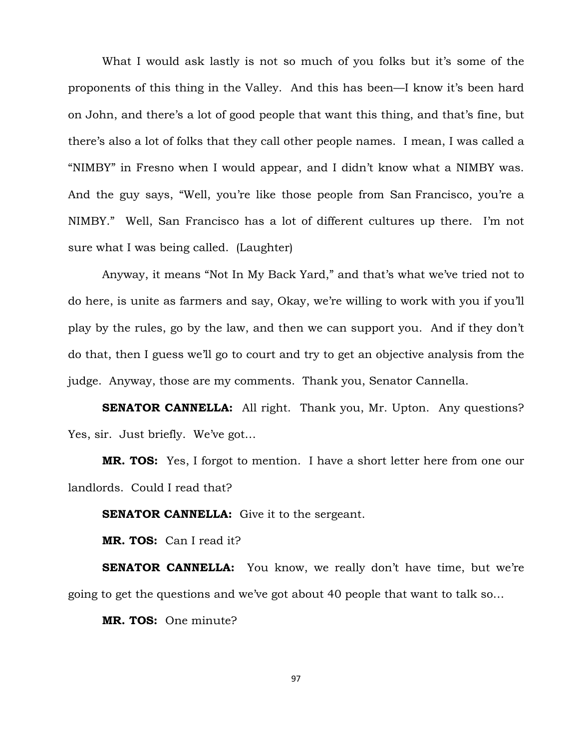What I would ask lastly is not so much of you folks but it's some of the proponents of this thing in the Valley. And this has been—I know it's been hard on John, and there's a lot of good people that want this thing, and that's fine, but there's also a lot of folks that they call other people names. I mean, I was called a "NIMBY" in Fresno when I would appear, and I didn't know what a NIMBY was. And the guy says, "Well, you're like those people from San Francisco, you're a NIMBY." Well, San Francisco has a lot of different cultures up there. I'm not sure what I was being called. (Laughter)

Anyway, it means "Not In My Back Yard," and that's what we've tried not to do here, is unite as farmers and say, Okay, we're willing to work with you if you'll play by the rules, go by the law, and then we can support you. And if they don't do that, then I guess we'll go to court and try to get an objective analysis from the judge. Anyway, those are my comments. Thank you, Senator Cannella.

**SENATOR CANNELLA:** All right. Thank you, Mr. Upton. Any questions? Yes, sir. Just briefly. We've got…

**MR. TOS:** Yes, I forgot to mention. I have a short letter here from one our landlords. Could I read that?

**SENATOR CANNELLA:** Give it to the sergeant.

**MR. TOS:** Can I read it?

**SENATOR CANNELLA:** You know, we really don't have time, but we're going to get the questions and we've got about 40 people that want to talk so…

**MR. TOS:** One minute?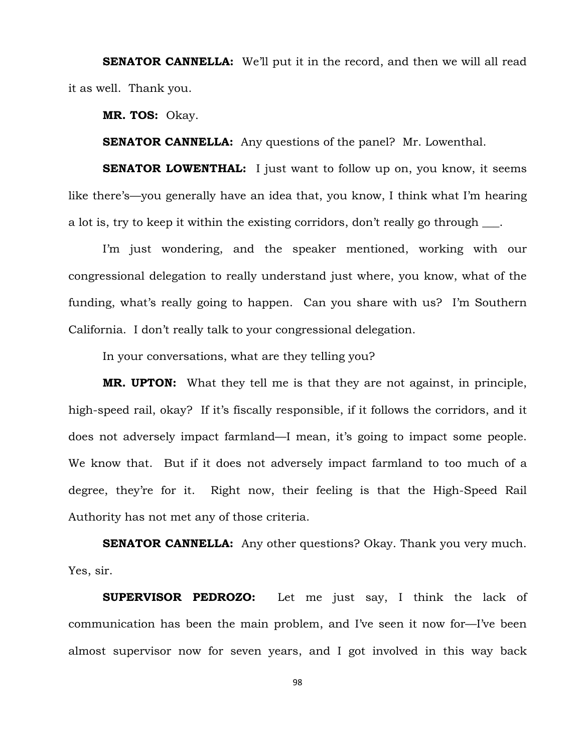**SENATOR CANNELLA:** We'll put it in the record, and then we will all read it as well. Thank you.

**MR. TOS:** Okay.

**SENATOR CANNELLA:** Any questions of the panel? Mr. Lowenthal.

**SENATOR LOWENTHAL:** I just want to follow up on, you know, it seems like there's—you generally have an idea that, you know, I think what I'm hearing a lot is, try to keep it within the existing corridors, don't really go through ___.

I'm just wondering, and the speaker mentioned, working with our congressional delegation to really understand just where, you know, what of the funding, what's really going to happen. Can you share with us? I'm Southern California. I don't really talk to your congressional delegation.

In your conversations, what are they telling you?

**MR. UPTON:** What they tell me is that they are not against, in principle, high-speed rail, okay? If it's fiscally responsible, if it follows the corridors, and it does not adversely impact farmland—I mean, it's going to impact some people. We know that. But if it does not adversely impact farmland to too much of a degree, they're for it. Right now, their feeling is that the High-Speed Rail Authority has not met any of those criteria.

**SENATOR CANNELLA:** Any other questions? Okay. Thank you very much. Yes, sir.

**SUPERVISOR PEDROZO:** Let me just say, I think the lack of communication has been the main problem, and I've seen it now for—I've been almost supervisor now for seven years, and I got involved in this way back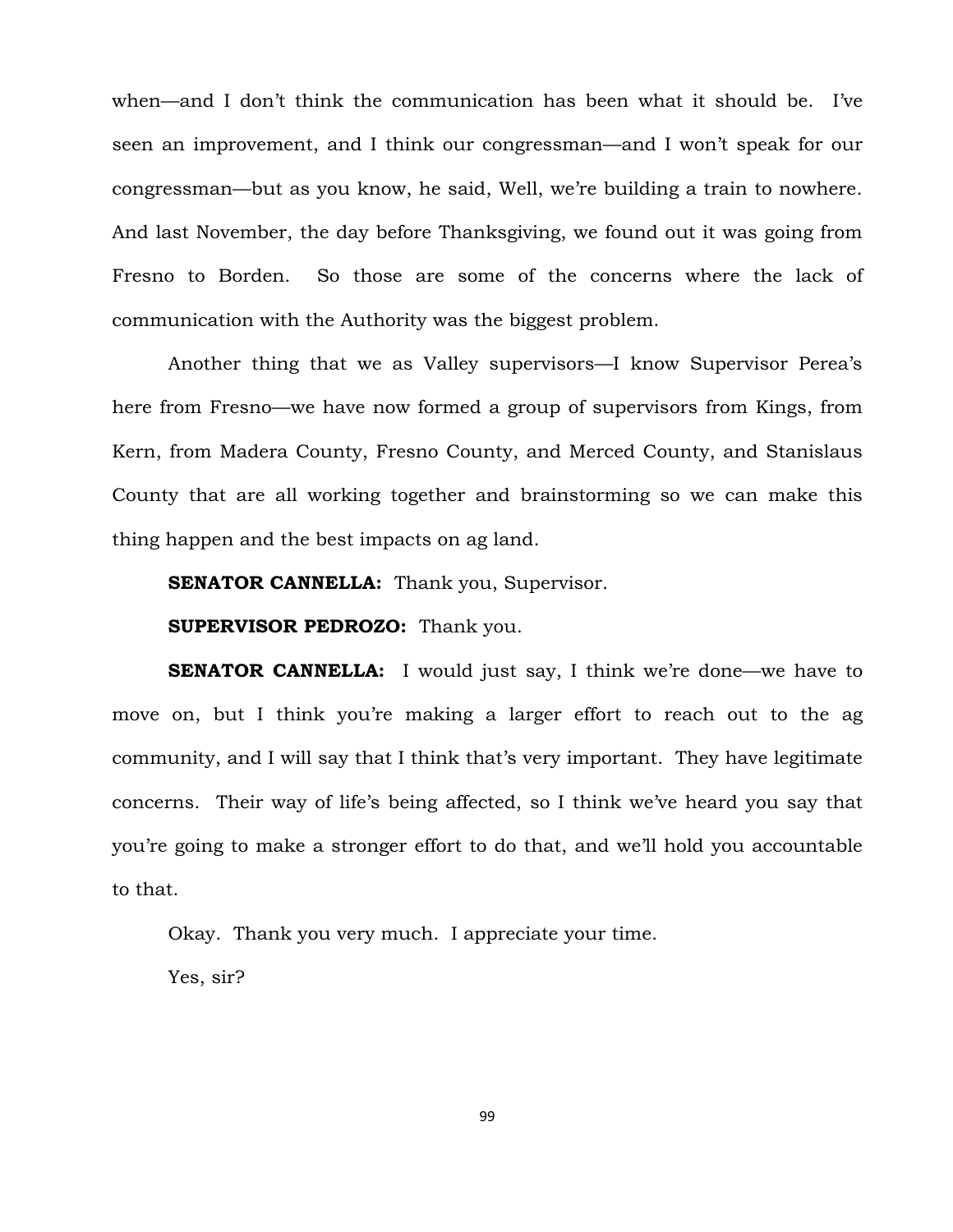when—and I don't think the communication has been what it should be. I've seen an improvement, and I think our congressman—and I won't speak for our congressman—but as you know, he said, Well, we're building a train to nowhere. And last November, the day before Thanksgiving, we found out it was going from Fresno to Borden. So those are some of the concerns where the lack of communication with the Authority was the biggest problem.

Another thing that we as Valley supervisors—I know Supervisor Perea's here from Fresno—we have now formed a group of supervisors from Kings, from Kern, from Madera County, Fresno County, and Merced County, and Stanislaus County that are all working together and brainstorming so we can make this thing happen and the best impacts on ag land.

**SENATOR CANNELLA:** Thank you, Supervisor.

**SUPERVISOR PEDROZO:** Thank you.

**SENATOR CANNELLA:** I would just say, I think we're done—we have to move on, but I think you're making a larger effort to reach out to the ag community, and I will say that I think that's very important. They have legitimate concerns. Their way of life's being affected, so I think we've heard you say that you're going to make a stronger effort to do that, and we'll hold you accountable to that.

Okay. Thank you very much. I appreciate your time.

Yes, sir?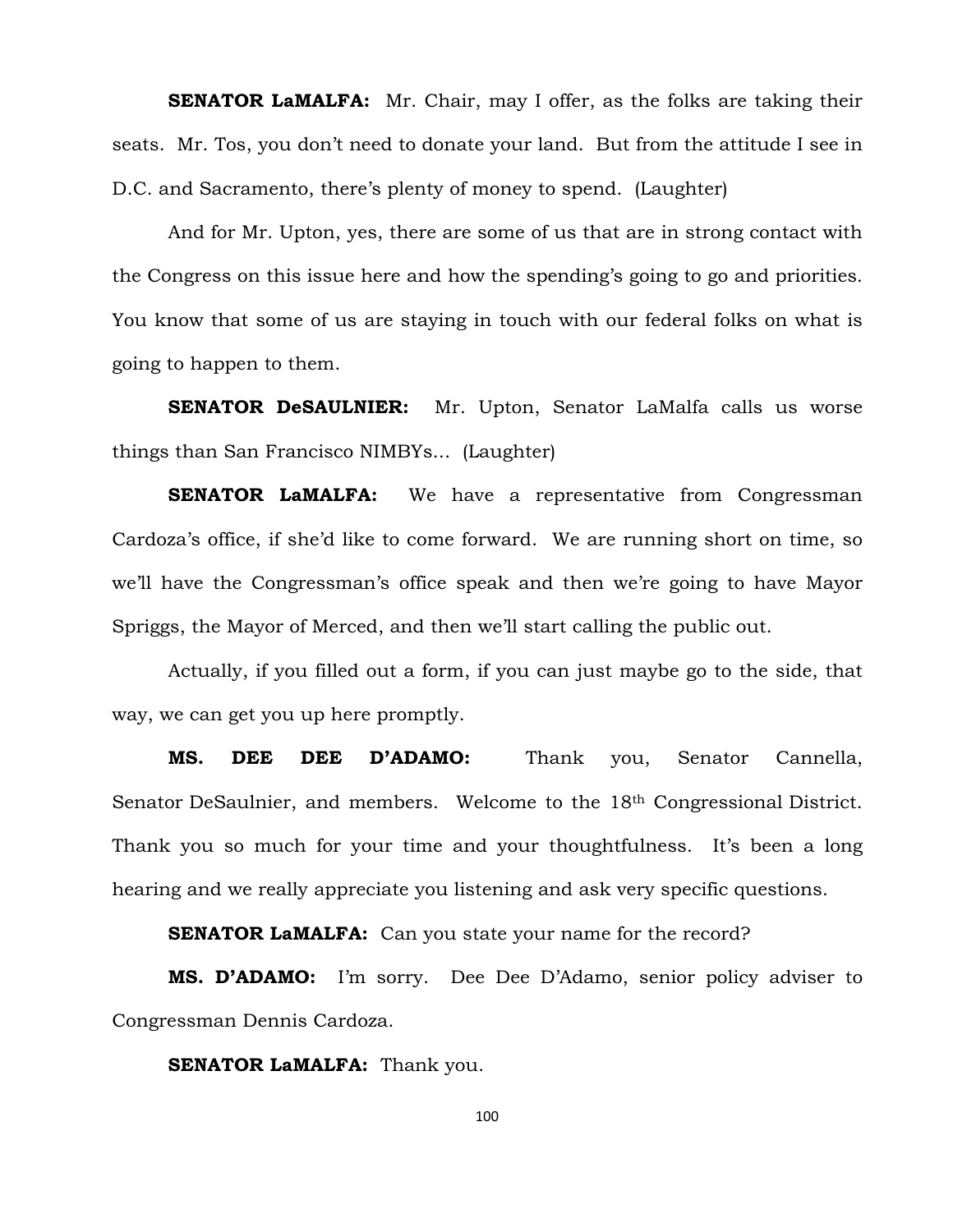**SENATOR LaMALFA:** Mr. Chair, may I offer, as the folks are taking their seats. Mr. Tos, you don't need to donate your land. But from the attitude I see in D.C. and Sacramento, there's plenty of money to spend. (Laughter)

And for Mr. Upton, yes, there are some of us that are in strong contact with the Congress on this issue here and how the spending's going to go and priorities. You know that some of us are staying in touch with our federal folks on what is going to happen to them.

**SENATOR DeSAULNIER:** Mr. Upton, Senator LaMalfa calls us worse things than San Francisco NIMBYs... (Laughter)

**SENATOR LaMALFA:** We have a representative from Congressman Cardoza's office, if she'd like to come forward. We are running short on time, so we'll have the Congressman's office speak and then we're going to have Mayor Spriggs, the Mayor of Merced, and then we'll start calling the public out.

Actually, if you filled out a form, if you can just maybe go to the side, that way, we can get you up here promptly.

**MS. DEE DEE D'ADAMO:** Thank you, Senator Cannella, Senator DeSaulnier, and members. Welcome to the 18th Congressional District. Thank you so much for your time and your thoughtfulness. It's been a long hearing and we really appreciate you listening and ask very specific questions.

**SENATOR LaMALFA:** Can you state your name for the record?

**MS. D'ADAMO:** I'm sorry. Dee Dee D'Adamo, senior policy adviser to Congressman Dennis Cardoza.

**SENATOR LaMALFA:** Thank you.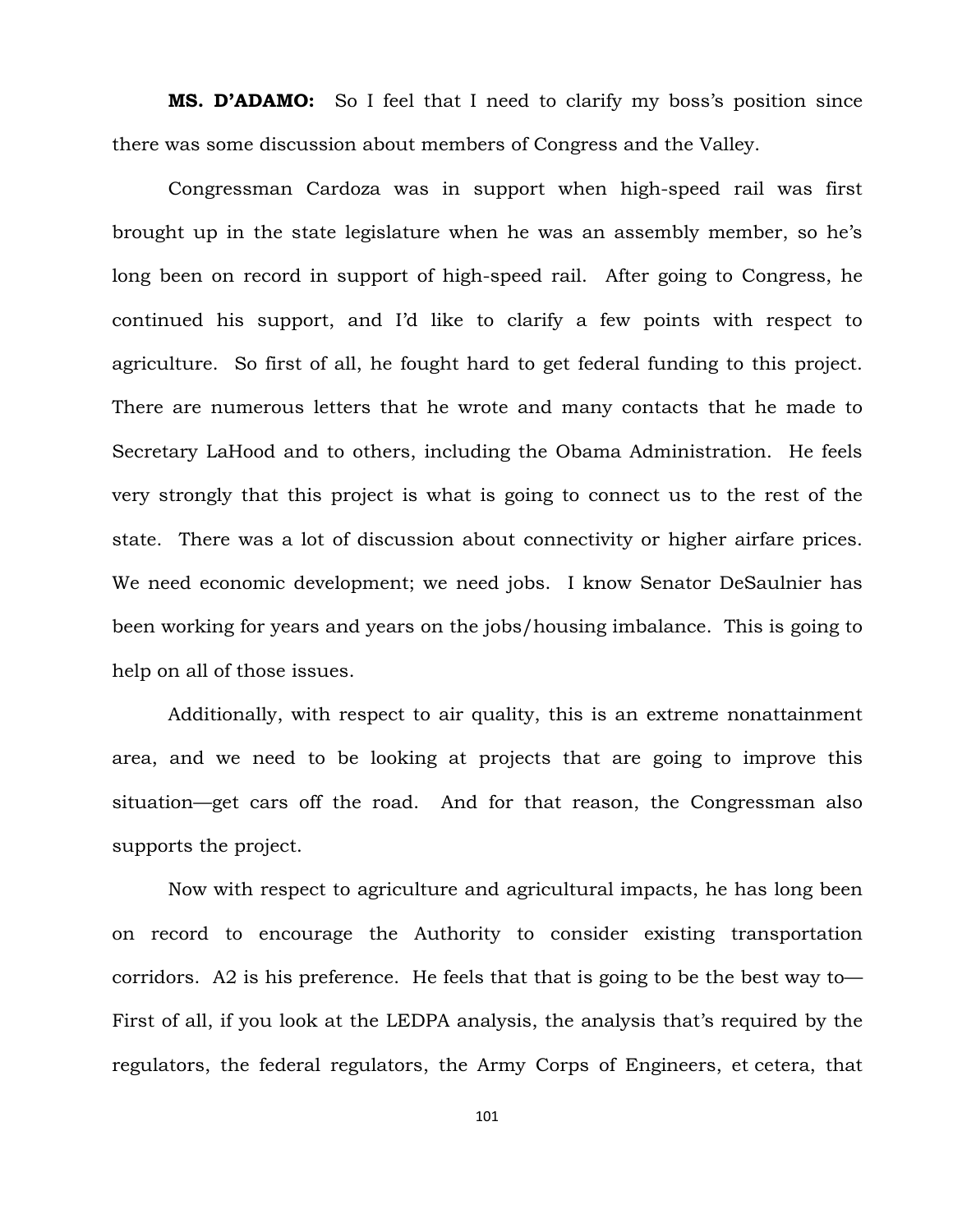**MS. D'ADAMO:** So I feel that I need to clarify my boss's position since there was some discussion about members of Congress and the Valley.

Congressman Cardoza was in support when high-speed rail was first brought up in the state legislature when he was an assembly member, so he's long been on record in support of high-speed rail. After going to Congress, he continued his support, and I'd like to clarify a few points with respect to agriculture. So first of all, he fought hard to get federal funding to this project. There are numerous letters that he wrote and many contacts that he made to Secretary LaHood and to others, including the Obama Administration. He feels very strongly that this project is what is going to connect us to the rest of the state. There was a lot of discussion about connectivity or higher airfare prices. We need economic development; we need jobs. I know Senator DeSaulnier has been working for years and years on the jobs/housing imbalance. This is going to help on all of those issues.

Additionally, with respect to air quality, this is an extreme nonattainment area, and we need to be looking at projects that are going to improve this situation—get cars off the road. And for that reason, the Congressman also supports the project.

Now with respect to agriculture and agricultural impacts, he has long been on record to encourage the Authority to consider existing transportation corridors. A2 is his preference. He feels that that is going to be the best way to— First of all, if you look at the LEDPA analysis, the analysis that's required by the regulators, the federal regulators, the Army Corps of Engineers, et cetera, that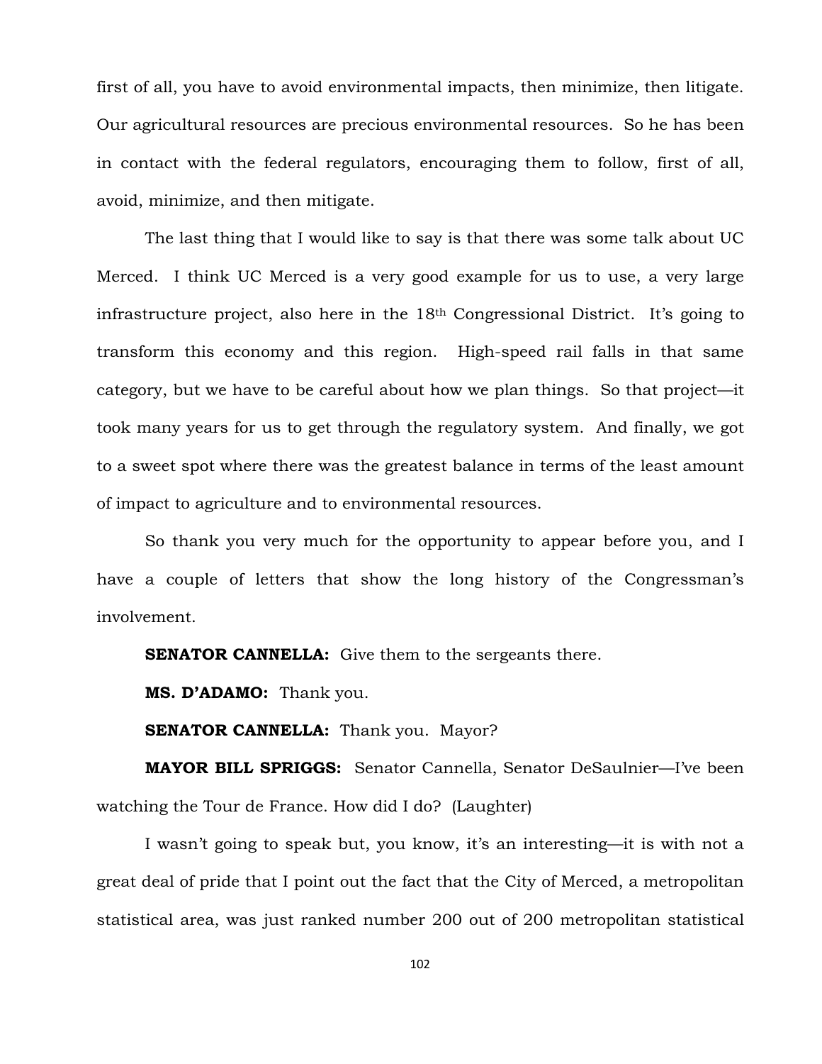first of all, you have to avoid environmental impacts, then minimize, then litigate. Our agricultural resources are precious environmental resources. So he has been in contact with the federal regulators, encouraging them to follow, first of all, avoid, minimize, and then mitigate.

The last thing that I would like to say is that there was some talk about UC Merced. I think UC Merced is a very good example for us to use, a very large infrastructure project, also here in the 18th Congressional District. It's going to transform this economy and this region. High-speed rail falls in that same category, but we have to be careful about how we plan things. So that project—it took many years for us to get through the regulatory system. And finally, we got to a sweet spot where there was the greatest balance in terms of the least amount of impact to agriculture and to environmental resources.

So thank you very much for the opportunity to appear before you, and I have a couple of letters that show the long history of the Congressman's involvement.

**SENATOR CANNELLA:** Give them to the sergeants there.

**MS. D'ADAMO:** Thank you.

**SENATOR CANNELLA:** Thank you. Mayor?

**MAYOR BILL SPRIGGS:** Senator Cannella, Senator DeSaulnier—I've been watching the Tour de France. How did I do? (Laughter)

I wasn't going to speak but, you know, it's an interesting—it is with not a great deal of pride that I point out the fact that the City of Merced, a metropolitan statistical area, was just ranked number 200 out of 200 metropolitan statistical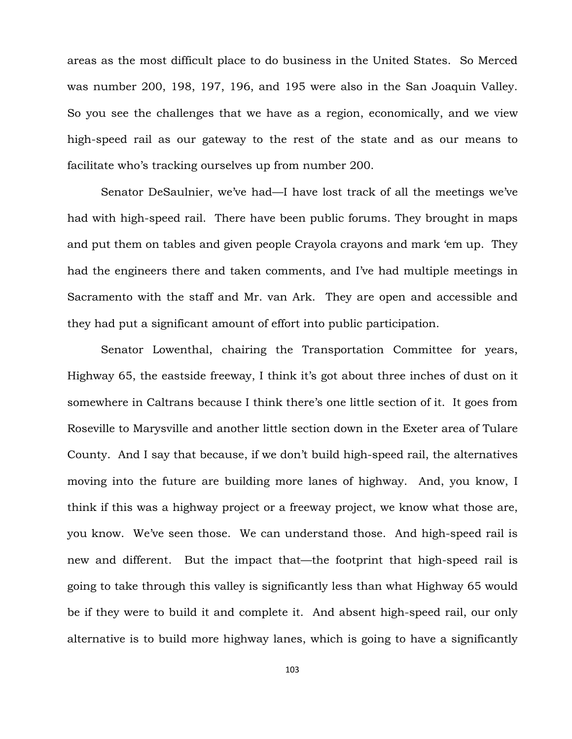areas as the most difficult place to do business in the United States. So Merced was number 200, 198, 197, 196, and 195 were also in the San Joaquin Valley. So you see the challenges that we have as a region, economically, and we view high-speed rail as our gateway to the rest of the state and as our means to facilitate who's tracking ourselves up from number 200.

Senator DeSaulnier, we've had—I have lost track of all the meetings we've had with high-speed rail. There have been public forums. They brought in maps and put them on tables and given people Crayola crayons and mark 'em up. They had the engineers there and taken comments, and I've had multiple meetings in Sacramento with the staff and Mr. van Ark. They are open and accessible and they had put a significant amount of effort into public participation.

Senator Lowenthal, chairing the Transportation Committee for years, Highway 65, the eastside freeway, I think it's got about three inches of dust on it somewhere in Caltrans because I think there's one little section of it. It goes from Roseville to Marysville and another little section down in the Exeter area of Tulare County. And I say that because, if we don't build high-speed rail, the alternatives moving into the future are building more lanes of highway. And, you know, I think if this was a highway project or a freeway project, we know what those are, you know. We've seen those. We can understand those. And high-speed rail is new and different. But the impact that—the footprint that high-speed rail is going to take through this valley is significantly less than what Highway 65 would be if they were to build it and complete it. And absent high-speed rail, our only alternative is to build more highway lanes, which is going to have a significantly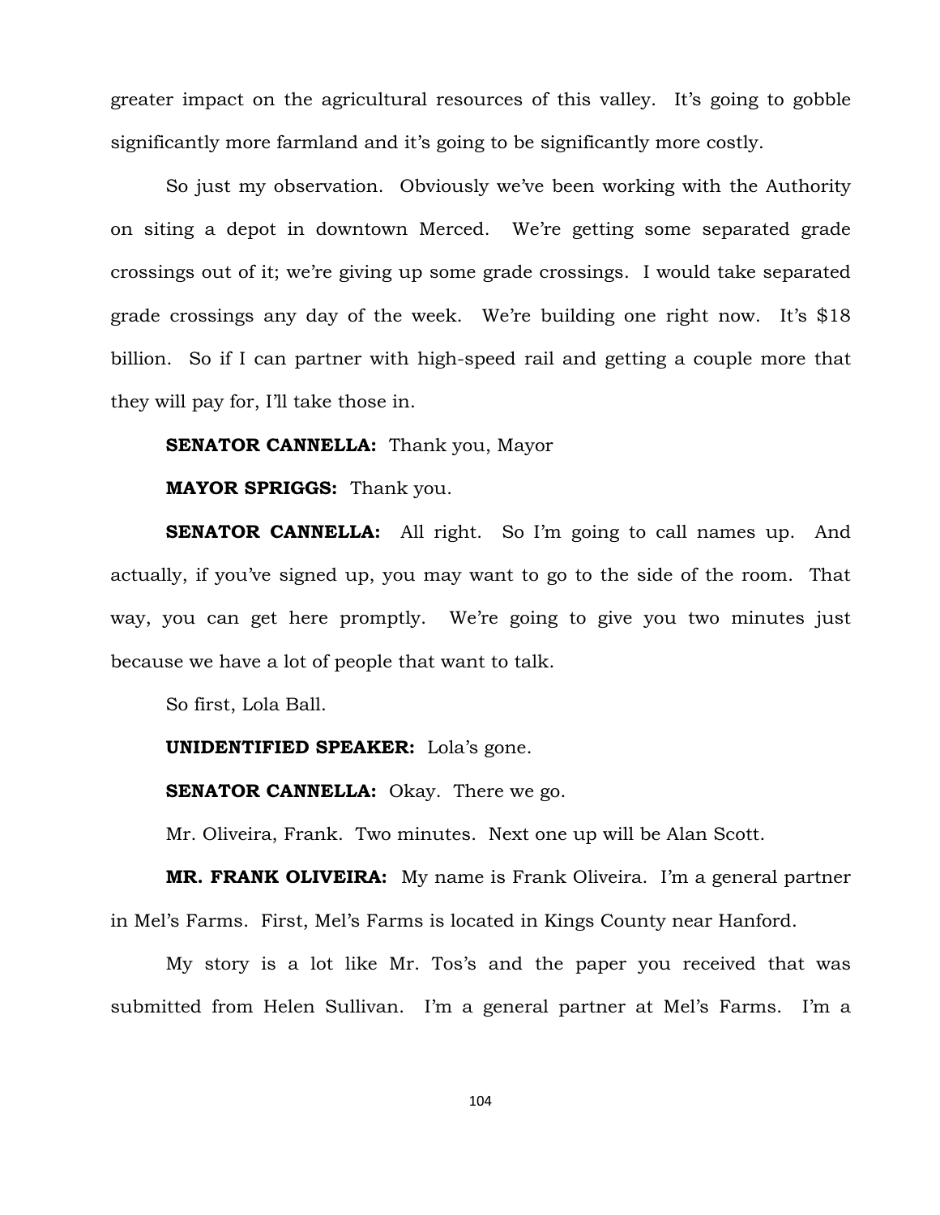greater impact on the agricultural resources of this valley. It's going to gobble significantly more farmland and it's going to be significantly more costly.

So just my observation. Obviously we've been working with the Authority on siting a depot in downtown Merced. We're getting some separated grade crossings out of it; we're giving up some grade crossings. I would take separated grade crossings any day of the week. We're building one right now. It's $18 billion. So if I can partner with high-speed rail and getting a couple more that they will pay for, I'll take those in.

**SENATOR CANNELLA:** Thank you, Mayor

**MAYOR SPRIGGS:** Thank you.

**SENATOR CANNELLA:** All right. So I'm going to call names up. And actually, if you've signed up, you may want to go to the side of the room. That way, you can get here promptly. We're going to give you two minutes just because we have a lot of people that want to talk.

So first, Lola Ball.

**UNIDENTIFIED SPEAKER:** Lola's gone.

**SENATOR CANNELLA:** Okay. There we go.

Mr. Oliveira, Frank. Two minutes. Next one up will be Alan Scott.

**MR. FRANK OLIVEIRA:** My name is Frank Oliveira. I'm a general partner in Mel's Farms. First, Mel's Farms is located in Kings County near Hanford.

My story is a lot like Mr. Tos's and the paper you received that was submitted from Helen Sullivan. I'm a general partner at Mel's Farms. I'm a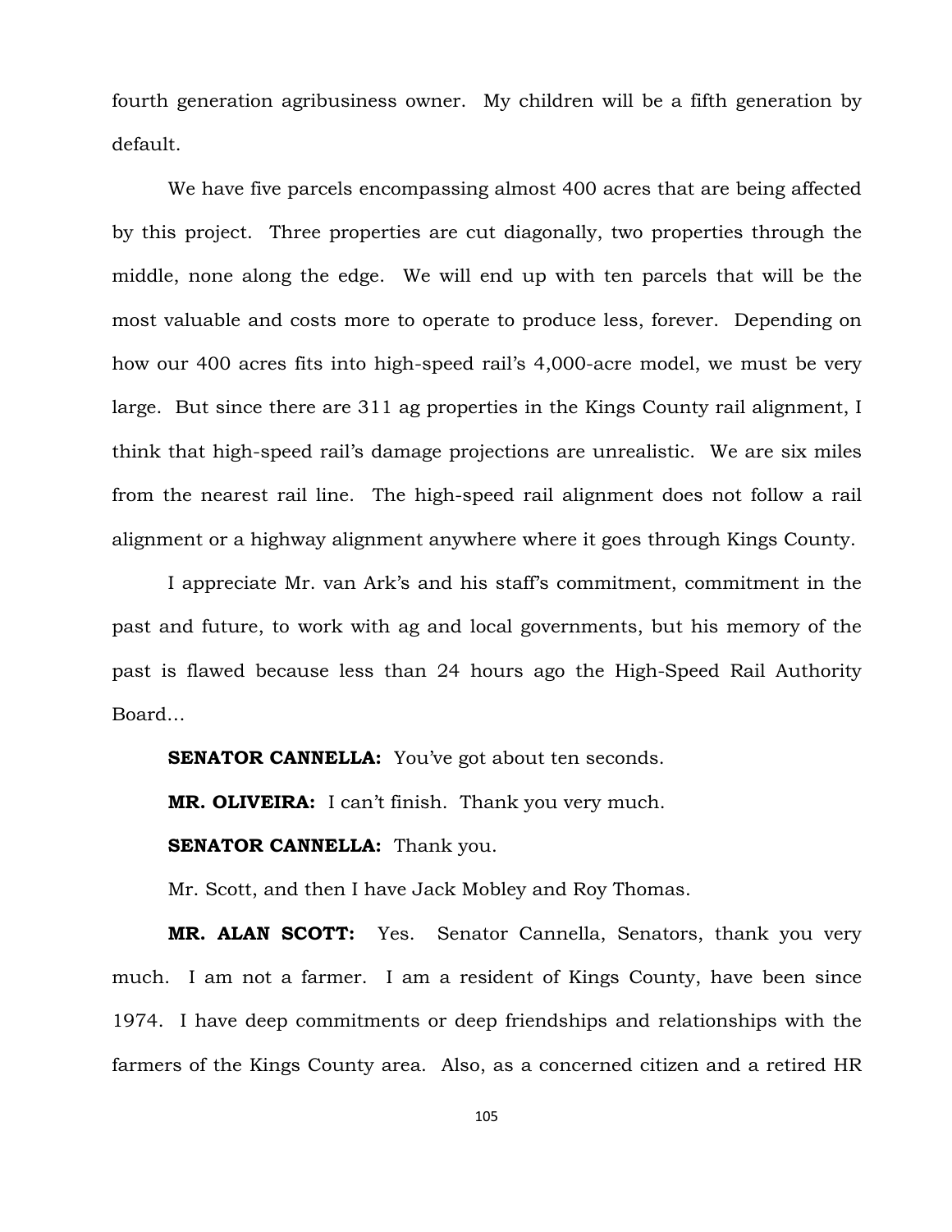fourth generation agribusiness owner. My children will be a fifth generation by default.

We have five parcels encompassing almost 400 acres that are being affected by this project. Three properties are cut diagonally, two properties through the middle, none along the edge. We will end up with ten parcels that will be the most valuable and costs more to operate to produce less, forever. Depending on how our 400 acres fits into high-speed rail's 4,000-acre model, we must be very large. But since there are 311 ag properties in the Kings County rail alignment, I think that high-speed rail's damage projections are unrealistic. We are six miles from the nearest rail line. The high-speed rail alignment does not follow a rail alignment or a highway alignment anywhere where it goes through Kings County.

I appreciate Mr. van Ark's and his staff's commitment, commitment in the past and future, to work with ag and local governments, but his memory of the past is flawed because less than 24 hours ago the High-Speed Rail Authority Board…

**SENATOR CANNELLA:** You've got about ten seconds.

**MR. OLIVEIRA:** I can't finish. Thank you very much.

**SENATOR CANNELLA:** Thank you.

Mr. Scott, and then I have Jack Mobley and Roy Thomas.

**MR. ALAN SCOTT:** Yes. Senator Cannella, Senators, thank you very much. I am not a farmer. I am a resident of Kings County, have been since 1974. I have deep commitments or deep friendships and relationships with the farmers of the Kings County area. Also, as a concerned citizen and a retired HR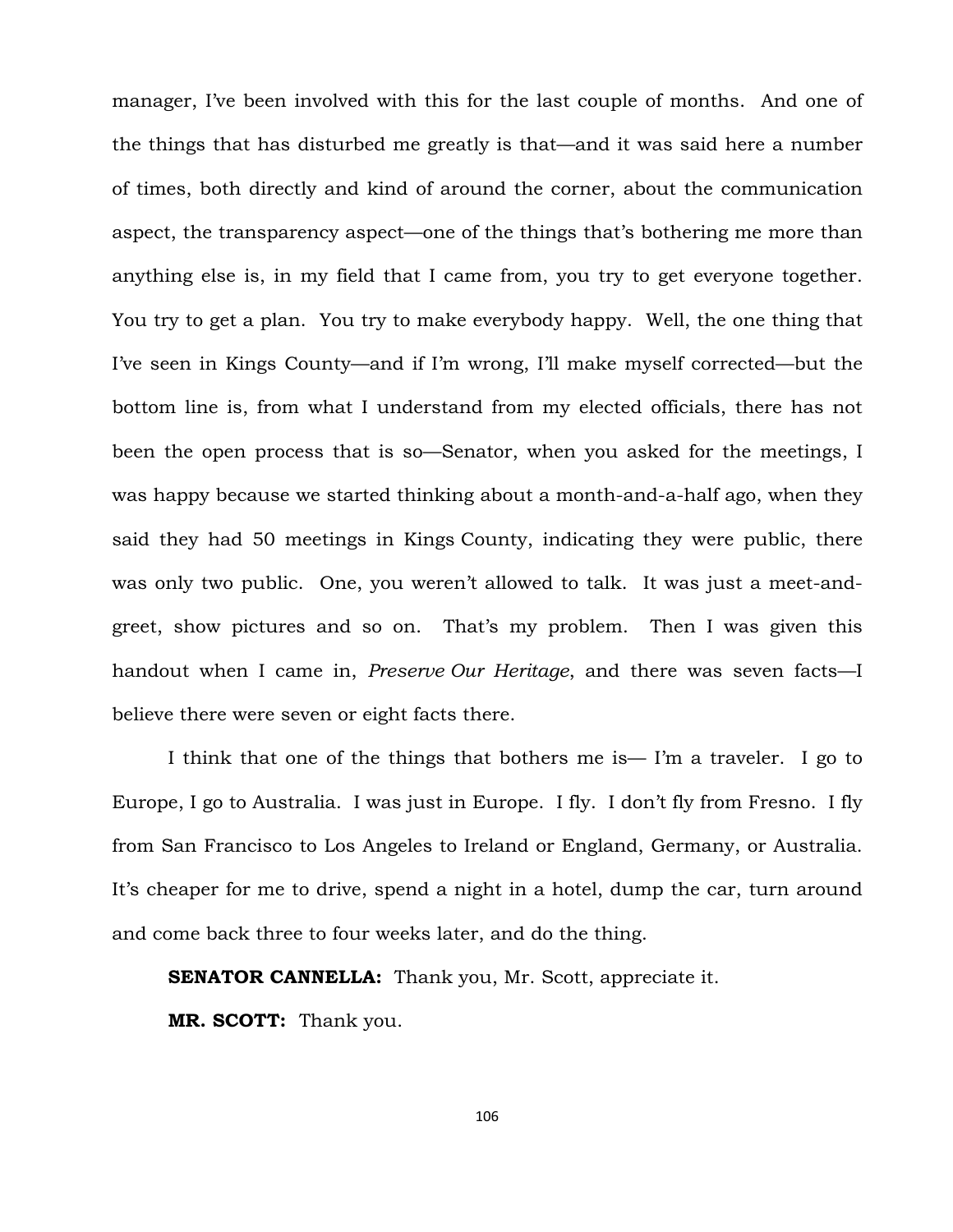manager, I've been involved with this for the last couple of months. And one of the things that has disturbed me greatly is that—and it was said here a number of times, both directly and kind of around the corner, about the communication aspect, the transparency aspect—one of the things that's bothering me more than anything else is, in my field that I came from, you try to get everyone together. You try to get a plan. You try to make everybody happy. Well, the one thing that I've seen in Kings County—and if I'm wrong, I'll make myself corrected—but the bottom line is, from what I understand from my elected officials, there has not been the open process that is so—Senator, when you asked for the meetings, I was happy because we started thinking about a month-and-a-half ago, when they said they had 50 meetings in Kings County, indicating they were public, there was only two public. One, you weren't allowed to talk. It was just a meet-and-greet, show pictures and so on. That's my problem. Then I was given this handout when I came in, *Preserve Our Heritage*, and there was seven facts—I believe there were seven or eight facts there.

I think that one of the things that bothers me is— I'm a traveler. I go to Europe, I go to Australia. I was just in Europe. I fly. I don't fly from Fresno. I fly from San Francisco to Los Angeles to Ireland or England, Germany, or Australia. It's cheaper for me to drive, spend a night in a hotel, dump the car, turn around and come back three to four weeks later, and do the thing.

**SENATOR CANNELLA:** Thank you, Mr. Scott, appreciate it.

**MR. SCOTT:** Thank you.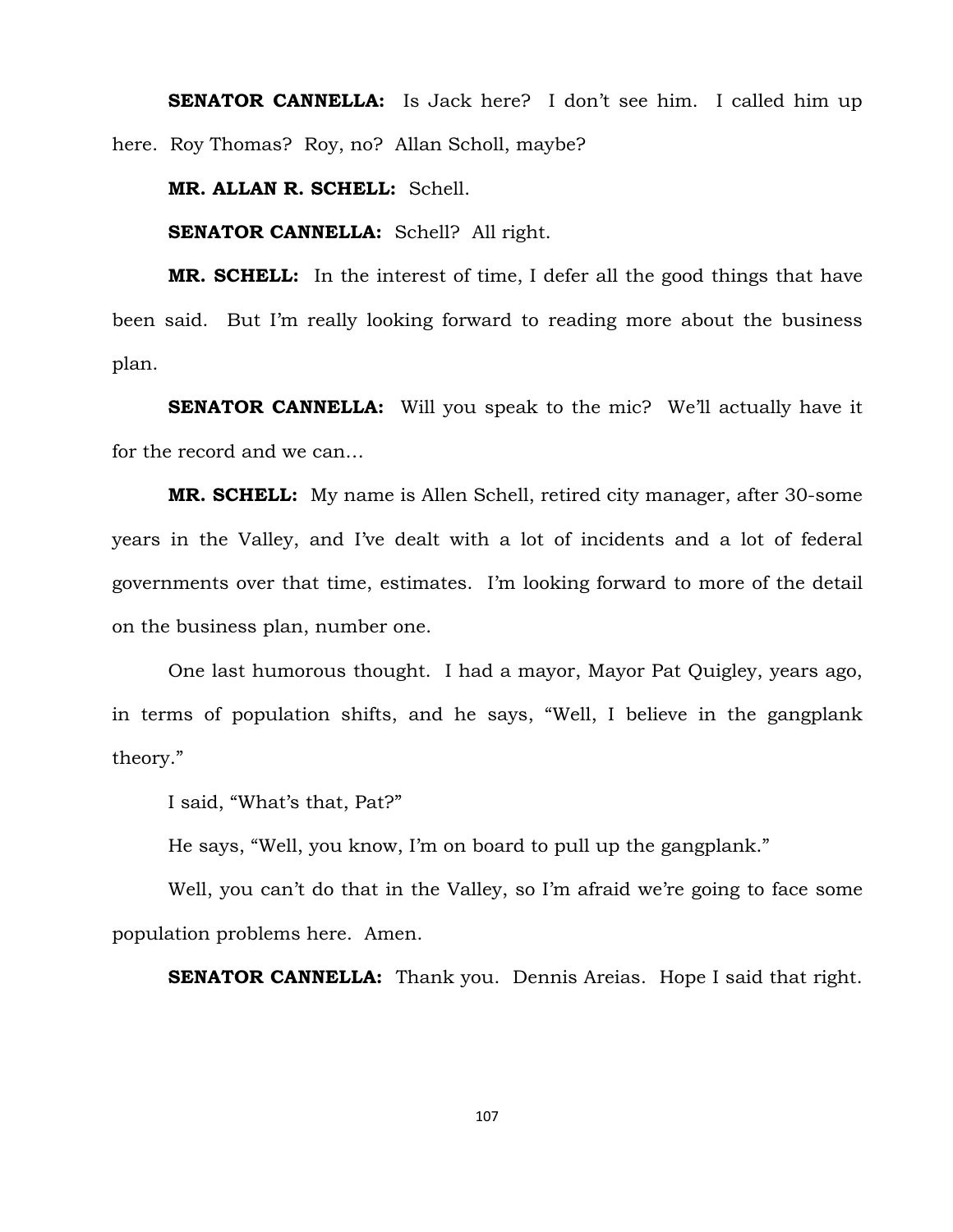**SENATOR CANNELLA:** Is Jack here? I don't see him. I called him up here. Roy Thomas? Roy, no? Allan Scholl, maybe?

**MR. ALLAN R. SCHELL:** Schell.

**SENATOR CANNELLA:** Schell? All right.

**MR. SCHELL:** In the interest of time, I defer all the good things that have been said. But I'm really looking forward to reading more about the business plan.

**SENATOR CANNELLA:** Will you speak to the mic? We'll actually have it for the record and we can…

**MR. SCHELL:** My name is Allen Schell, retired city manager, after 30-some years in the Valley, and I've dealt with a lot of incidents and a lot of federal governments over that time, estimates. I'm looking forward to more of the detail on the business plan, number one.

One last humorous thought. I had a mayor, Mayor Pat Quigley, years ago, in terms of population shifts, and he says, "Well, I believe in the gangplank theory."

I said, "What's that, Pat?"

He says, "Well, you know, I'm on board to pull up the gangplank."

Well, you can't do that in the Valley, so I'm afraid we're going to face some population problems here. Amen.

**SENATOR CANNELLA:** Thank you. Dennis Areias. Hope I said that right.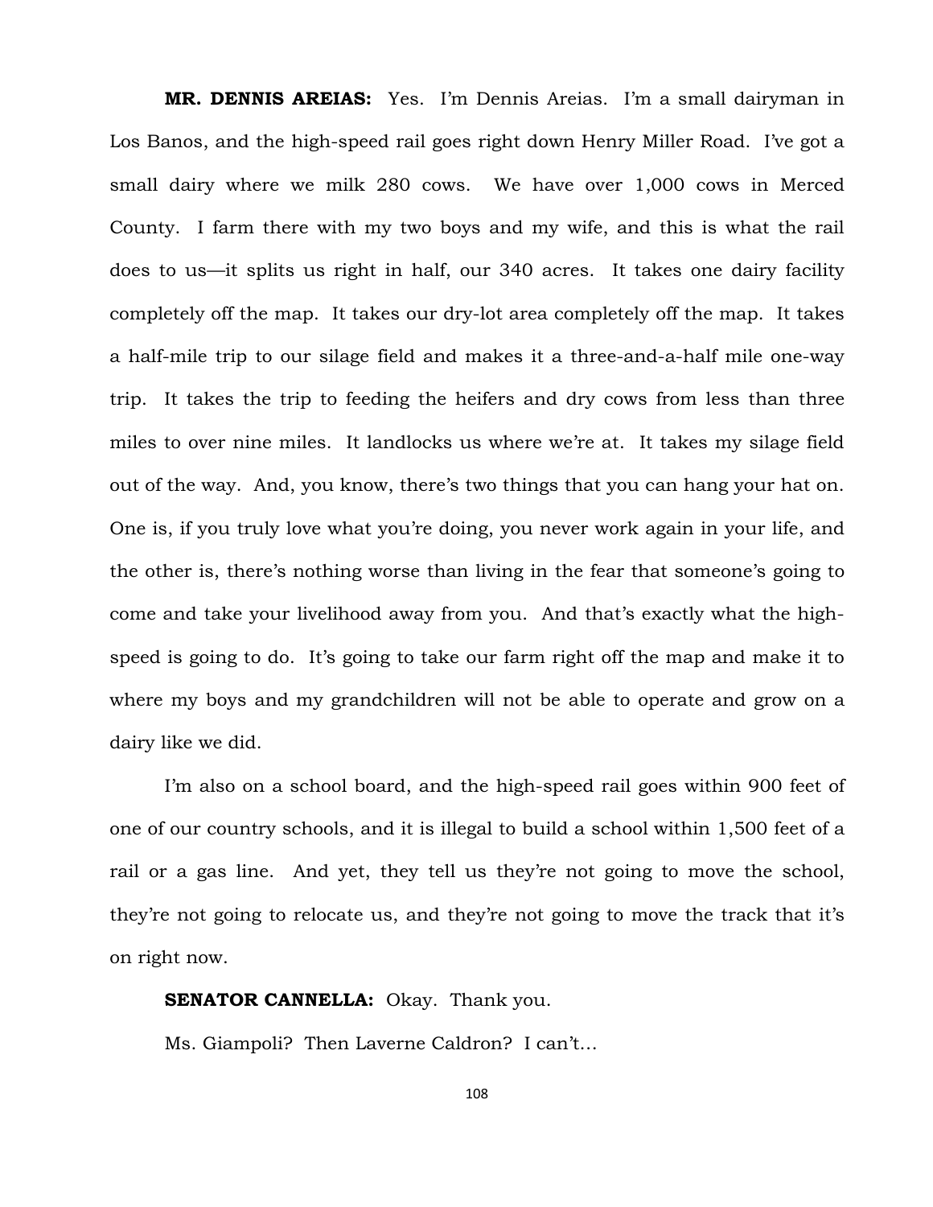**MR. DENNIS AREIAS:** Yes. I'm Dennis Areias. I'm a small dairyman in Los Banos, and the high-speed rail goes right down Henry Miller Road. I've got a small dairy where we milk 280 cows. We have over 1,000 cows in Merced County. I farm there with my two boys and my wife, and this is what the rail does to us—it splits us right in half, our 340 acres. It takes one dairy facility completely off the map. It takes our dry-lot area completely off the map. It takes a half-mile trip to our silage field and makes it a three-and-a-half mile one-way trip. It takes the trip to feeding the heifers and dry cows from less than three miles to over nine miles. It landlocks us where we're at. It takes my silage field out of the way. And, you know, there's two things that you can hang your hat on. One is, if you truly love what you're doing, you never work again in your life, and the other is, there's nothing worse than living in the fear that someone's going to come and take your livelihood away from you. And that's exactly what the high-speed is going to do. It's going to take our farm right off the map and make it to where my boys and my grandchildren will not be able to operate and grow on a dairy like we did.

I'm also on a school board, and the high-speed rail goes within 900 feet of one of our country schools, and it is illegal to build a school within 1,500 feet of a rail or a gas line. And yet, they tell us they're not going to move the school, they're not going to relocate us, and they're not going to move the track that it's on right now.

**SENATOR CANNELLA:** Okay. Thank you.

Ms. Giampoli? Then Laverne Caldron? I can't…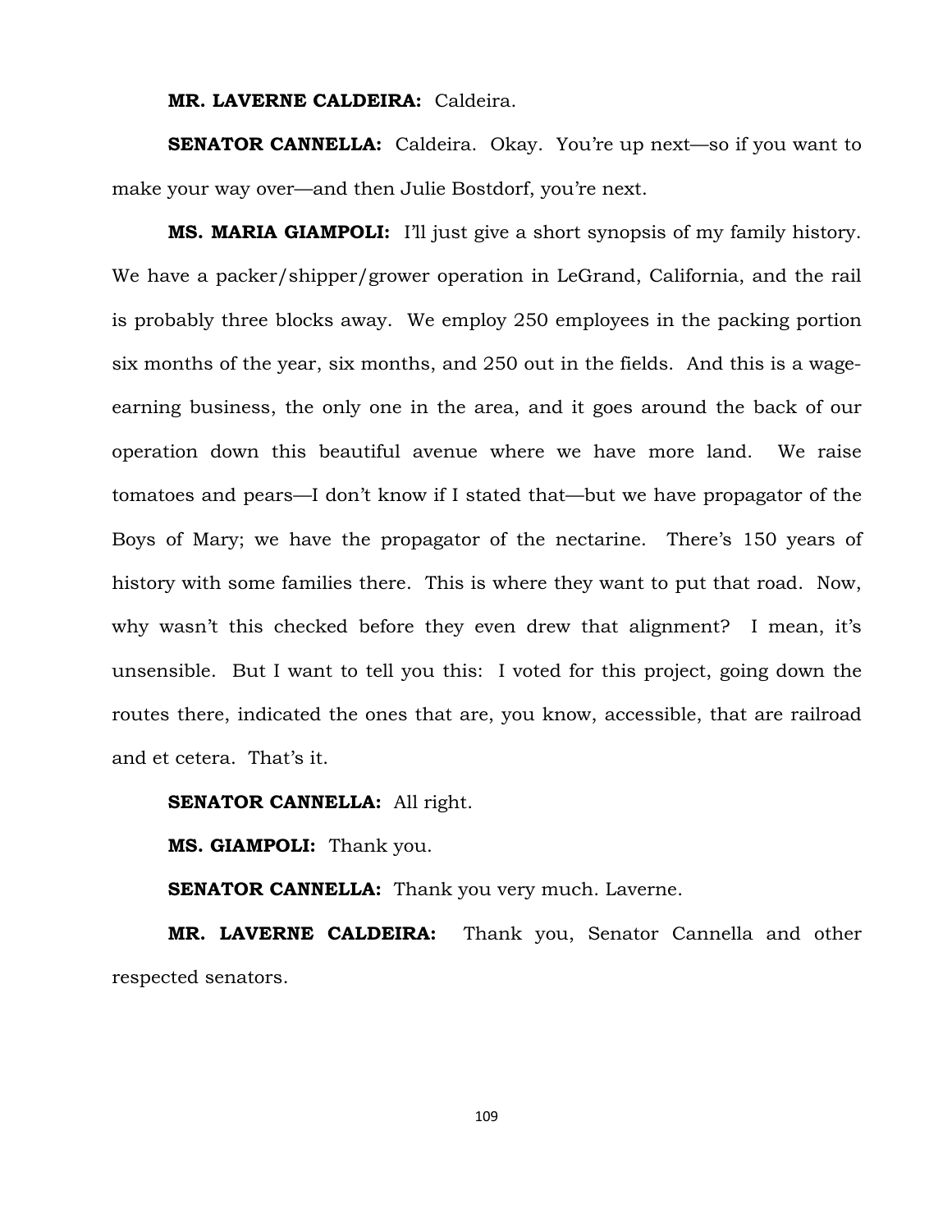**MR. LAVERNE CALDEIRA:** Caldeira.

**SENATOR CANNELLA:** Caldeira. Okay. You're up next—so if you want to make your way over—and then Julie Bostdorf, you're next.

**MS. MARIA GIAMPOLI:** I'll just give a short synopsis of my family history. We have a packer/shipper/grower operation in LeGrand, California, and the rail is probably three blocks away. We employ 250 employees in the packing portion six months of the year, six months, and 250 out in the fields. And this is a wage-earning business, the only one in the area, and it goes around the back of our operation down this beautiful avenue where we have more land. We raise tomatoes and pears—I don't know if I stated that—but we have propagator of the Boys of Mary; we have the propagator of the nectarine. There's 150 years of history with some families there. This is where they want to put that road. Now, why wasn't this checked before they even drew that alignment? I mean, it's unsensible. But I want to tell you this: I voted for this project, going down the routes there, indicated the ones that are, you know, accessible, that are railroad and et cetera. That's it.

**SENATOR CANNELLA:** All right.

**MS. GIAMPOLI:** Thank you.

**SENATOR CANNELLA:** Thank you very much. Laverne.

**MR. LAVERNE CALDEIRA:** Thank you, Senator Cannella and other respected senators.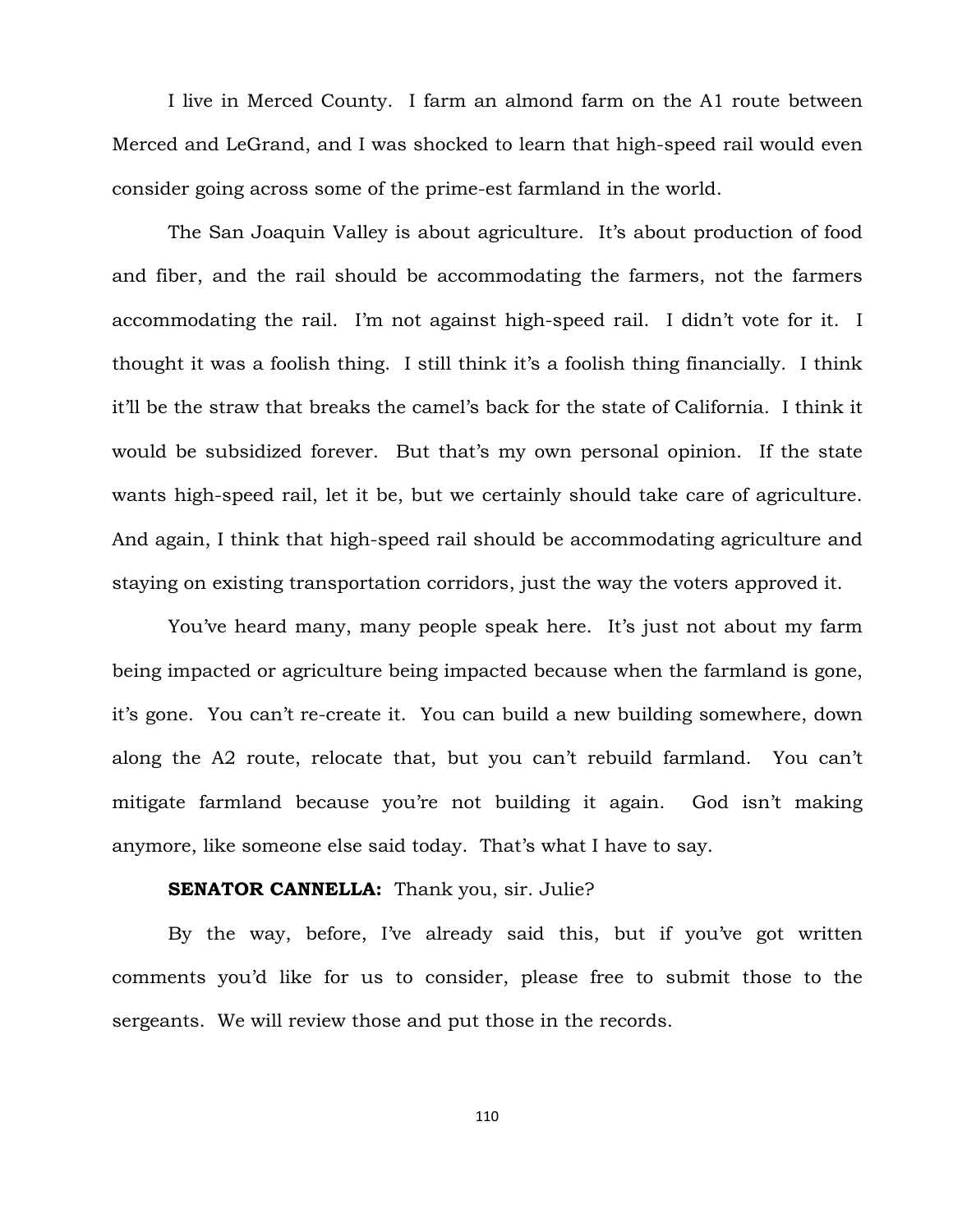I live in Merced County. I farm an almond farm on the A1 route between Merced and LeGrand, and I was shocked to learn that high-speed rail would even consider going across some of the prime-est farmland in the world.

The San Joaquin Valley is about agriculture. It's about production of food and fiber, and the rail should be accommodating the farmers, not the farmers accommodating the rail. I'm not against high-speed rail. I didn't vote for it. I thought it was a foolish thing. I still think it's a foolish thing financially. I think it'll be the straw that breaks the camel's back for the state of California. I think it would be subsidized forever. But that's my own personal opinion. If the state wants high-speed rail, let it be, but we certainly should take care of agriculture. And again, I think that high-speed rail should be accommodating agriculture and staying on existing transportation corridors, just the way the voters approved it.

You've heard many, many people speak here. It's just not about my farm being impacted or agriculture being impacted because when the farmland is gone, it's gone. You can't re-create it. You can build a new building somewhere, down along the A2 route, relocate that, but you can't rebuild farmland. You can't mitigate farmland because you're not building it again. God isn't making anymore, like someone else said today. That's what I have to say.

**SENATOR CANNELLA:** Thank you, sir. Julie?

By the way, before, I've already said this, but if you've got written comments you'd like for us to consider, please free to submit those to the sergeants. We will review those and put those in the records.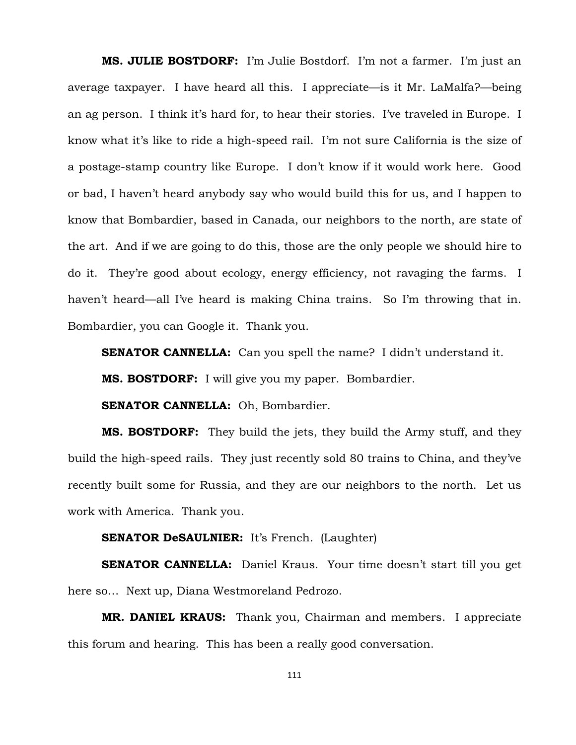**MS. JULIE BOSTDORF:** I'm Julie Bostdorf. I'm not a farmer. I'm just an average taxpayer. I have heard all this. I appreciate—is it Mr. LaMalfa?—being an ag person. I think it's hard for, to hear their stories. I've traveled in Europe. I know what it's like to ride a high-speed rail. I'm not sure California is the size of a postage-stamp country like Europe. I don't know if it would work here. Good or bad, I haven't heard anybody say who would build this for us, and I happen to know that Bombardier, based in Canada, our neighbors to the north, are state of the art. And if we are going to do this, those are the only people we should hire to do it. They're good about ecology, energy efficiency, not ravaging the farms. I haven't heard—all I've heard is making China trains. So I'm throwing that in. Bombardier, you can Google it. Thank you.

**SENATOR CANNELLA:** Can you spell the name? I didn't understand it.

**MS. BOSTDORF:** I will give you my paper. Bombardier.

**SENATOR CANNELLA:** Oh, Bombardier.

**MS. BOSTDORF:** They build the jets, they build the Army stuff, and they build the high-speed rails. They just recently sold 80 trains to China, and they've recently built some for Russia, and they are our neighbors to the north. Let us work with America. Thank you.

**SENATOR DeSAULNIER:** It's French. (Laughter)

**SENATOR CANNELLA:** Daniel Kraus. Your time doesn't start till you get here so… Next up, Diana Westmoreland Pedrozo.

**MR. DANIEL KRAUS:** Thank you, Chairman and members. I appreciate this forum and hearing. This has been a really good conversation.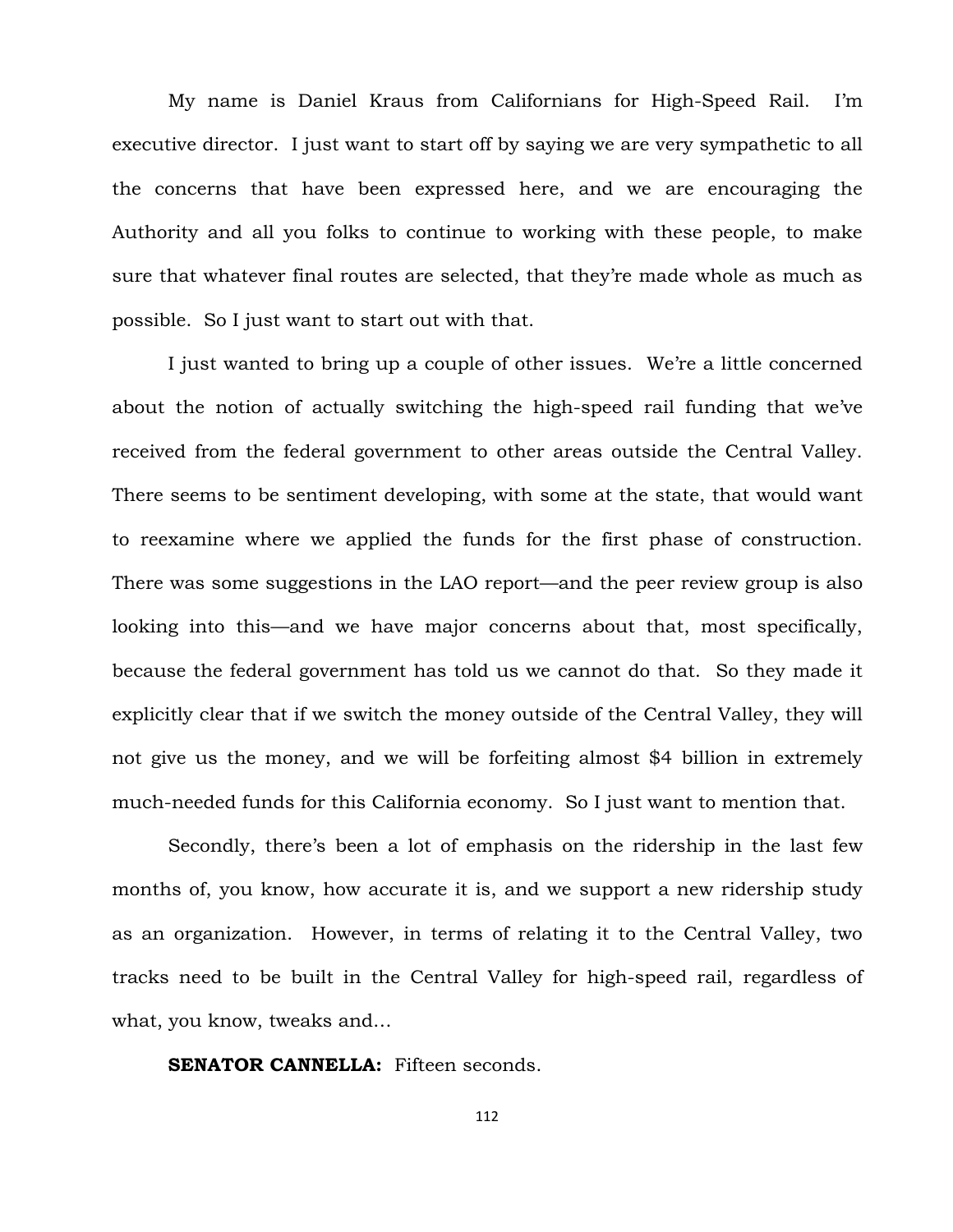My name is Daniel Kraus from Californians for High-Speed Rail. I'm executive director. I just want to start off by saying we are very sympathetic to all the concerns that have been expressed here, and we are encouraging the Authority and all you folks to continue to working with these people, to make sure that whatever final routes are selected, that they're made whole as much as possible. So I just want to start out with that.

I just wanted to bring up a couple of other issues. We're a little concerned about the notion of actually switching the high-speed rail funding that we've received from the federal government to other areas outside the Central Valley. There seems to be sentiment developing, with some at the state, that would want to reexamine where we applied the funds for the first phase of construction. There was some suggestions in the LAO report—and the peer review group is also looking into this—and we have major concerns about that, most specifically, because the federal government has told us we cannot do that. So they made it explicitly clear that if we switch the money outside of the Central Valley, they will not give us the money, and we will be forfeiting almost $4 billion in extremely much-needed funds for this California economy. So I just want to mention that.

Secondly, there's been a lot of emphasis on the ridership in the last few months of, you know, how accurate it is, and we support a new ridership study as an organization. However, in terms of relating it to the Central Valley, two tracks need to be built in the Central Valley for high-speed rail, regardless of what, you know, tweaks and…

**SENATOR CANNELLA:** Fifteen seconds.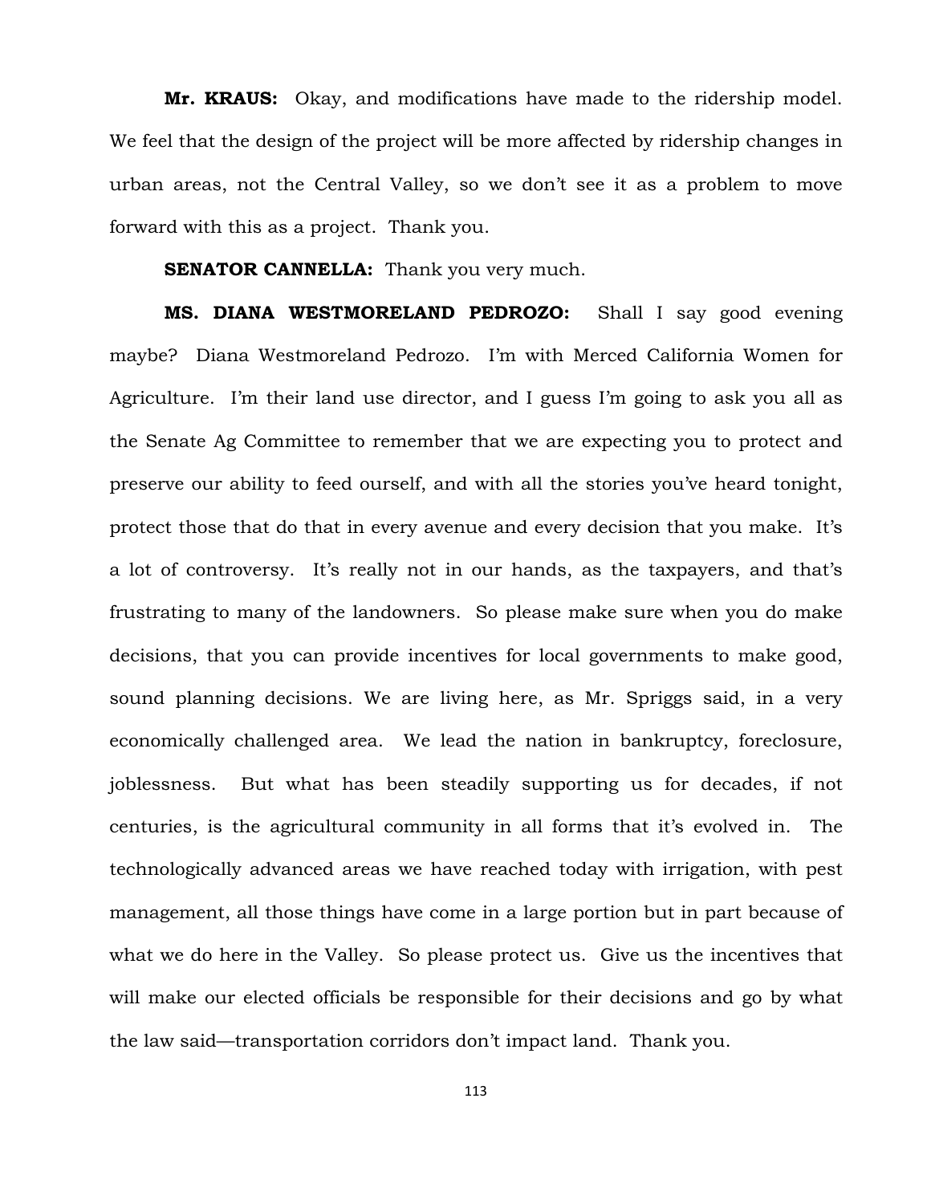**Mr. KRAUS:** Okay, and modifications have made to the ridership model. We feel that the design of the project will be more affected by ridership changes in urban areas, not the Central Valley, so we don't see it as a problem to move forward with this as a project. Thank you.

**SENATOR CANNELLA:** Thank you very much.

**MS. DIANA WESTMORELAND PEDROZO:** Shall I say good evening maybe? Diana Westmoreland Pedrozo. I'm with Merced California Women for Agriculture. I'm their land use director, and I guess I'm going to ask you all as the Senate Ag Committee to remember that we are expecting you to protect and preserve our ability to feed ourself, and with all the stories you've heard tonight, protect those that do that in every avenue and every decision that you make. It's a lot of controversy. It's really not in our hands, as the taxpayers, and that's frustrating to many of the landowners. So please make sure when you do make decisions, that you can provide incentives for local governments to make good, sound planning decisions. We are living here, as Mr. Spriggs said, in a very economically challenged area. We lead the nation in bankruptcy, foreclosure, joblessness. But what has been steadily supporting us for decades, if not centuries, is the agricultural community in all forms that it's evolved in. The technologically advanced areas we have reached today with irrigation, with pest management, all those things have come in a large portion but in part because of what we do here in the Valley. So please protect us. Give us the incentives that will make our elected officials be responsible for their decisions and go by what the law said—transportation corridors don't impact land. Thank you.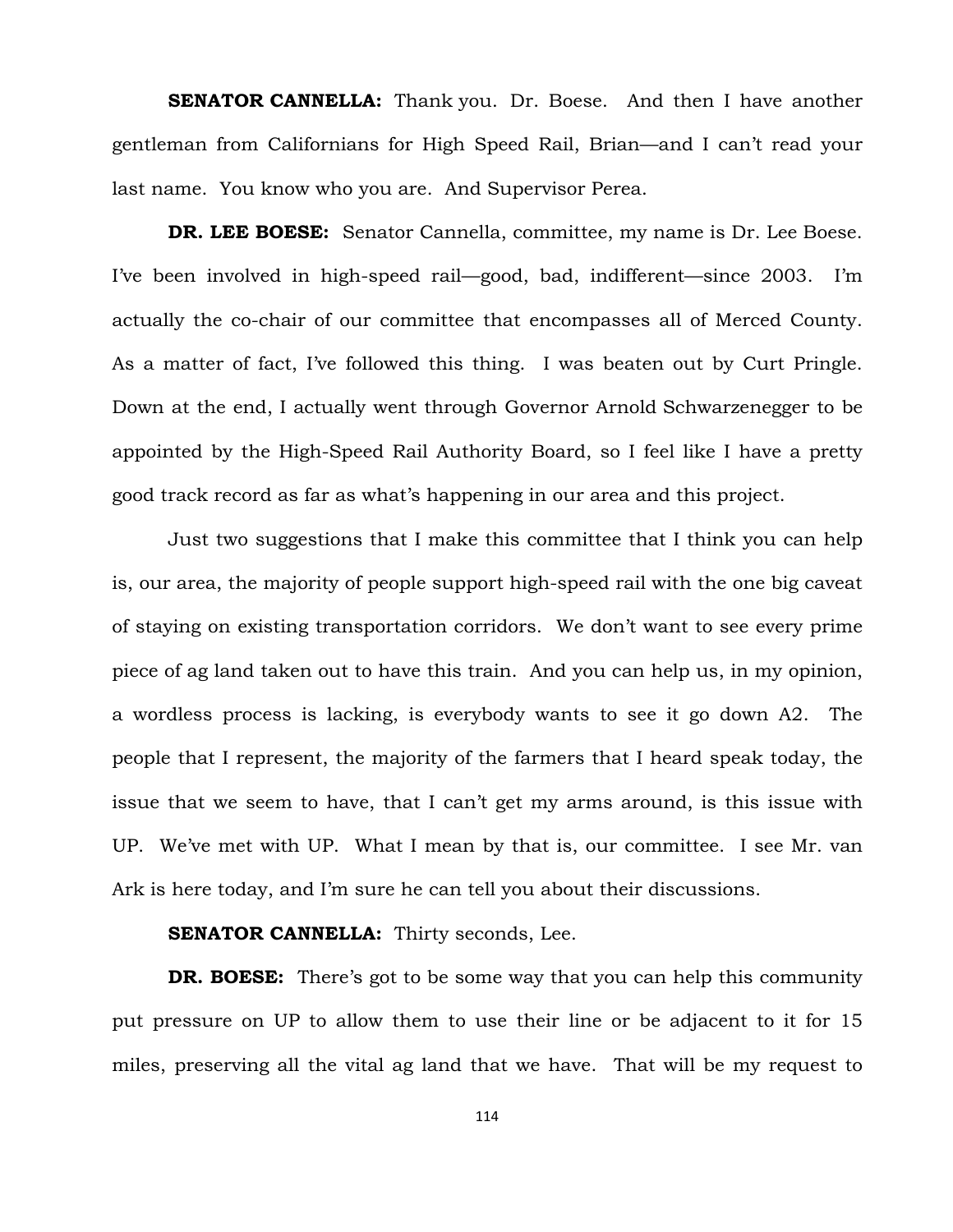**SENATOR CANNELLA:** Thank you. Dr. Boese. And then I have another gentleman from Californians for High Speed Rail, Brian—and I can't read your last name. You know who you are. And Supervisor Perea.

**DR. LEE BOESE:** Senator Cannella, committee, my name is Dr. Lee Boese. I've been involved in high-speed rail—good, bad, indifferent—since 2003. I'm actually the co-chair of our committee that encompasses all of Merced County. As a matter of fact, I've followed this thing. I was beaten out by Curt Pringle. Down at the end, I actually went through Governor Arnold Schwarzenegger to be appointed by the High-Speed Rail Authority Board, so I feel like I have a pretty good track record as far as what's happening in our area and this project.

Just two suggestions that I make this committee that I think you can help is, our area, the majority of people support high-speed rail with the one big caveat of staying on existing transportation corridors. We don't want to see every prime piece of ag land taken out to have this train. And you can help us, in my opinion, a wordless process is lacking, is everybody wants to see it go down A2. The people that I represent, the majority of the farmers that I heard speak today, the issue that we seem to have, that I can't get my arms around, is this issue with UP. We've met with UP. What I mean by that is, our committee. I see Mr. van Ark is here today, and I'm sure he can tell you about their discussions.

**SENATOR CANNELLA:** Thirty seconds, Lee.

**DR. BOESE:** There's got to be some way that you can help this community put pressure on UP to allow them to use their line or be adjacent to it for 15 miles, preserving all the vital ag land that we have. That will be my request to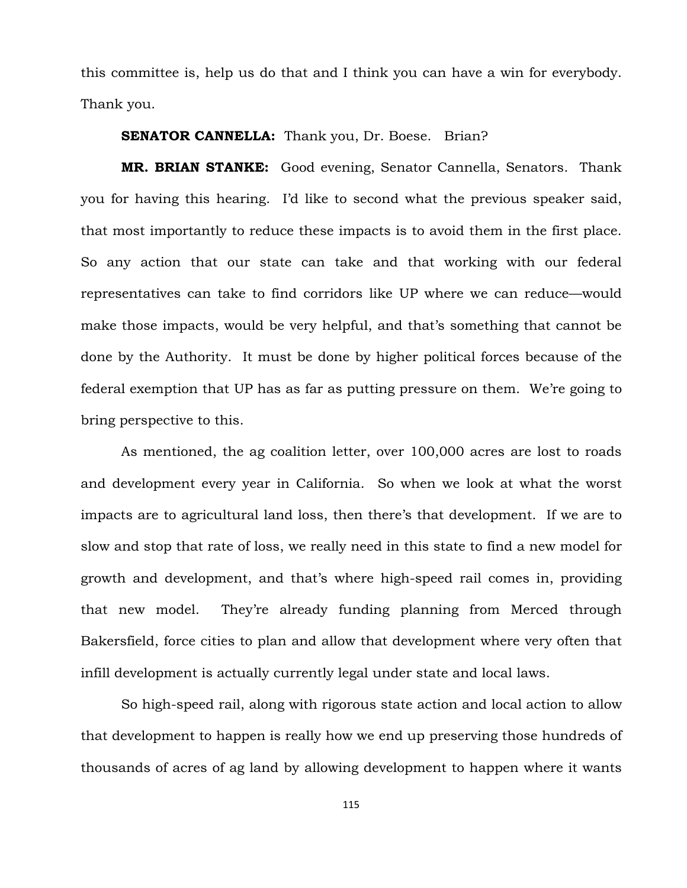this committee is, help us do that and I think you can have a win for everybody. Thank you.

**SENATOR CANNELLA:** Thank you, Dr. Boese. Brian?

**MR. BRIAN STANKE:** Good evening, Senator Cannella, Senators. Thank you for having this hearing. I'd like to second what the previous speaker said, that most importantly to reduce these impacts is to avoid them in the first place. So any action that our state can take and that working with our federal representatives can take to find corridors like UP where we can reduce—would make those impacts, would be very helpful, and that's something that cannot be done by the Authority. It must be done by higher political forces because of the federal exemption that UP has as far as putting pressure on them. We're going to bring perspective to this.

As mentioned, the ag coalition letter, over 100,000 acres are lost to roads and development every year in California. So when we look at what the worst impacts are to agricultural land loss, then there's that development. If we are to slow and stop that rate of loss, we really need in this state to find a new model for growth and development, and that's where high-speed rail comes in, providing that new model. They're already funding planning from Merced through Bakersfield, force cities to plan and allow that development where very often that infill development is actually currently legal under state and local laws.

So high-speed rail, along with rigorous state action and local action to allow that development to happen is really how we end up preserving those hundreds of thousands of acres of ag land by allowing development to happen where it wants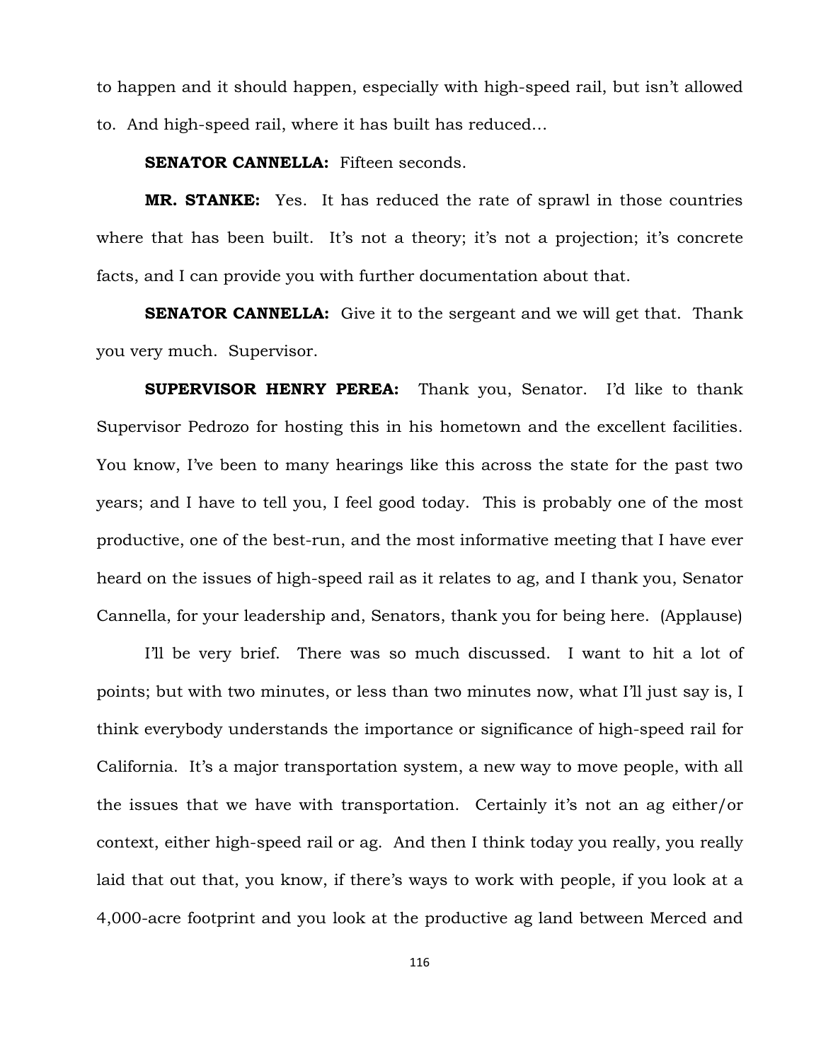to happen and it should happen, especially with high-speed rail, but isn't allowed to. And high-speed rail, where it has built has reduced…

**SENATOR CANNELLA:** Fifteen seconds.

**MR. STANKE:** Yes. It has reduced the rate of sprawl in those countries where that has been built. It's not a theory; it's not a projection; it's concrete facts, and I can provide you with further documentation about that.

**SENATOR CANNELLA:** Give it to the sergeant and we will get that. Thank you very much. Supervisor.

**SUPERVISOR HENRY PEREA:** Thank you, Senator. I'd like to thank Supervisor Pedrozo for hosting this in his hometown and the excellent facilities. You know, I've been to many hearings like this across the state for the past two years; and I have to tell you, I feel good today. This is probably one of the most productive, one of the best-run, and the most informative meeting that I have ever heard on the issues of high-speed rail as it relates to ag, and I thank you, Senator Cannella, for your leadership and, Senators, thank you for being here. (Applause)

I'll be very brief. There was so much discussed. I want to hit a lot of points; but with two minutes, or less than two minutes now, what I'll just say is, I think everybody understands the importance or significance of high-speed rail for California. It's a major transportation system, a new way to move people, with all the issues that we have with transportation. Certainly it's not an ag either/or context, either high-speed rail or ag. And then I think today you really, you really laid that out that, you know, if there's ways to work with people, if you look at a 4,000-acre footprint and you look at the productive ag land between Merced and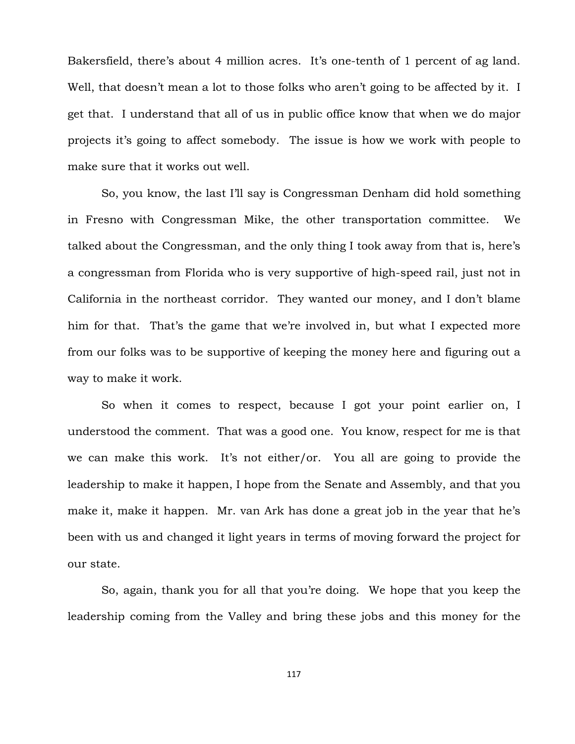Bakersfield, there's about 4 million acres. It's one-tenth of 1 percent of ag land. Well, that doesn't mean a lot to those folks who aren't going to be affected by it. I get that. I understand that all of us in public office know that when we do major projects it's going to affect somebody. The issue is how we work with people to make sure that it works out well.

So, you know, the last I'll say is Congressman Denham did hold something in Fresno with Congressman Mike, the other transportation committee. We talked about the Congressman, and the only thing I took away from that is, here's a congressman from Florida who is very supportive of high-speed rail, just not in California in the northeast corridor. They wanted our money, and I don't blame him for that. That's the game that we're involved in, but what I expected more from our folks was to be supportive of keeping the money here and figuring out a way to make it work.

So when it comes to respect, because I got your point earlier on, I understood the comment. That was a good one. You know, respect for me is that we can make this work. It's not either/or. You all are going to provide the leadership to make it happen, I hope from the Senate and Assembly, and that you make it, make it happen. Mr. van Ark has done a great job in the year that he's been with us and changed it light years in terms of moving forward the project for our state.

So, again, thank you for all that you're doing. We hope that you keep the leadership coming from the Valley and bring these jobs and this money for the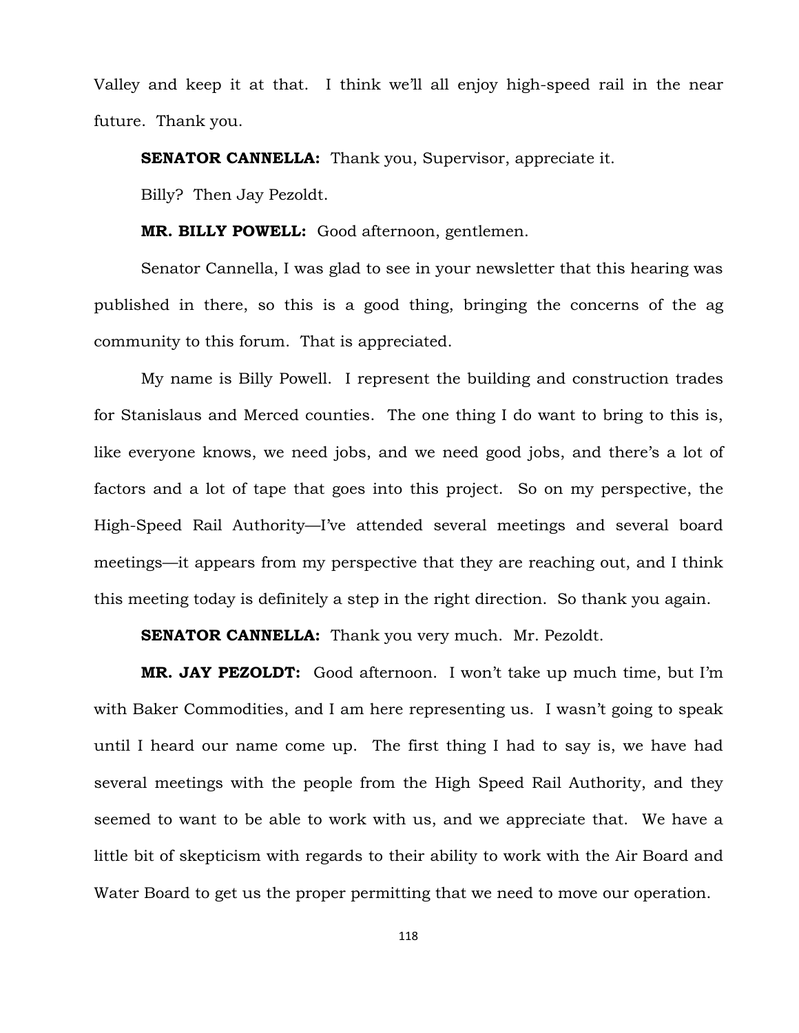Valley and keep it at that. I think we'll all enjoy high-speed rail in the near future. Thank you.

**SENATOR CANNELLA:** Thank you, Supervisor, appreciate it.

Billy? Then Jay Pezoldt.

**MR. BILLY POWELL:** Good afternoon, gentlemen.

Senator Cannella, I was glad to see in your newsletter that this hearing was published in there, so this is a good thing, bringing the concerns of the ag community to this forum. That is appreciated.

My name is Billy Powell. I represent the building and construction trades for Stanislaus and Merced counties. The one thing I do want to bring to this is, like everyone knows, we need jobs, and we need good jobs, and there's a lot of factors and a lot of tape that goes into this project. So on my perspective, the High-Speed Rail Authority—I've attended several meetings and several board meetings—it appears from my perspective that they are reaching out, and I think this meeting today is definitely a step in the right direction. So thank you again.

**SENATOR CANNELLA:** Thank you very much. Mr. Pezoldt.

**MR. JAY PEZOLDT:** Good afternoon. I won't take up much time, but I'm with Baker Commodities, and I am here representing us. I wasn't going to speak until I heard our name come up. The first thing I had to say is, we have had several meetings with the people from the High Speed Rail Authority, and they seemed to want to be able to work with us, and we appreciate that. We have a little bit of skepticism with regards to their ability to work with the Air Board and Water Board to get us the proper permitting that we need to move our operation.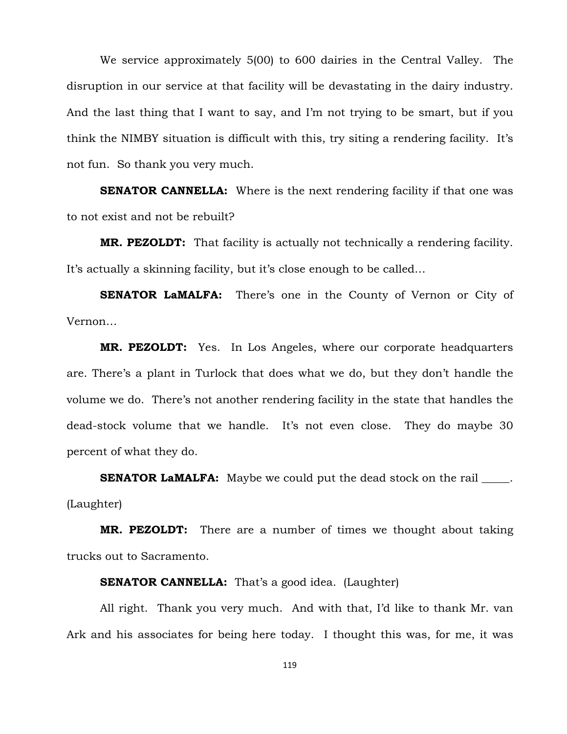We service approximately 5(00) to 600 dairies in the Central Valley. The disruption in our service at that facility will be devastating in the dairy industry. And the last thing that I want to say, and I'm not trying to be smart, but if you think the NIMBY situation is difficult with this, try siting a rendering facility. It's not fun. So thank you very much.

**SENATOR CANNELLA:** Where is the next rendering facility if that one was to not exist and not be rebuilt?

**MR. PEZOLDT:** That facility is actually not technically a rendering facility. It's actually a skinning facility, but it's close enough to be called…

**SENATOR LaMALFA:** There's one in the County of Vernon or City of Vernon…

**MR. PEZOLDT:** Yes. In Los Angeles, where our corporate headquarters are. There's a plant in Turlock that does what we do, but they don't handle the volume we do. There's not another rendering facility in the state that handles the dead-stock volume that we handle. It's not even close. They do maybe 30 percent of what they do.

**SENATOR LaMALFA:** Maybe we could put the dead stock on the rail _____. (Laughter)

**MR. PEZOLDT:** There are a number of times we thought about taking trucks out to Sacramento.

**SENATOR CANNELLA:** That's a good idea. (Laughter)

All right. Thank you very much. And with that, I'd like to thank Mr. van Ark and his associates for being here today. I thought this was, for me, it was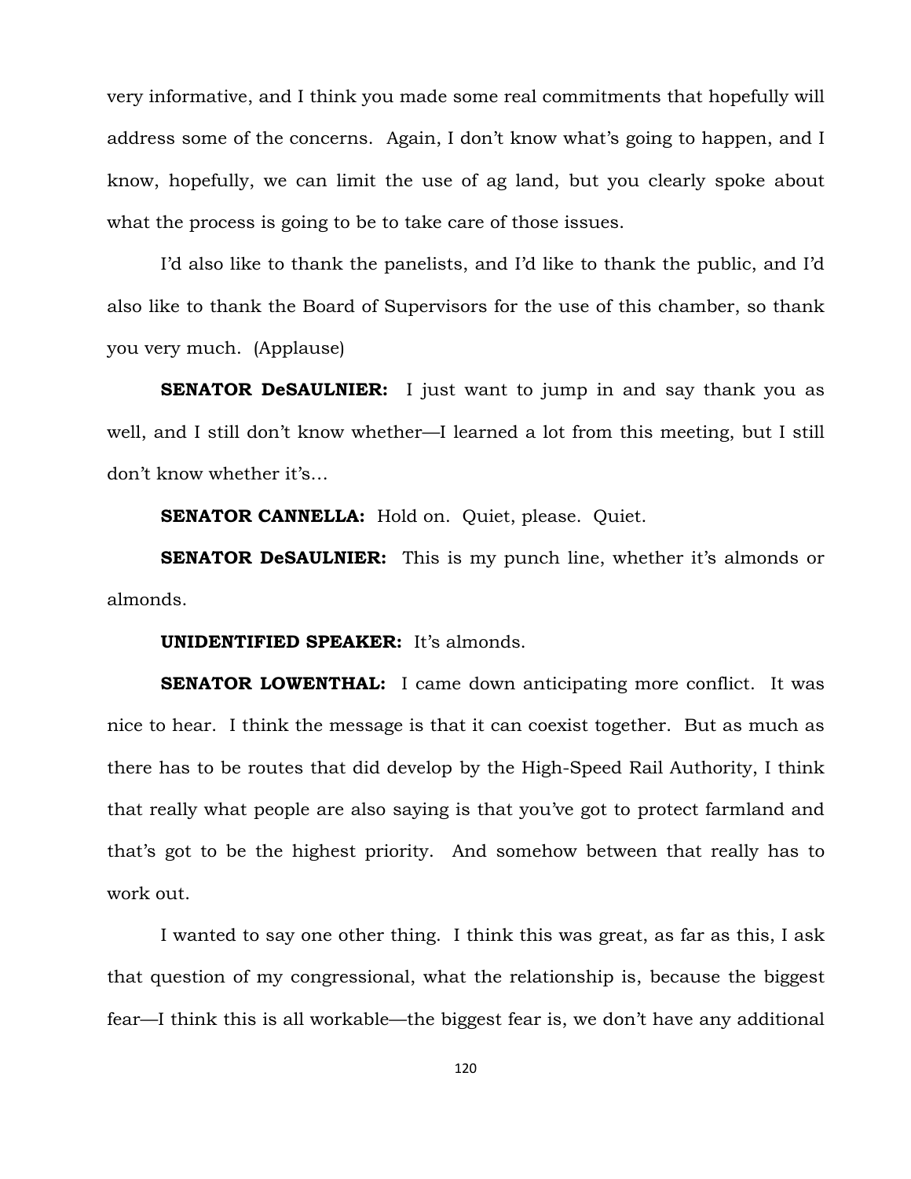very informative, and I think you made some real commitments that hopefully will address some of the concerns. Again, I don't know what's going to happen, and I know, hopefully, we can limit the use of ag land, but you clearly spoke about what the process is going to be to take care of those issues.

I'd also like to thank the panelists, and I'd like to thank the public, and I'd also like to thank the Board of Supervisors for the use of this chamber, so thank you very much. (Applause)

**SENATOR DeSAULNIER:** I just want to jump in and say thank you as well, and I still don't know whether—I learned a lot from this meeting, but I still don't know whether it's…

**SENATOR CANNELLA:** Hold on. Quiet, please. Quiet.

**SENATOR DeSAULNIER:** This is my punch line, whether it's almonds or almonds.

**UNIDENTIFIED SPEAKER:** It's almonds.

**SENATOR LOWENTHAL:** I came down anticipating more conflict. It was nice to hear. I think the message is that it can coexist together. But as much as there has to be routes that did develop by the High-Speed Rail Authority, I think that really what people are also saying is that you've got to protect farmland and that's got to be the highest priority. And somehow between that really has to work out.

I wanted to say one other thing. I think this was great, as far as this, I ask that question of my congressional, what the relationship is, because the biggest fear—I think this is all workable—the biggest fear is, we don't have any additional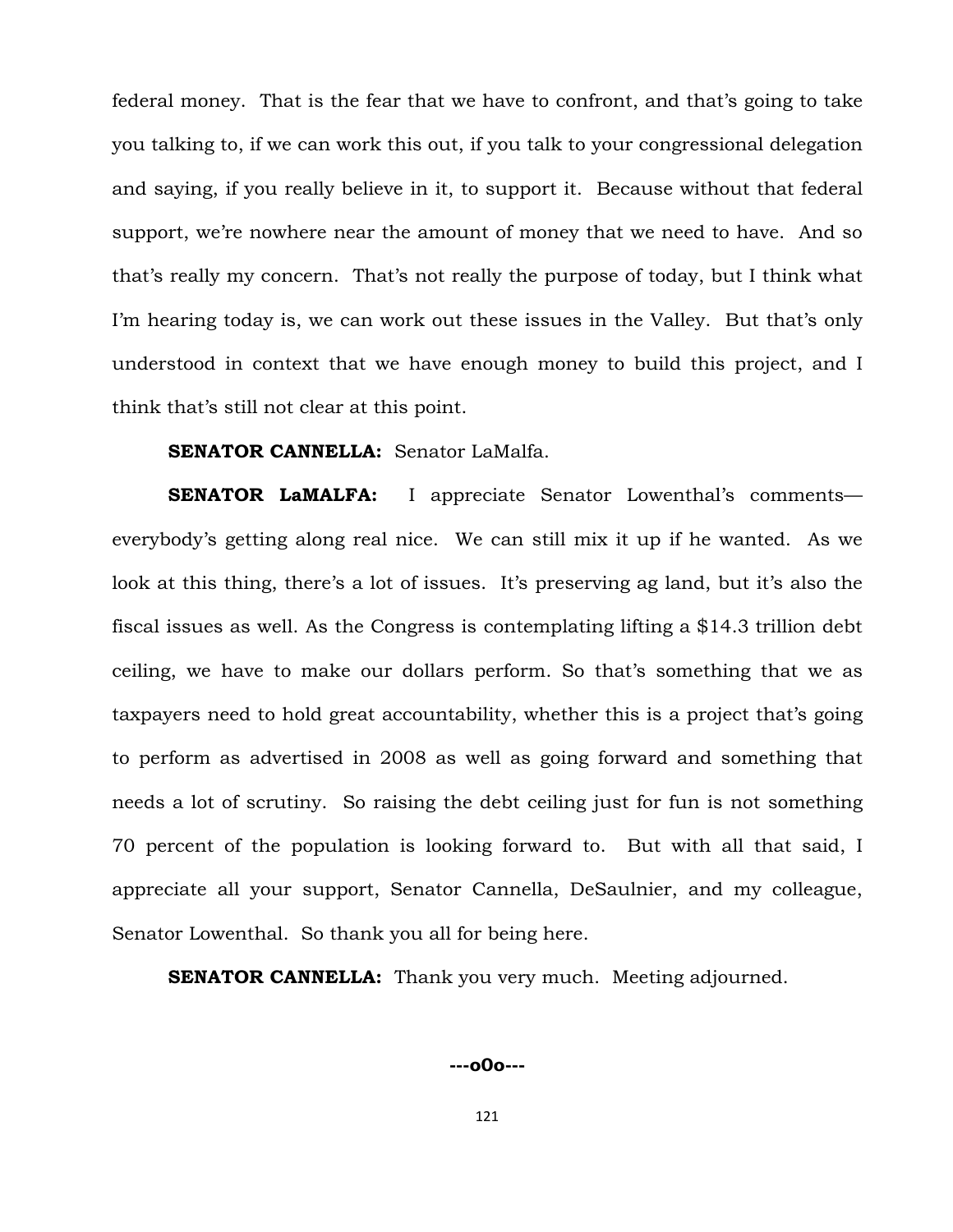federal money. That is the fear that we have to confront, and that's going to take you talking to, if we can work this out, if you talk to your congressional delegation and saying, if you really believe in it, to support it. Because without that federal support, we're nowhere near the amount of money that we need to have. And so that's really my concern. That's not really the purpose of today, but I think what I'm hearing today is, we can work out these issues in the Valley. But that's only understood in context that we have enough money to build this project, and I think that's still not clear at this point.

**SENATOR CANNELLA:** Senator LaMalfa.

**SENATOR LaMALFA:** I appreciate Senator Lowenthal's comments—everybody's getting along real nice. We can still mix it up if he wanted. As we look at this thing, there's a lot of issues. It's preserving ag land, but it's also the fiscal issues as well. As the Congress is contemplating lifting a $14.3 trillion debt ceiling, we have to make our dollars perform. So that's something that we as taxpayers need to hold great accountability, whether this is a project that's going to perform as advertised in 2008 as well as going forward and something that needs a lot of scrutiny. So raising the debt ceiling just for fun is not something 70 percent of the population is looking forward to. But with all that said, I appreciate all your support, Senator Cannella, DeSaulnier, and my colleague, Senator Lowenthal. So thank you all for being here.

**SENATOR CANNELLA:** Thank you very much. Meeting adjourned.

**---o0o---**